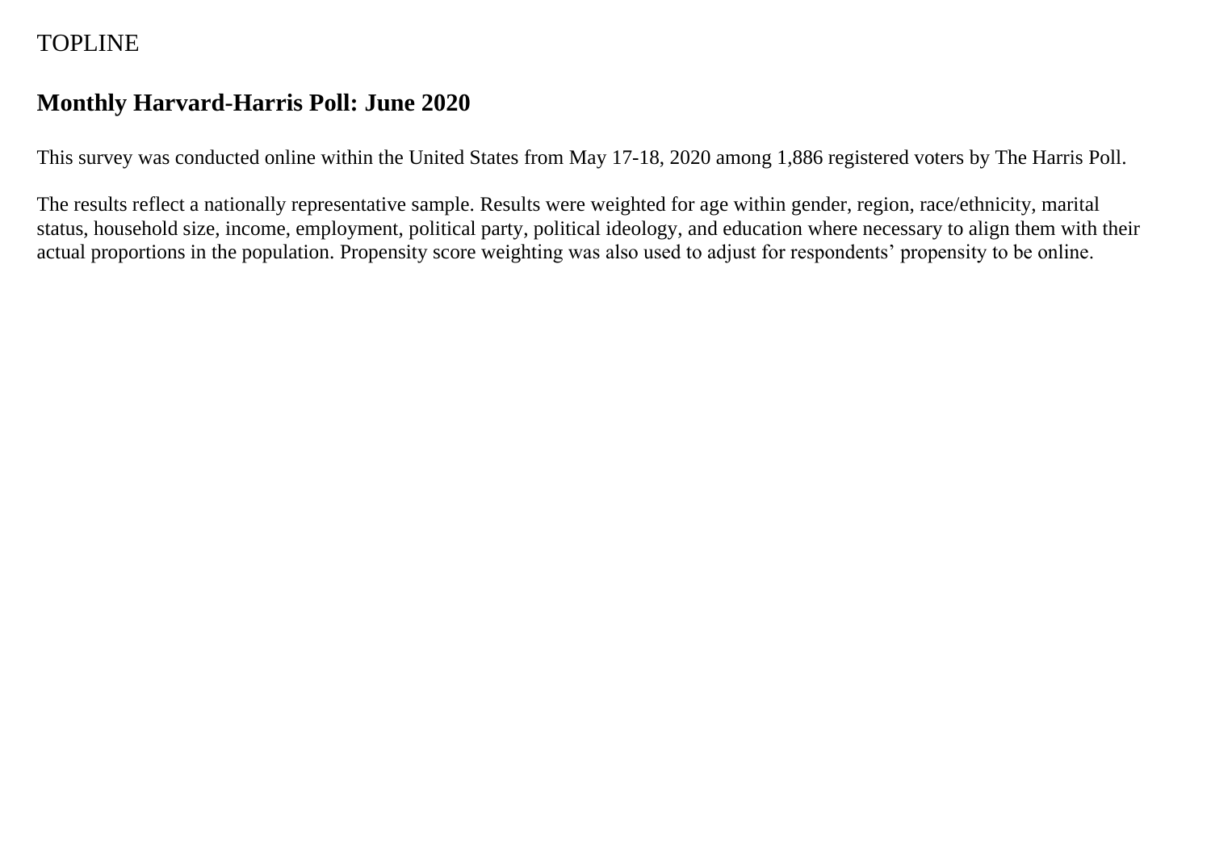TOPLINE

# Monthly Harvard-Harris Poll: June 2020

This survey was conducted online within the United States from May 17-18, 2020 among 1,886 registered voters by The Harris Poll.

The results reflect a nationally representative sample. Results were weighted for age within gender, region, race/ethnicity, marital status, household size, income, employment, political party, political ideology, and education where necessary to align them with their actual proportions in the population. Propensity score weighting was also used to adjust for respondents' propensity to be online.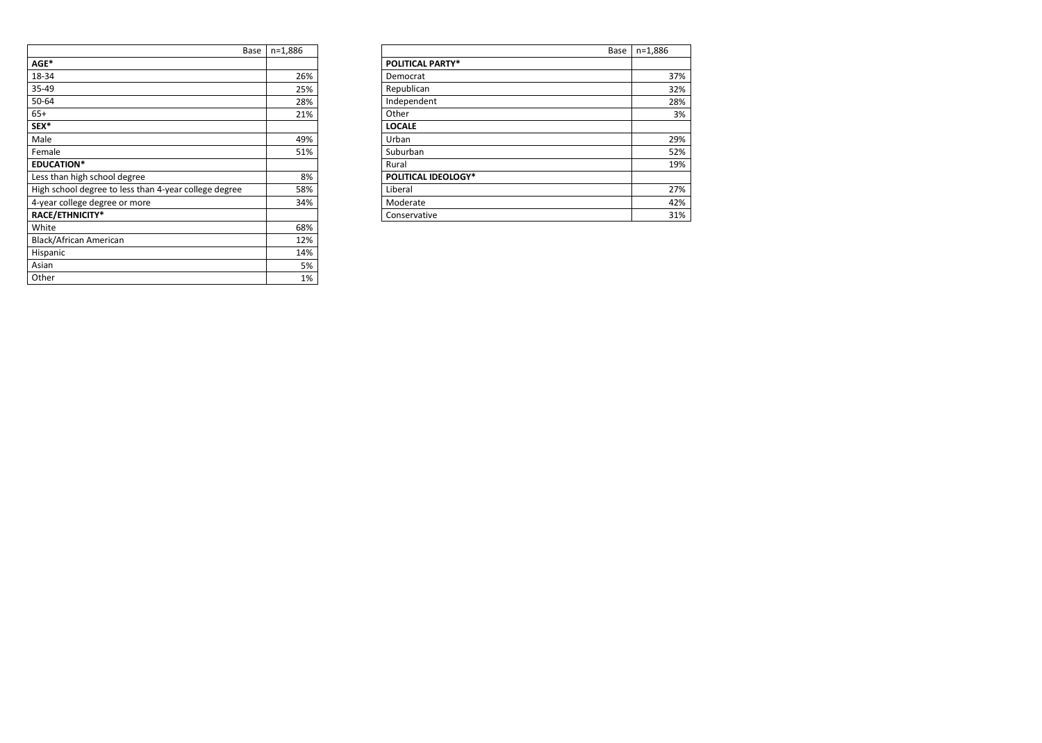| Base | n=1,886 |
|---|---|
| **AGE*** | |
| 18-34 | 26% |
| 35-49 | 25% |
| 50-64 | 28% |
| 65+ | 21% |
| **SEX*** | |
| Male | 49% |
| Female | 51% |
| **EDUCATION*** | |
| Less than high school degree | 8% |
| High school degree to less than 4-year college degree | 58% |
| 4-year college degree or more | 34% |
| **RACE/ETHNICITY*** | |
| White | 68% |
| Black/African American | 12% |
| Hispanic | 14% |
| Asian | 5% |
| Other | 1% |

| Base | n=1,886 |
|---|---|
| **POLITICAL PARTY*** | |
| Democrat | 37% |
| Republican | 32% |
| Independent | 28% |
| Other | 3% |
| **LOCALE** | |
| Urban | 29% |
| Suburban | 52% |
| Rural | 19% |
| **POLITICAL IDEOLOGY*** | |
| Liberal | 27% |
| Moderate | 42% |
| Conservative | 31% |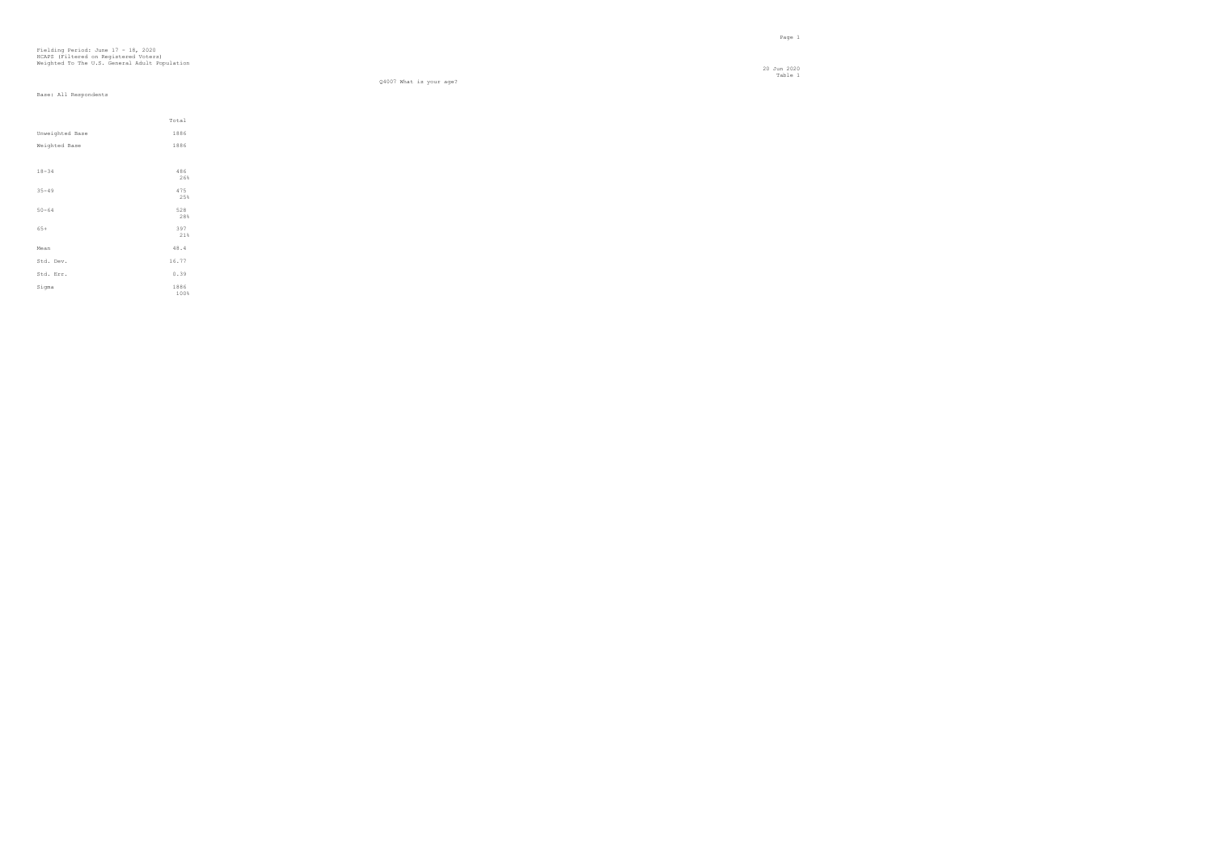Fielding Period: June 17 - 18, 2020
HCAPS (Filtered on Registered Voters)
Weighted To The U.S. General Adult Population

20 Jun 2020
Table 1

Q4007 What is your age?

Base: All Respondents

| | Total |
|---|---|
| Unweighted Base | 1886 |
| Weighted Base | 1886 |
| 18-34 | 486<br>26% |
| 35-49 | 475<br>25% |
| 50-64 | 528<br>28% |
| 65+ | 397<br>21% |
| Mean | 48.4 |
| Std. Dev. | 16.77 |
| Std. Err. | 0.39 |
| Sigma | 1886<br>100% |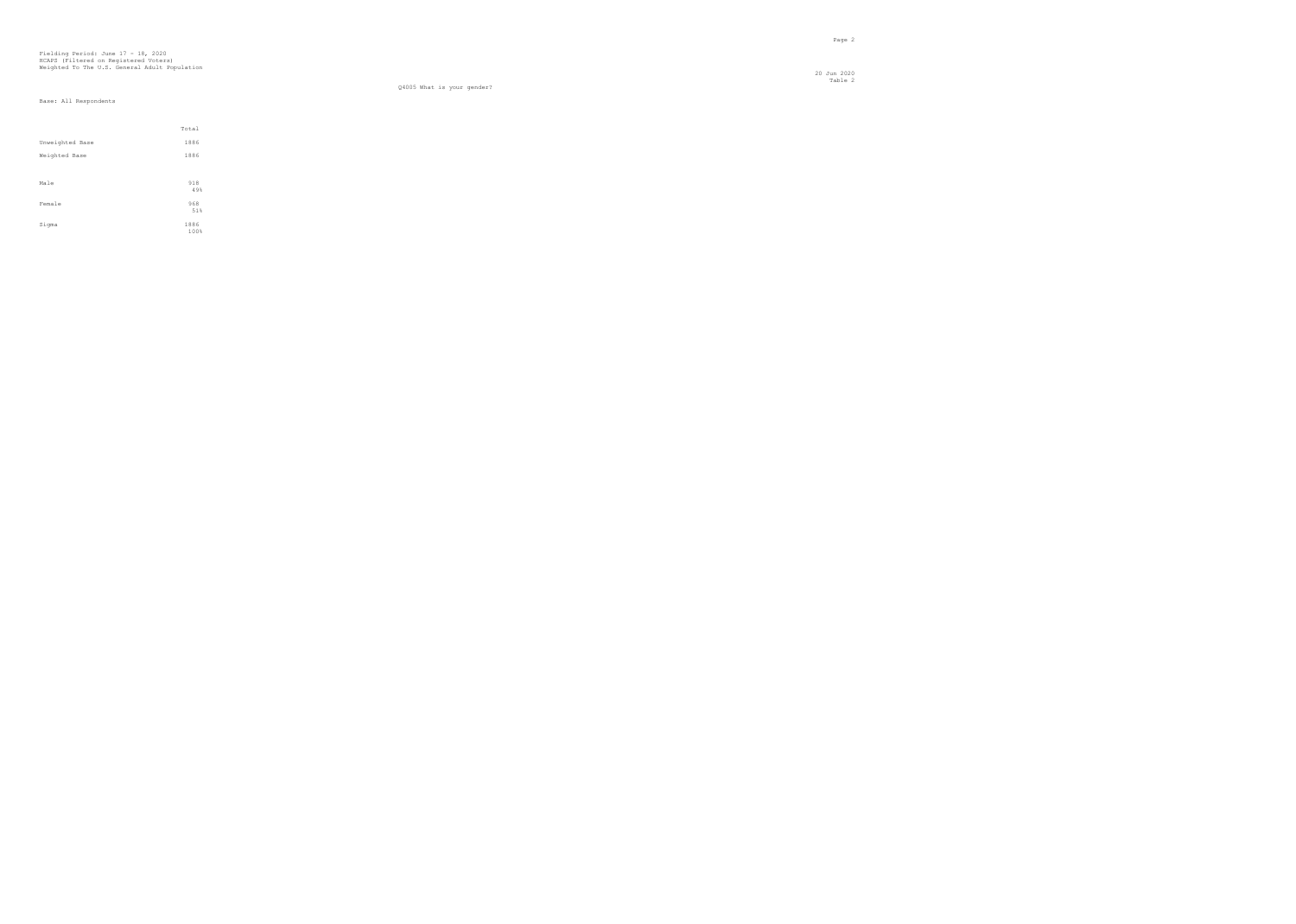Fielding Period: June 17 - 18, 2020
HCAPS (Filtered on Registered Voters)
Weighted To The U.S. General Adult Population

Q4005 What is your gender?

Base: All Respondents

| | Total |
|---|---|
| Unweighted Base | 1886 |
| Weighted Base | 1886 |
| Male | 918<br>49% |
| Female | 968<br>51% |
| Sigma | 1886<br>100% |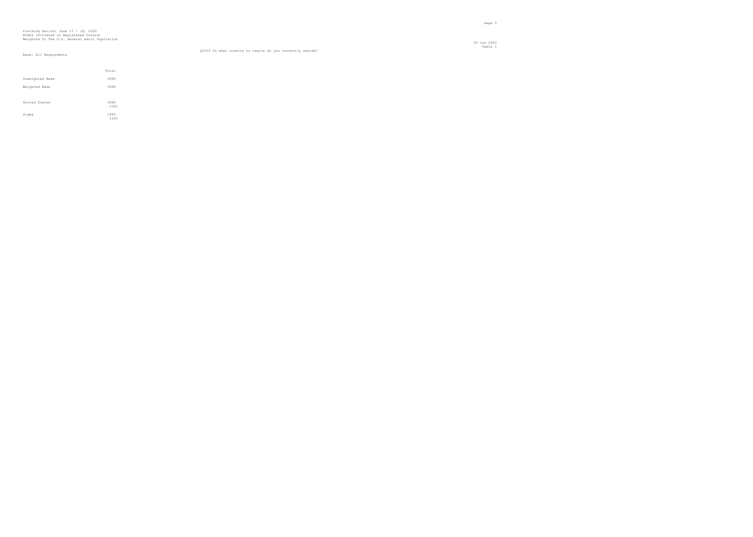Fielding Period: June 17 - 18, 2020
HCAPS (Filtered on Registered Voters)
Weighted To The U.S. General Adult Population

Table 3

Q2109 In what country or region do you currently reside?

Base: All Respondents

| | Total |
|---|---|
| Unweighted Base | 1886 |
| Weighted Base | 1886 |
| United States | 1886<br>100% |
| Sigma | 1886<br>100% |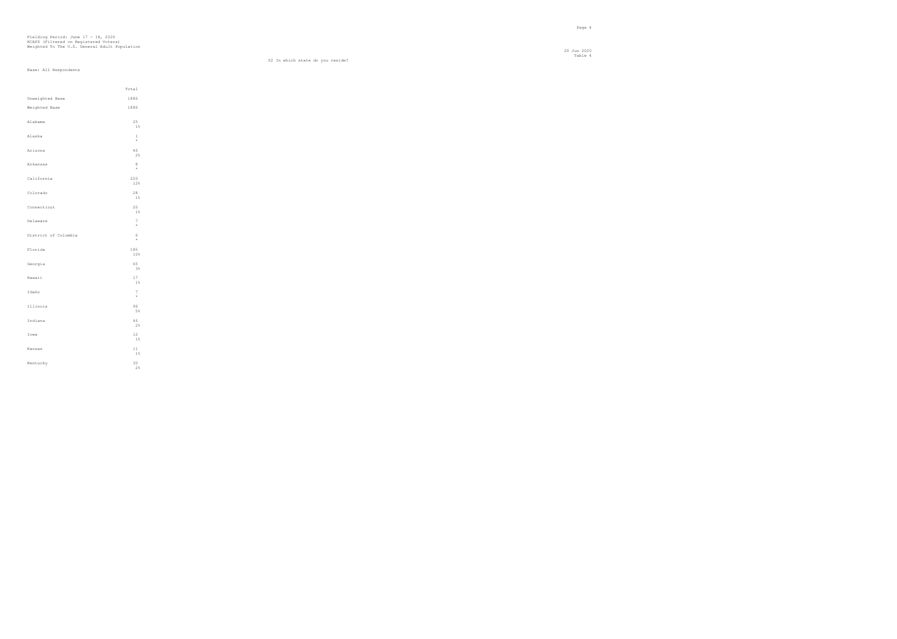Fielding Period: June 17 - 18, 2020
HCAPS (Filtered on Registered Voters)
Weighted To The U.S. General Adult Population

20 Jun 2020
Table 4

S2 In which state do you reside?

Base: All Respondents

| | Total |
|---|---|
| Unweighted Base | 1886 |
| Weighted Base | 1886 |
| Alabama | 25 |
| | 1% |
| Alaska | 1 |
| | * |
| Arizona | 46 |
| | 2% |
| Arkansas | 8 |
| | * |
| California | 220 |
| | 12% |
| Colorado | 28 |
| | 1% |
| Connecticut | 20 |
| | 1% |
| Delaware | 7 |
| | * |
| District of Columbia | 6 |
| | * |
| Florida | 185 |
| | 10% |
| Georgia | 65 |
| | 3% |
| Hawaii | 17 |
| | 1% |
| Idaho | 7 |
| | * |
| Illinois | 96 |
| | 5% |
| Indiana | 46 |
| | 2% |
| Iowa | 12 |
| | 1% |
| Kansas | 11 |
| | 1% |
| Kentucky | 30 |
| | 2% |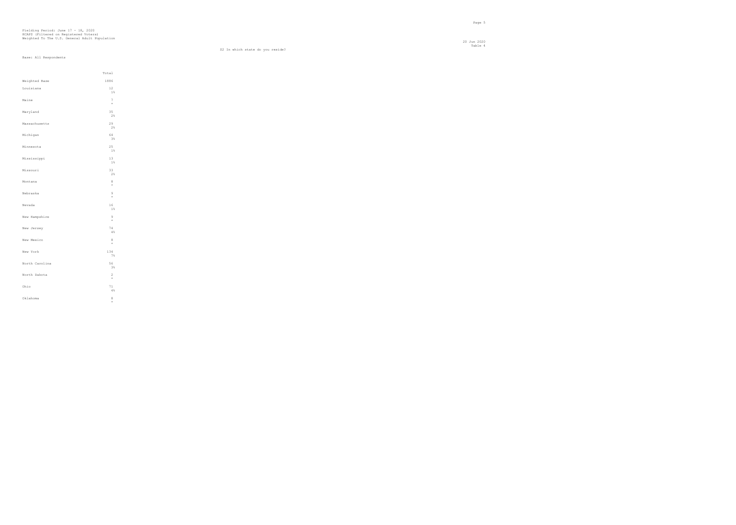Fielding Period: June 17 - 18, 2020
HCAPS (Filtered on Registered Voters)
Weighted To The U.S. General Adult Population

20 Jun 2020
Table 4

S2 In which state do you reside?

Base: All Respondents

| | Total |
|---|---|
| Weighted Base | 1886 |
| Louisiana | 12<br>1% |
| Maine | 7<br>* |
| Maryland | 35<br>2% |
| Massachusetts | 29<br>2% |
| Michigan | 64<br>3% |
| Minnesota | 25<br>1% |
| Mississippi | 13<br>1% |
| Missouri | 33<br>2% |
| Montana | 8<br>* |
| Nebraska | 9<br>* |
| Nevada | 16<br>1% |
| New Hampshire | 9<br>* |
| New Jersey | 74<br>4% |
| New Mexico | 8<br>* |
| New York | 134<br>7% |
| North Carolina | 56<br>3% |
| North Dakota | 2<br>* |
| Ohio | 71<br>4% |
| Oklahoma | 8<br>* |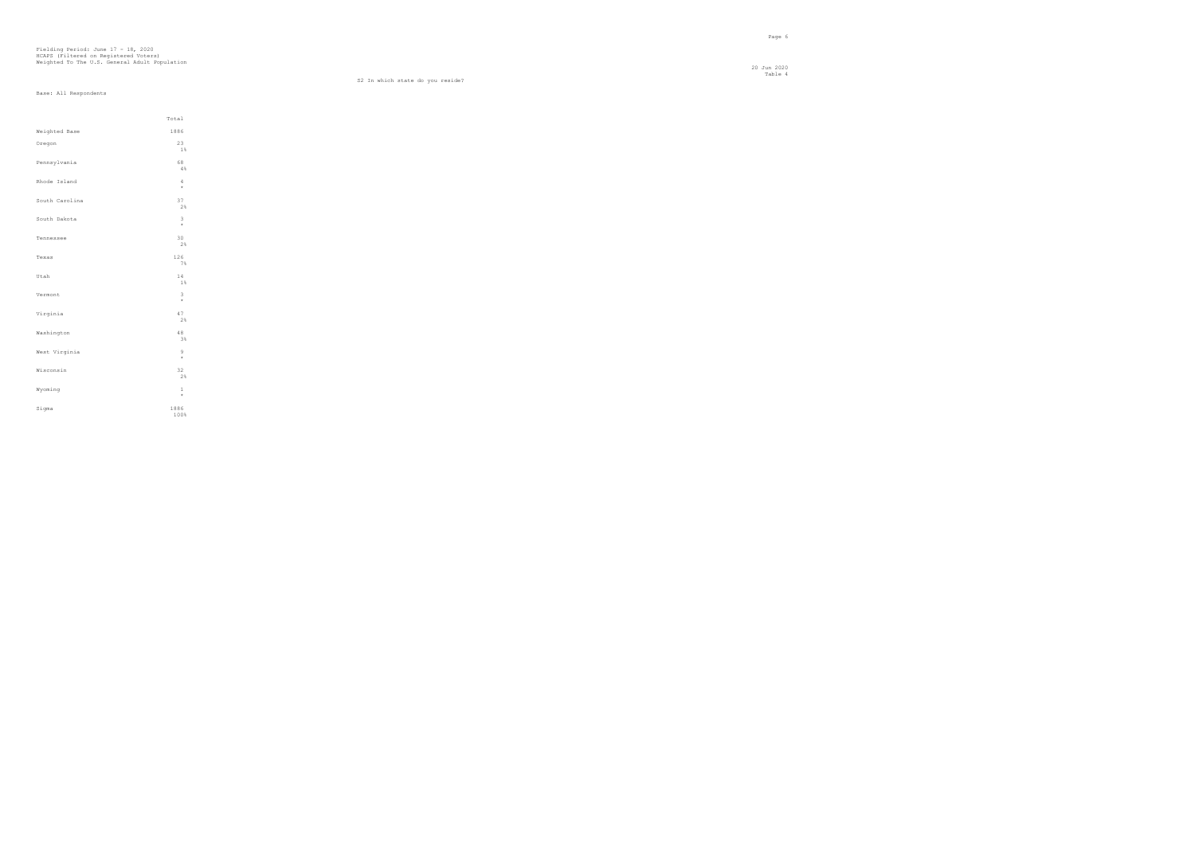Fielding Period: June 17 - 18, 2020
HCAPS (Filtered on Registered Voters)
Weighted To The U.S. General Adult Population

20 Jun 2020
Table 4

S2 In which state do you reside?

Base: All Respondents

| | Total |
|---|---|
| Weighted Base | 1886 |
| Oregon | 23<br>1% |
| Pennsylvania | 68<br>4% |
| Rhode Island | 4<br>* |
| South Carolina | 37<br>2% |
| South Dakota | 3<br>* |
| Tennessee | 30<br>2% |
| Texas | 126<br>7% |
| Utah | 14<br>1% |
| Vermont | 3<br>* |
| Virginia | 47<br>2% |
| Washington | 48<br>3% |
| West Virginia | 9<br>* |
| Wisconsin | 32<br>2% |
| Wyoming | 1<br>* |
| Sigma | 1886<br>100% |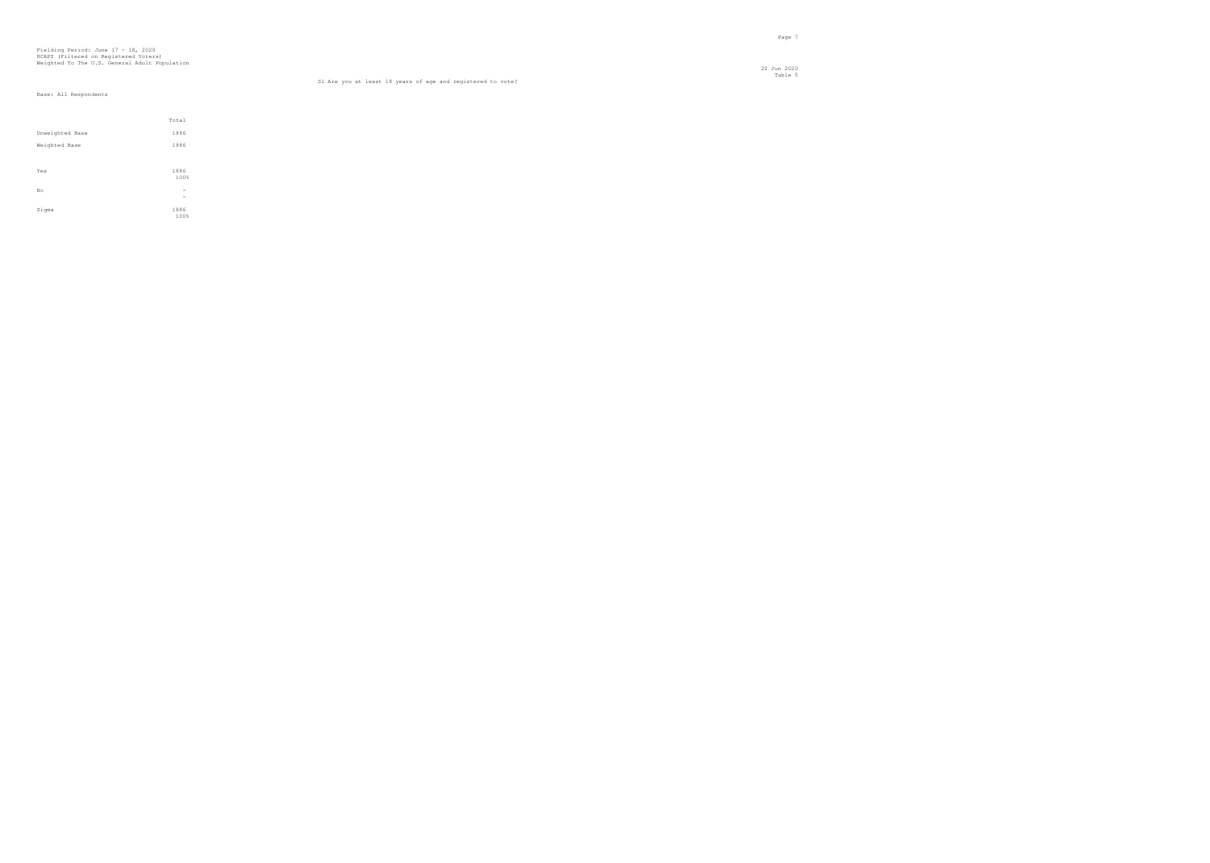Fielding Period: June 17 - 18, 2020
HCAPS (Filtered on Registered Voters)
Weighted To The U.S. General Adult Population

20 Jun 2020
Table 5

S1 Are you at least 18 years of age and registered to vote?

Base: All Respondents

| | Total |
|---|---|
| Unweighted Base | 1886 |
| Weighted Base | 1886 |
| Yes | 1886<br>100% |
| No | -<br>- |
| Sigma | 1886<br>100% |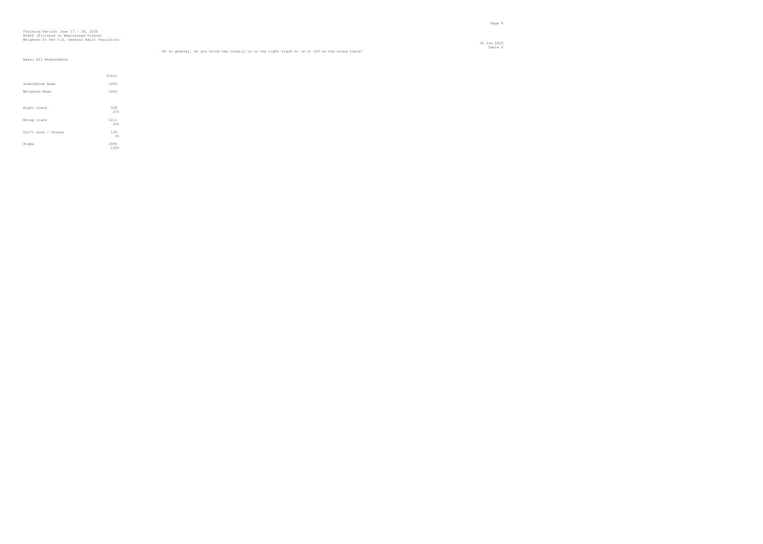Fielding Period: June 17 - 18, 2020
HCAPS (Filtered on Registered Voters)
Weighted To The U.S. General Adult Population

20 Jun 2020
Table 6

M1 In general, do you think the country is on the right track or is it off on the wrong track?

Base: All Respondents

| | Total |
|---|---|
| Unweighted Base | 1886 |
| Weighted Base | 1886 |
| Right track | 505<br>27% |
| Wrong track | 1211<br>64% |
| Don't know / Unsure | 169<br>9% |
| Sigma | 1886<br>100% |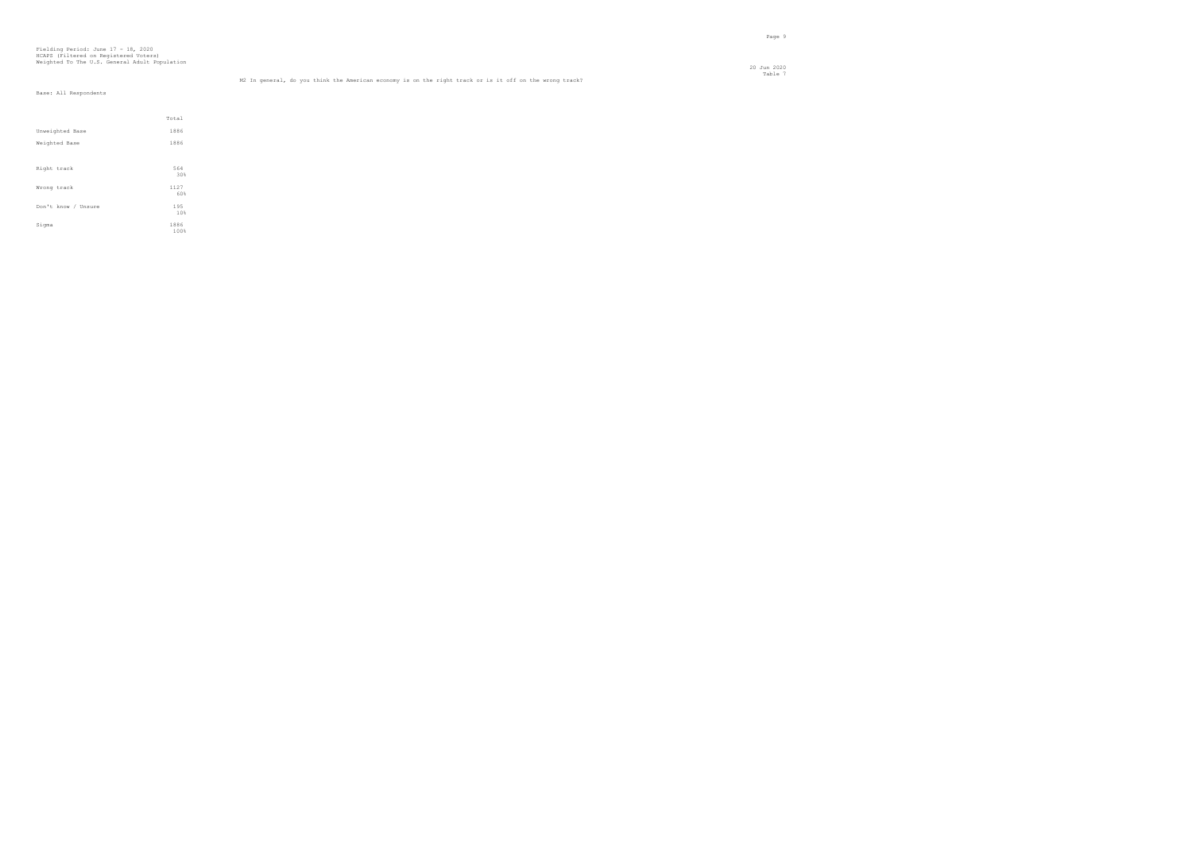Fielding Period: June 17 - 18, 2020
HCAPS (Filtered on Registered Voters)
Weighted To The U.S. General Adult Population

20 Jun 2020
Table 7

M2 In general, do you think the American economy is on the right track or is it off on the wrong track?

Base: All Respondents

| | Total |
|---|---|
| Unweighted Base | 1886 |
| Weighted Base | 1886 |
| Right track | 564<br>30% |
| Wrong track | 1127<br>60% |
| Don't know / Unsure | 195<br>10% |
| Sigma | 1886<br>100% |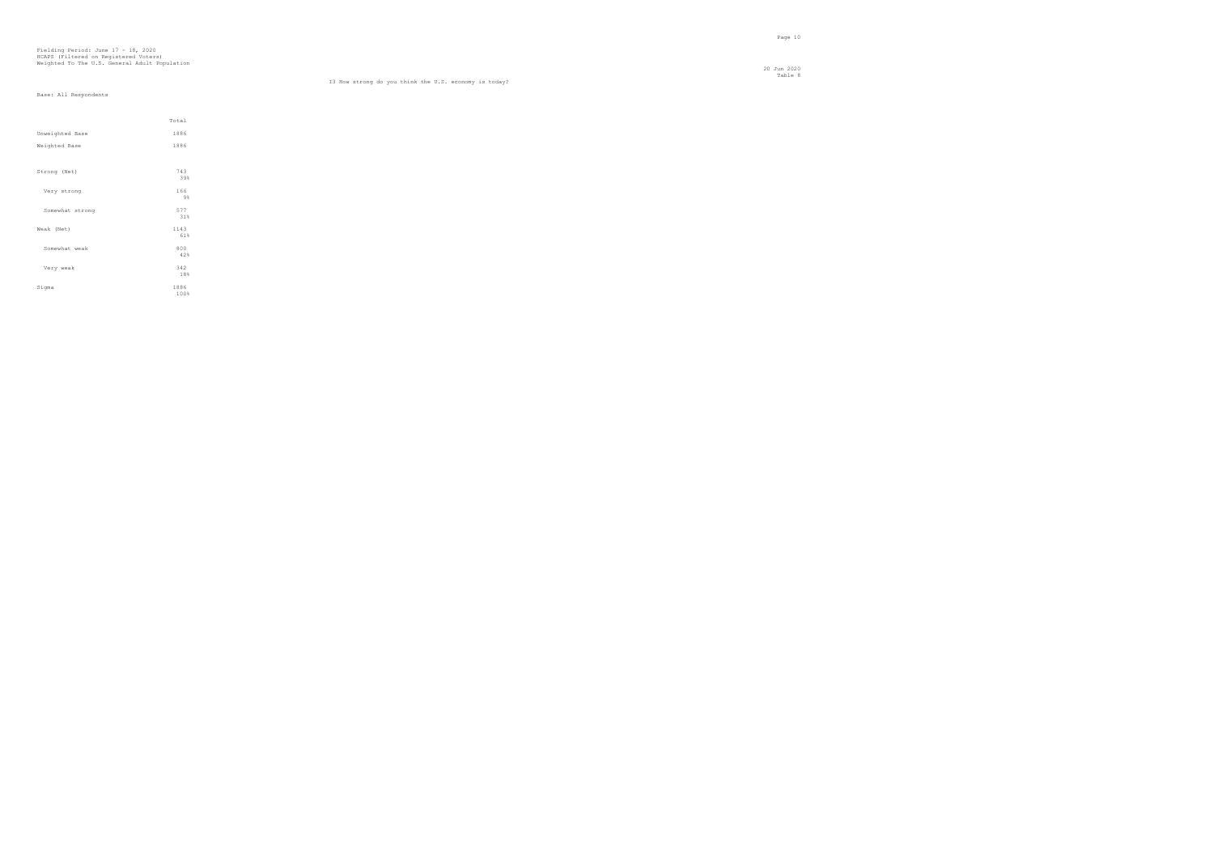Fielding Period: June 17 - 18, 2020
HCAPS (Filtered on Registered Voters)
Weighted To The U.S. General Adult Population

20 Jun 2020
Table 8

I3 How strong do you think the U.S. economy is today?

Base: All Respondents

| | Total |
|---|---|
| Unweighted Base | 1886 |
| Weighted Base | 1886 |
| Strong (Net) | 743<br>39% |
| Very strong | 166<br>9% |
| Somewhat strong | 577<br>31% |
| Weak (Net) | 1143<br>61% |
| Somewhat weak | 800<br>42% |
| Very weak | 342<br>18% |
| Sigma | 1886<br>100% |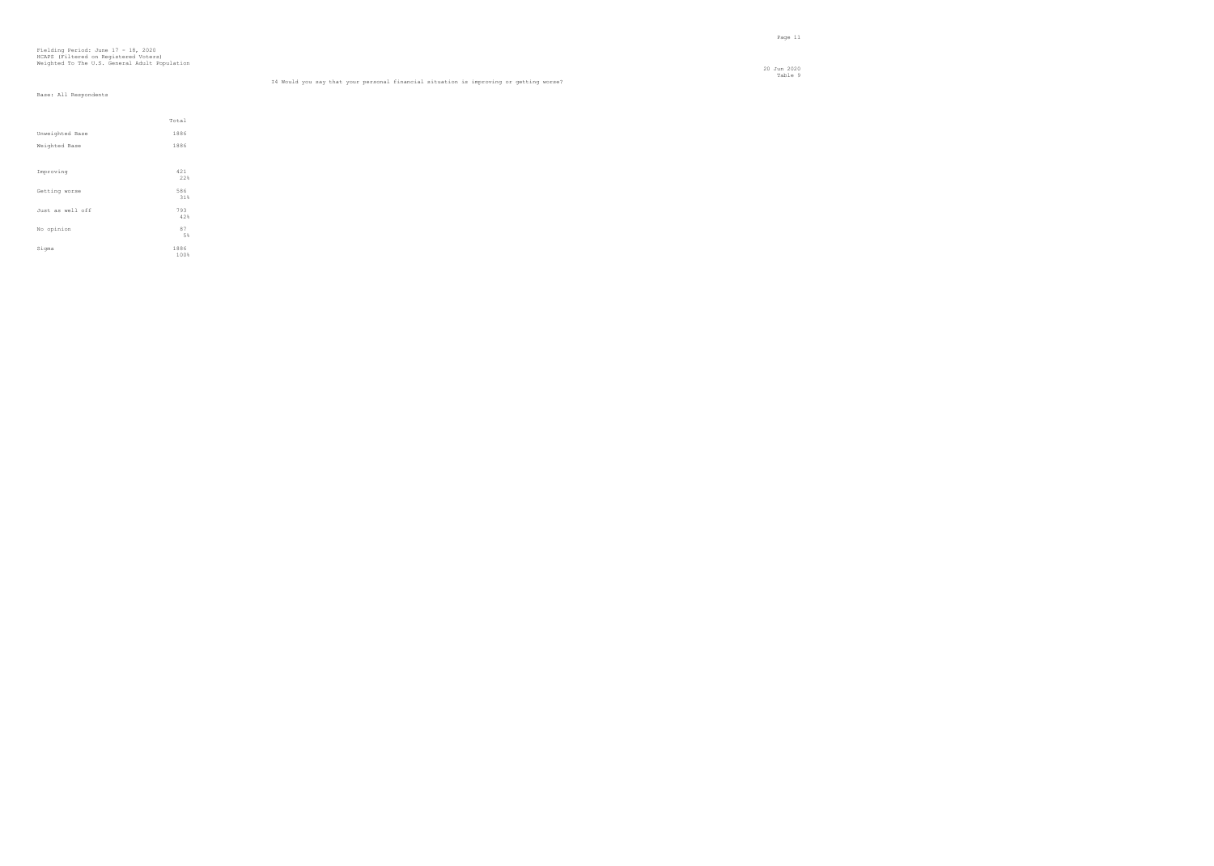Fielding Period: June 17 - 18, 2020
HCAPS (Filtered on Registered Voters)
Weighted To The U.S. General Adult Population

20 Jun 2020
Table 9

I4 Would you say that your personal financial situation is improving or getting worse?

Base: All Respondents

| | Total |
|---|---|
| Unweighted Base | 1886 |
| Weighted Base | 1886 |
| Improving | 421<br>22% |
| Getting worse | 586<br>31% |
| Just as well off | 793<br>42% |
| No opinion | 87<br>5% |
| Sigma | 1886<br>100% |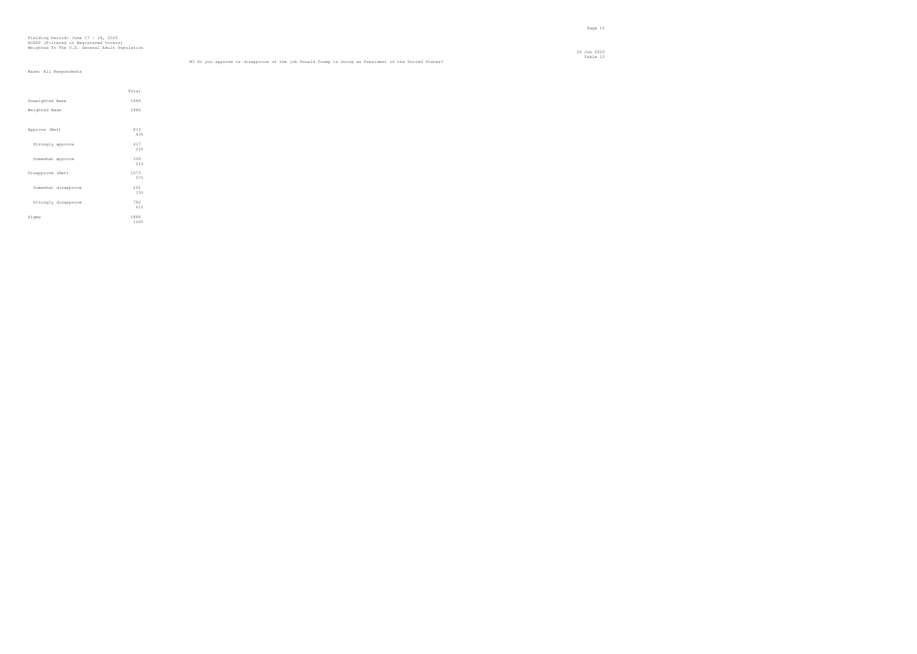Fielding Period: June 17 - 18, 2020
HCAPS (Filtered on Registered Voters)
Weighted To The U.S. General Adult Population

20 Jun 2020
Table 10

M3 Do you approve or disapprove of the job Donald Trump is doing as President of the United States?

Base: All Respondents

| | Total |
|---|---|
| Unweighted Base | 1886 |
| Weighted Base | 1886 |
| Approve (Net) | 813<br>43% |
| Strongly approve | 417<br>22% |
| Somewhat approve | 396<br>21% |
| Disapprove (Net) | 1073<br>57% |
| Somewhat disapprove | 291<br>15% |
| Strongly disapprove | 782<br>41% |
| Sigma | 1886<br>100% |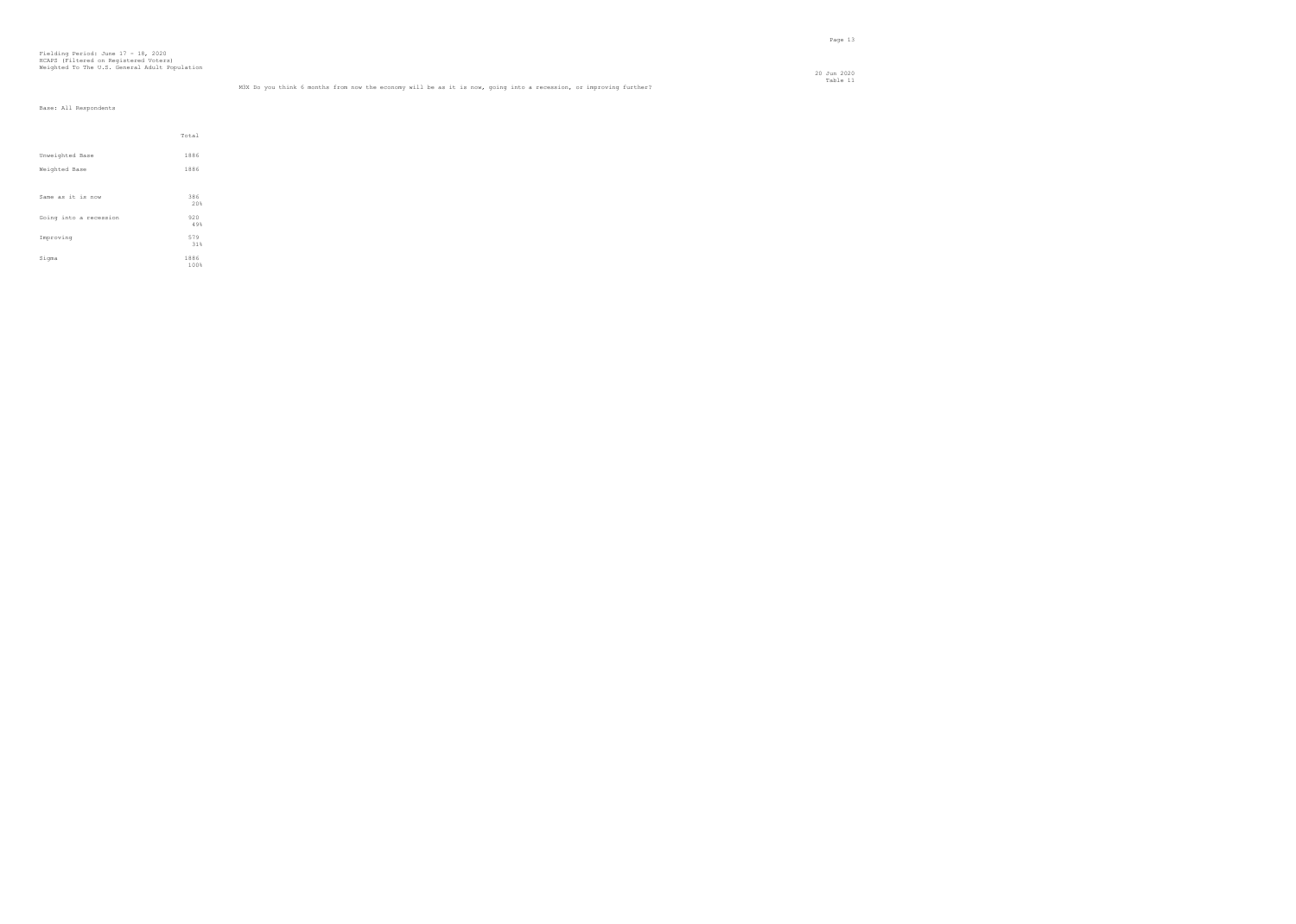Fielding Period: June 17 - 18, 2020
HCAPS (Filtered on Registered Voters)
Weighted To The U.S. General Adult Population

20 Jun 2020
Table 11

M3X Do you think 6 months from now the economy will be as it is now, going into a recession, or improving further?

Base: All Respondents

| | Total |
|---|---|
| Unweighted Base | 1886 |
| Weighted Base | 1886 |
| Same as it is now | 386<br>20% |
| Going into a recession | 920<br>49% |
| Improving | 579<br>31% |
| Sigma | 1886<br>100% |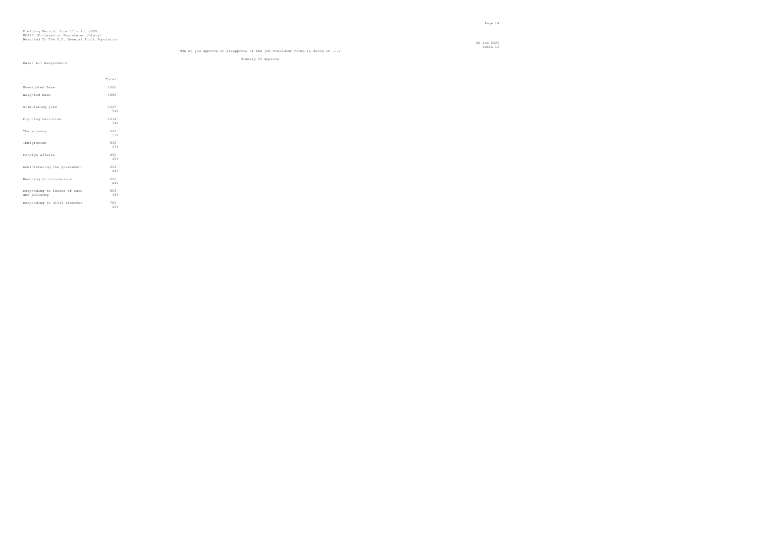Fielding Period: June 17 - 18, 2020
HCAPS (Filtered on Registered Voters)
Weighted To The U.S. General Adult Population

20 Jun 2020
Table 12

M3A Do you approve or disapprove of the job President Trump is doing on ...?

Summary Of Approve

Base: All Respondents

| | Total |
|---|---|
| Unweighted Base | 1886 |
| Weighted Base | 1886 |
| Stimulating jobs | 1025<br>54% |
| Fighting terrorism | 1014<br>54% |
| The economy | 999<br>53% |
| Immigration | 892<br>47% |
| Foreign affairs | 852<br>45% |
| Administering the government | 824<br>44% |
| Reacting to coronavirus | 822<br>44% |
| Responding to issues of race and policing | 803<br>43% |
| Responding to civil disorder | 784<br>42% |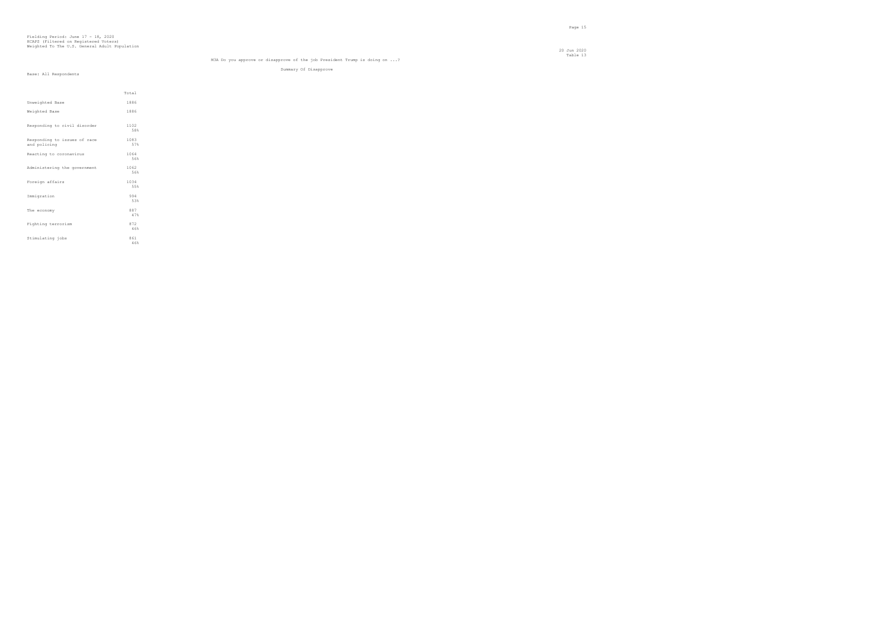Fielding Period: June 17 - 18, 2020
HCAPS (Filtered on Registered Voters)
Weighted To The U.S. General Adult Population

20 Jun 2020
Table 13

M3A Do you approve or disapprove of the job President Trump is doing on ...?

Summary Of Disapprove

Base: All Respondents

| | Total |
|---|---|
| Unweighted Base | 1886 |
| Weighted Base | 1886 |
| Responding to civil disorder | 1102<br>58% |
| Responding to issues of race and policing | 1083<br>57% |
| Reacting to coronavirus | 1064<br>56% |
| Administering the government | 1062<br>56% |
| Foreign affairs | 1034<br>55% |
| Immigration | 994<br>53% |
| The economy | 887<br>47% |
| Fighting terrorism | 872<br>46% |
| Stimulating jobs | 861<br>46% |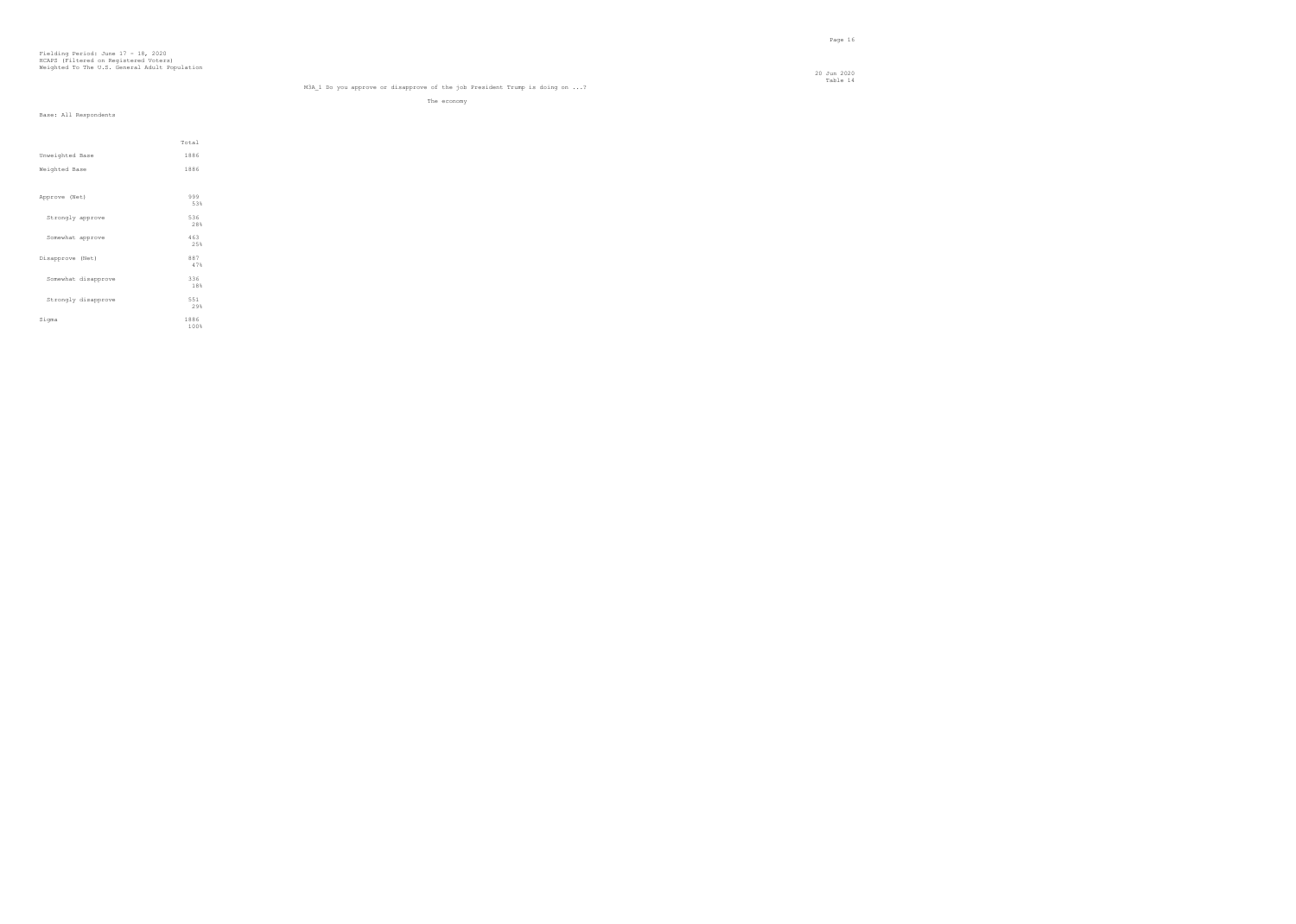Fielding Period: June 17 - 18, 2020
HCAPS (Filtered on Registered Voters)
Weighted To The U.S. General Adult Population

20 Jun 2020
Table 14

M3A_1 Do you approve or disapprove of the job President Trump is doing on ...?

The economy

Base: All Respondents

| | Total |
|---|---|
| Unweighted Base | 1886 |
| Weighted Base | 1886 |
| Approve (Net) | 999<br>53% |
| Strongly approve | 536<br>28% |
| Somewhat approve | 463<br>25% |
| Disapprove (Net) | 887<br>47% |
| Somewhat disapprove | 336<br>18% |
| Strongly disapprove | 551<br>29% |
| Sigma | 1886<br>100% |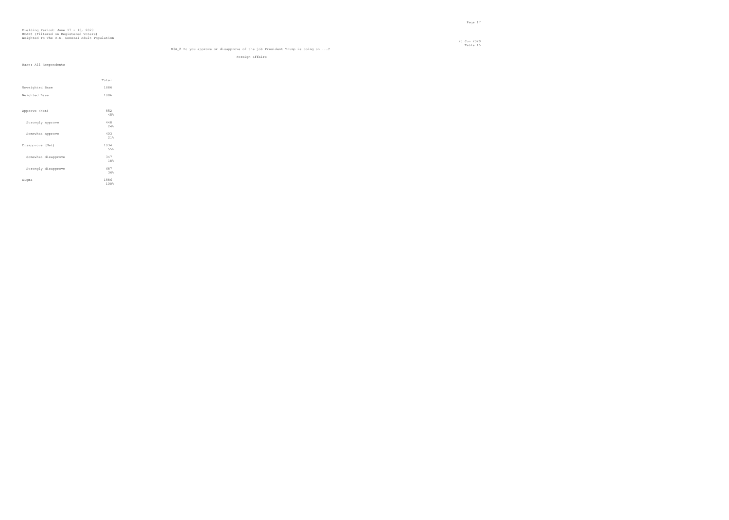Fielding Period: June 17 - 18, 2020
HCAPS (Filtered on Registered Voters)
Weighted To The U.S. General Adult Population

20 Jun 2020
Table 15

M3A_2 Do you approve or disapprove of the job President Trump is doing on ...?

Foreign affairs

Base: All Respondents

| | Total |
|---|---|
| Unweighted Base | 1886 |
| Weighted Base | 1886 |
| Approve (Net) | 852<br>45% |
| Strongly approve | 448<br>24% |
| Somewhat approve | 403<br>21% |
| Disapprove (Net) | 1034<br>55% |
| Somewhat disapprove | 347<br>18% |
| Strongly disapprove | 687<br>36% |
| Sigma | 1886<br>100% |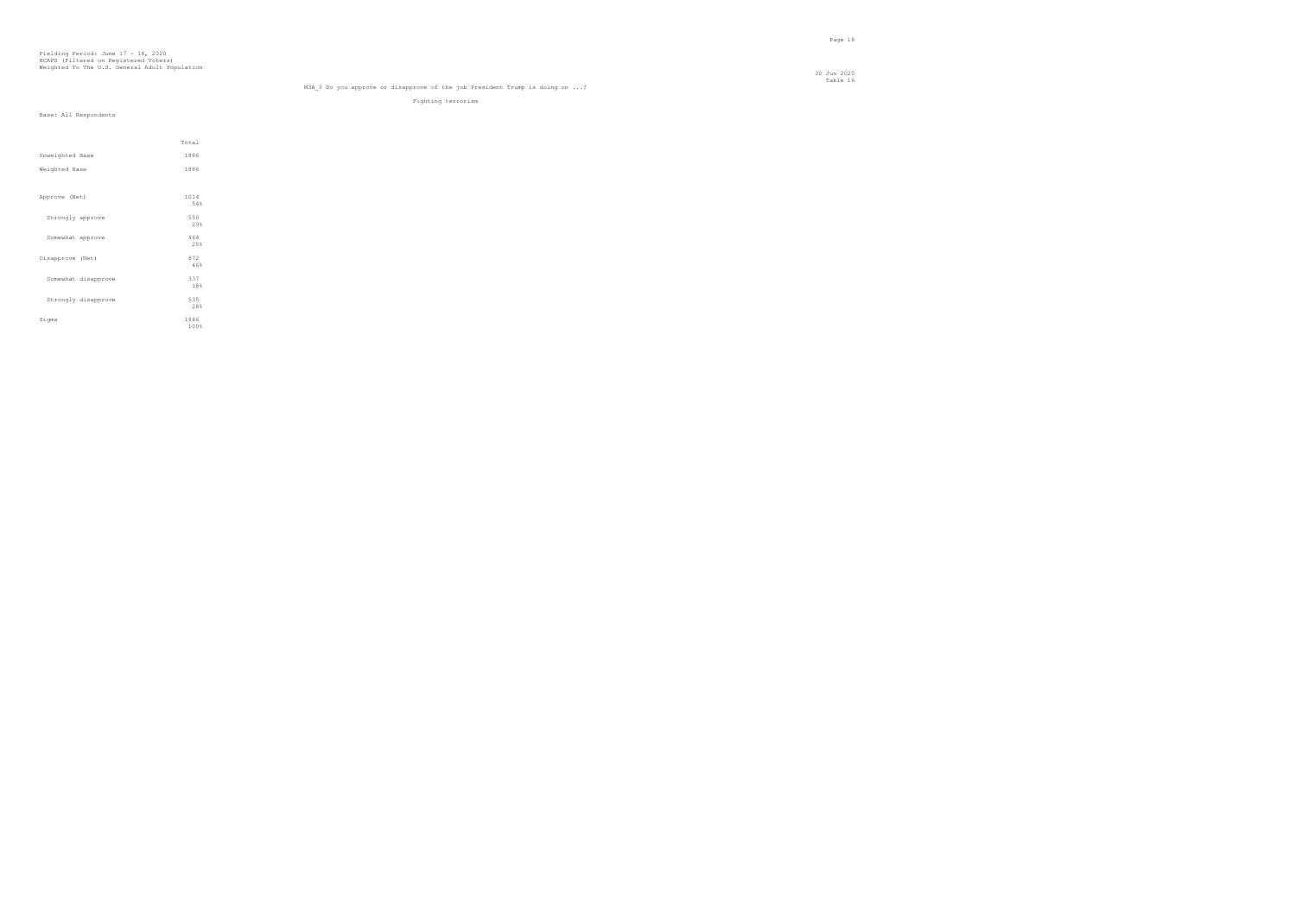Fielding Period: June 17 - 18, 2020
HCAPS (Filtered on Registered Voters)
Weighted To The U.S. General Adult Population

20 Jun 2020
Table 16

M3A_3 Do you approve or disapprove of the job President Trump is doing on ...?

Fighting terrorism

Base: All Respondents

| | Total |
|---|---|
| Unweighted Base | 1886 |
| Weighted Base | 1886 |
| Approve (Net) | 1014<br>54% |
| Strongly approve | 550<br>29% |
| Somewhat approve | 464<br>25% |
| Disapprove (Net) | 872<br>46% |
| Somewhat disapprove | 337<br>18% |
| Strongly disapprove | 535<br>28% |
| Sigma | 1886<br>100% |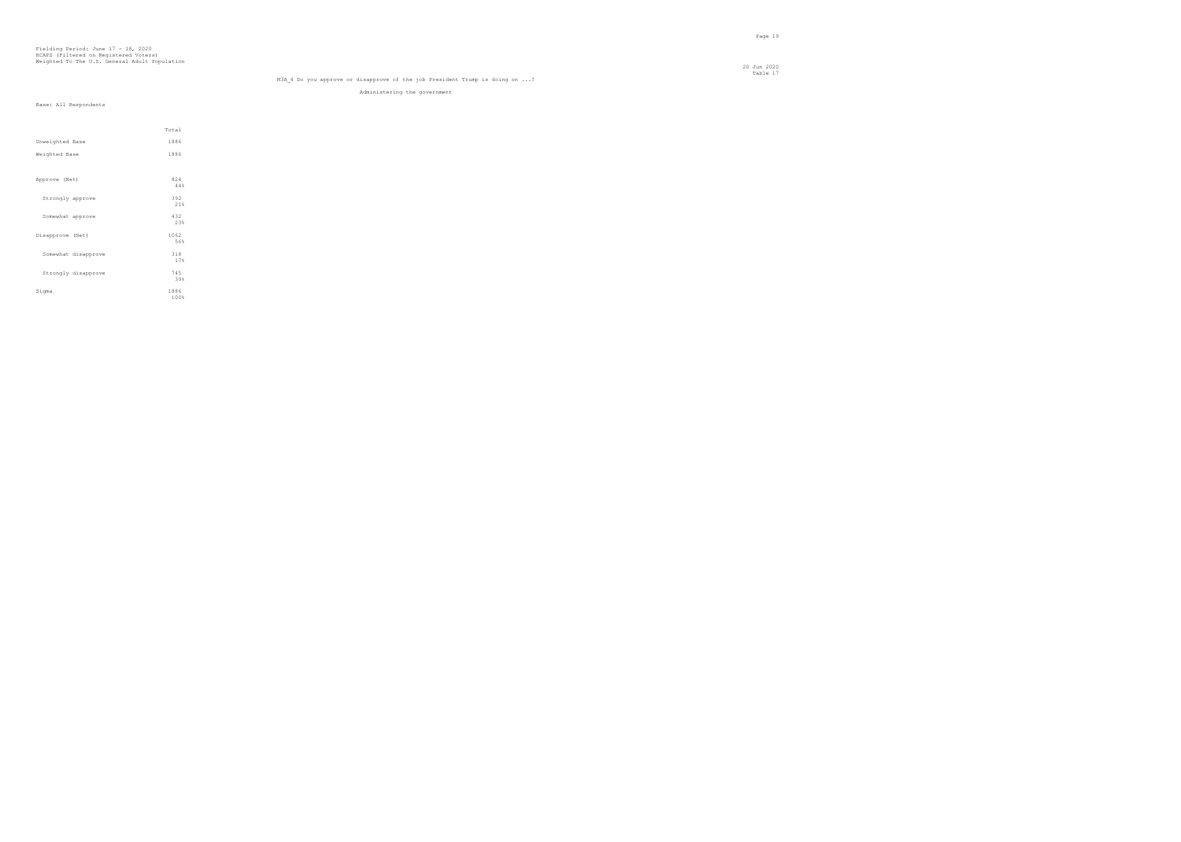Fielding Period: June 17 - 18, 2020
HCAPS (Filtered on Registered Voters)
Weighted To The U.S. General Adult Population

20 Jun 2020
Table 17

M3A_4 Do you approve or disapprove of the job President Trump is doing on ...?

Administering the government

Base: All Respondents

| | Total |
|---|---|
| Unweighted Base | 1886 |
| Weighted Base | 1886 |
| Approve (Net) | 824<br>44% |
| Strongly approve | 392<br>21% |
| Somewhat approve | 432<br>23% |
| Disapprove (Net) | 1062<br>56% |
| Somewhat disapprove | 318<br>17% |
| Strongly disapprove | 745<br>39% |
| Sigma | 1886<br>100% |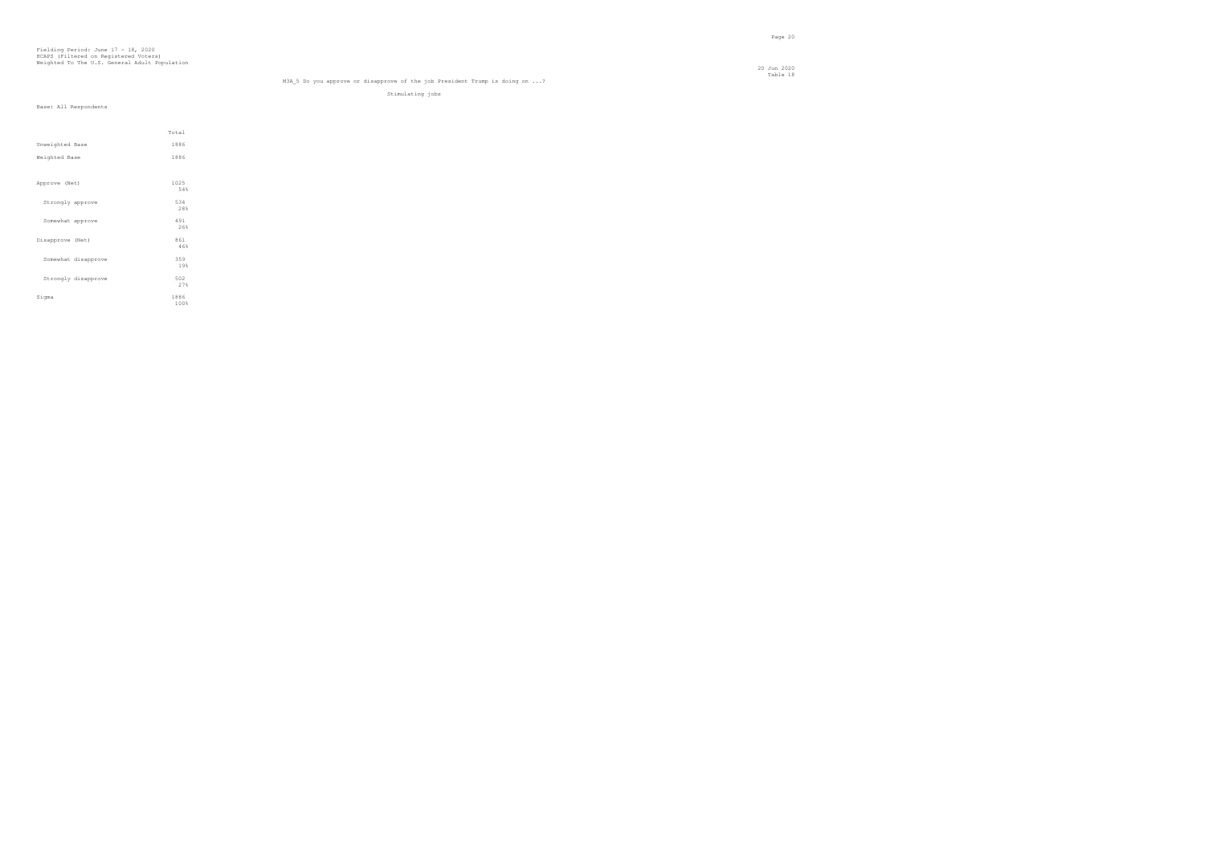Fielding Period: June 17 - 18, 2020
HCAPS (Filtered on Registered Voters)
Weighted To The U.S. General Adult Population

20 Jun 2020
Table 18

M3A_5 Do you approve or disapprove of the job President Trump is doing on ...?

Stimulating jobs

Base: All Respondents

| | Total |
|---|---|
| Unweighted Base | 1886 |
| Weighted Base | 1886 |
| Approve (Net) | 1025<br>54% |
| Strongly approve | 534<br>28% |
| Somewhat approve | 491<br>26% |
| Disapprove (Net) | 861<br>46% |
| Somewhat disapprove | 359<br>19% |
| Strongly disapprove | 502<br>27% |
| Sigma | 1886<br>100% |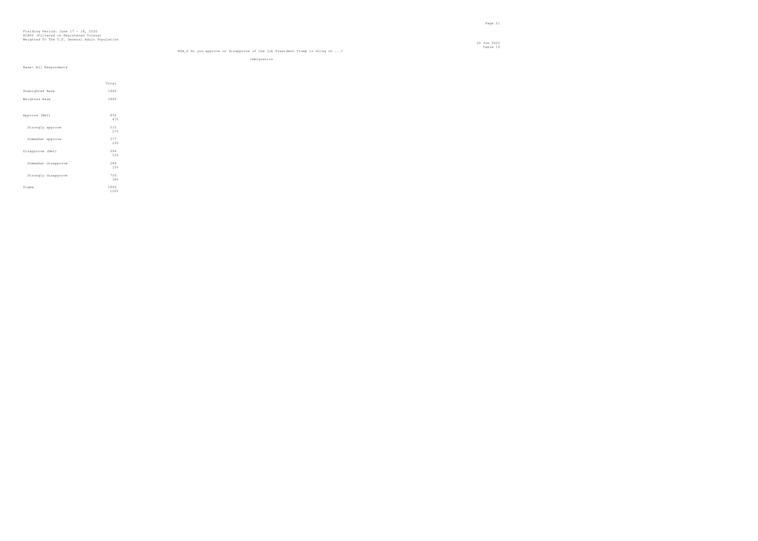Fielding Period: June 17 - 18, 2020
HCAPS (Filtered on Registered Voters)
Weighted To The U.S. General Adult Population

20 Jun 2020
Table 19

M3A_6 Do you approve or disapprove of the job President Trump is doing on ...?

Immigration

Base: All Respondents

| | Total |
|---|---|
| Unweighted Base | 1886 |
| Weighted Base | 1886 |
| Approve (Net) | 892<br>47% |
| Strongly approve | 515<br>27% |
| Somewhat approve | 377<br>20% |
| Disapprove (Net) | 994<br>53% |
| Somewhat disapprove | 284<br>15% |
| Strongly disapprove | 709<br>38% |
| Sigma | 1886<br>100% |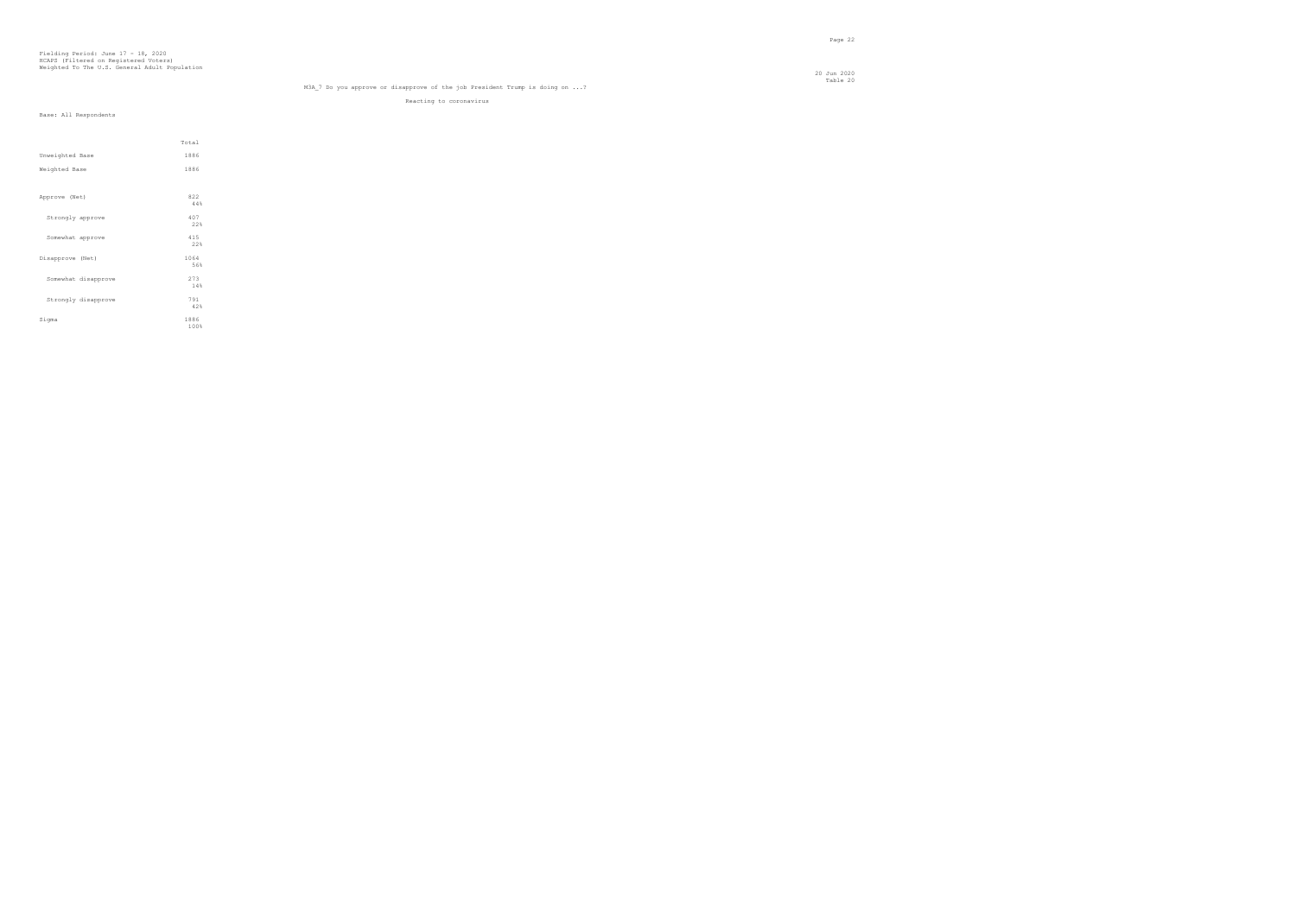Fielding Period: June 17 - 18, 2020
HCAPS (Filtered on Registered Voters)
Weighted To The U.S. General Adult Population

20 Jun 2020
Table 20

M3A_7 Do you approve or disapprove of the job President Trump is doing on ...?

Reacting to coronavirus

Base: All Respondents

| | Total |
|---|---|
| Unweighted Base | 1886 |
| Weighted Base | 1886 |
| Approve (Net) | 822<br>44% |
| Strongly approve | 407<br>22% |
| Somewhat approve | 415<br>22% |
| Disapprove (Net) | 1064<br>56% |
| Somewhat disapprove | 273<br>14% |
| Strongly disapprove | 791<br>42% |
| Sigma | 1886<br>100% |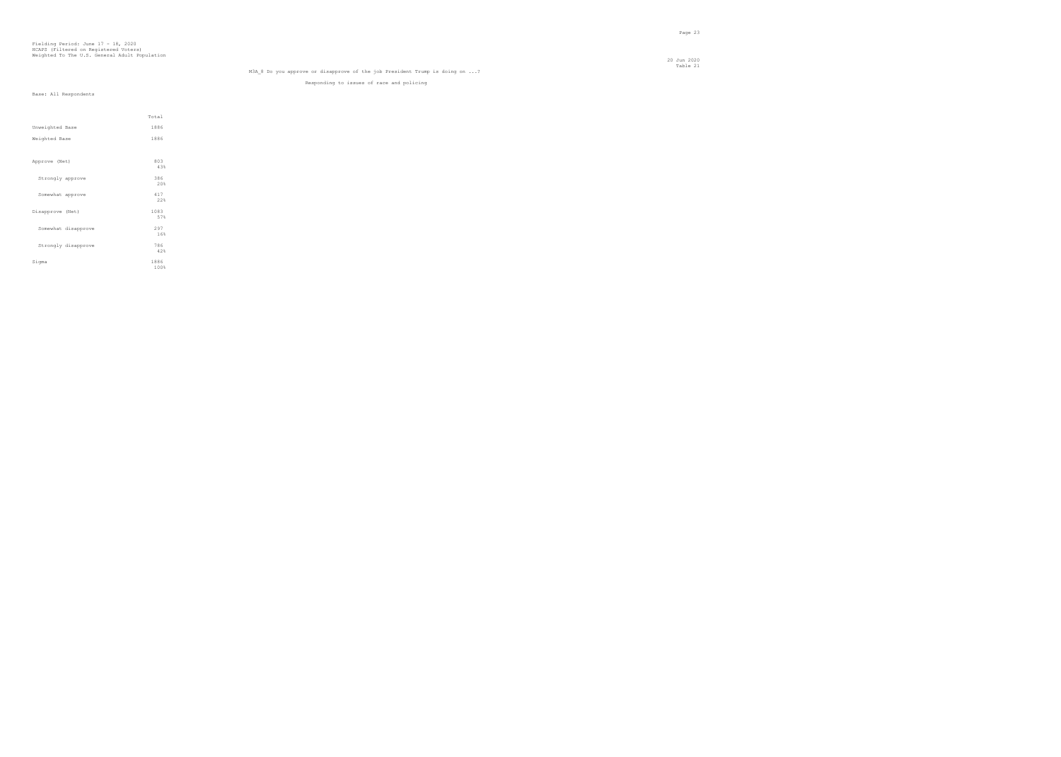Fielding Period: June 17 - 18, 2020
HCAPS (Filtered on Registered Voters)
Weighted To The U.S. General Adult Population

20 Jun 2020
Table 21

M3A_8 Do you approve or disapprove of the job President Trump is doing on ...?

Responding to issues of race and policing

Base: All Respondents

| | Total |
|---|---|
| Unweighted Base | 1886 |
| Weighted Base | 1886 |
| Approve (Net) | 803<br>43% |
| Strongly approve | 386<br>20% |
| Somewhat approve | 417<br>22% |
| Disapprove (Net) | 1083<br>57% |
| Somewhat disapprove | 297<br>16% |
| Strongly disapprove | 786<br>42% |
| Sigma | 1886<br>100% |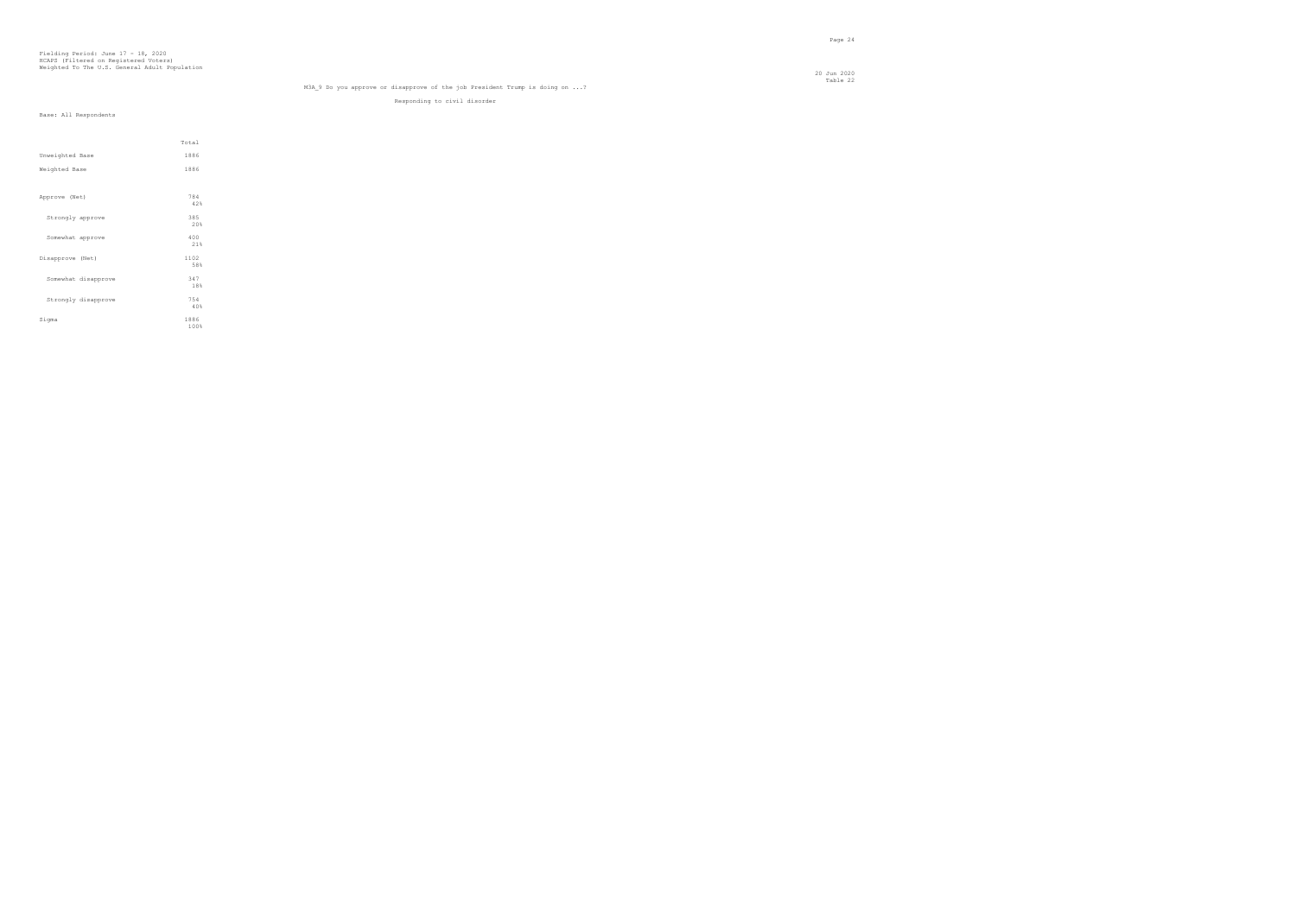Fielding Period: June 17 - 18, 2020
HCAPS (Filtered on Registered Voters)
Weighted To The U.S. General Adult Population

20 Jun 2020
Table 22

M3A_9 Do you approve or disapprove of the job President Trump is doing on ...?

Responding to civil disorder

Base: All Respondents

| | Total |
|---|---|
| Unweighted Base | 1886 |
| Weighted Base | 1886 |
| Approve (Net) | 784<br>42% |
| Strongly approve | 385<br>20% |
| Somewhat approve | 400<br>21% |
| Disapprove (Net) | 1102<br>58% |
| Somewhat disapprove | 347<br>18% |
| Strongly disapprove | 754<br>40% |
| Sigma | 1886<br>100% |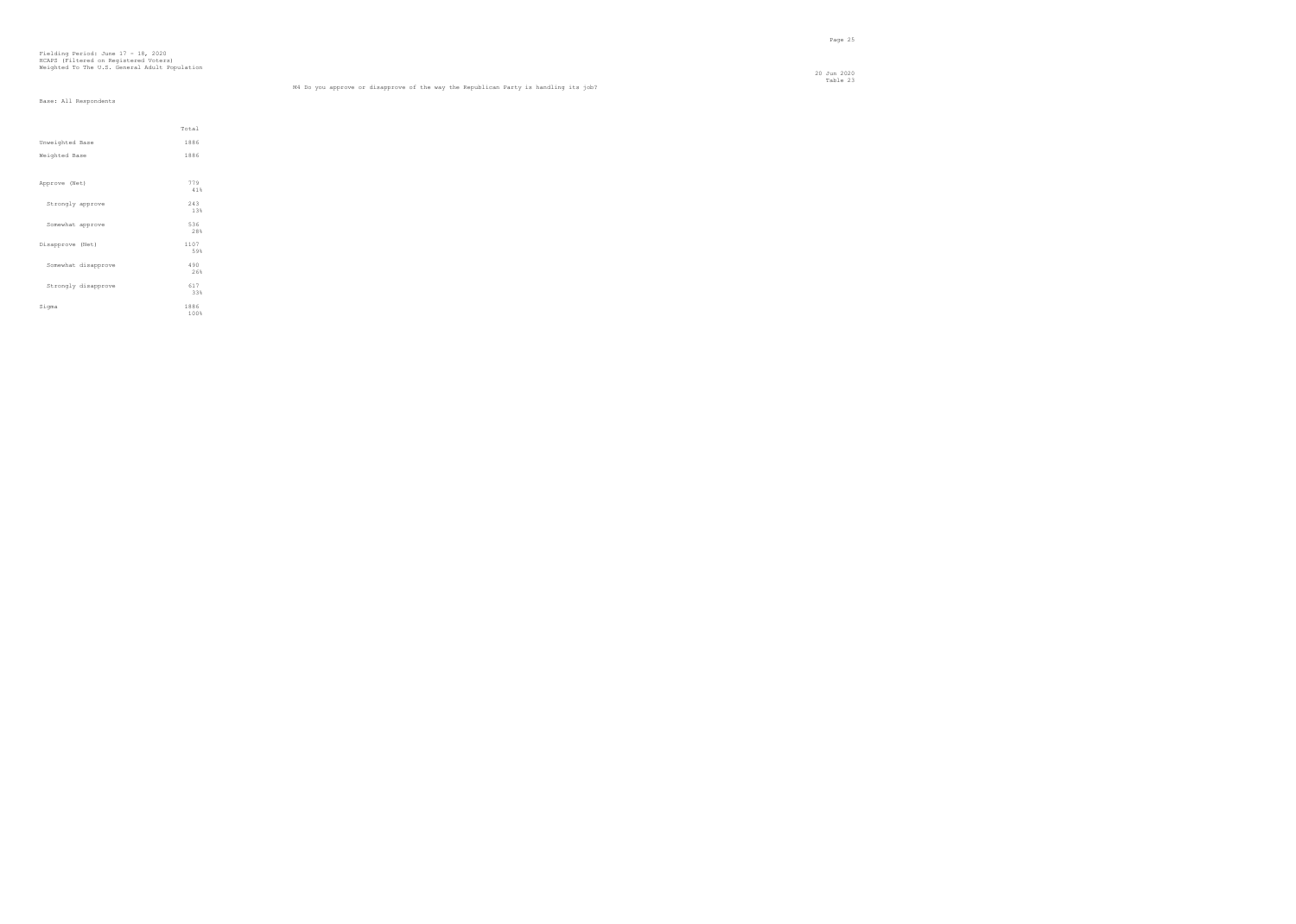Fielding Period: June 17 - 18, 2020
HCAPS (Filtered on Registered Voters)
Weighted To The U.S. General Adult Population

20 Jun 2020
Table 23

M4 Do you approve or disapprove of the way the Republican Party is handling its job?

Base: All Respondents

| | Total |
|---|---|
| Unweighted Base | 1886 |
| Weighted Base | 1886 |
| Approve (Net) | 779<br>41% |
| Strongly approve | 243<br>13% |
| Somewhat approve | 536<br>28% |
| Disapprove (Net) | 1107<br>59% |
| Somewhat disapprove | 490<br>26% |
| Strongly disapprove | 617<br>33% |
| Sigma | 1886<br>100% |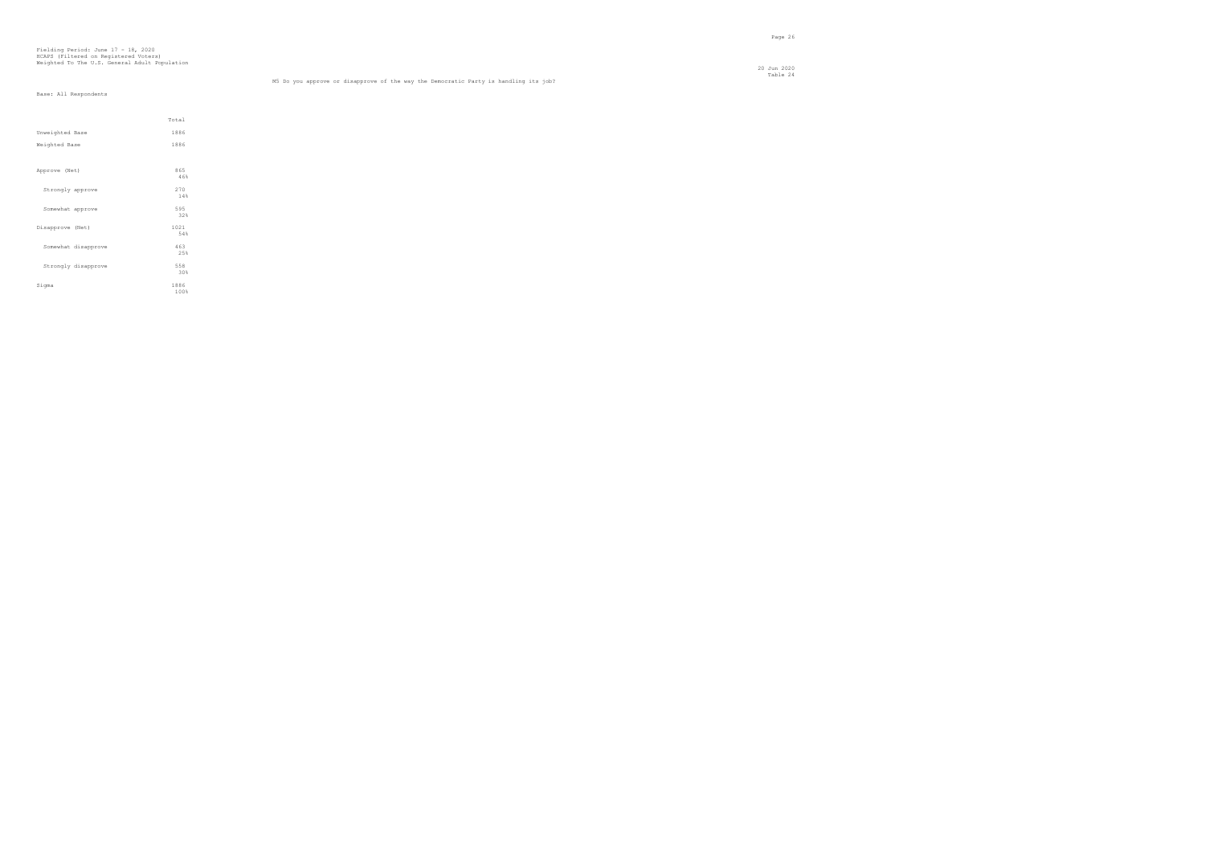Fielding Period: June 17 - 18, 2020
HCAPS (Filtered on Registered Voters)
Weighted To The U.S. General Adult Population

20 Jun 2020
Table 24

M5 Do you approve or disapprove of the way the Democratic Party is handling its job?

Base: All Respondents

| | Total |
|---|---|
| Unweighted Base | 1886 |
| Weighted Base | 1886 |
| Approve (Net) | 865<br>46% |
| Strongly approve | 270<br>14% |
| Somewhat approve | 595<br>32% |
| Disapprove (Net) | 1021<br>54% |
| Somewhat disapprove | 463<br>25% |
| Strongly disapprove | 558<br>30% |
| Sigma | 1886<br>100% |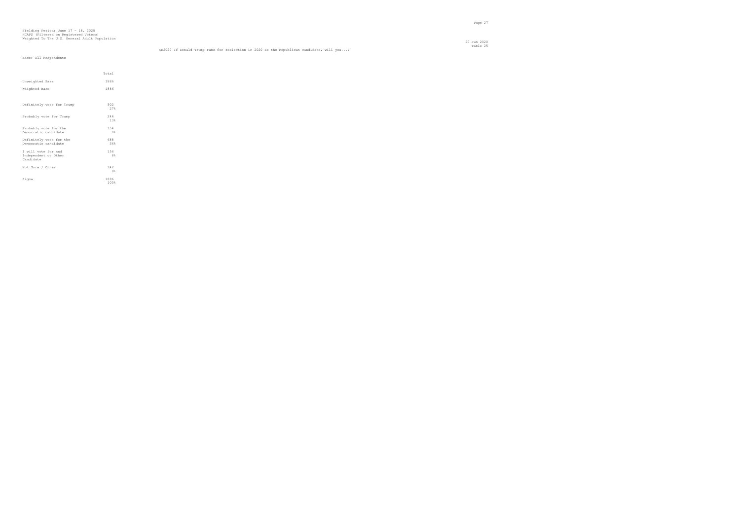Fielding Period: June 17 - 18, 2020
HCAPS (Filtered on Registered Voters)
Weighted To The U.S. General Adult Population

Table 25

QX2020 If Donald Trump runs for reelection in 2020 as the Republican candidate, will you...?

Base: All Respondents

| | Total |
|---|---|
| Unweighted Base | 1886 |
| Weighted Base | 1886 |
| Definitely vote for Trump | 502<br>27% |
| Probably vote for Trump | 244<br>13% |
| Probably vote for the Democratic candidate | 154<br>8% |
| Definitely vote for the Democratic candidate | 688<br>36% |
| I will vote for and Independent or Other Candidate | 156<br>8% |
| Not Sure / Other | 142<br>8% |
| Sigma | 1886<br>100% |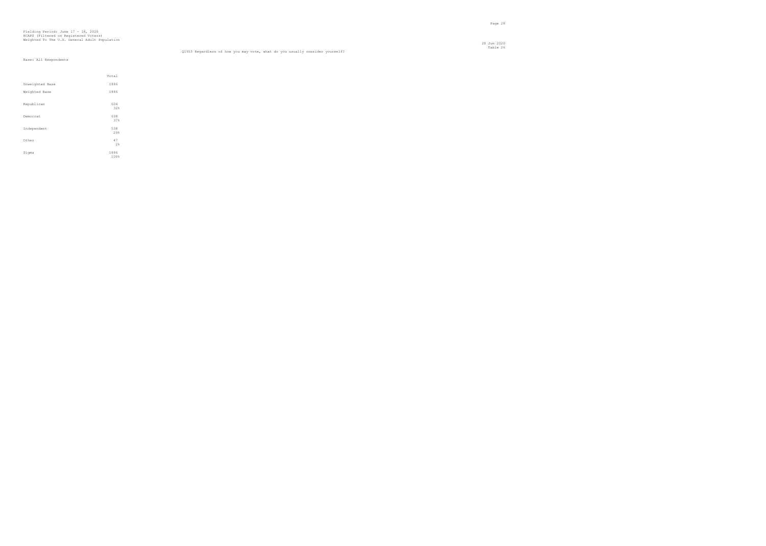Fielding Period: June 17 - 18, 2020
HCAPS (Filtered on Registered Voters)
Weighted To The U.S. General Adult Population

20 Jun 2020
Table 26

Q1903 Regardless of how you may vote, what do you usually consider yourself?

Base: All Respondents

| | Total |
|---|---|
| Unweighted Base | 1886 |
| Weighted Base | 1886 |
| Republican | 604 |
| | 32% |
| Democrat | 698 |
| | 37% |
| Independent | 538 |
| | 29% |
| Other | 47 |
| | 2% |
| Sigma | 1886 |
| | 100% |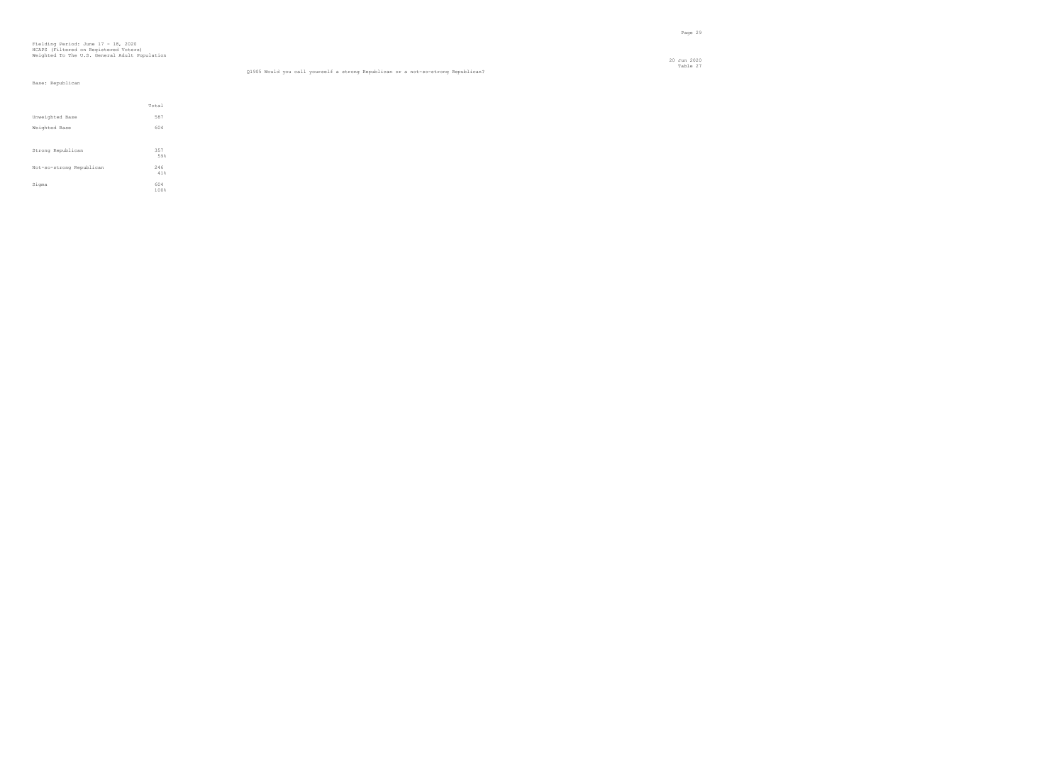Fielding Period: June 17 - 18, 2020
HCAPS (Filtered on Registered Voters)
Weighted To The U.S. General Adult Population

20 Jun 2020
Table 27

Q1905 Would you call yourself a strong Republican or a not-so-strong Republican?

Base: Republican

| | Total |
|---|---|
| Unweighted Base | 587 |
| Weighted Base | 604 |
| Strong Republican | 357 |
| | 59% |
| Not-so-strong Republican | 246 |
| | 41% |
| Sigma | 604 |
| | 100% |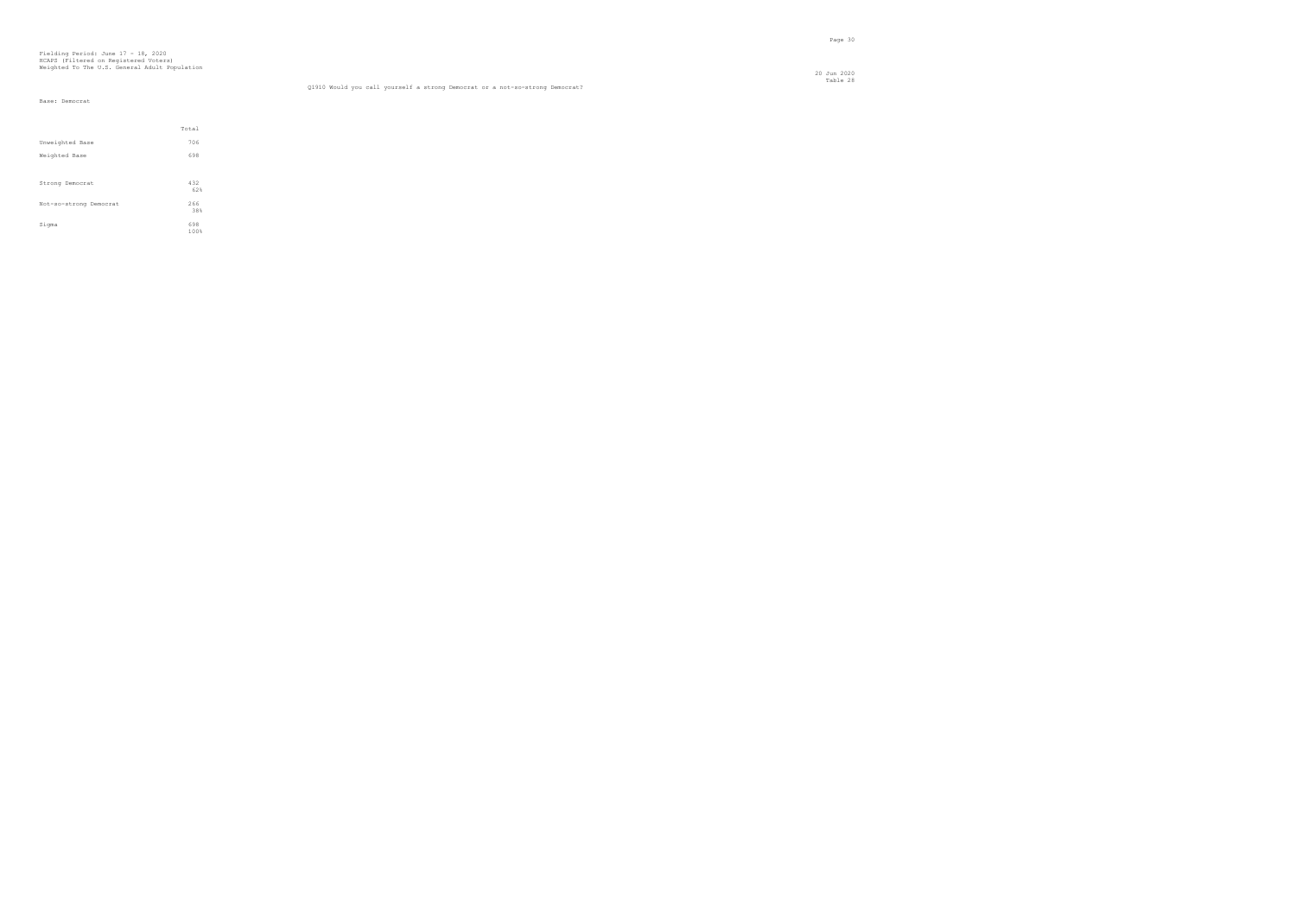Fielding Period: June 17 - 18, 2020
HCAPS (Filtered on Registered Voters)
Weighted To The U.S. General Adult Population

Table 28

Q1910 Would you call yourself a strong Democrat or a not-so-strong Democrat?

Base: Democrat

| | Total |
|---|---|
| Unweighted Base | 706 |
| Weighted Base | 698 |
| Strong Democrat | 432<br>62% |
| Not-so-strong Democrat | 266<br>38% |
| Sigma | 698<br>100% |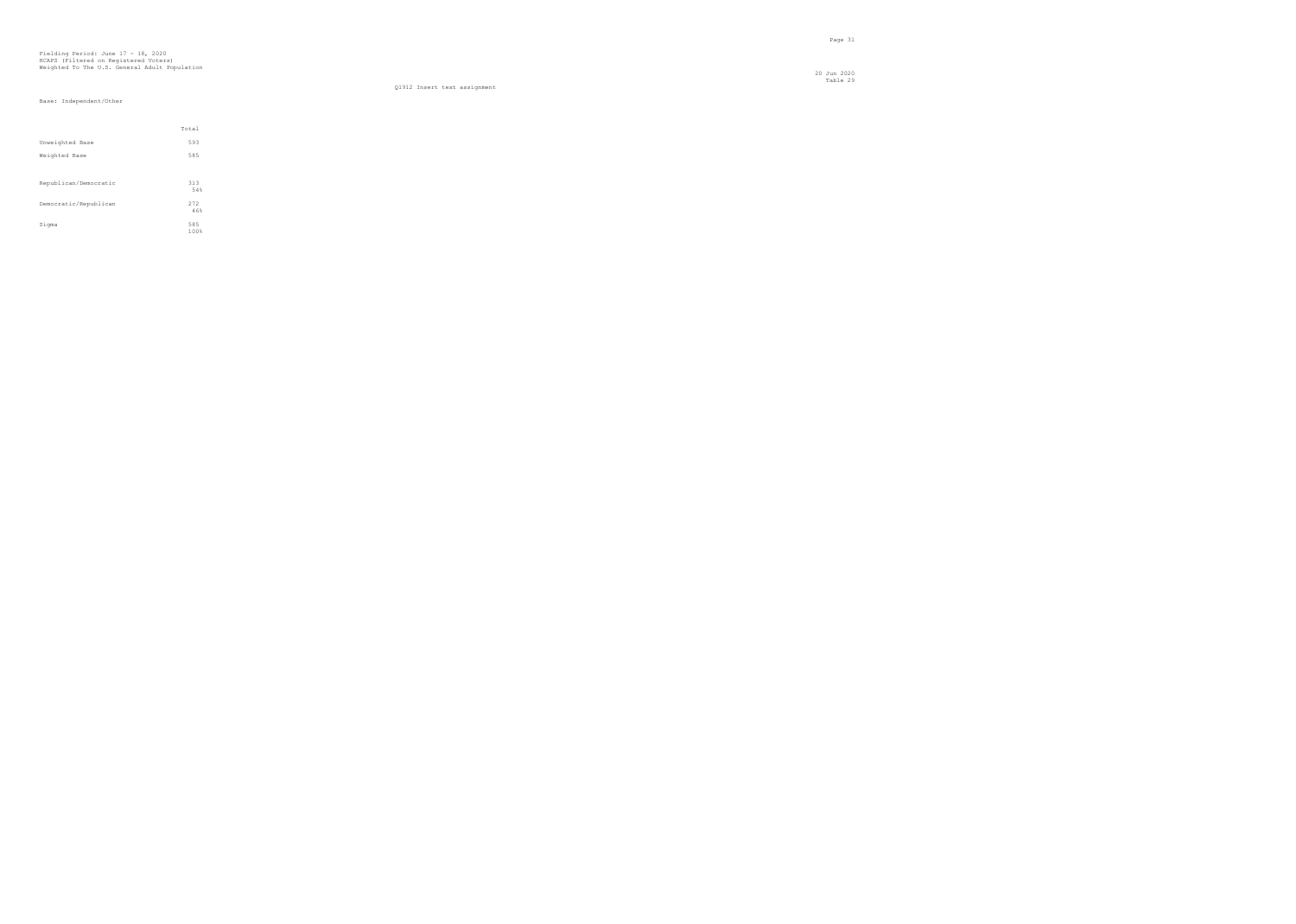Fielding Period: June 17 - 18, 2020
HCAPS (Filtered on Registered Voters)
Weighted To The U.S. General Adult Population

20 Jun 2020
Table 29

Q1912 Insert text assignment

Base: Independent/Other

| | Total |
|---|---|
| Unweighted Base | 593 |
| Weighted Base | 585 |
| Republican/Democratic | 313<br>54% |
| Democratic/Republican | 272<br>46% |
| Sigma | 585<br>100% |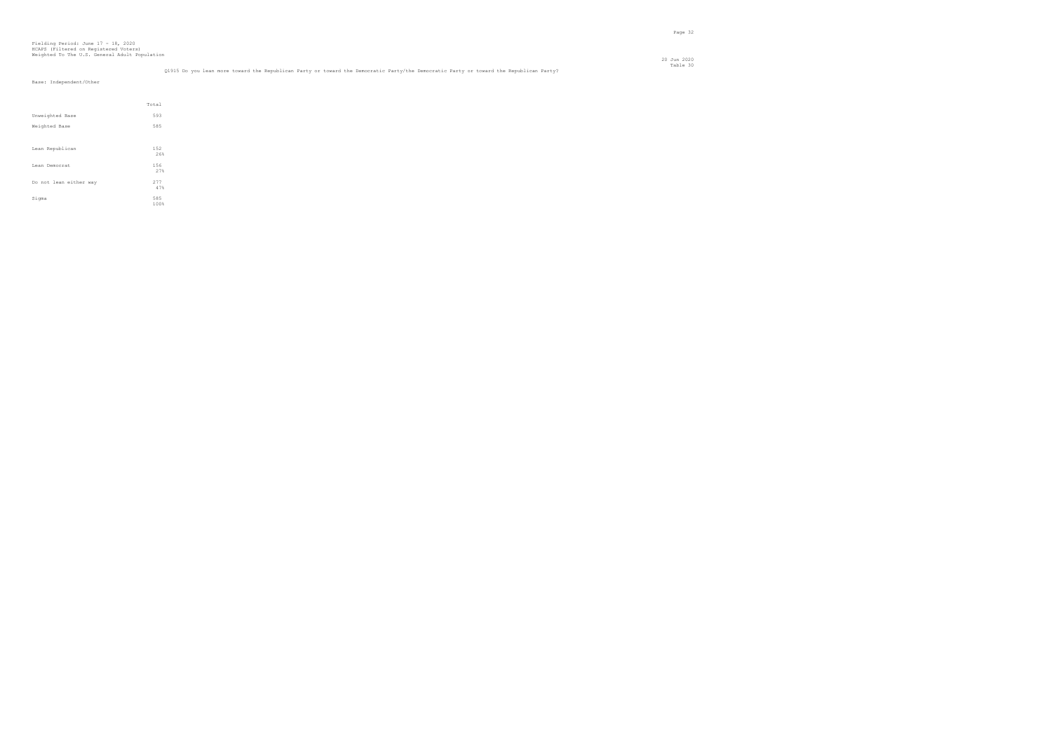Fielding Period: June 17 - 18, 2020
HCAPS (Filtered on Registered Voters)
Weighted To The U.S. General Adult Population

20 Jun 2020
Table 30

Q1915 Do you lean more toward the Republican Party or toward the Democratic Party/the Democratic Party or toward the Republican Party?

Base: Independent/Other

| | Total |
|---|---|
| Unweighted Base | 593 |
| Weighted Base | 585 |
| Lean Republican | 152<br>26% |
| Lean Democrat | 156<br>27% |
| Do not lean either way | 277<br>47% |
| Sigma | 585<br>100% |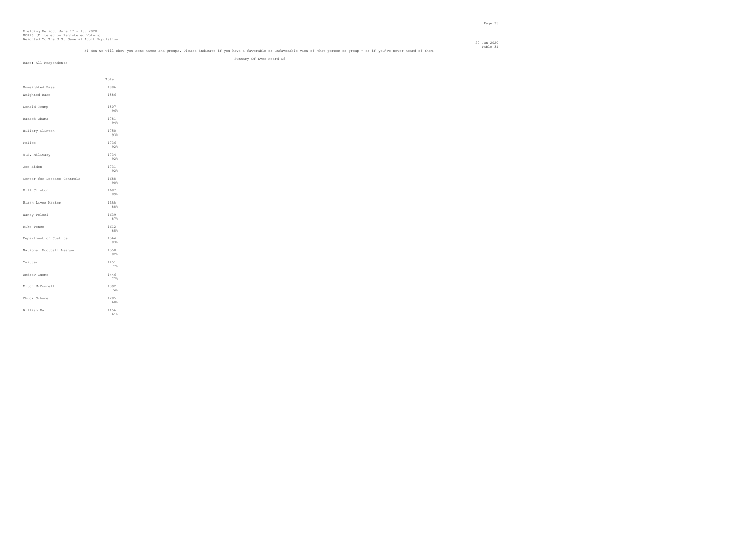Fielding Period: June 17 - 18, 2020
HCAPS (Filtered on Registered Voters)
Weighted To The U.S. General Adult Population

20 Jun 2020
Table 31

F1 Now we will show you some names and groups. Please indicate if you have a favorable or unfavorable view of that person or group - or if you've never heard of them.

Summary Of Ever Heard Of

Base: All Respondents

| | Total |
|---|---|
| Unweighted Base | 1886 |
| Weighted Base | 1886 |
| Donald Trump | 1807<br>96% |
| Barack Obama | 1781<br>94% |
| Hillary Clinton | 1750<br>93% |
| Police | 1736<br>92% |
| U.S. Military | 1734<br>92% |
| Joe Biden | 1731<br>92% |
| Center for Decease Controls | 1688<br>90% |
| Bill Clinton | 1687<br>89% |
| Black Lives Matter | 1665<br>88% |
| Nancy Pelosi | 1639<br>87% |
| Mike Pence | 1612<br>85% |
| Department of Justice | 1564<br>83% |
| National Football League | 1550<br>82% |
| Twitter | 1451<br>77% |
| Andrew Cuomo | 1446<br>77% |
| Mitch McConnell | 1392<br>74% |
| Chuck Schumer | 1285<br>68% |
| William Barr | 1156<br>61% |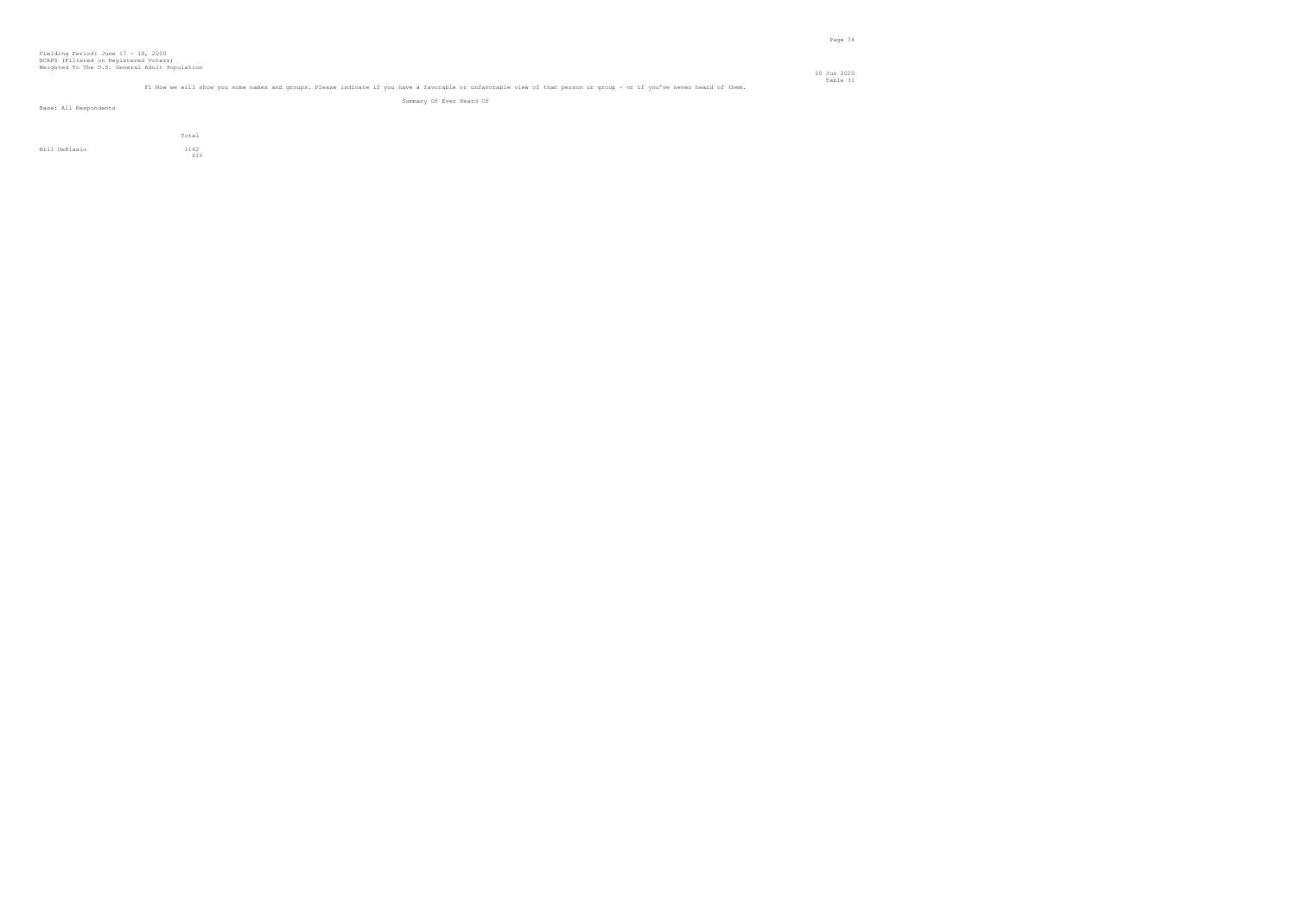Fielding Period: June 17 - 18, 2020
HCAPS (Filtered on Registered Voters)
Weighted To The U.S. General Adult Population

Table 31

F1 Now we will show you some names and groups. Please indicate if you have a favorable or unfavorable view of that person or group - or if you've never heard of them.

Summary Of Ever Heard Of

Base: All Respondents

| | Total |
|---|---|
| Bill DeBlasio | 1142 |
| | 61% |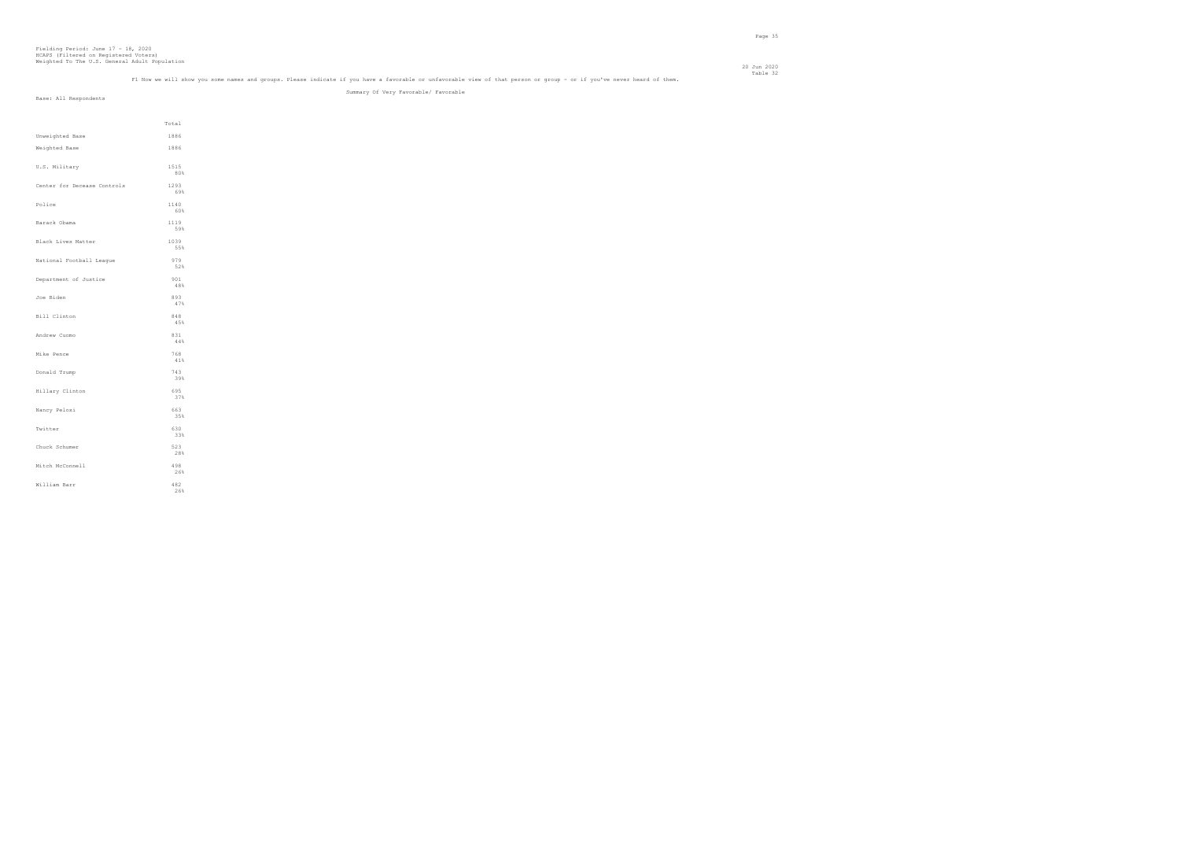Fielding Period: June 17 - 18, 2020
HCAPS (Filtered on Registered Voters)
Weighted To The U.S. General Adult Population

20 Jun 2020
Table 32

F1 Now we will show you some names and groups. Please indicate if you have a favorable or unfavorable view of that person or group - or if you've never heard of them.

Summary Of Very Favorable/ Favorable

Base: All Respondents

| | Total |
|---|---|
| Unweighted Base | 1886 |
| Weighted Base | 1886 |
| U.S. Military | 1515<br>80% |
| Center for Decease Controls | 1293<br>69% |
| Police | 1140<br>60% |
| Barack Obama | 1119<br>59% |
| Black Lives Matter | 1039<br>55% |
| National Football League | 979<br>52% |
| Department of Justice | 901<br>48% |
| Joe Biden | 893<br>47% |
| Bill Clinton | 848<br>45% |
| Andrew Cuomo | 831<br>44% |
| Mike Pence | 768<br>41% |
| Donald Trump | 743<br>39% |
| Hillary Clinton | 695<br>37% |
| Nancy Pelosi | 663<br>35% |
| Twitter | 630<br>33% |
| Chuck Schumer | 523<br>28% |
| Mitch McConnell | 498<br>26% |
| William Barr | 482<br>26% |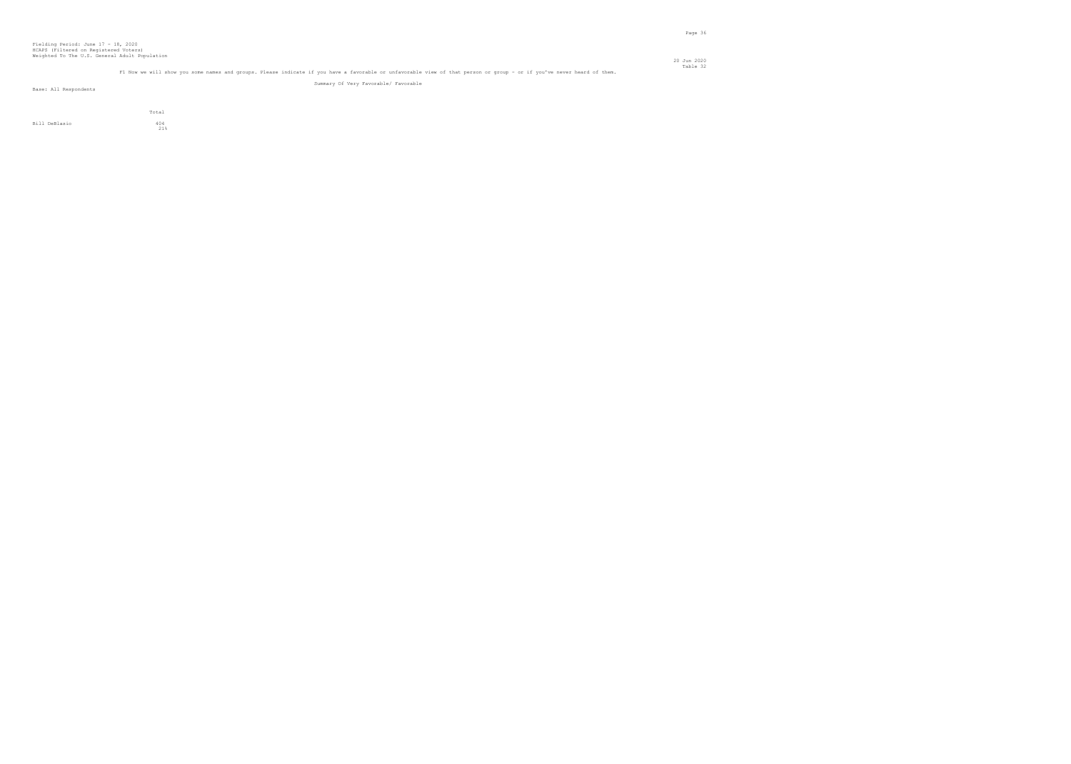Fielding Period: June 17 - 18, 2020
HCAPS (Filtered on Registered Voters)
Weighted To The U.S. General Adult Population

20 Jun 2020
Table 32

F1 Now we will show you some names and groups. Please indicate if you have a favorable or unfavorable view of that person or group - or if you've never heard of them.

Summary Of Very Favorable/ Favorable

Base: All Respondents

| | Total |
|---|---|
| Bill DeBlasio | 404 |
| | 21% |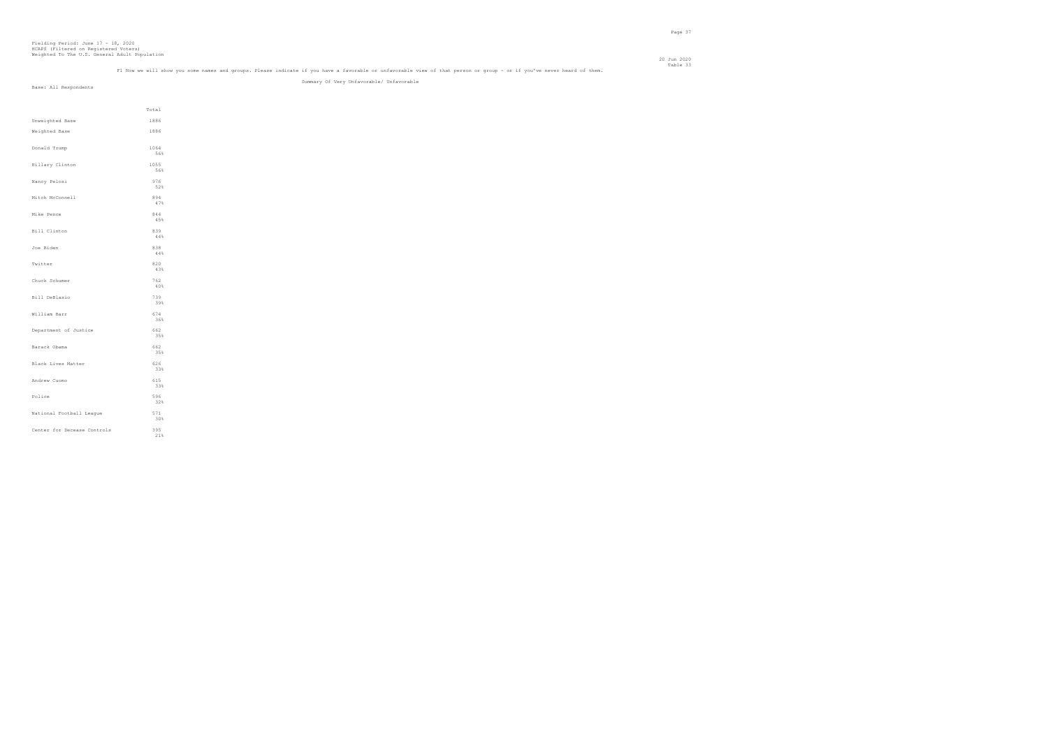Fielding Period: June 17 - 18, 2020
HCAPS (Filtered on Registered Voters)
Weighted To The U.S. General Adult Population

20 Jun 2020
Table 33

F1 Now we will show you some names and groups. Please indicate if you have a favorable or unfavorable view of that person or group - or if you've never heard of them.

Summary Of Very Unfavorable/ Unfavorable

Base: All Respondents

| | Total |
|---|---|
| Unweighted Base | 1886 |
| Weighted Base | 1886 |
| Donald Trump | 1064<br>56% |
| Hillary Clinton | 1055<br>56% |
| Nancy Pelosi | 976<br>52% |
| Mitch McConnell | 894<br>47% |
| Mike Pence | 844<br>45% |
| Bill Clinton | 839<br>44% |
| Joe Biden | 838<br>44% |
| Twitter | 820<br>43% |
| Chuck Schumer | 762<br>40% |
| Bill DeBlasio | 739<br>39% |
| William Barr | 674<br>36% |
| Department of Justice | 662<br>35% |
| Barack Obama | 662<br>35% |
| Black Lives Matter | 626<br>33% |
| Andrew Cuomo | 615<br>33% |
| Police | 596<br>32% |
| National Football League | 571<br>30% |
| Center for Decease Controls | 395<br>21% |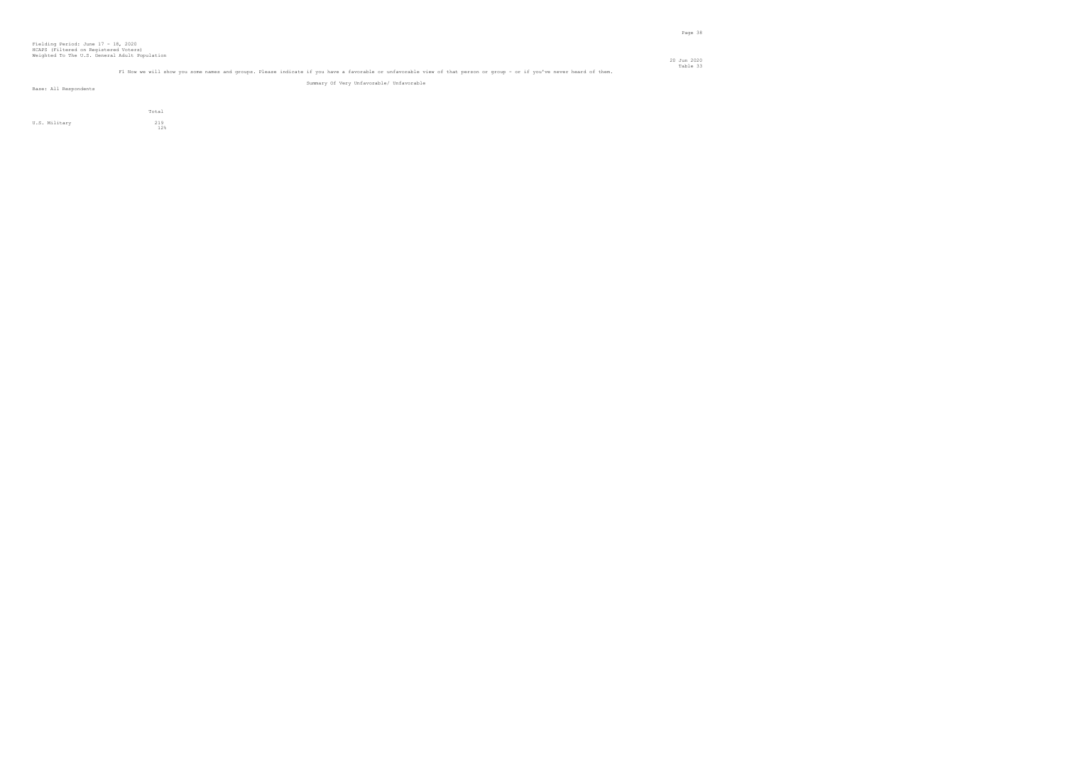Fielding Period: June 17 - 18, 2020
HCAPS (Filtered on Registered Voters)
Weighted To The U.S. General Adult Population

20 Jun 2020
Table 33

F1 Now we will show you some names and groups. Please indicate if you have a favorable or unfavorable view of that person or group - or if you've never heard of them.

Summary Of Very Unfavorable/ Unfavorable

Base: All Respondents

| | Total |
|---|---|
| U.S. Military | 219<br>12% |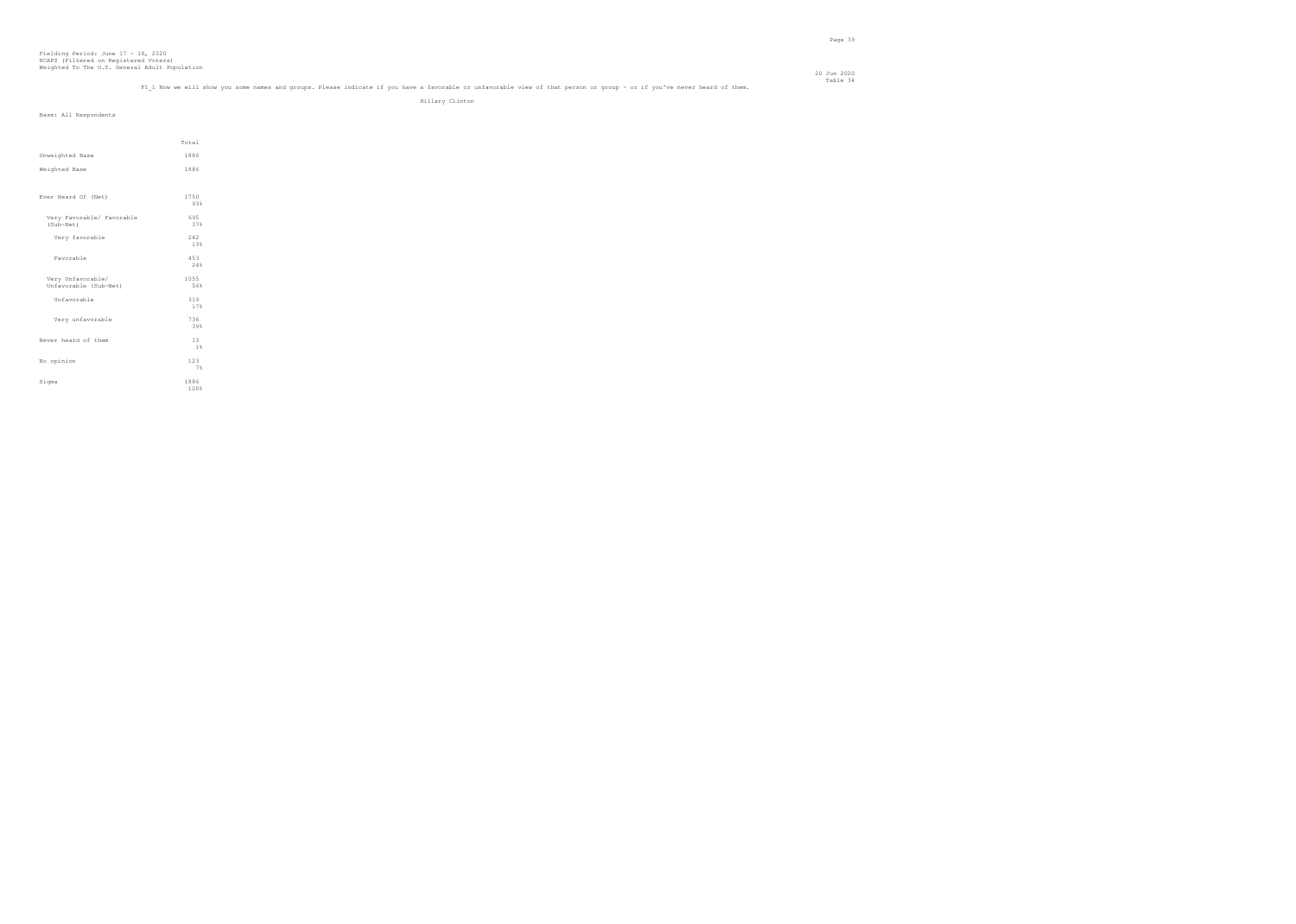Fielding Period: June 17 - 18, 2020
HCAPS (Filtered on Registered Voters)
Weighted To The U.S. General Adult Population

20 Jun 2020
Table 34

F1_1 Now we will show you some names and groups. Please indicate if you have a favorable or unfavorable view of that person or group - or if you've never heard of them.

Hillary Clinton

Base: All Respondents

| | Total |
|---|---|
| Unweighted Base | 1886 |
| Weighted Base | 1886 |
| Ever Heard Of (Net) | 1750<br>93% |
| Very Favorable/ Favorable (Sub-Net) | 695<br>37% |
| Very favorable | 242<br>13% |
| Favorable | 453<br>24% |
| Very Unfavorable/ Unfavorable (Sub-Net) | 1055<br>56% |
| Unfavorable | 319<br>17% |
| Very unfavorable | 736<br>39% |
| Never heard of them | 13<br>1% |
| No opinion | 123<br>7% |
| Sigma | 1886<br>100% |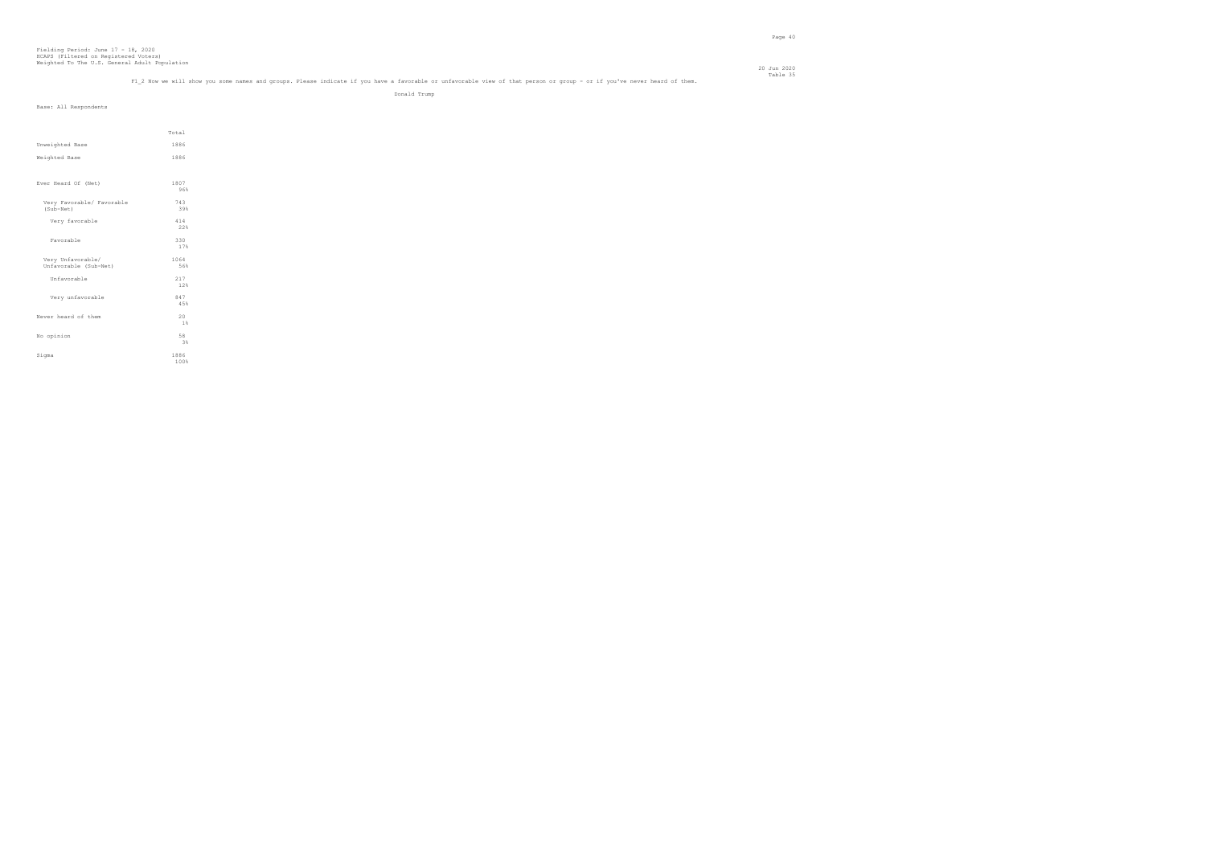Fielding Period: June 17 - 18, 2020
HCAPS (Filtered on Registered Voters)
Weighted To The U.S. General Adult Population

20 Jun 2020
Table 35

F1_2 Now we will show you some names and groups. Please indicate if you have a favorable or unfavorable view of that person or group - or if you've never heard of them.

Donald Trump

Base: All Respondents

| | Total |
|---|---|
| Unweighted Base | 1886 |
| Weighted Base | 1886 |
| Ever Heard Of (Net) | 1807<br>96% |
| Very Favorable/ Favorable (Sub-Net) | 743<br>39% |
| Very favorable | 414<br>22% |
| Favorable | 330<br>17% |
| Very Unfavorable/ Unfavorable (Sub-Net) | 1064<br>56% |
| Unfavorable | 217<br>12% |
| Very unfavorable | 847<br>45% |
| Never heard of them | 20<br>1% |
| No opinion | 58<br>3% |
| Sigma | 1886<br>100% |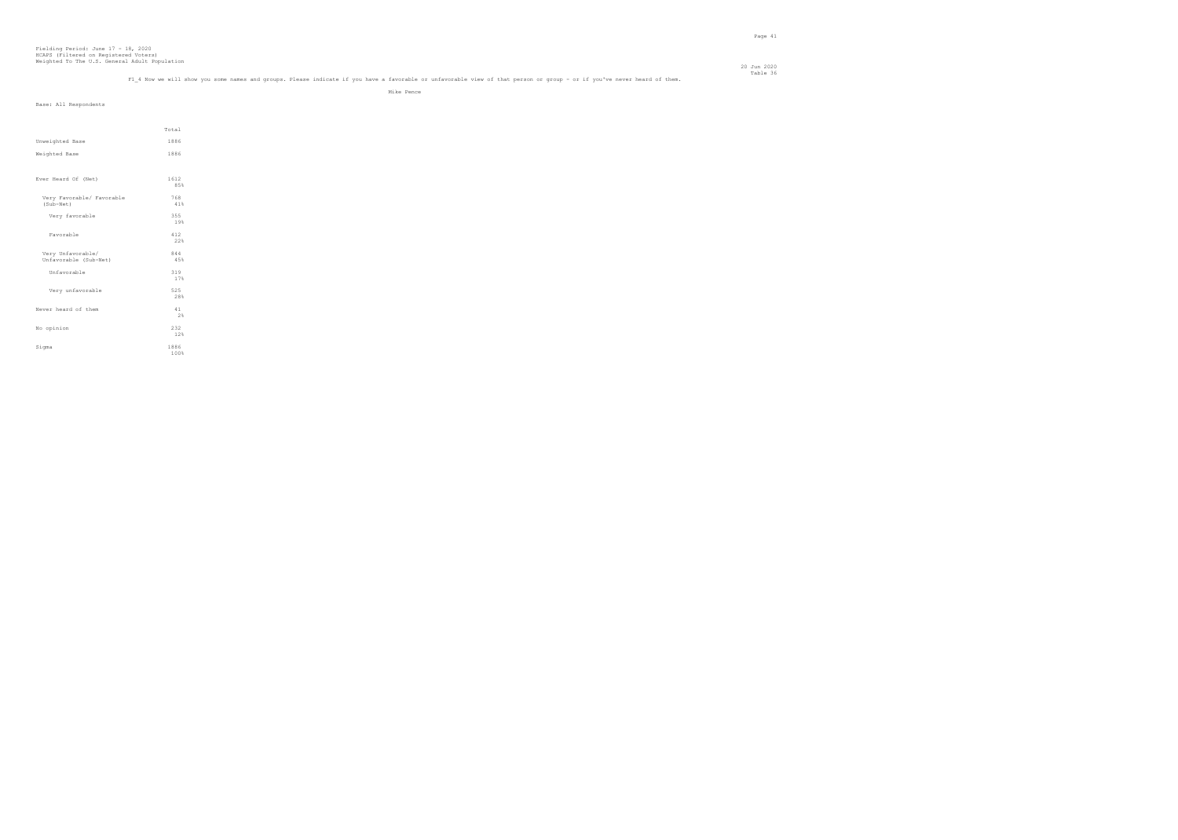Fielding Period: June 17 - 18, 2020
HCAPS (Filtered on Registered Voters)
Weighted To The U.S. General Adult Population

20 Jun 2020
Table 36

F1_4 Now we will show you some names and groups. Please indicate if you have a favorable or unfavorable view of that person or group - or if you've never heard of them.

Mike Pence

Base: All Respondents

| | Total |
|---|---|
| Unweighted Base | 1886 |
| Weighted Base | 1886 |
| Ever Heard Of (Net) | 1612<br>85% |
| Very Favorable/ Favorable (Sub-Net) | 768<br>41% |
| Very favorable | 355<br>19% |
| Favorable | 412<br>22% |
| Very Unfavorable/ Unfavorable (Sub-Net) | 844<br>45% |
| Unfavorable | 319<br>17% |
| Very unfavorable | 525<br>28% |
| Never heard of them | 41<br>2% |
| No opinion | 232<br>12% |
| Sigma | 1886<br>100% |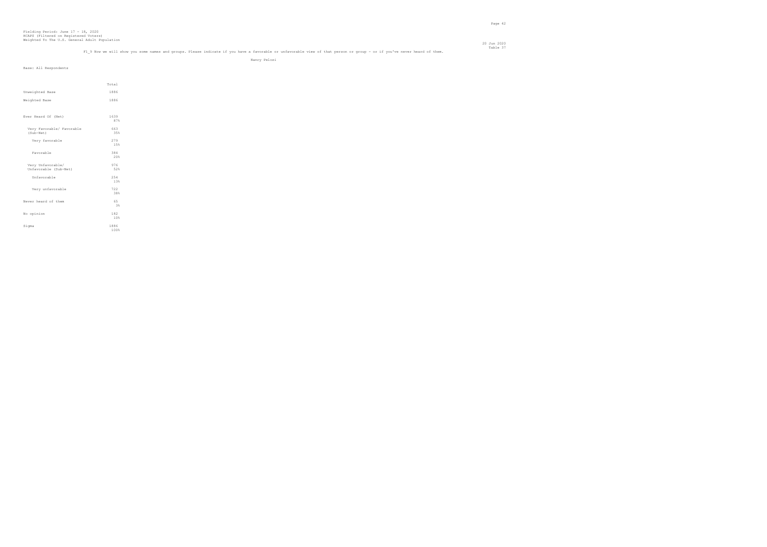Fielding Period: June 17 - 18, 2020
HCAPS (Filtered on Registered Voters)
Weighted To The U.S. General Adult Population

20 Jun 2020
Table 37

F1_9 Now we will show you some names and groups. Please indicate if you have a favorable or unfavorable view of that person or group - or if you've never heard of them.

Nancy Pelosi

Base: All Respondents

| | Total |
|---|---|
| Unweighted Base | 1886 |
| Weighted Base | 1886 |
| Ever Heard Of (Net) | 1639<br>87% |
| Very Favorable/ Favorable (Sub-Net) | 663<br>35% |
| Very favorable | 279<br>15% |
| Favorable | 384<br>20% |
| Very Unfavorable/ Unfavorable (Sub-Net) | 976<br>52% |
| Unfavorable | 254<br>13% |
| Very unfavorable | 722<br>38% |
| Never heard of them | 65<br>3% |
| No opinion | 182<br>10% |
| Sigma | 1886<br>100% |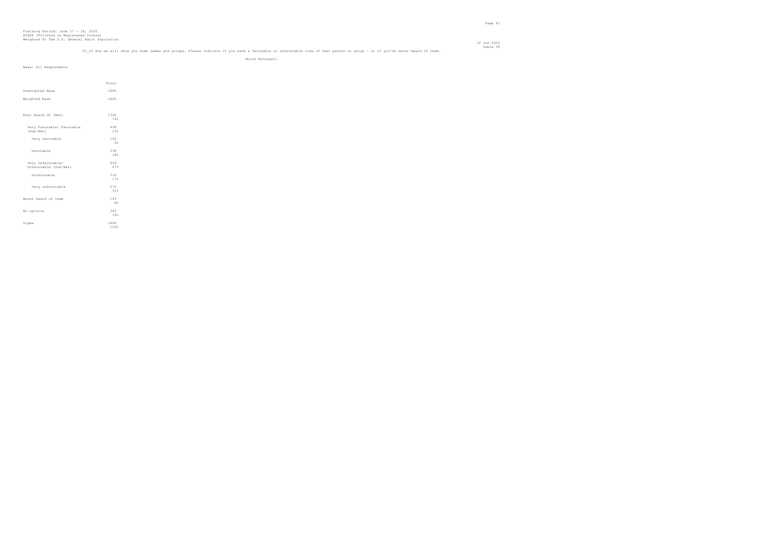Fielding Period: June 17 - 18, 2020
HCAPS (Filtered on Registered Voters)
Weighted To The U.S. General Adult Population

20 Jun 2020
Table 38

F1_10 Now we will show you some names and groups. Please indicate if you have a favorable or unfavorable view of that person or group - or if you've never heard of them.

Mitch McConnell

Base: All Respondents

| | Total |
|---|---|
| Unweighted Base | 1886 |
| Weighted Base | 1886 |
| Ever Heard Of (Net) | 1392<br>74% |
| Very Favorable/ Favorable (Sub-Net) | 498<br>26% |
| Very favorable | 160<br>8% |
| Favorable | 338<br>18% |
| Very Unfavorable/ Unfavorable (Sub-Net) | 894<br>47% |
| Unfavorable | 318<br>17% |
| Very unfavorable | 576<br>31% |
| Never heard of them | 149<br>8% |
| No opinion | 345<br>18% |
| Sigma | 1886<br>100% |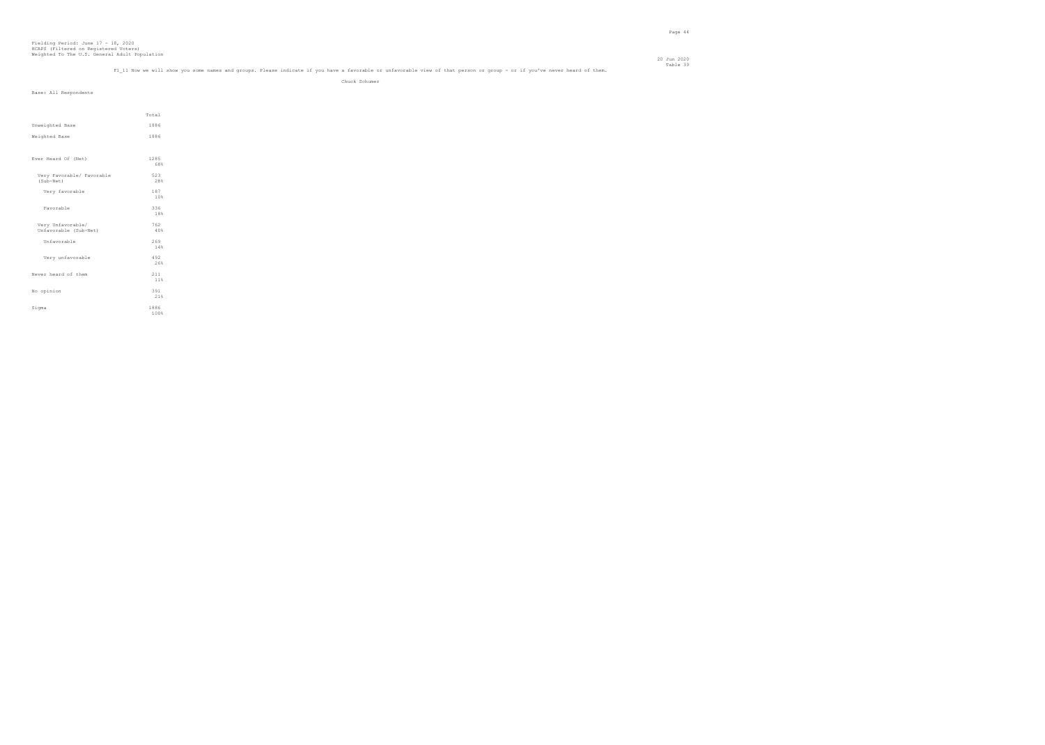Fielding Period: June 17 - 18, 2020
HCAPS (Filtered on Registered Voters)
Weighted To The U.S. General Adult Population

20 Jun 2020
Table 39

F1_11 Now we will show you some names and groups. Please indicate if you have a favorable or unfavorable view of that person or group - or if you've never heard of them.

Chuck Schumer

Base: All Respondents

| | Total |
|---|---|
| Unweighted Base | 1886 |
| Weighted Base | 1886 |
| Ever Heard Of (Net) | 1285<br>68% |
| Very Favorable/ Favorable (Sub-Net) | 523<br>28% |
| Very favorable | 187<br>10% |
| Favorable | 336<br>18% |
| Very Unfavorable/ Unfavorable (Sub-Net) | 762<br>40% |
| Unfavorable | 269<br>14% |
| Very unfavorable | 492<br>26% |
| Never heard of them | 211<br>11% |
| No opinion | 391<br>21% |
| Sigma | 1886<br>100% |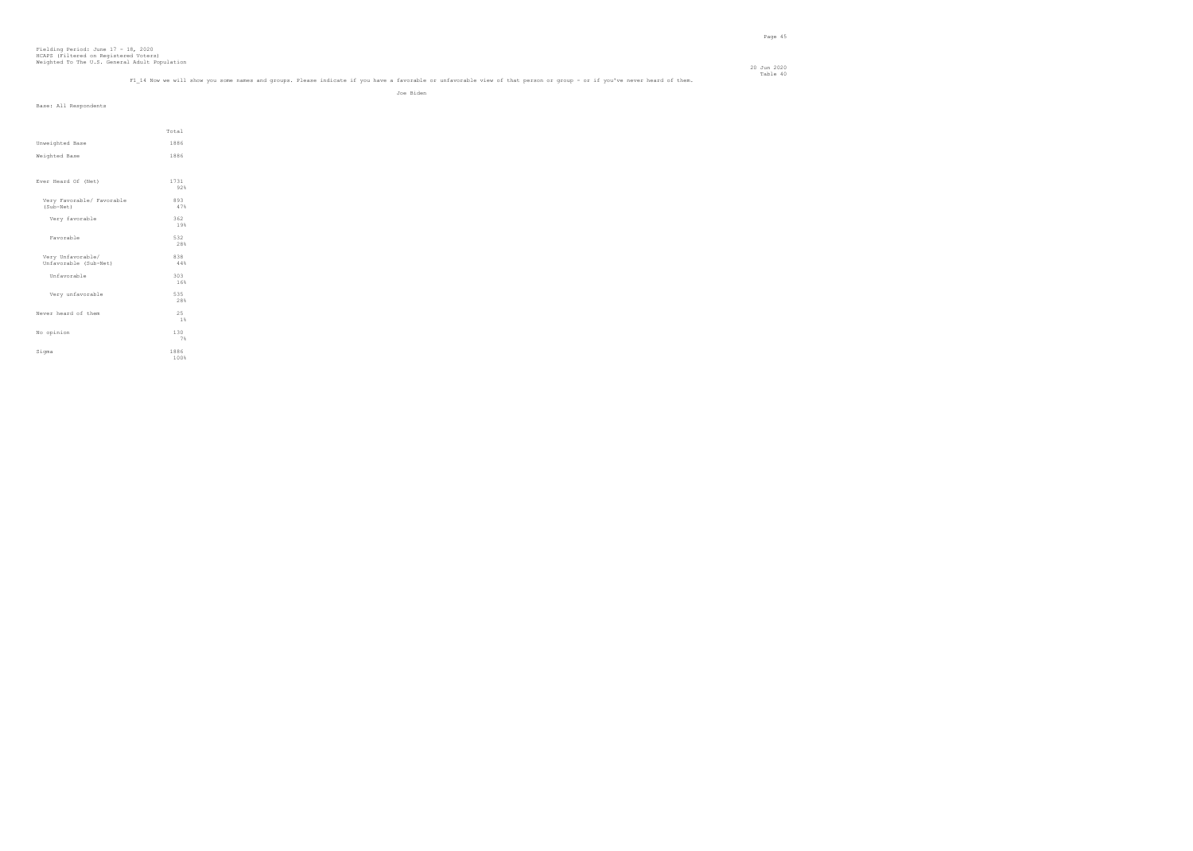Fielding Period: June 17 - 18, 2020
HCAPS (Filtered on Registered Voters)
Weighted To The U.S. General Adult Population

20 Jun 2020
Table 40

F1_14 Now we will show you some names and groups. Please indicate if you have a favorable or unfavorable view of that person or group - or if you've never heard of them.

Joe Biden

Base: All Respondents

| | Total |
|---|---|
| Unweighted Base | 1886 |
| Weighted Base | 1886 |
| Ever Heard Of (Net) | 1731<br>92% |
| Very Favorable/ Favorable (Sub-Net) | 893<br>47% |
| Very favorable | 362<br>19% |
| Favorable | 532<br>28% |
| Very Unfavorable/ Unfavorable (Sub-Net) | 838<br>44% |
| Unfavorable | 303<br>16% |
| Very unfavorable | 535<br>28% |
| Never heard of them | 25<br>1% |
| No opinion | 130<br>7% |
| Sigma | 1886<br>100% |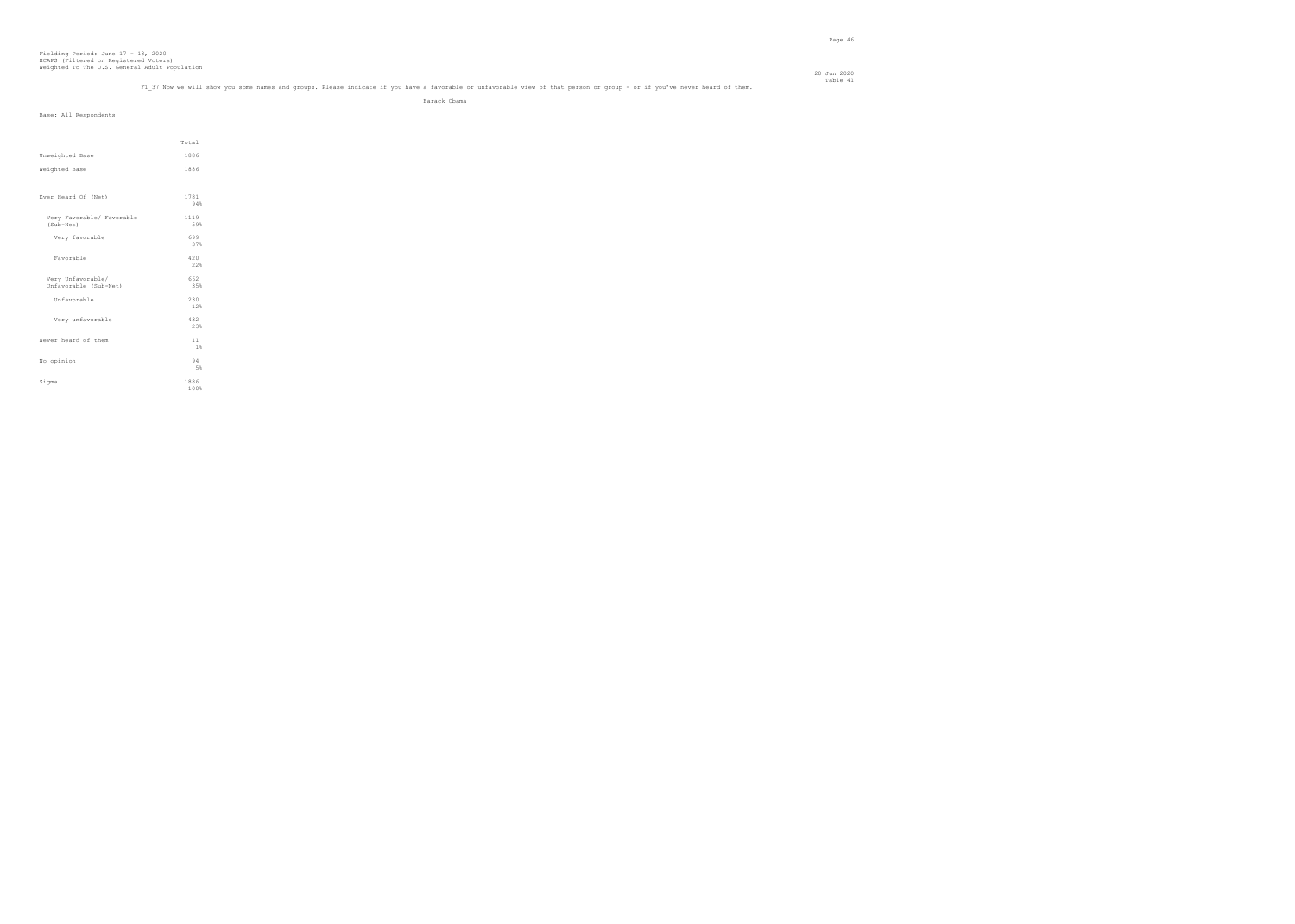Fielding Period: June 17 - 18, 2020
HCAPS (Filtered on Registered Voters)
Weighted To The U.S. General Adult Population

20 Jun 2020
Table 41

F1_37 Now we will show you some names and groups. Please indicate if you have a favorable or unfavorable view of that person or group - or if you've never heard of them.

Barack Obama

Base: All Respondents

| | Total |
|---|---|
| Unweighted Base | 1886 |
| Weighted Base | 1886 |
| Ever Heard Of (Net) | 1781<br>94% |
| Very Favorable/ Favorable (Sub-Net) | 1119<br>59% |
| Very favorable | 699<br>37% |
| Favorable | 420<br>22% |
| Very Unfavorable/ Unfavorable (Sub-Net) | 662<br>35% |
| Unfavorable | 230<br>12% |
| Very unfavorable | 432<br>23% |
| Never heard of them | 11<br>1% |
| No opinion | 94<br>5% |
| Sigma | 1886<br>100% |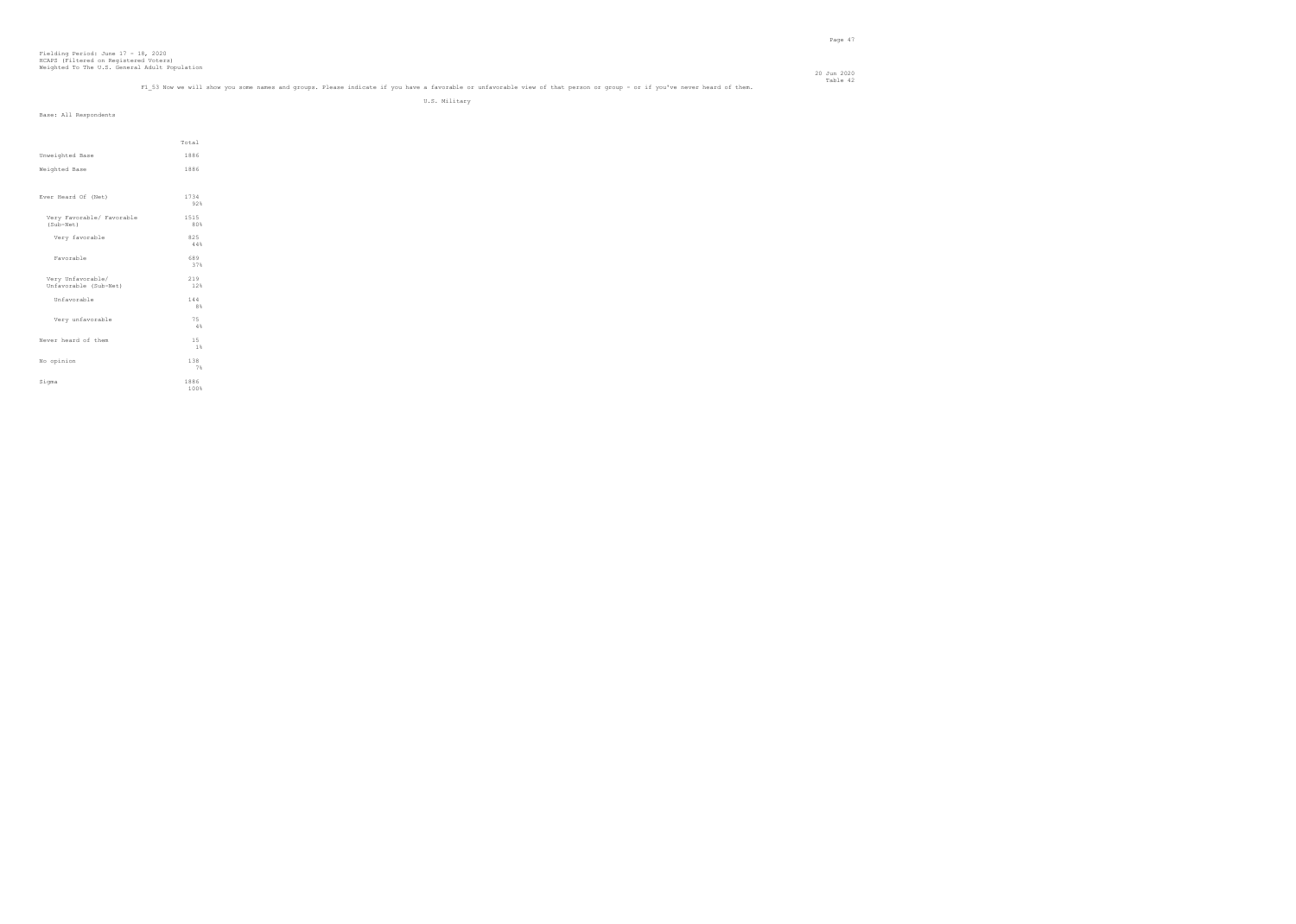Fielding Period: June 17 - 18, 2020
HCAPS (Filtered on Registered Voters)
Weighted To The U.S. General Adult Population

20 Jun 2020
Table 42

F1_53 Now we will show you some names and groups. Please indicate if you have a favorable or unfavorable view of that person or group - or if you've never heard of them.

U.S. Military

Base: All Respondents

| | Total |
|---|---|
| Unweighted Base | 1886 |
| Weighted Base | 1886 |
| Ever Heard Of (Net) | 1734<br>92% |
| Very Favorable/ Favorable (Sub-Net) | 1515<br>80% |
| Very favorable | 825<br>44% |
| Favorable | 689<br>37% |
| Very Unfavorable/ Unfavorable (Sub-Net) | 219<br>12% |
| Unfavorable | 144<br>8% |
| Very unfavorable | 75<br>4% |
| Never heard of them | 15<br>1% |
| No opinion | 138<br>7% |
| Sigma | 1886<br>100% |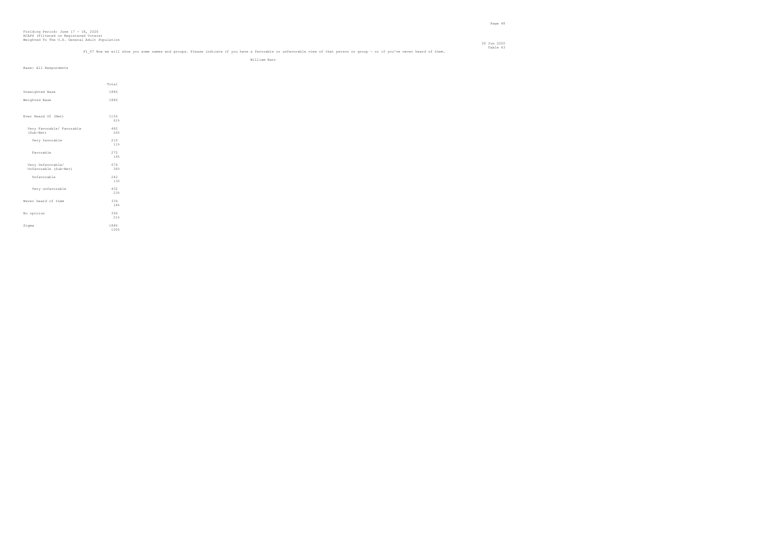Fielding Period: June 17 - 18, 2020
HCAPS (Filtered on Registered Voters)
Weighted To The U.S. General Adult Population

20 Jun 2020
Table 43

F1_67 Now we will show you some names and groups. Please indicate if you have a favorable or unfavorable view of that person or group - or if you've never heard of them.

William Barr

Base: All Respondents

| | Total |
|---|---|
| Unweighted Base | 1886 |
| Weighted Base | 1886 |
| Ever Heard Of (Net) | 1156<br>61% |
| Very Favorable/ Favorable (Sub-Net) | 482<br>26% |
| Very favorable | 210<br>11% |
| Favorable | 272<br>14% |
| Very Unfavorable/ Unfavorable (Sub-Net) | 674<br>36% |
| Unfavorable | 242<br>13% |
| Very unfavorable | 432<br>23% |
| Never heard of them | 334<br>18% |
| No opinion | 396<br>21% |
| Sigma | 1886<br>100% |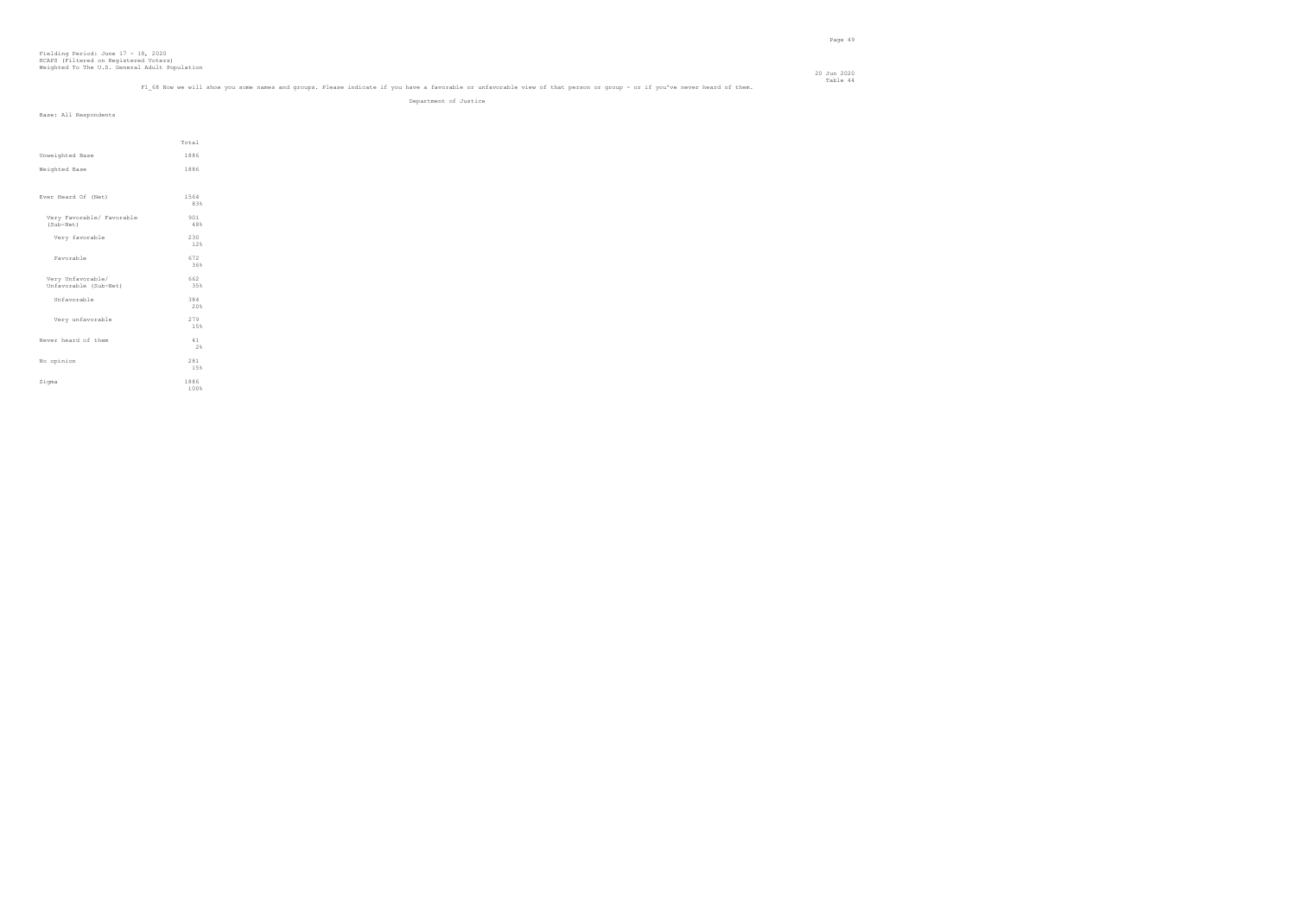Fielding Period: June 17 - 18, 2020
HCAPS (Filtered on Registered Voters)
Weighted To The U.S. General Adult Population

20 Jun 2020
Table 44

F1_68 Now we will show you some names and groups. Please indicate if you have a favorable or unfavorable view of that person or group - or if you've never heard of them.

Department of Justice

Base: All Respondents

| | Total |
|---|---|
| Unweighted Base | 1886 |
| Weighted Base | 1886 |
| Ever Heard Of (Net) | 1564 |
| | 83% |
| Very Favorable/ Favorable (Sub-Net) | 901 |
| | 48% |
| Very favorable | 230 |
| | 12% |
| Favorable | 672 |
| | 36% |
| Very Unfavorable/ Unfavorable (Sub-Net) | 662 |
| | 35% |
| Unfavorable | 384 |
| | 20% |
| Very unfavorable | 279 |
| | 15% |
| Never heard of them | 41 |
| | 2% |
| No opinion | 281 |
| | 15% |
| Sigma | 1886 |
| | 100% |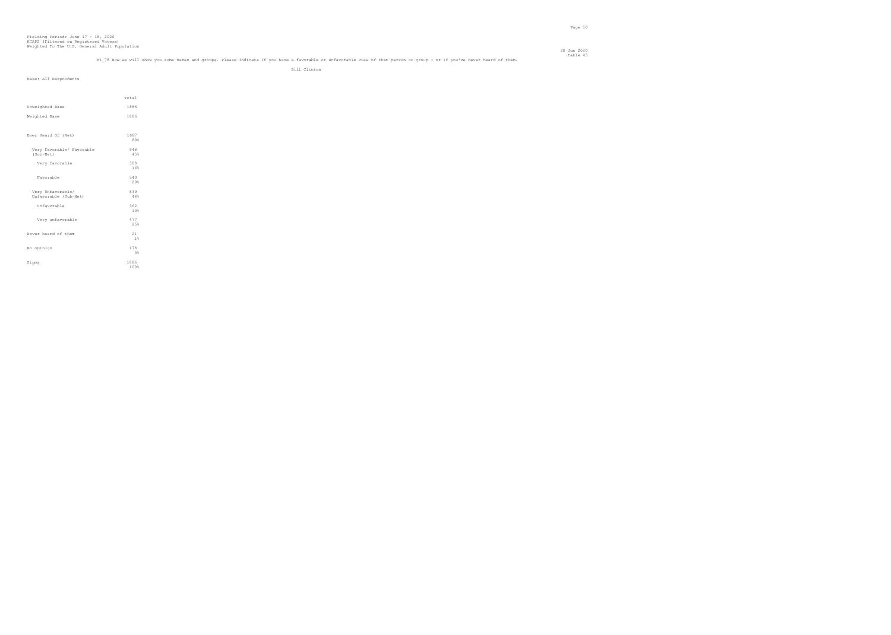Fielding Period: June 17 - 18, 2020
HCAPS (Filtered on Registered Voters)
Weighted To The U.S. General Adult Population

20 Jun 2020
Table 45

F1_78 Now we will show you some names and groups. Please indicate if you have a favorable or unfavorable view of that person or group - or if you've never heard of them.

Bill Clinton

Base: All Respondents

| | Total |
|---|---|
| Unweighted Base | 1886 |
| Weighted Base | 1886 |
| Ever Heard Of (Net) | 1687<br>89% |
| Very Favorable/ Favorable (Sub-Net) | 848<br>45% |
| Very favorable | 308<br>16% |
| Favorable | 540<br>29% |
| Very Unfavorable/ Unfavorable (Sub-Net) | 839<br>44% |
| Unfavorable | 362<br>19% |
| Very unfavorable | 477<br>25% |
| Never heard of them | 21<br>1% |
| No opinion | 178<br>9% |
| Sigma | 1886<br>100% |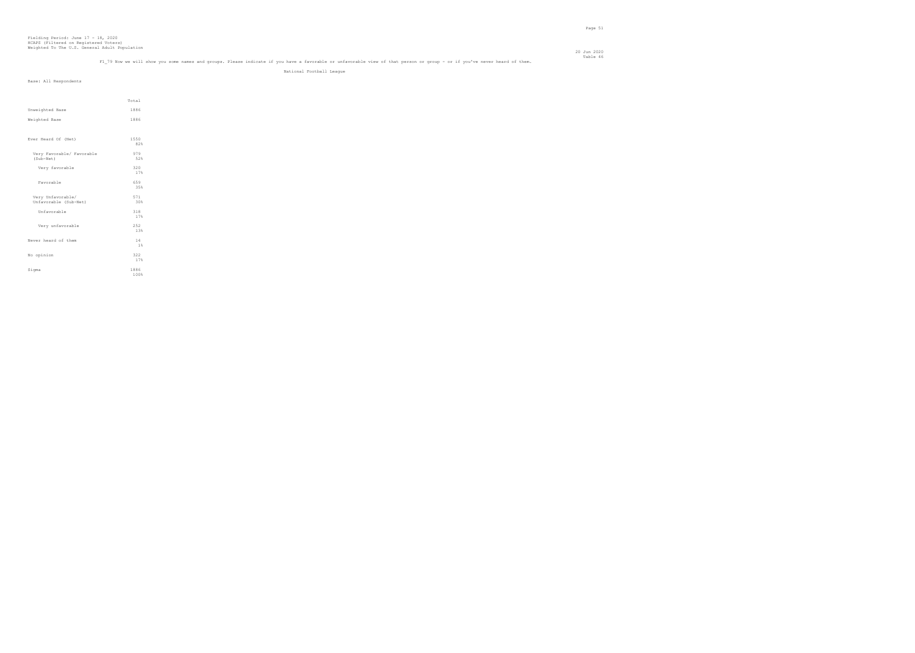Fielding Period: June 17 - 18, 2020
HCAPS (Filtered on Registered Voters)
Weighted To The U.S. General Adult Population

Table 46

F1_79 Now we will show you some names and groups. Please indicate if you have a favorable or unfavorable view of that person or group - or if you've never heard of them.

National Football League

Base: All Respondents

| | Total |
|---|---|
| Unweighted Base | 1886 |
| Weighted Base | 1886 |
| Ever Heard Of (Net) | 1550<br>82% |
| Very Favorable/ Favorable (Sub-Net) | 979<br>52% |
| Very favorable | 320<br>17% |
| Favorable | 659<br>35% |
| Very Unfavorable/ Unfavorable (Sub-Net) | 571<br>30% |
| Unfavorable | 318<br>17% |
| Very unfavorable | 252<br>13% |
| Never heard of them | 14<br>1% |
| No opinion | 322<br>17% |
| Sigma | 1886<br>100% |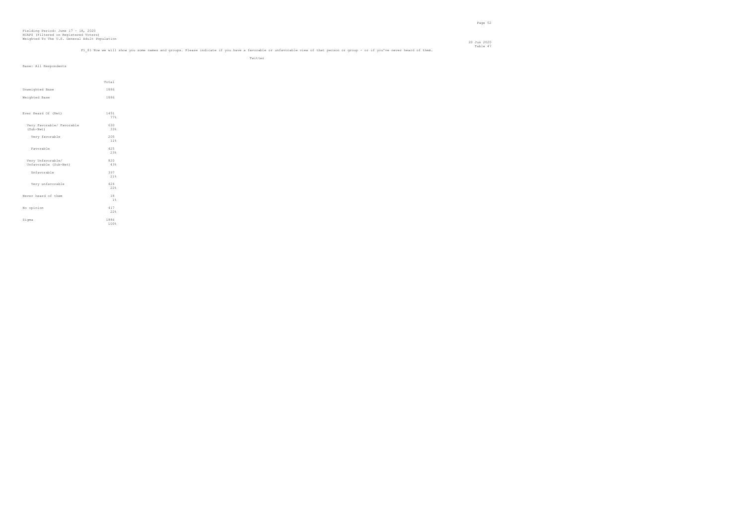Fielding Period: June 17 - 18, 2020
HCAPS (Filtered on Registered Voters)
Weighted To The U.S. General Adult Population

20 Jun 2020
Table 47

F1_81 Now we will show you some names and groups. Please indicate if you have a favorable or unfavorable view of that person or group - or if you've never heard of them.

Twitter

Base: All Respondents

| | Total |
|---|---|
| Unweighted Base | 1886 |
| Weighted Base | 1886 |
| Ever Heard Of (Net) | 1451<br>77% |
| Very Favorable/ Favorable (Sub-Net) | 630<br>33% |
| Very favorable | 205<br>11% |
| Favorable | 425<br>23% |
| Very Unfavorable/ Unfavorable (Sub-Net) | 820<br>43% |
| Unfavorable | 397<br>21% |
| Very unfavorable | 424<br>22% |
| Never heard of them | 18<br>1% |
| No opinion | 417<br>22% |
| Sigma | 1886<br>100% |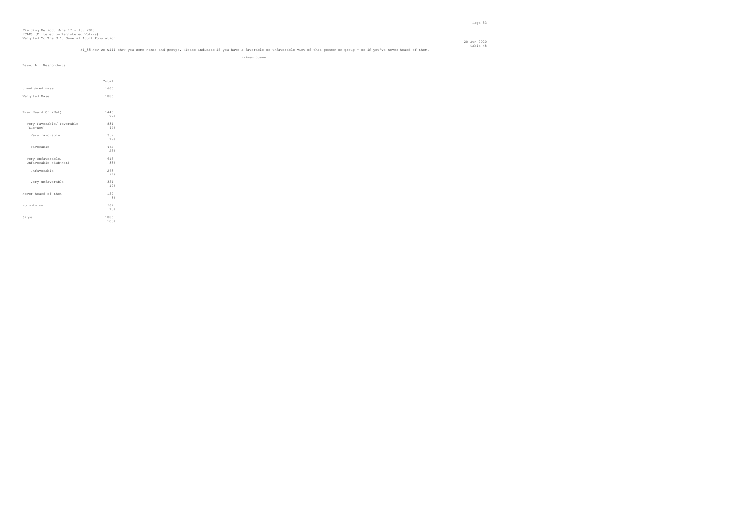Fielding Period: June 17 - 18, 2020
HCAPS (Filtered on Registered Voters)
Weighted To The U.S. General Adult Population

20 Jun 2020
Table 48

F1_85 Now we will show you some names and groups. Please indicate if you have a favorable or unfavorable view of that person or group - or if you've never heard of them.

Andrew Cuomo

Base: All Respondents

| | Total |
|---|---|
| Unweighted Base | 1886 |
| Weighted Base | 1886 |
| Ever Heard Of (Net) | 1446<br>77% |
| Very Favorable/ Favorable (Sub-Net) | 831<br>44% |
| Very favorable | 359<br>19% |
| Favorable | 472<br>25% |
| Very Unfavorable/ Unfavorable (Sub-Net) | 615<br>33% |
| Unfavorable | 263<br>14% |
| Very unfavorable | 351<br>19% |
| Never heard of them | 159<br>8% |
| No opinion | 281<br>15% |
| Sigma | 1886<br>100% |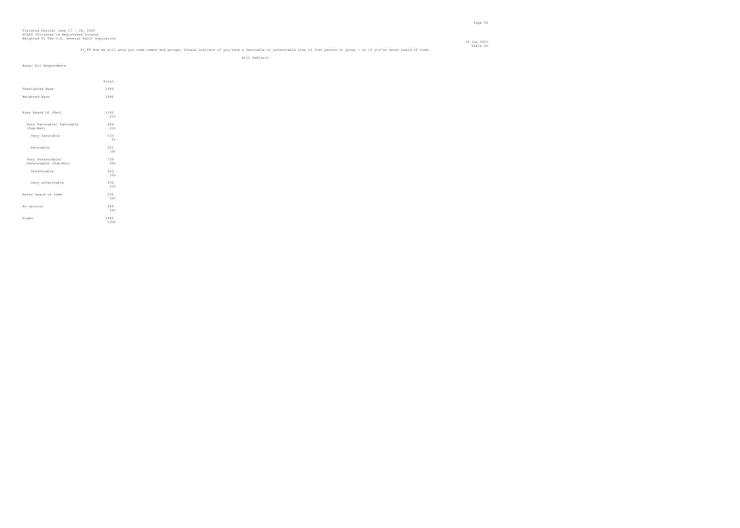Fielding Period: June 17 - 18, 2020
HCAPS (Filtered on Registered Voters)
Weighted To The U.S. General Adult Population

20 Jun 2020
Table 49

F1_88 Now we will show you some names and groups. Please indicate if you have a favorable or unfavorable view of that person or group - or if you've never heard of them.

Bill DeBlasio

Base: All Respondents

| | Total |
|---|---|
| Unweighted Base | 1886 |
| Weighted Base | 1886 |
| Ever Heard Of (Net) | 1142<br>61% |
| Very Favorable/ Favorable (Sub-Net) | 404<br>21% |
| Very favorable | 103<br>5% |
| Favorable | 301<br>16% |
| Very Unfavorable/ Unfavorable (Sub-Net) | 739<br>39% |
| Unfavorable | 303<br>16% |
| Very unfavorable | 436<br>23% |
| Never heard of them | 295<br>16% |
| No opinion | 448<br>24% |
| Sigma | 1886<br>100% |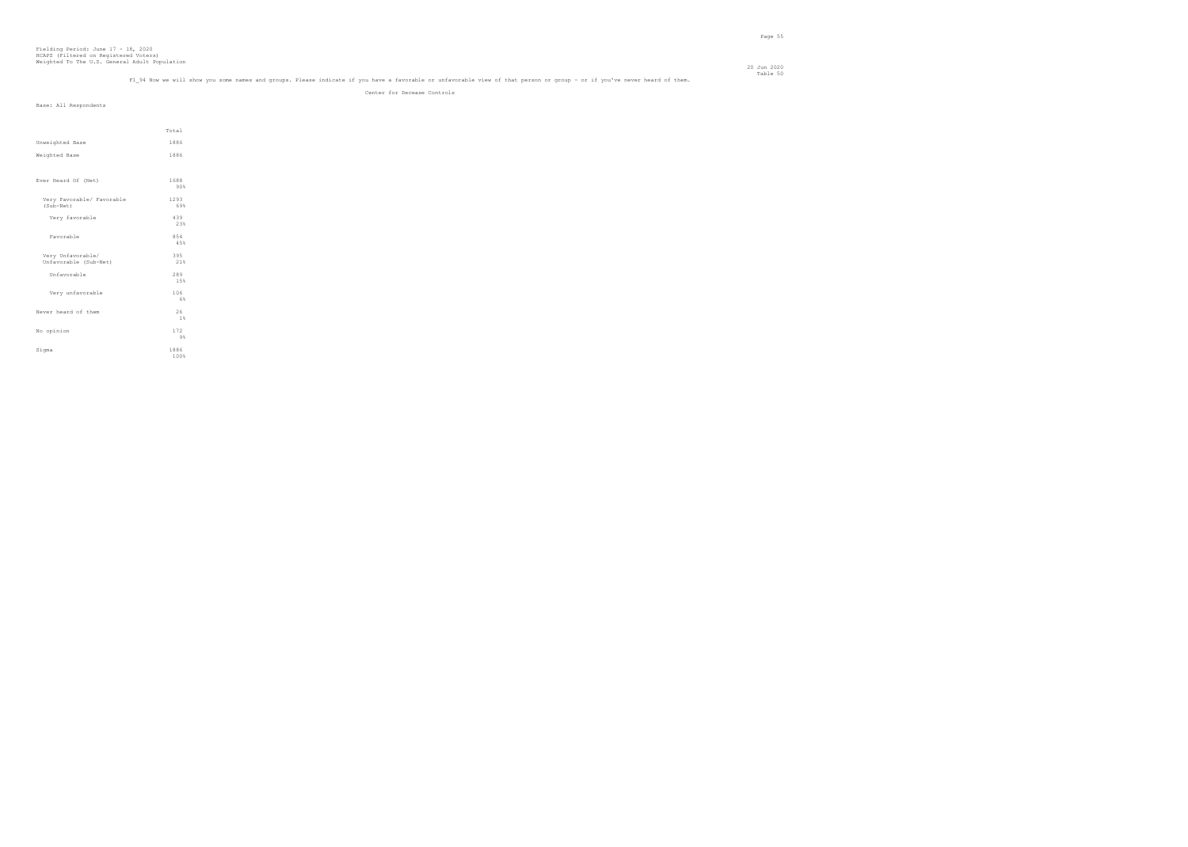Fielding Period: June 17 - 18, 2020
HCAPS (Filtered on Registered Voters)
Weighted To The U.S. General Adult Population

20 Jun 2020
Table 50

F1_94 Now we will show you some names and groups. Please indicate if you have a favorable or unfavorable view of that person or group - or if you've never heard of them.

Center for Decease Controls

Base: All Respondents

| | Total |
|---|---|
| Unweighted Base | 1886 |
| Weighted Base | 1886 |
| Ever Heard Of (Net) | 1688<br>90% |
| Very Favorable/ Favorable (Sub-Net) | 1293<br>69% |
| Very favorable | 439<br>23% |
| Favorable | 854<br>45% |
| Very Unfavorable/ Unfavorable (Sub-Net) | 395<br>21% |
| Unfavorable | 289<br>15% |
| Very unfavorable | 106<br>6% |
| Never heard of them | 26<br>1% |
| No opinion | 172<br>9% |
| Sigma | 1886<br>100% |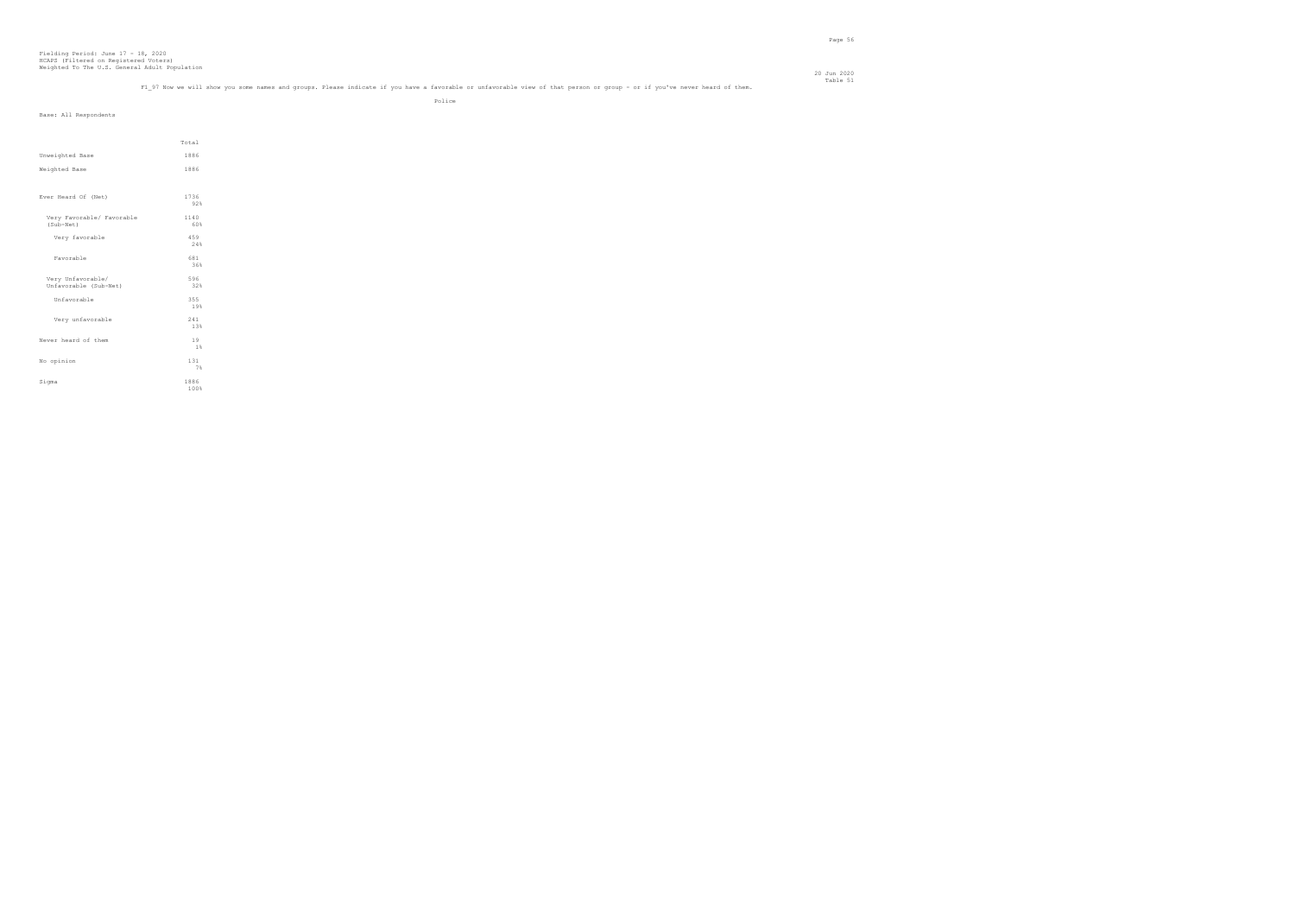Fielding Period: June 17 - 18, 2020
HCAPS (Filtered on Registered Voters)
Weighted To The U.S. General Adult Population

20 Jun 2020
Table 51

F1_97 Now we will show you some names and groups. Please indicate if you have a favorable or unfavorable view of that person or group - or if you've never heard of them.

Police

Base: All Respondents

| | Total |
|---|---|
| Unweighted Base | 1886 |
| Weighted Base | 1886 |
| Ever Heard Of (Net) | 1736<br>92% |
| Very Favorable/ Favorable (Sub-Net) | 1140<br>60% |
| Very favorable | 459<br>24% |
| Favorable | 681<br>36% |
| Very Unfavorable/ Unfavorable (Sub-Net) | 596<br>32% |
| Unfavorable | 355<br>19% |
| Very unfavorable | 241<br>13% |
| Never heard of them | 19<br>1% |
| No opinion | 131<br>7% |
| Sigma | 1886<br>100% |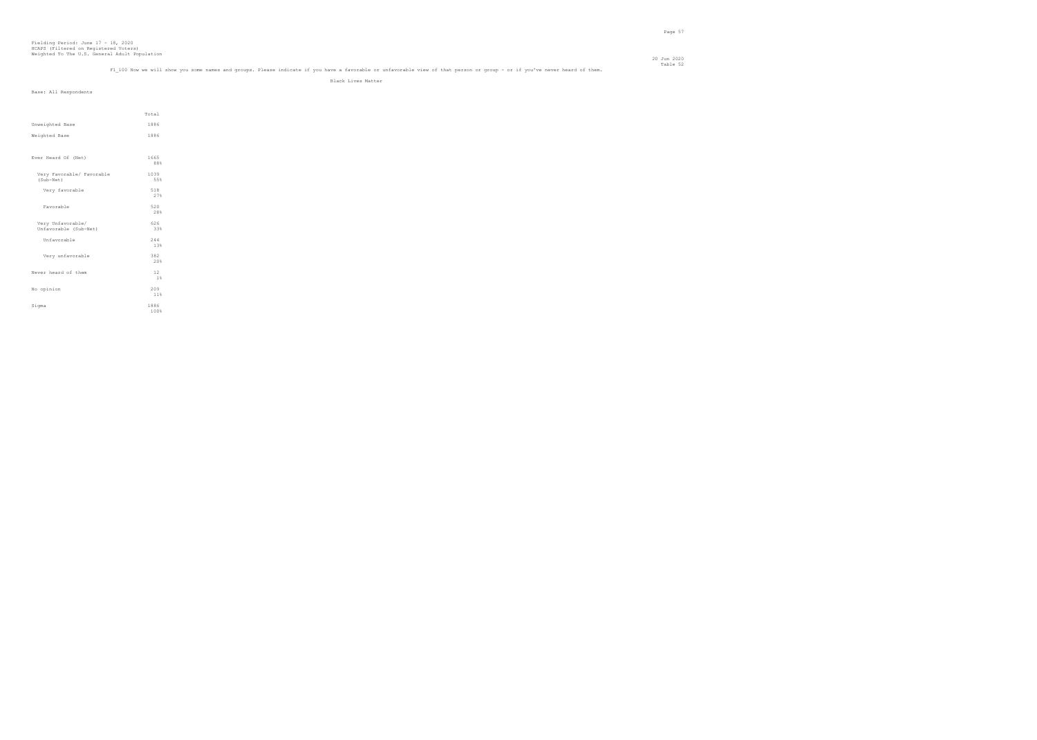Fielding Period: June 17 - 18, 2020
HCAPS (Filtered on Registered Voters)
Weighted To The U.S. General Adult Population

20 Jun 2020
Table 52

F1_100 Now we will show you some names and groups. Please indicate if you have a favorable or unfavorable view of that person or group - or if you've never heard of them.

Black Lives Matter

Base: All Respondents

| | Total |
|---|---|
| Unweighted Base | 1886 |
| Weighted Base | 1886 |
| Ever Heard Of (Net) | 1665<br>88% |
| Very Favorable/ Favorable (Sub-Net) | 1039<br>55% |
| Very favorable | 518<br>27% |
| Favorable | 520<br>28% |
| Very Unfavorable/ Unfavorable (Sub-Net) | 626<br>33% |
| Unfavorable | 244<br>13% |
| Very unfavorable | 382<br>20% |
| Never heard of them | 12<br>1% |
| No opinion | 209<br>11% |
| Sigma | 1886<br>100% |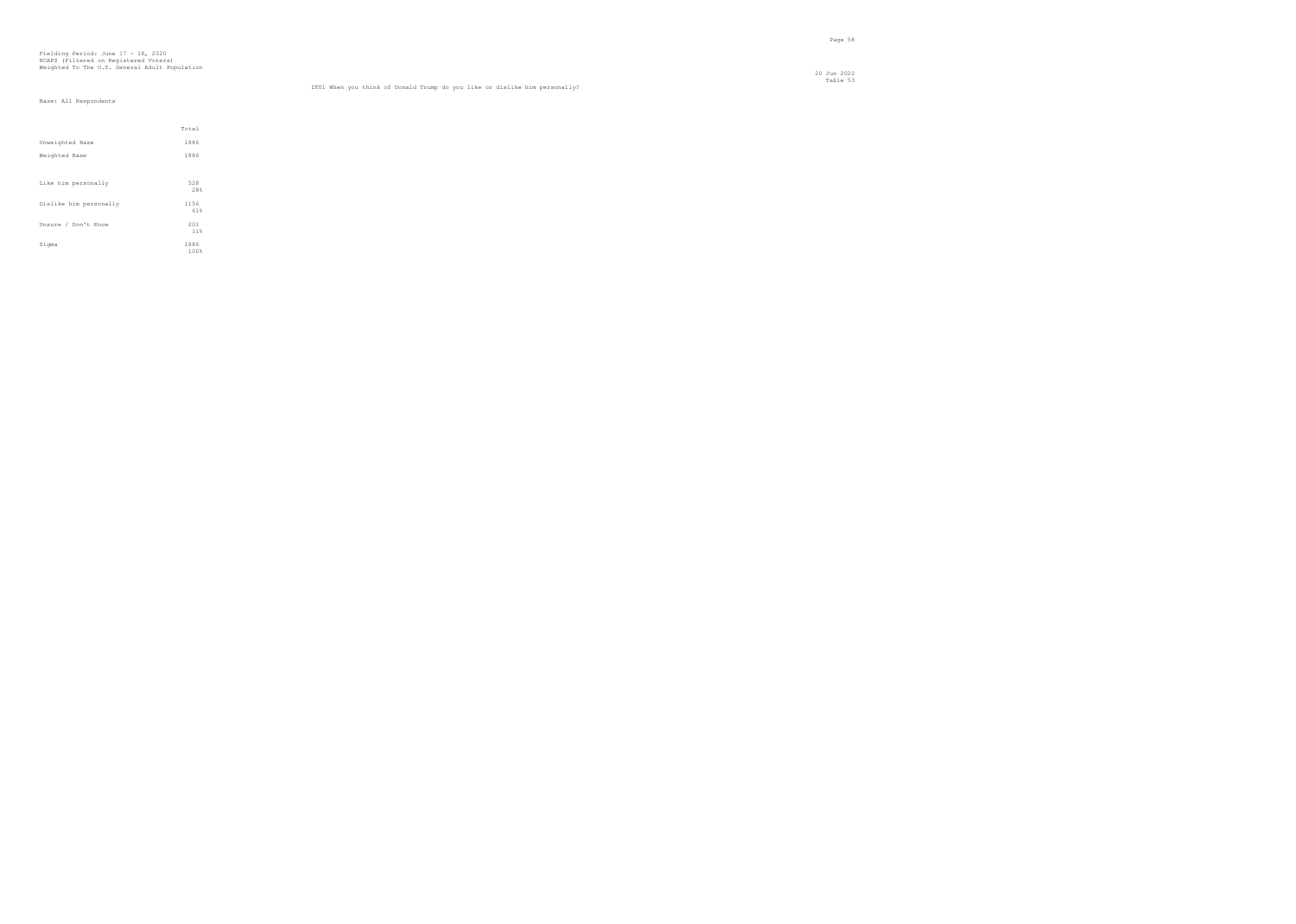Fielding Period: June 17 - 18, 2020
HCAPS (Filtered on Registered Voters)
Weighted To The U.S. General Adult Population

20 Jun 2020
Table 53

DT01 When you think of Donald Trump do you like or dislike him personally?

Base: All Respondents

| | Total |
|---|---|
| Unweighted Base | 1886 |
| Weighted Base | 1886 |
| Like him personally | 528<br>28% |
| Dislike him personally | 1156<br>61% |
| Unsure / Don't Know | 201<br>11% |
| Sigma | 1886<br>100% |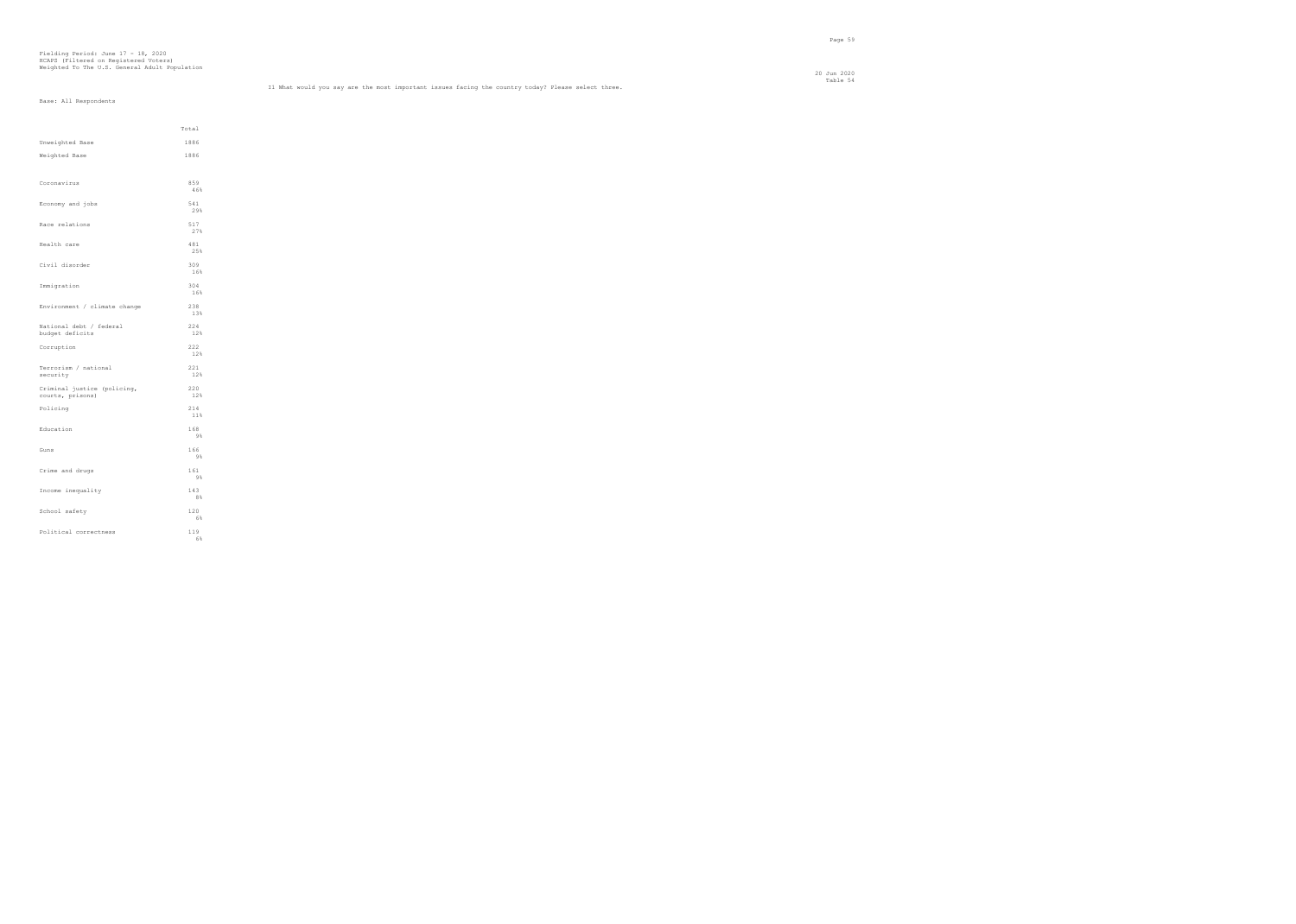Fielding Period: June 17 - 18, 2020
HCAPS (Filtered on Registered Voters)
Weighted To The U.S. General Adult Population

Table 54

I1 What would you say are the most important issues facing the country today? Please select three.

Base: All Respondents

| | Total |
|---|---|
| Unweighted Base | 1886 |
| Weighted Base | 1886 |
| Coronavirus | 859<br>46% |
| Economy and jobs | 541<br>29% |
| Race relations | 517<br>27% |
| Health care | 481<br>25% |
| Civil disorder | 309<br>16% |
| Immigration | 304<br>16% |
| Environment / climate change | 238<br>13% |
| National debt / federal budget deficits | 224<br>12% |
| Corruption | 222<br>12% |
| Terrorism / national security | 221<br>12% |
| Criminal justice (policing, courts, prisons) | 220<br>12% |
| Policing | 214<br>11% |
| Education | 168<br>9% |
| Guns | 166<br>9% |
| Crime and drugs | 161<br>9% |
| Income inequality | 143<br>8% |
| School safety | 120<br>6% |
| Political correctness | 119<br>6% |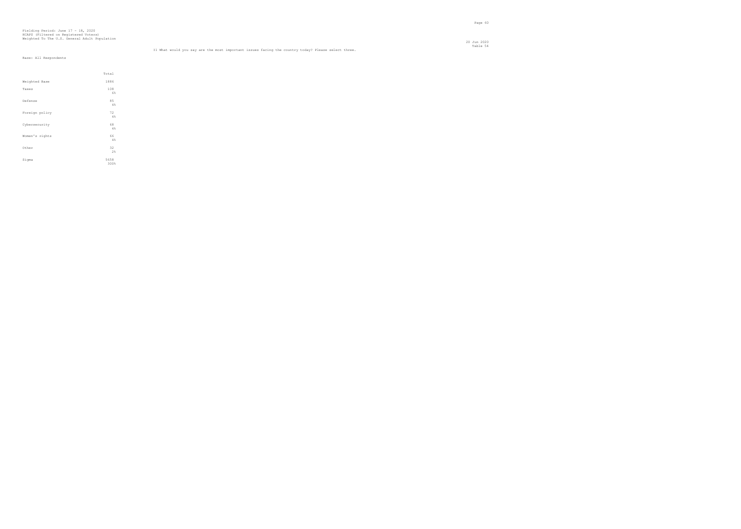Fielding Period: June 17 - 18, 2020
HCAPS (Filtered on Registered Voters)
Weighted To The U.S. General Adult Population

Table 54

I1 What would you say are the most important issues facing the country today? Please select three.

Base: All Respondents

| | Total |
|---|---|
| Weighted Base | 1886 |
| Taxes | 108<br>6% |
| Defense | 85<br>4% |
| Foreign policy | 72<br>4% |
| Cybersecurity | 68<br>4% |
| Women's rights | 66<br>4% |
| Other | 32<br>2% |
| Sigma | 5658<br>300% |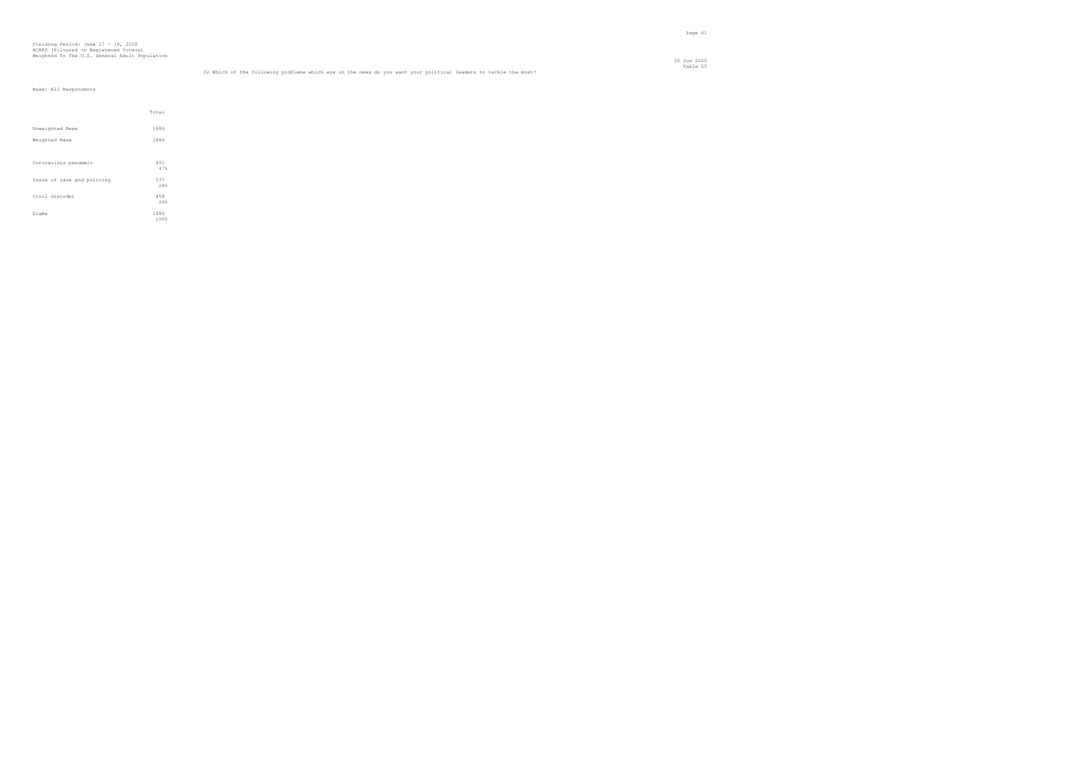Fielding Period: June 17 - 18, 2020
HCAPS (Filtered on Registered Voters)
Weighted To The U.S. General Adult Population

20 Jun 2020
Table 55

I2 Which of the following problems which are in the news do you want your political leaders to tackle the most?

Base: All Respondents

| | Total |
|---|---|
| Unweighted Base | 1886 |
| Weighted Base | 1886 |
| Coronavirus pandemic | 891<br>47% |
| Issue of race and policing | 537<br>28% |
| Civil disorder | 458<br>24% |
| Sigma | 1886<br>100% |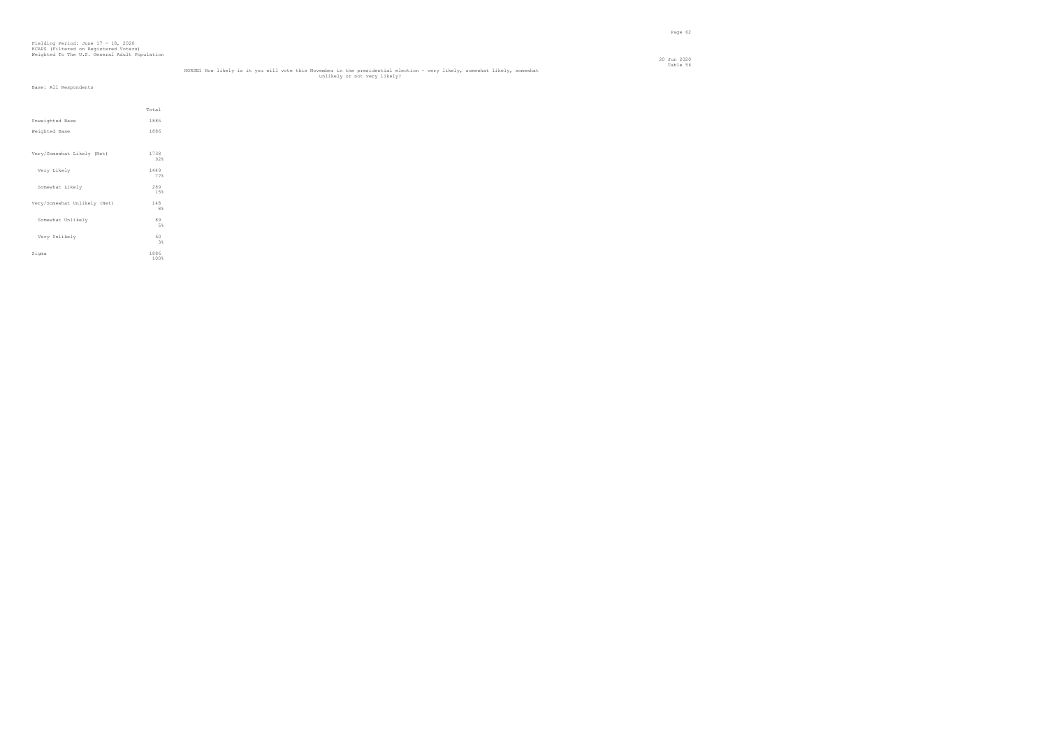Fielding Period: June 17 - 18, 2020
HCAPS (Filtered on Registered Voters)
Weighted To The U.S. General Adult Population

20 Jun 2020
Table 56

HORSE1 How likely is it you will vote this November in the presidential election - very likely, somewhat likely, somewhat unlikely or not very likely?

Base: All Respondents

| | Total |
|---|---|
| Unweighted Base | 1886 |
| Weighted Base | 1886 |
| Very/Somewhat Likely (Net) | 1738<br>92% |
| Very Likely | 1449<br>77% |
| Somewhat Likely | 289<br>15% |
| Very/Somewhat Unlikely (Net) | 148<br>8% |
| Somewhat Unlikely | 89<br>5% |
| Very Unlikely | 60<br>3% |
| Sigma | 1886<br>100% |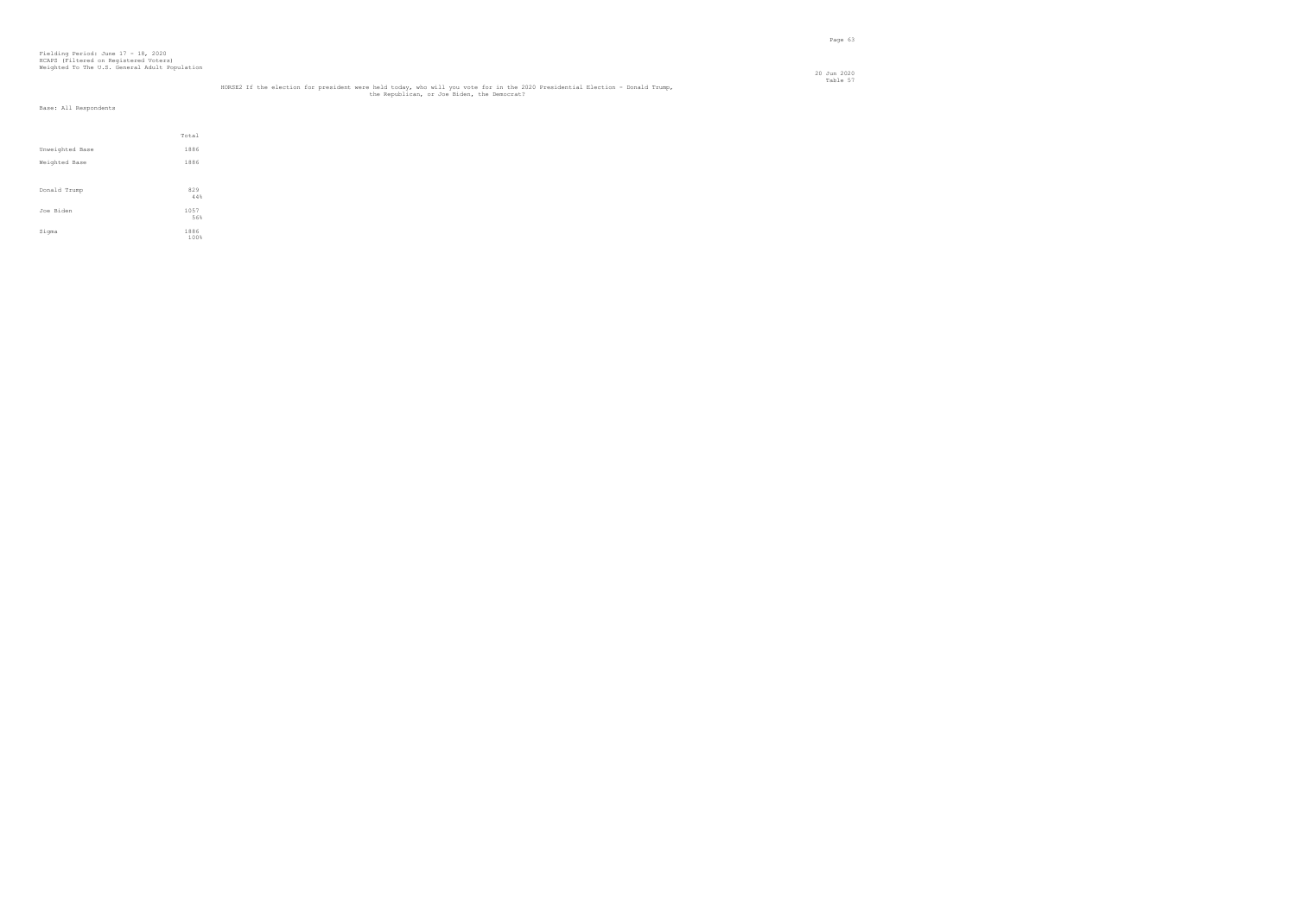Fielding Period: June 17 - 18, 2020
HCAPS (Filtered on Registered Voters)
Weighted To The U.S. General Adult Population

20 Jun 2020
Table 57

HORSE2 If the election for president were held today, who will you vote for in the 2020 Presidential Election - Donald Trump, the Republican, or Joe Biden, the Democrat?

Base: All Respondents

| | Total |
|---|---|
| Unweighted Base | 1886 |
| Weighted Base | 1886 |
| Donald Trump | 829 |
| | 44% |
| Joe Biden | 1057 |
| | 56% |
| Sigma | 1886 |
| | 100% |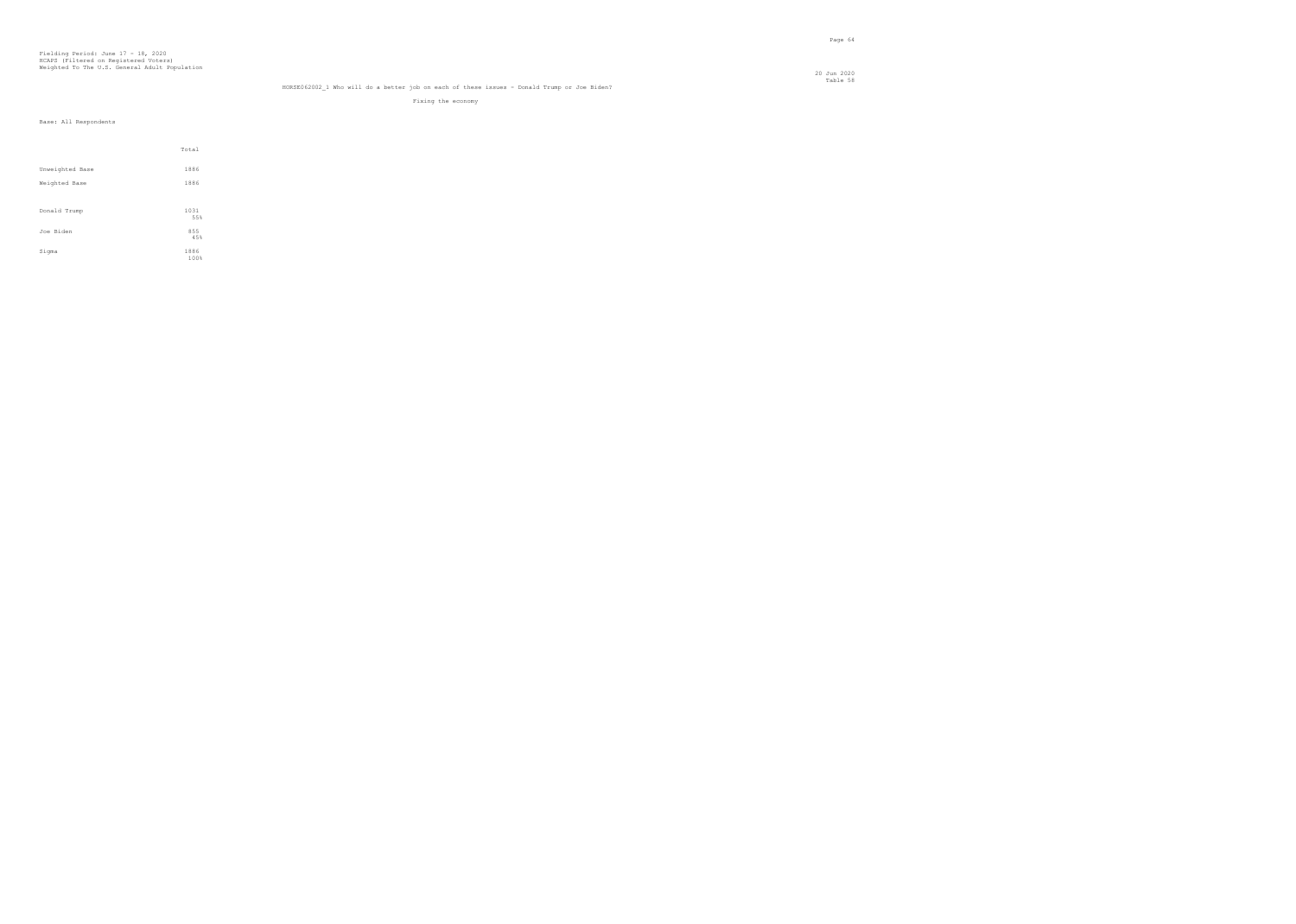Fielding Period: June 17 - 18, 2020
HCAPS (Filtered on Registered Voters)
Weighted To The U.S. General Adult Population

20 Jun 2020
Table 58

HORSE062002_1 Who will do a better job on each of these issues - Donald Trump or Joe Biden?

Fixing the economy

Base: All Respondents

| | Total |
|---|---|
| Unweighted Base | 1886 |
| Weighted Base | 1886 |
| Donald Trump | 1031<br>55% |
| Joe Biden | 855<br>45% |
| Sigma | 1886<br>100% |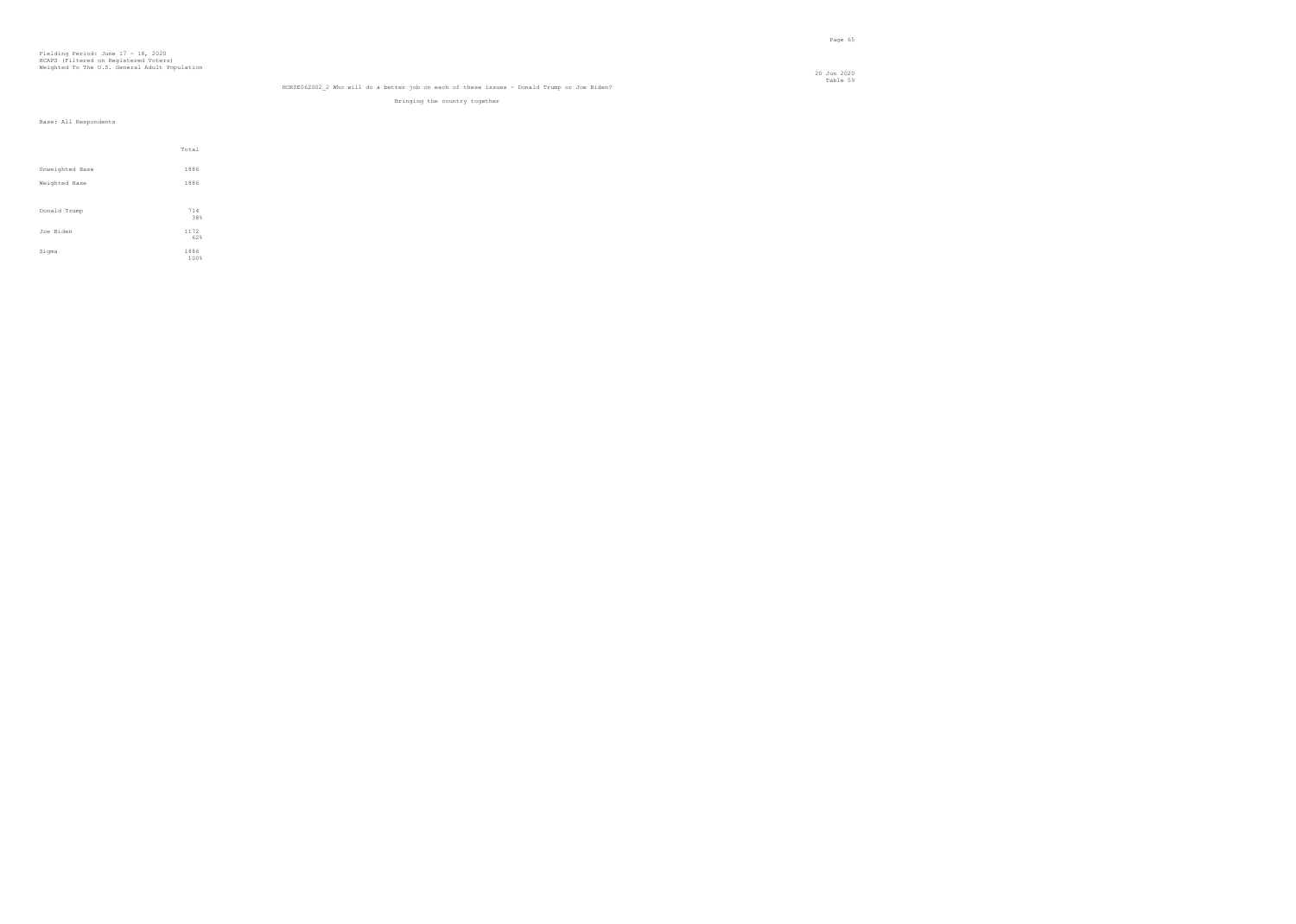Fielding Period: June 17 - 18, 2020
HCAPS (Filtered on Registered Voters)
Weighted To The U.S. General Adult Population

20 Jun 2020
Table 59

HORSE062002_2 Who will do a better job on each of these issues - Donald Trump or Joe Biden?

Bringing the country together

Base: All Respondents

| | Total |
|---|---|
| Unweighted Base | 1886 |
| Weighted Base | 1886 |
| Donald Trump | 714 38% |
| Joe Biden | 1172 62% |
| Sigma | 1886 100% |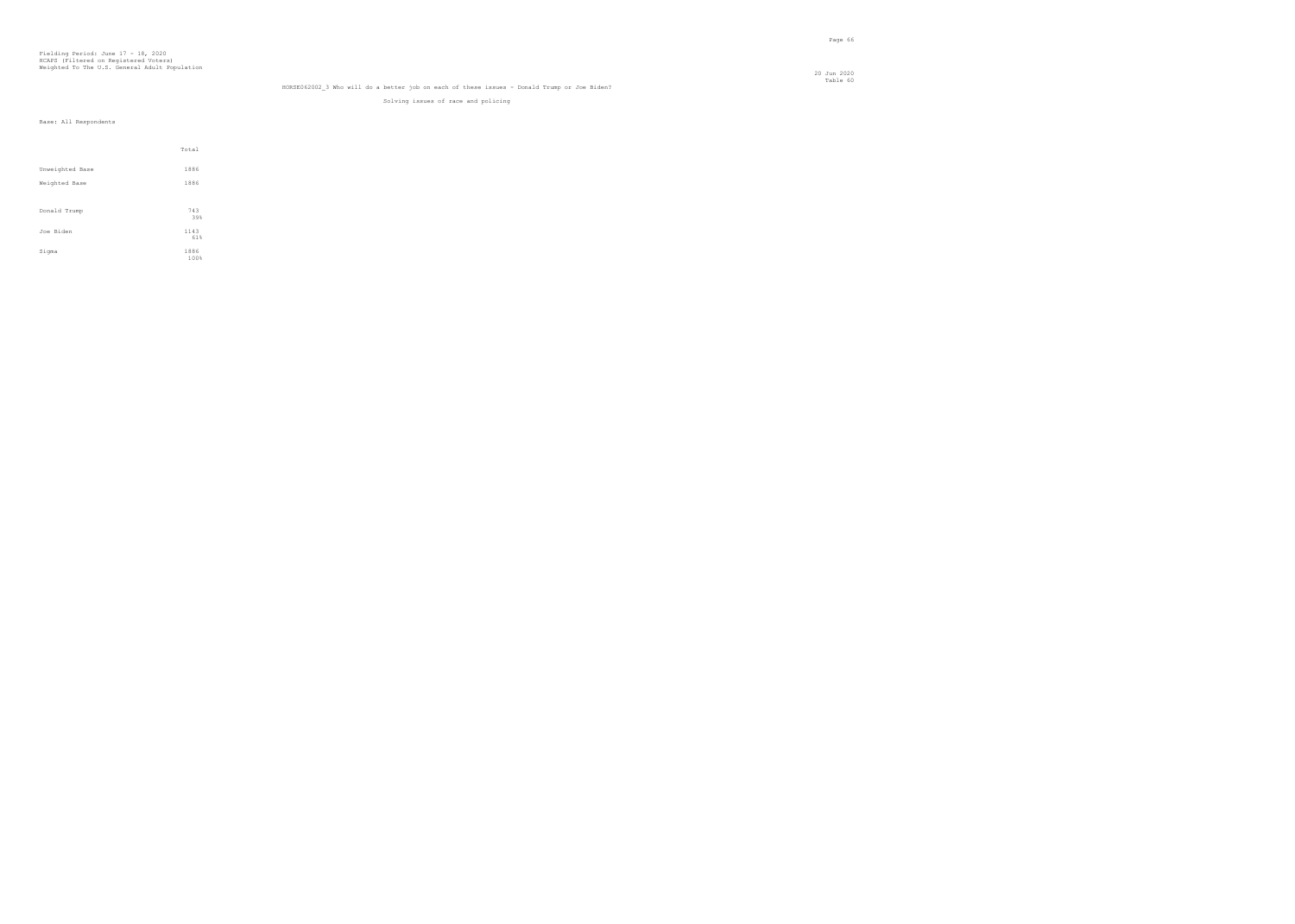Fielding Period: June 17 - 18, 2020
HCAPS (Filtered on Registered Voters)
Weighted To The U.S. General Adult Population

Table 60

HORSE062002_3 Who will do a better job on each of these issues - Donald Trump or Joe Biden?

Solving issues of race and policing

Base: All Respondents

| | Total |
|---|---|
| Unweighted Base | 1886 |
| Weighted Base | 1886 |
| Donald Trump | 743<br>39% |
| Joe Biden | 1143<br>61% |
| Sigma | 1886<br>100% |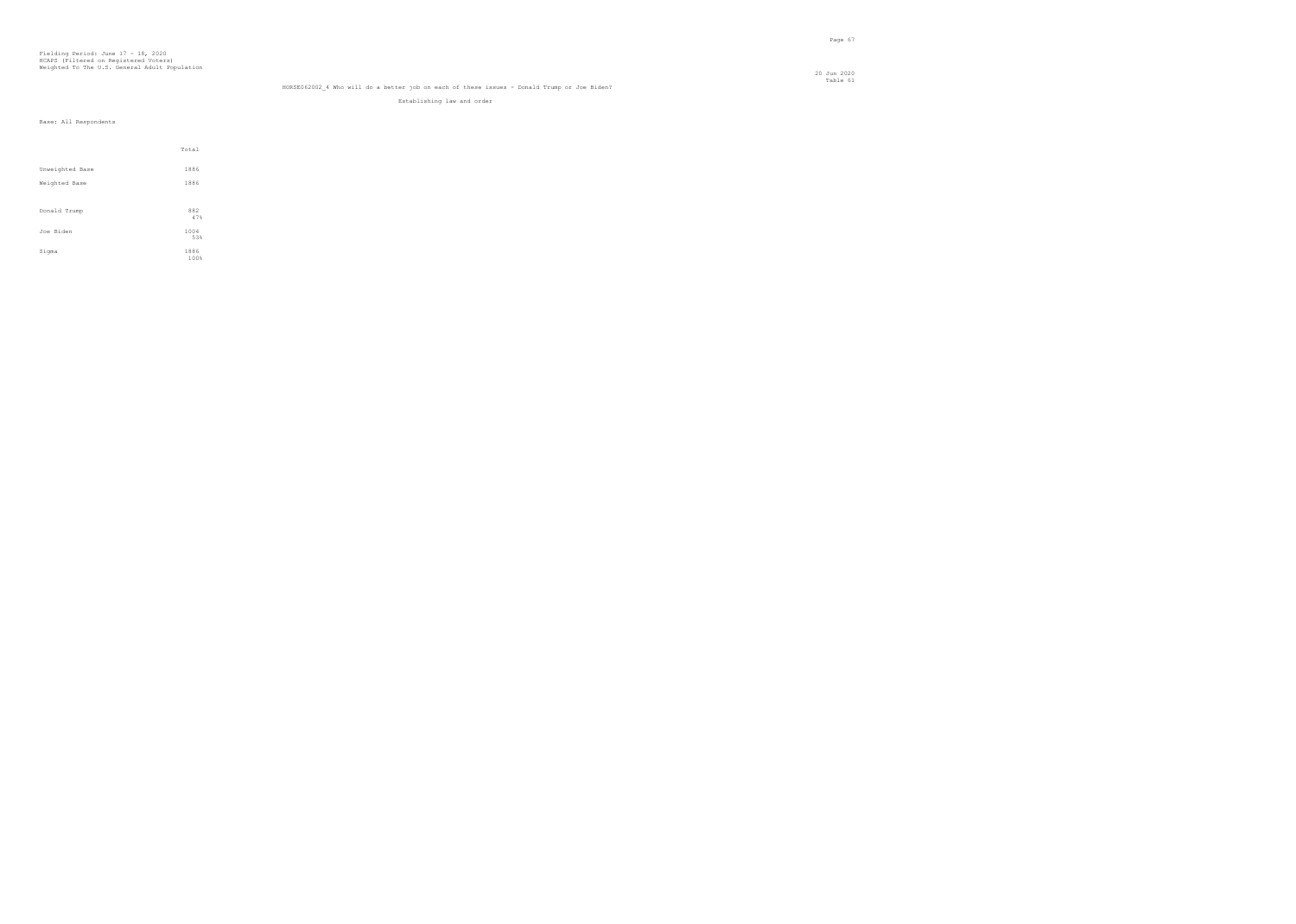Fielding Period: June 17 - 18, 2020
HCAPS (Filtered on Registered Voters)
Weighted To The U.S. General Adult Population

20 Jun 2020
Table 61

HORSE062002_4 Who will do a better job on each of these issues - Donald Trump or Joe Biden?

Establishing law and order

Base: All Respondents

| | Total |
|---|---|
| Unweighted Base | 1886 |
| Weighted Base | 1886 |
| Donald Trump | 882<br>47% |
| Joe Biden | 1004<br>53% |
| Sigma | 1886<br>100% |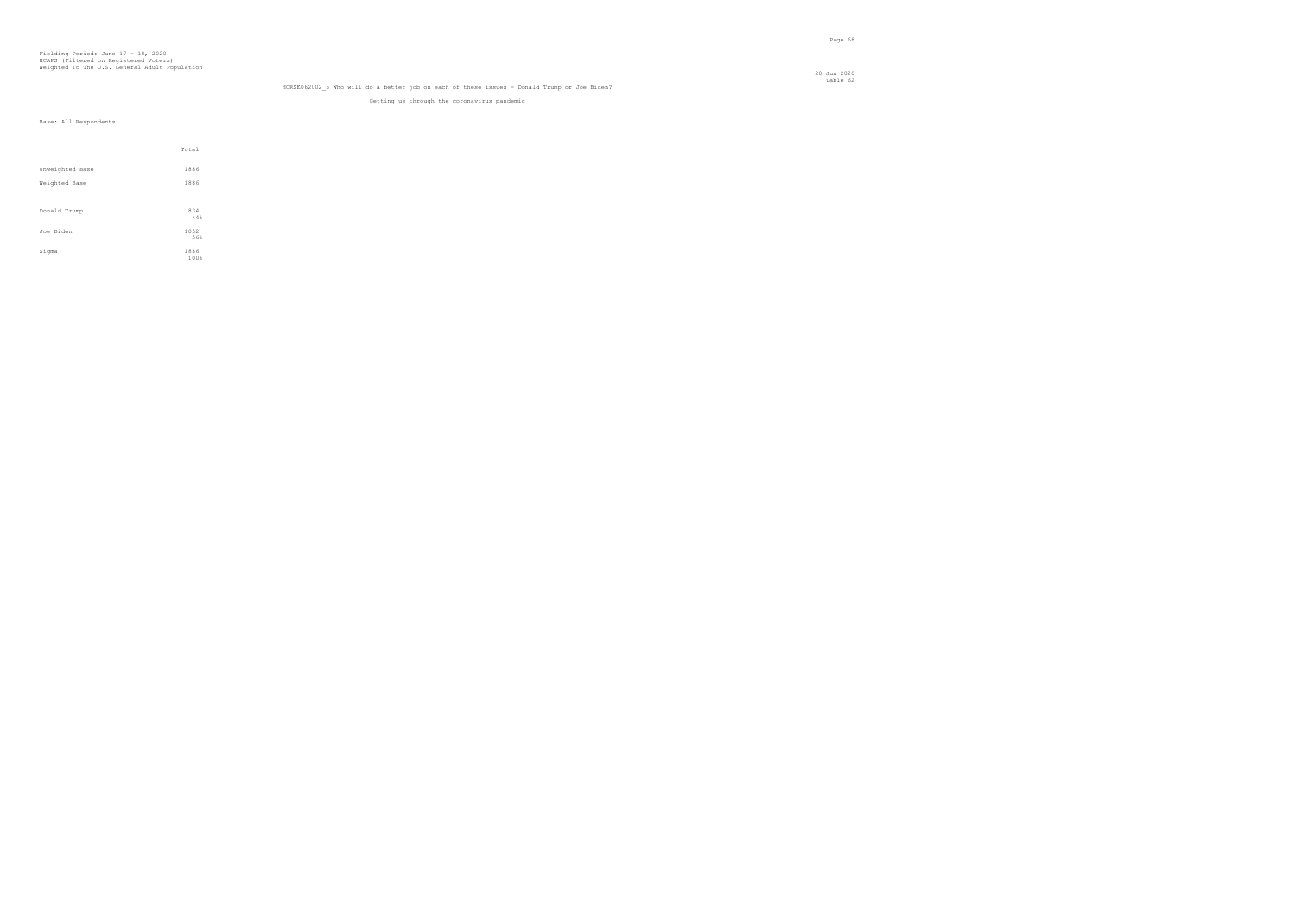Fielding Period: June 17 - 18, 2020
HCAPS (Filtered on Registered Voters)
Weighted To The U.S. General Adult Population

20 Jun 2020
Table 62

HORSE062002_5 Who will do a better job on each of these issues - Donald Trump or Joe Biden?

Getting us through the coronavirus pandemic

Base: All Respondents

| | Total |
|---|---|
| Unweighted Base | 1886 |
| Weighted Base | 1886 |
| Donald Trump | 834<br>44% |
| Joe Biden | 1052<br>56% |
| Sigma | 1886<br>100% |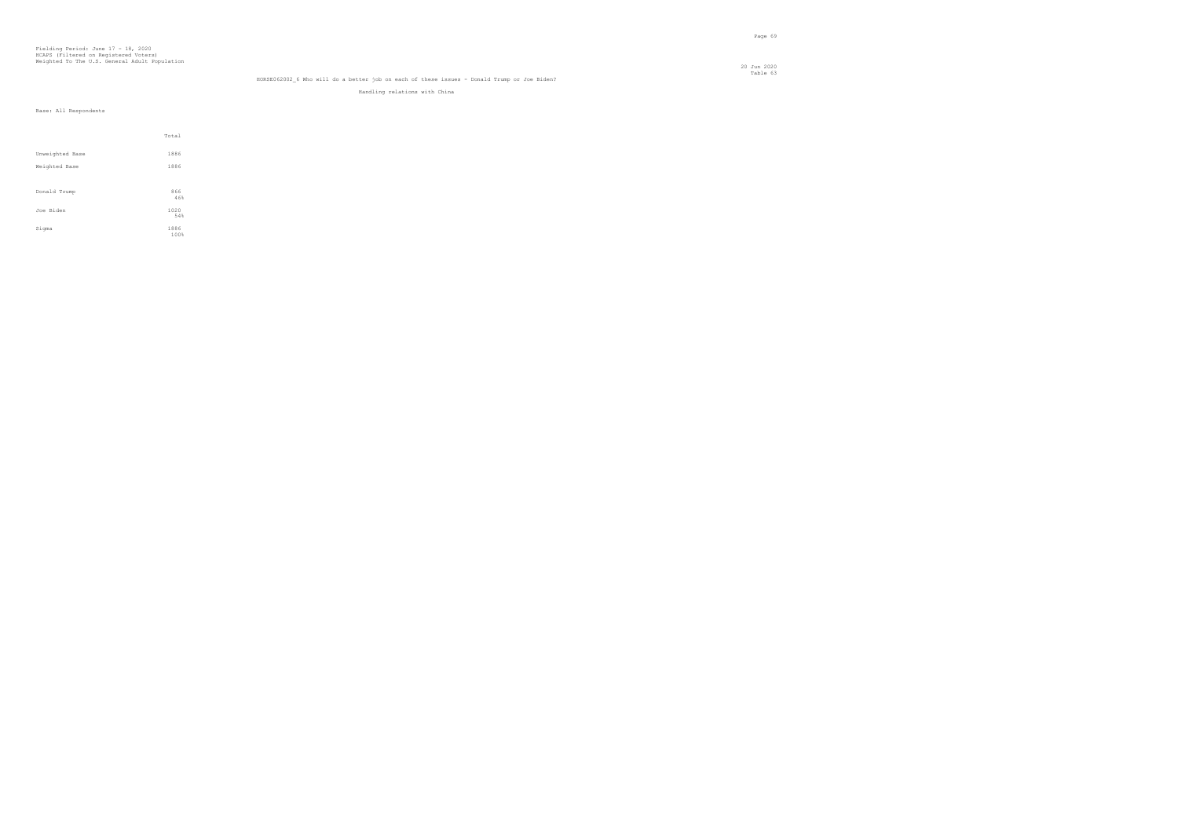Fielding Period: June 17 - 18, 2020
HCAPS (Filtered on Registered Voters)
Weighted To The U.S. General Adult Population

20 Jun 2020
Table 63

HORSE062002_6 Who will do a better job on each of these issues - Donald Trump or Joe Biden?

Handling relations with China

Base: All Respondents

| | Total |
|---|---|
| Unweighted Base | 1886 |
| Weighted Base | 1886 |
| Donald Trump | 866<br>46% |
| Joe Biden | 1020<br>54% |
| Sigma | 1886<br>100% |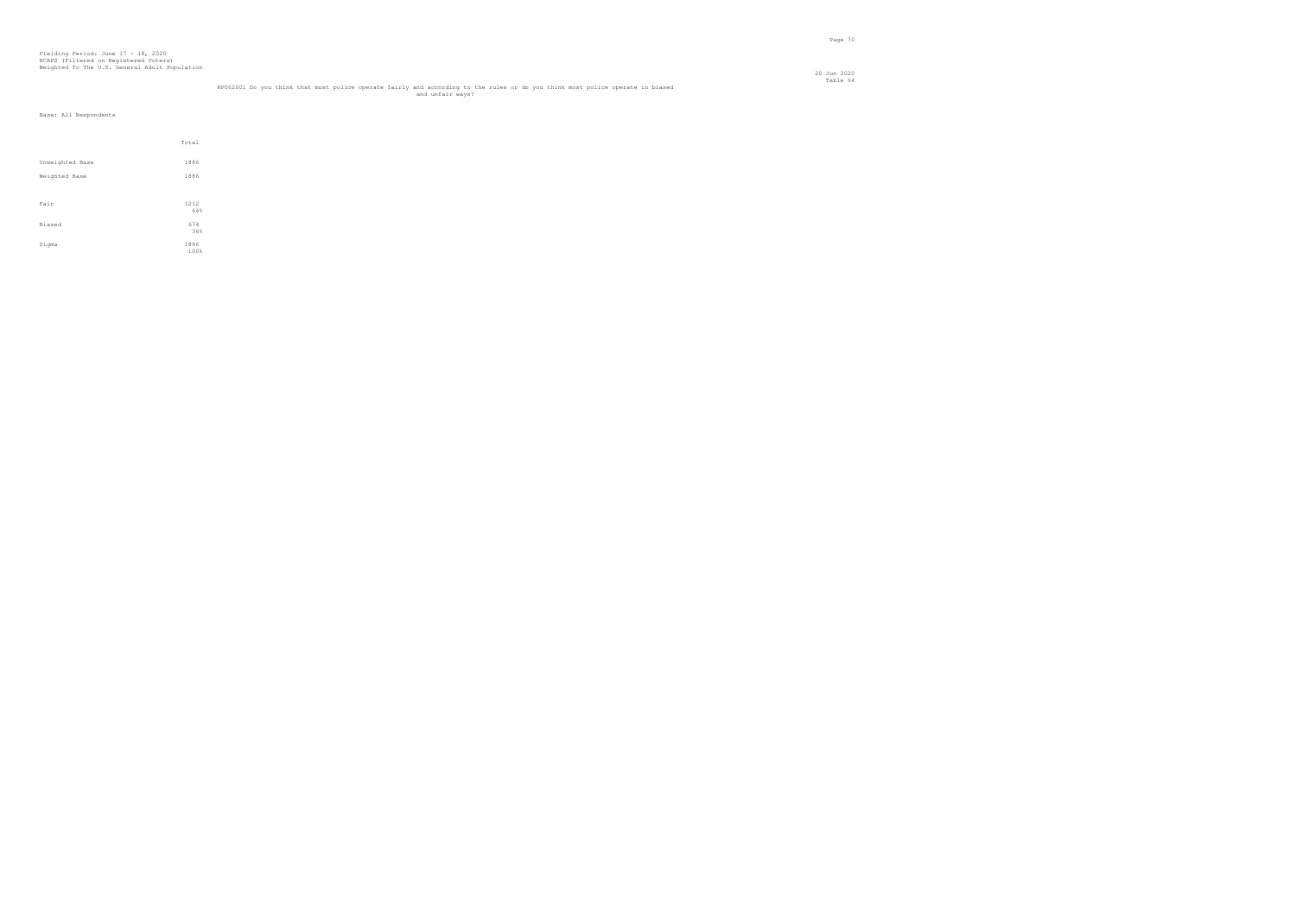Fielding Period: June 17 - 18, 2020
HCAPS (Filtered on Registered Voters)
Weighted To The U.S. General Adult Population

Table 64

RP062001 Do you think that most police operate fairly and according to the rules or do you think most police operate in biased and unfair ways?

Base: All Respondents

| | Total |
|---|---|
| Unweighted Base | 1886 |
| Weighted Base | 1886 |
| Fair | 1212 |
| | 64% |
| Biased | 674 |
| | 36% |
| Sigma | 1886 |
| | 100% |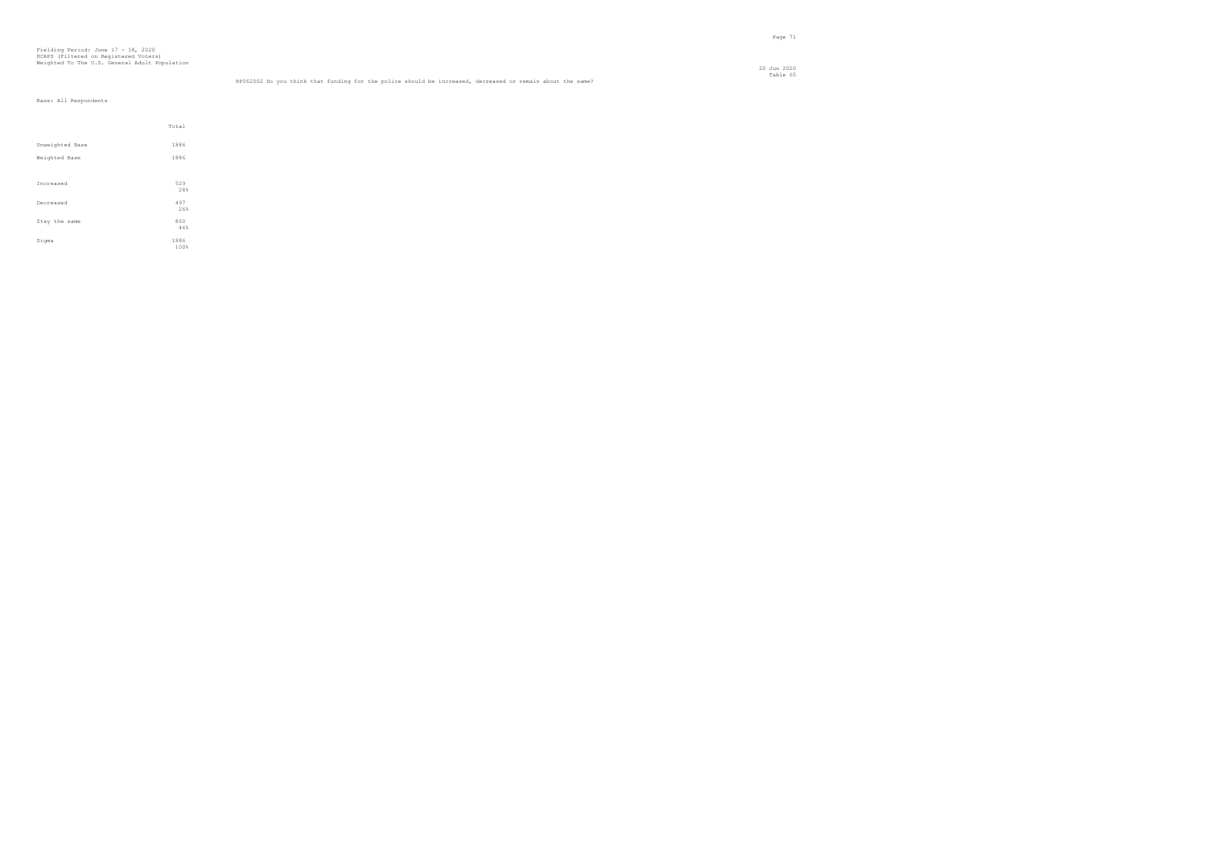Fielding Period: June 17 - 18, 2020
HCAPS (Filtered on Registered Voters)
Weighted To The U.S. General Adult Population

20 Jun 2020
Table 65

RP062002 Do you think that funding for the police should be increased, decreased or remain about the same?

Base: All Respondents

| | Total |
|---|---|
| Unweighted Base | 1886 |
| Weighted Base | 1886 |
| Increased | 529<br>28% |
| Decreased | 497<br>26% |
| Stay the same | 860<br>46% |
| Sigma | 1886<br>100% |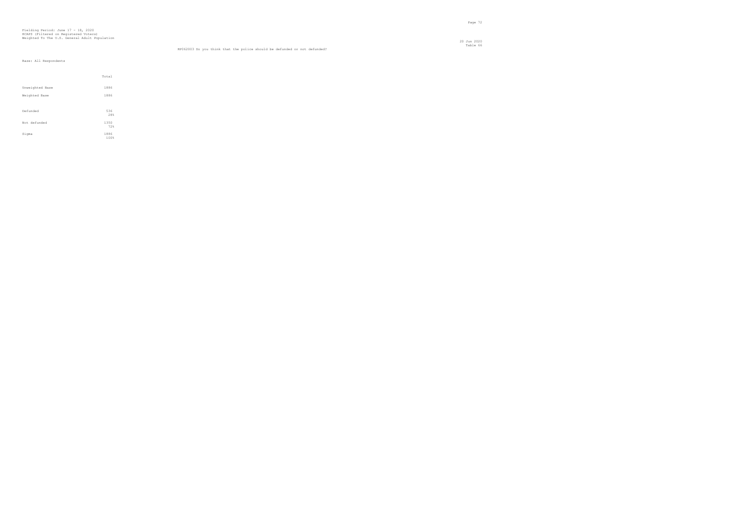Fielding Period: June 17 - 18, 2020
HCAPS (Filtered on Registered Voters)
Weighted To The U.S. General Adult Population

20 Jun 2020
Table 66

RP062003 Do you think that the police should be defunded or not defunded?

Base: All Respondents

| | Total |
|---|---|
| Unweighted Base | 1886 |
| Weighted Base | 1886 |
| Defunded | 536<br>28% |
| Not defunded | 1350<br>72% |
| Sigma | 1886<br>100% |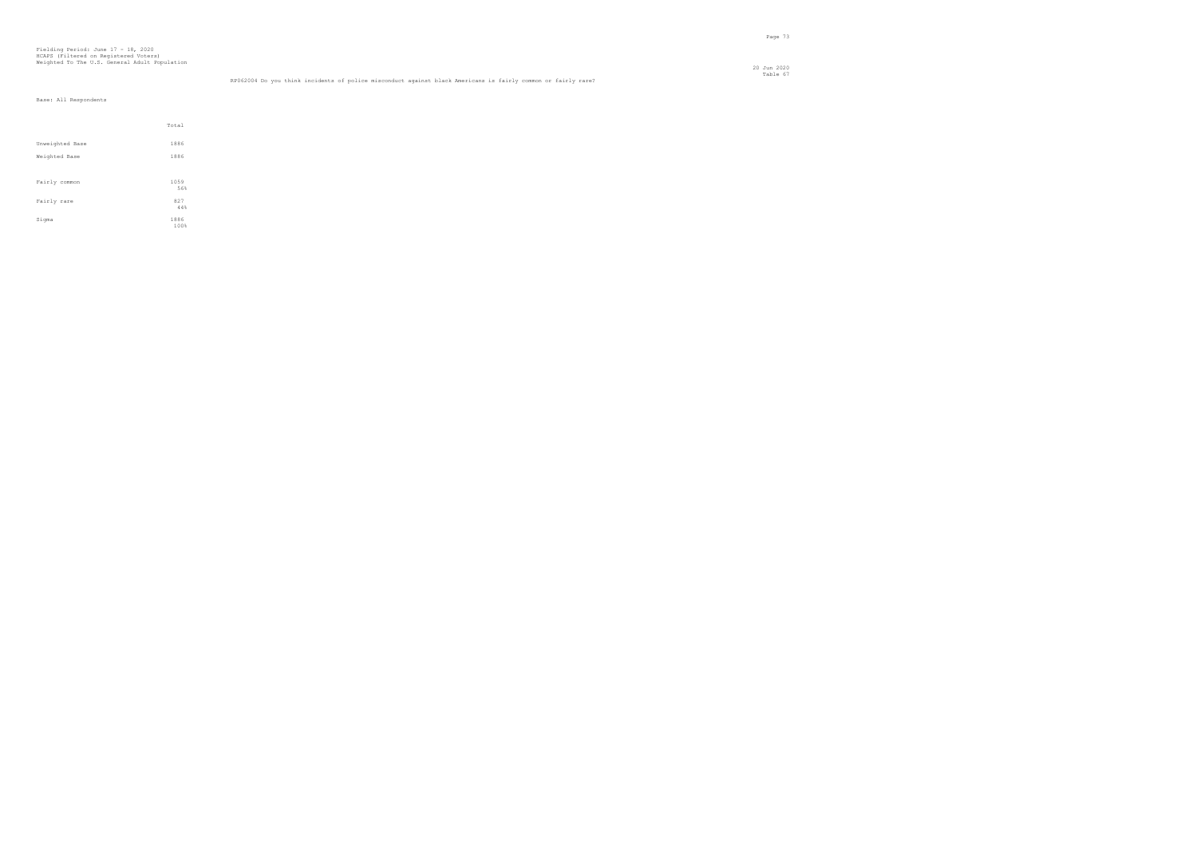Fielding Period: June 17 - 18, 2020
HCAPS (Filtered on Registered Voters)
Weighted To The U.S. General Adult Population

20 Jun 2020
Table 67

RP062004 Do you think incidents of police misconduct against black Americans is fairly common or fairly rare?

Base: All Respondents

| | Total |
|---|---|
| Unweighted Base | 1886 |
| Weighted Base | 1886 |
| Fairly common | 1059 56% |
| Fairly rare | 827 44% |
| Sigma | 1886 100% |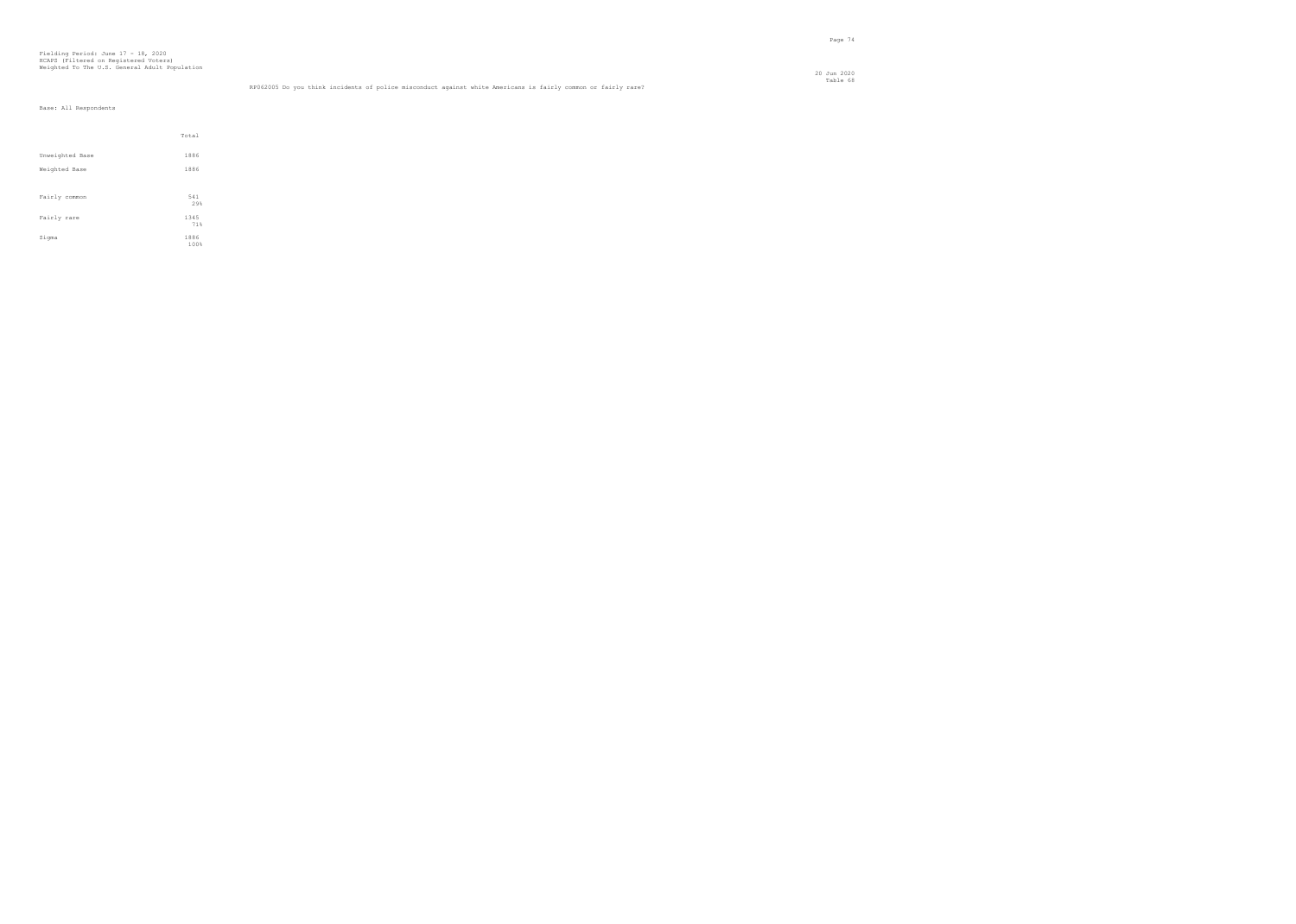Fielding Period: June 17 - 18, 2020
HCAPS (Filtered on Registered Voters)
Weighted To The U.S. General Adult Population

20 Jun 2020
Table 68

RP062005 Do you think incidents of police misconduct against white Americans is fairly common or fairly rare?

Base: All Respondents

| | Total |
|---|---|
| Unweighted Base | 1886 |
| Weighted Base | 1886 |
| Fairly common | 541<br>29% |
| Fairly rare | 1345<br>71% |
| Sigma | 1886<br>100% |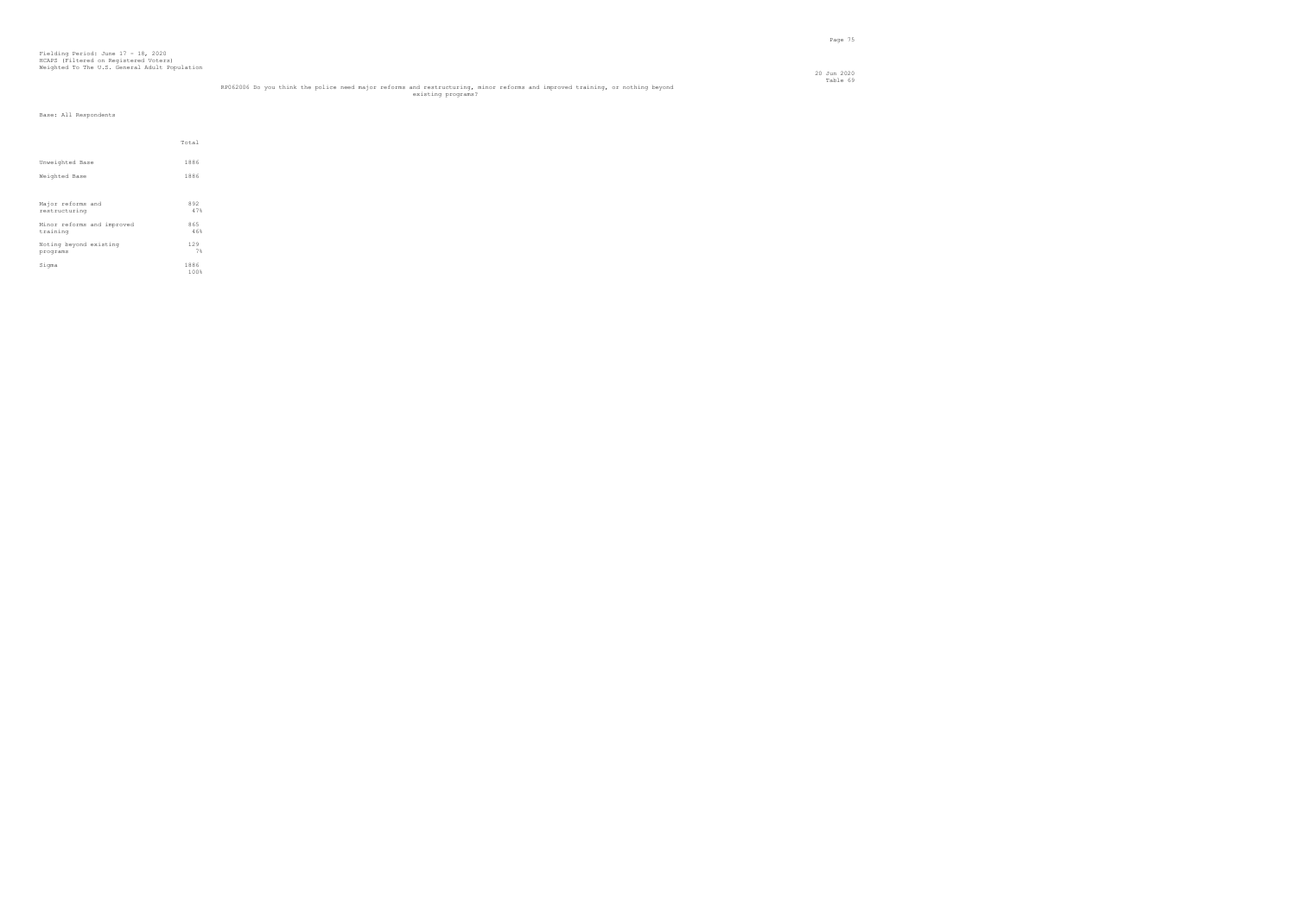Fielding Period: June 17 - 18, 2020
HCAPS (Filtered on Registered Voters)
Weighted To The U.S. General Adult Population

20 Jun 2020
Table 69

RP062006 Do you think the police need major reforms and restructuring, minor reforms and improved training, or nothing beyond existing programs?

Base: All Respondents

| | Total |
|---|---|
| Unweighted Base | 1886 |
| Weighted Base | 1886 |
| Major reforms and restructuring | 892<br>47% |
| Minor reforms and improved training | 865<br>46% |
| Noting beyond existing programs | 129<br>7% |
| Sigma | 1886<br>100% |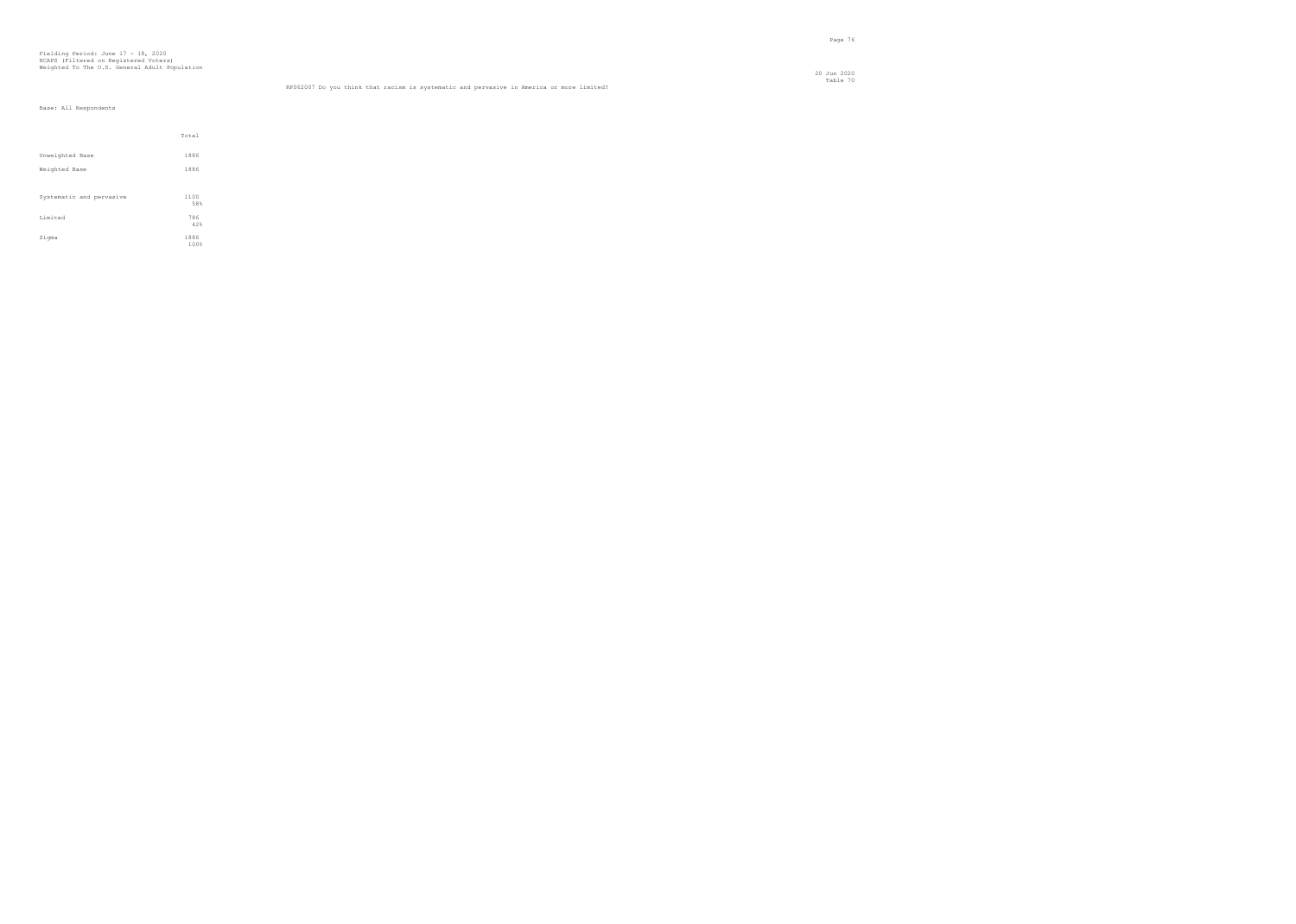Fielding Period: June 17 - 18, 2020
HCAPS (Filtered on Registered Voters)
Weighted To The U.S. General Adult Population

20 Jun 2020
Table 70

RF062007 Do you think that racism is systematic and pervasive in America or more limited?

Base: All Respondents

| | Total |
|---|---|
| Unweighted Base | 1886 |
| Weighted Base | 1886 |
| Systematic and pervasive | 1100<br>58% |
| Limited | 786<br>42% |
| Sigma | 1886<br>100% |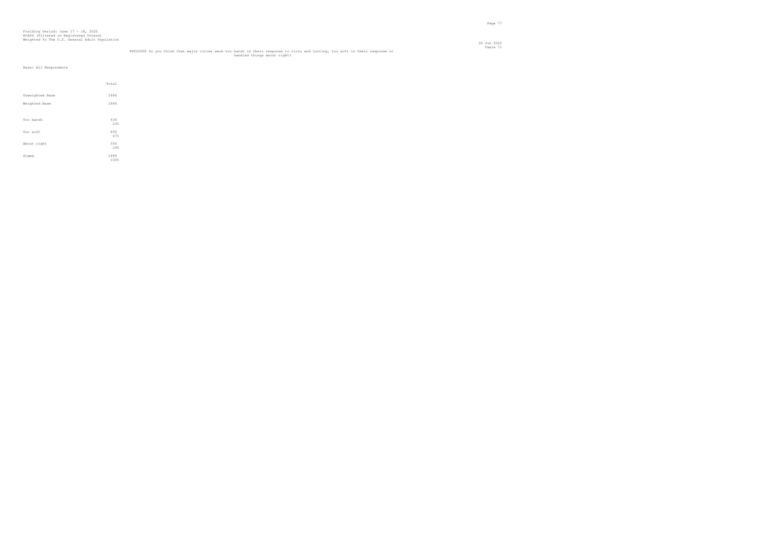Fielding Period: June 17 - 18, 2020
HCAPS (Filtered on Registered Voters)
Weighted To The U.S. General Adult Population

20 Jun 2020
Table 71

RP062008 Do you think that major cities were too harsh in their response to riots and looting, too soft in their response or handled things about right?

Base: All Respondents

| | Total |
|---|---|
| Unweighted Base | 1886 |
| Weighted Base | 1886 |
| Too harsh | 436<br>23% |
| Too soft | 895<br>47% |
| About right | 556<br>29% |
| Sigma | 1886<br>100% |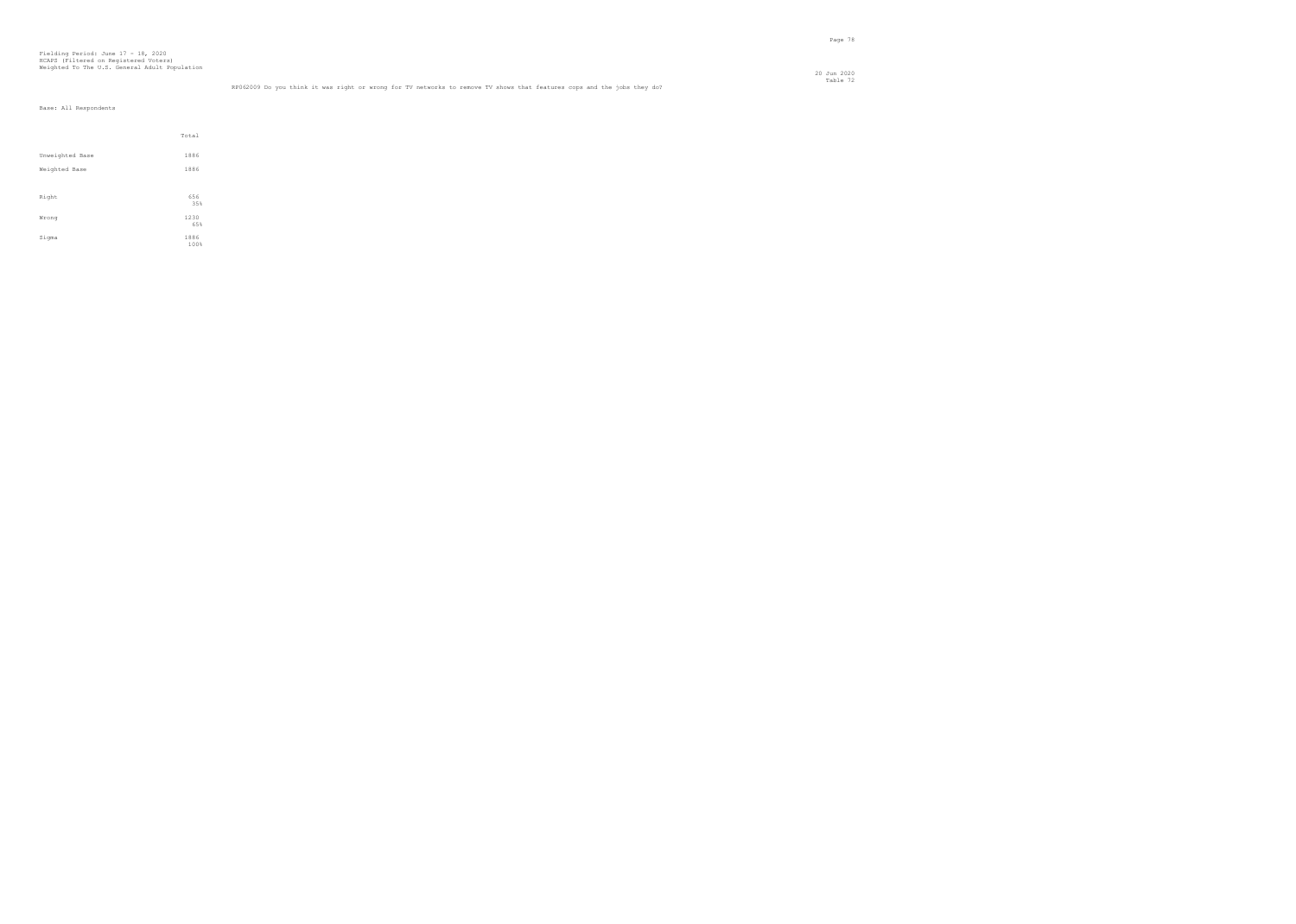Fielding Period: June 17 - 18, 2020
HCAPS (Filtered on Registered Voters)
Weighted To The U.S. General Adult Population

20 Jun 2020
Table 72

RP062009 Do you think it was right or wrong for TV networks to remove TV shows that features cops and the jobs they do?

Base: All Respondents

| | Total |
|---|---|
| Unweighted Base | 1886 |
| Weighted Base | 1886 |
| Right | 656<br>35% |
| Wrong | 1230<br>65% |
| Sigma | 1886<br>100% |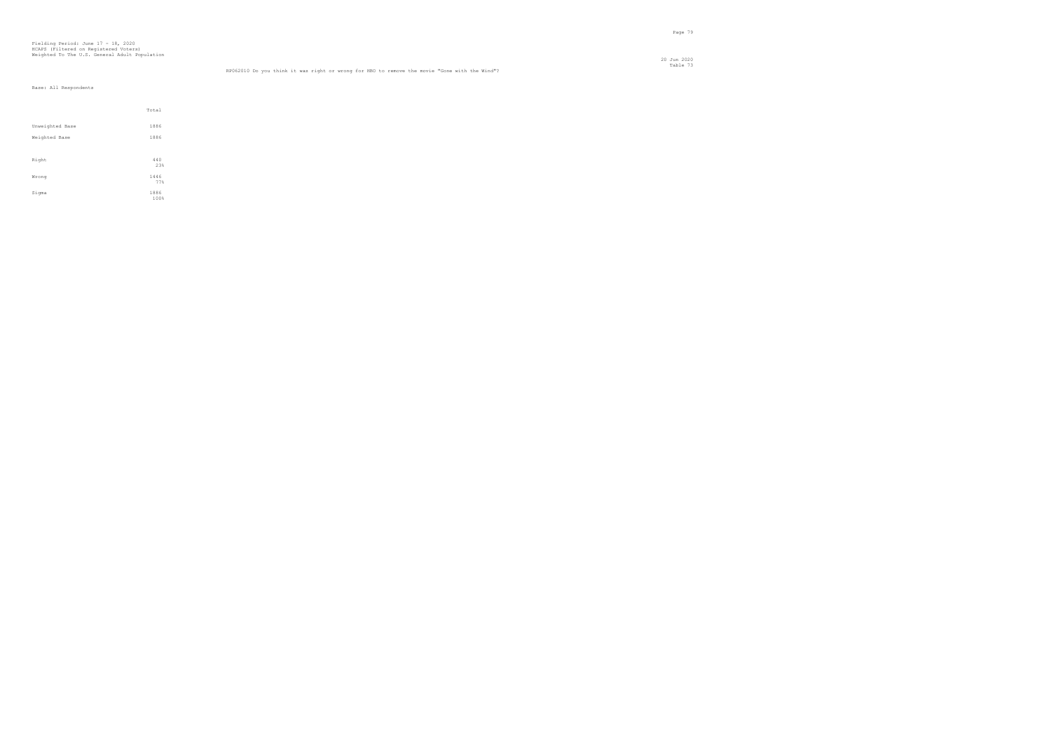Fielding Period: June 17 - 18, 2020
HCAPS (Filtered on Registered Voters)
Weighted To The U.S. General Adult Population

20 Jun 2020
Table 73

RP062010 Do you think it was right or wrong for HBO to remove the movie "Gone with the Wind"?

Base: All Respondents

| | Total |
|---|---|
| Unweighted Base | 1886 |
| Weighted Base | 1886 |
| Right | 440<br>23% |
| Wrong | 1446<br>77% |
| Sigma | 1886<br>100% |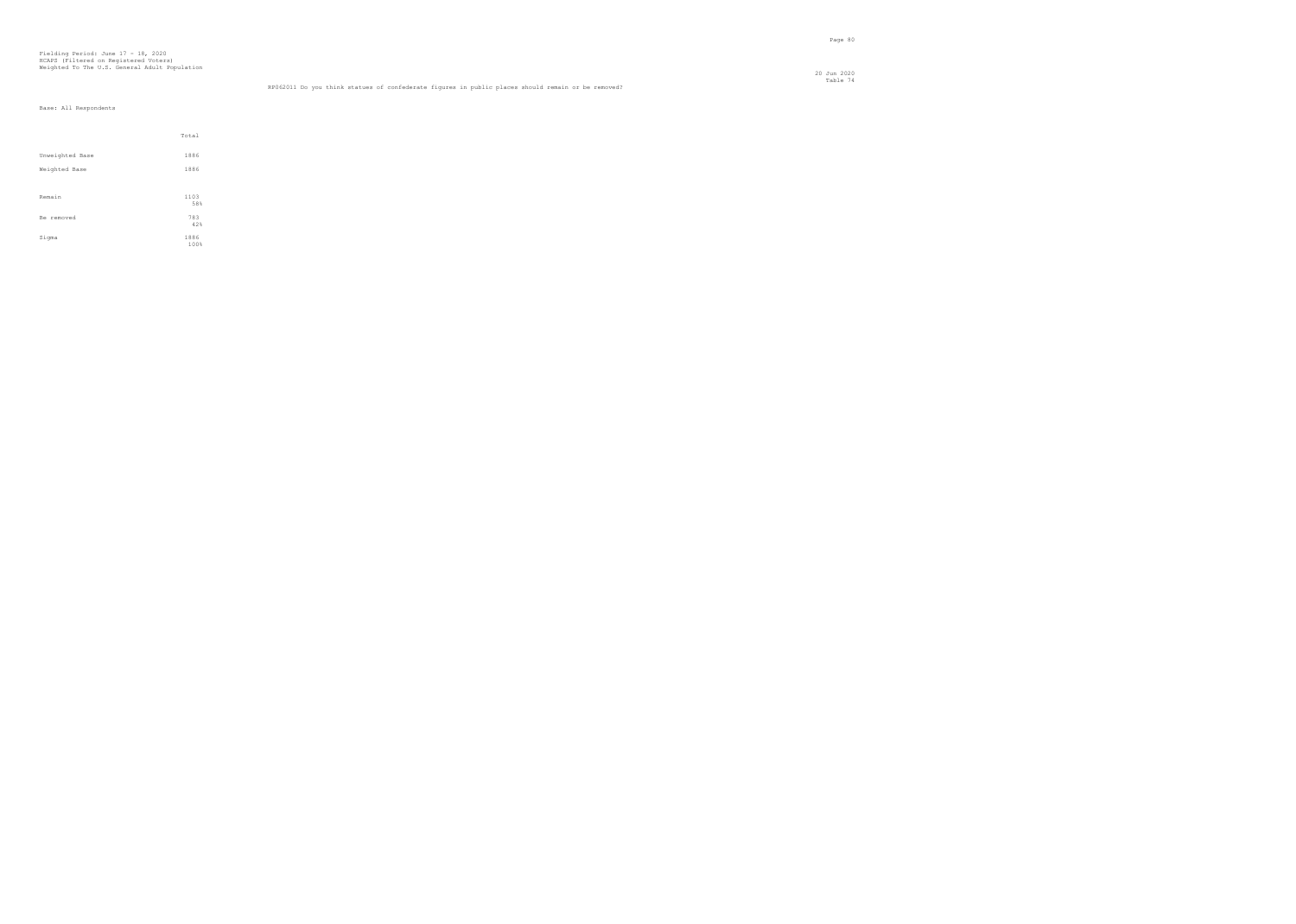Fielding Period: June 17 - 18, 2020
HCAPS (Filtered on Registered Voters)
Weighted To The U.S. General Adult Population

20 Jun 2020
Table 74

RP062011 Do you think statues of confederate figures in public places should remain or be removed?

Base: All Respondents

| | Total |
|---|---|
| Unweighted Base | 1886 |
| Weighted Base | 1886 |
| Remain | 1103<br>58% |
| Be removed | 783<br>42% |
| Sigma | 1886<br>100% |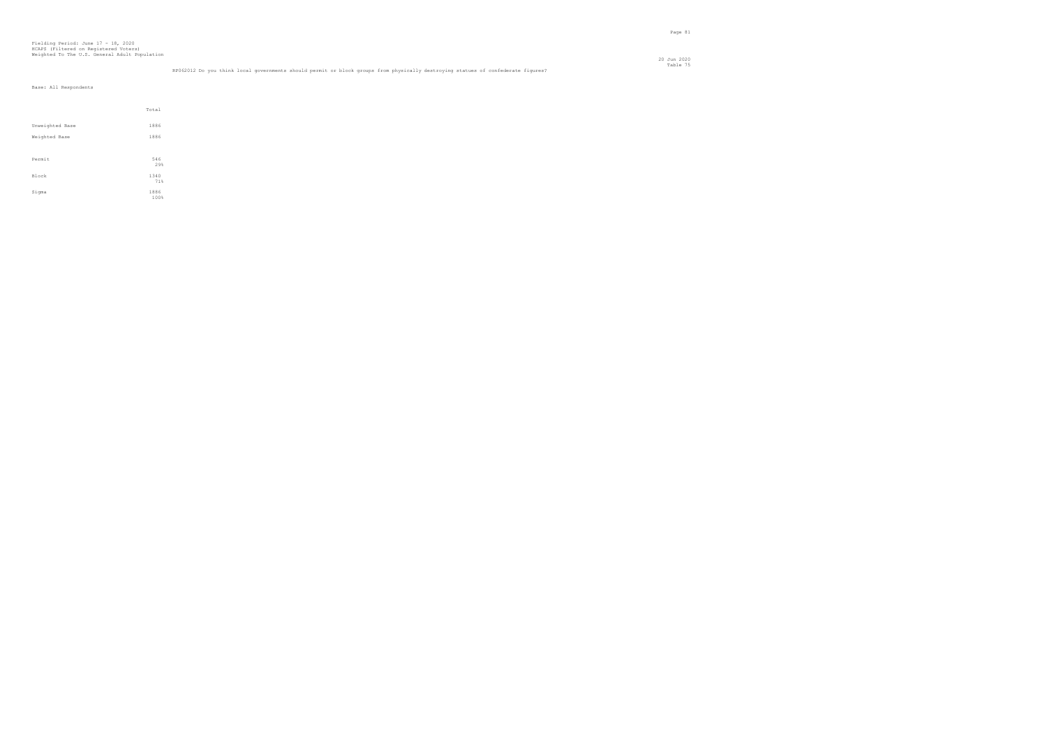Fielding Period: June 17 - 18, 2020
HCAPS (Filtered on Registered Voters)
Weighted To The U.S. General Adult Population

20 Jun 2020
Table 75

RF062012 Do you think local governments should permit or block groups from physically destroying statues of confederate figures?

Base: All Respondents

| | Total |
|---|---|
| Unweighted Base | 1886 |
| Weighted Base | 1886 |
| Permit | 546<br>29% |
| Block | 1340<br>71% |
| Sigma | 1886<br>100% |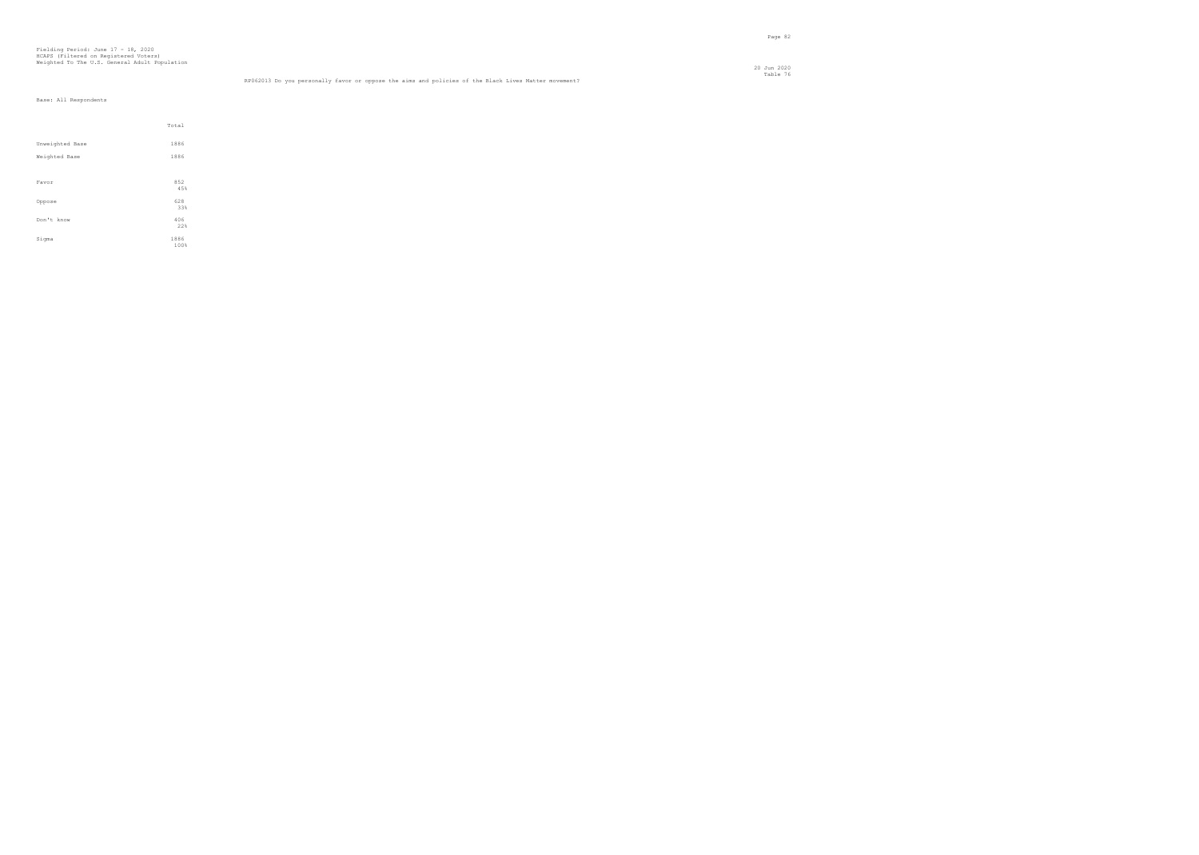Fielding Period: June 17 - 18, 2020
HCAPS (Filtered on Registered Voters)
Weighted To The U.S. General Adult Population

20 Jun 2020
Table 76

RP062013 Do you personally favor or oppose the aims and policies of the Black Lives Matter movement?

Base: All Respondents

| | Total |
|---|---|
| Unweighted Base | 1886 |
| Weighted Base | 1886 |
| Favor | 852<br>45% |
| Oppose | 628<br>33% |
| Don't know | 406<br>22% |
| Sigma | 1886<br>100% |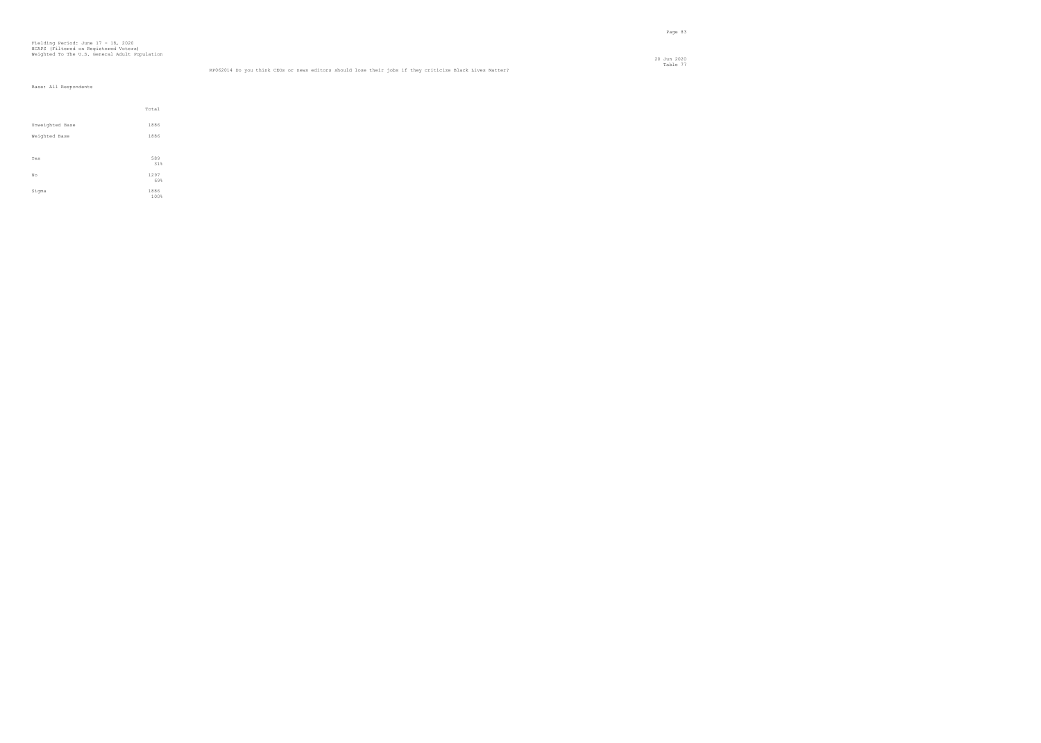Fielding Period: June 17 - 18, 2020
HCAPS (Filtered on Registered Voters)
Weighted To The U.S. General Adult Population

20 Jun 2020
Table 77

RP062014 Do you think CEOs or news editors should lose their jobs if they criticize Black Lives Matter?

Base: All Respondents

| | Total |
|---|---|
| Unweighted Base | 1886 |
| Weighted Base | 1886 |
| Yes | 589<br>31% |
| No | 1297<br>69% |
| Sigma | 1886<br>100% |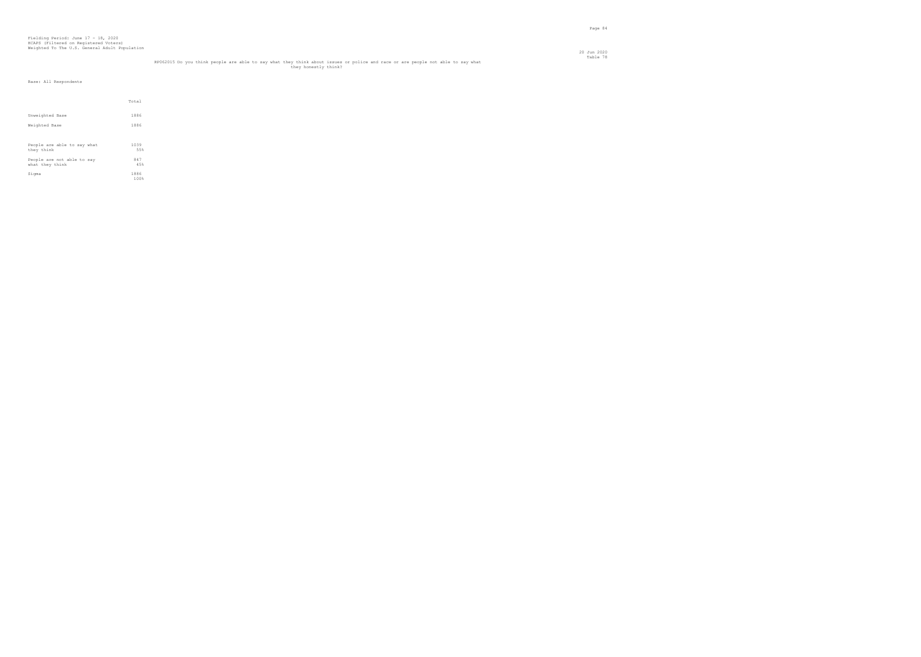Fielding Period: June 17 - 18, 2020
HCAPS (Filtered on Registered Voters)
Weighted To The U.S. General Adult Population

20 Jun 2020
Table 78

RP062015 Do you think people are able to say what they think about issues or police and race or are people not able to say what they honestly think?

Base: All Respondents

| | Total |
|---|---|
| Unweighted Base | 1886 |
| Weighted Base | 1886 |
| People are able to say what they think | 1039<br>55% |
| People are not able to say what they think | 847<br>45% |
| Sigma | 1886<br>100% |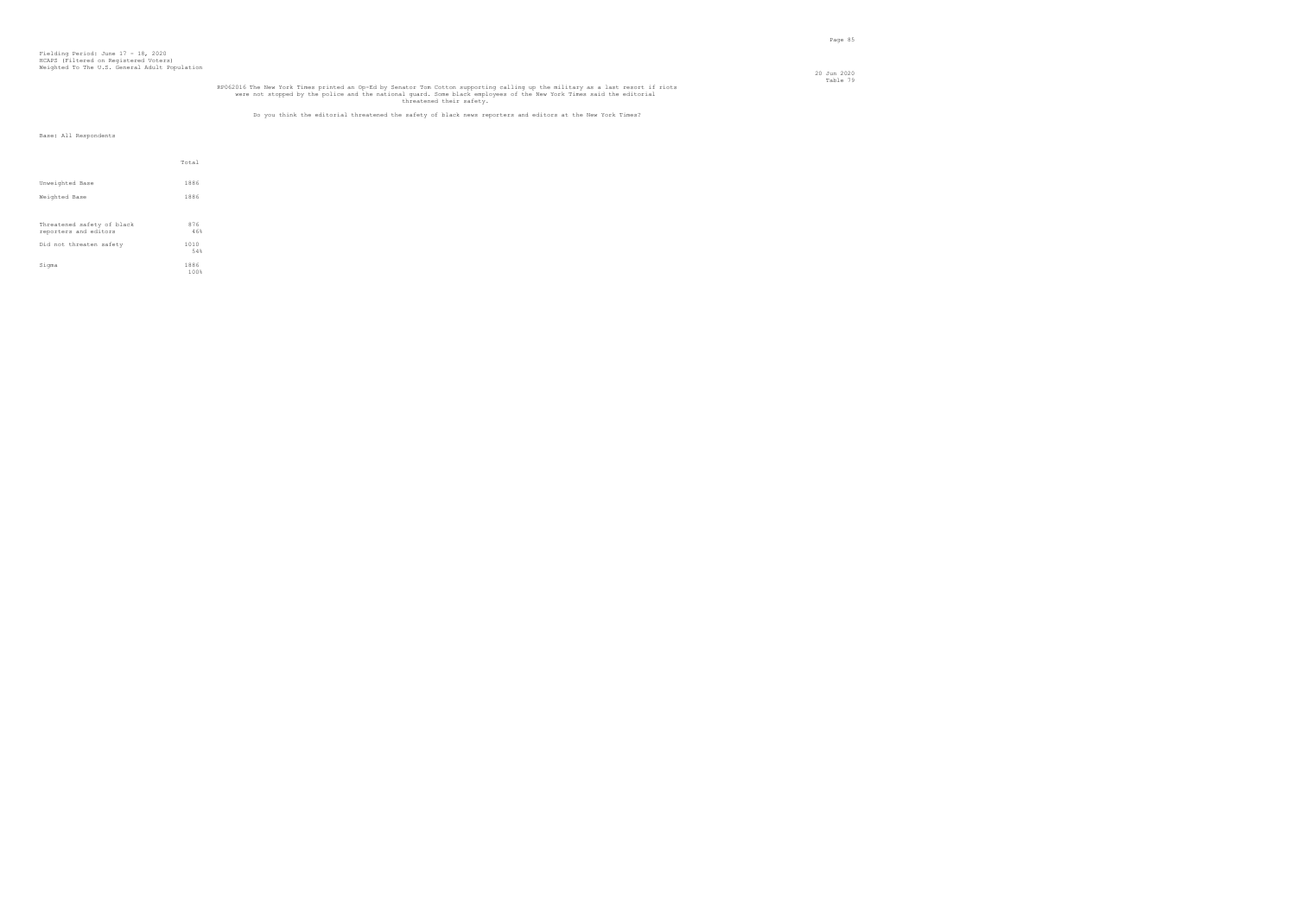Fielding Period: June 17 - 18, 2020
HCAPS (Filtered on Registered Voters)
Weighted To The U.S. General Adult Population

Table 79

RP062016 The New York Times printed an Op-Ed by Senator Tom Cotton supporting calling up the military as a last resort if riots were not stopped by the police and the national guard. Some black employees of the New York Times said the editorial threatened their safety.

Do you think the editorial threatened the safety of black news reporters and editors at the New York Times?

Base: All Respondents

| | Total |
|---|---|
| Unweighted Base | 1886 |
| Weighted Base | 1886 |
| Threatened safety of black reporters and editors | 876<br>46% |
| Did not threaten safety | 1010<br>54% |
| Sigma | 1886<br>100% |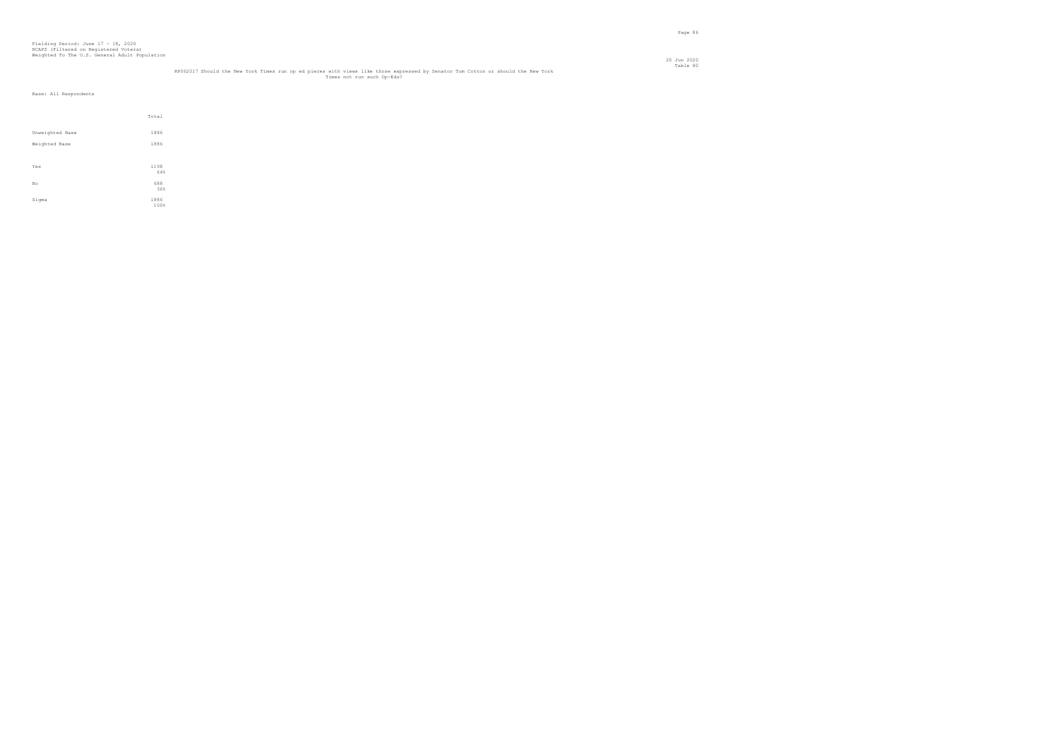Fielding Period: June 17 - 18, 2020
HCAPS (Filtered on Registered Voters)
Weighted To The U.S. General Adult Population

20 Jun 2020
Table 80

RF062017 Should the New York Times run op ed pieces with views like those expressed by Senator Tom Cotton or should the New York Times not run such Op-Eds?

Base: All Respondents

| | Total |
|---|---|
| Unweighted Base | 1886 |
| Weighted Base | 1886 |
| Yes | 1198<br>64% |
| No | 688<br>36% |
| Sigma | 1886<br>100% |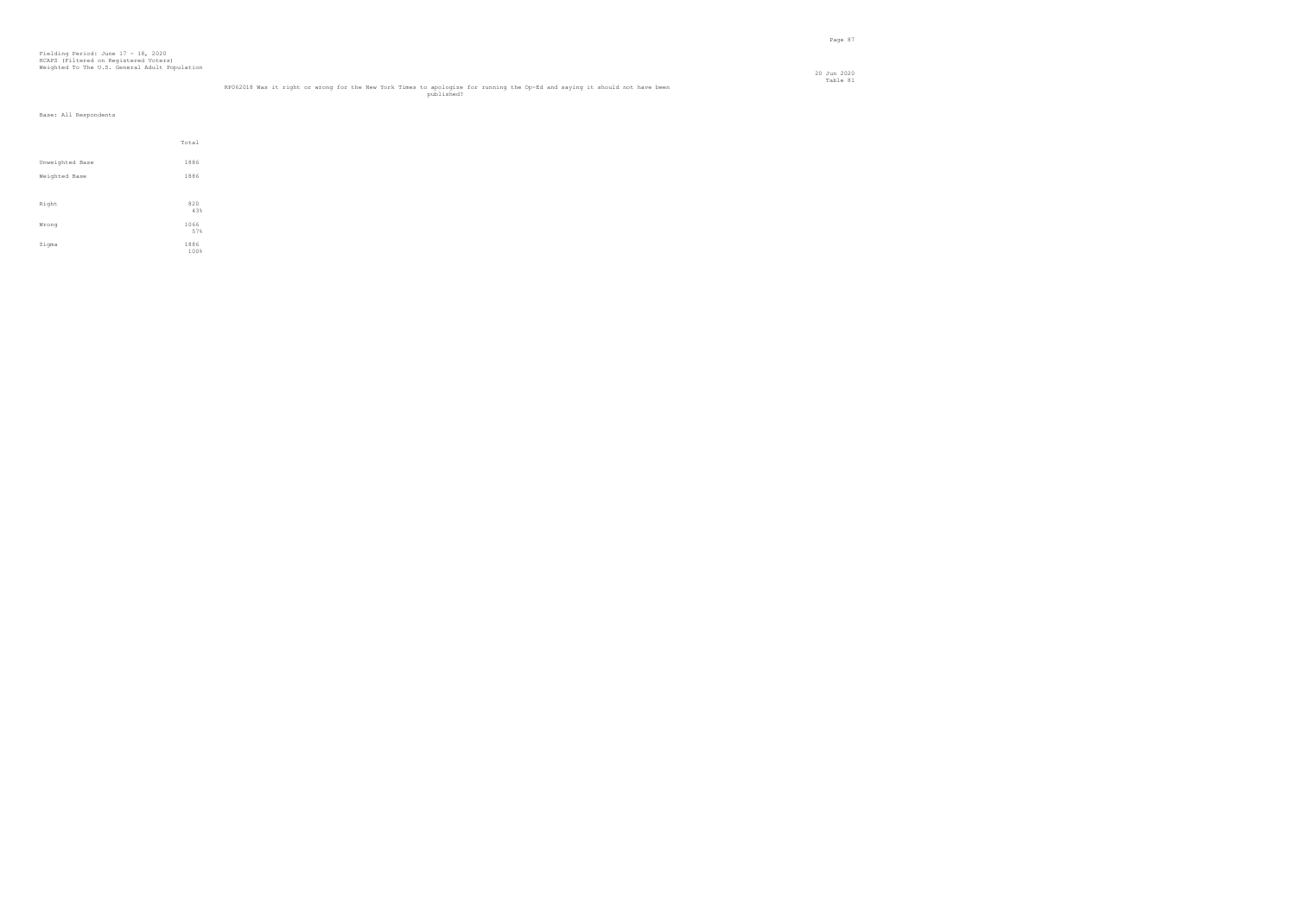Fielding Period: June 17 - 18, 2020
HCAPS (Filtered on Registered Voters)
Weighted To The U.S. General Adult Population

20 Jun 2020
Table 81

RP062018 Was it right or wrong for the New York Times to apologize for running the Op-Ed and saying it should not have been published?

Base: All Respondents

| | Total |
|---|---|
| Unweighted Base | 1886 |
| Weighted Base | 1886 |
| Right | 820<br>43% |
| Wrong | 1066<br>57% |
| Sigma | 1886<br>100% |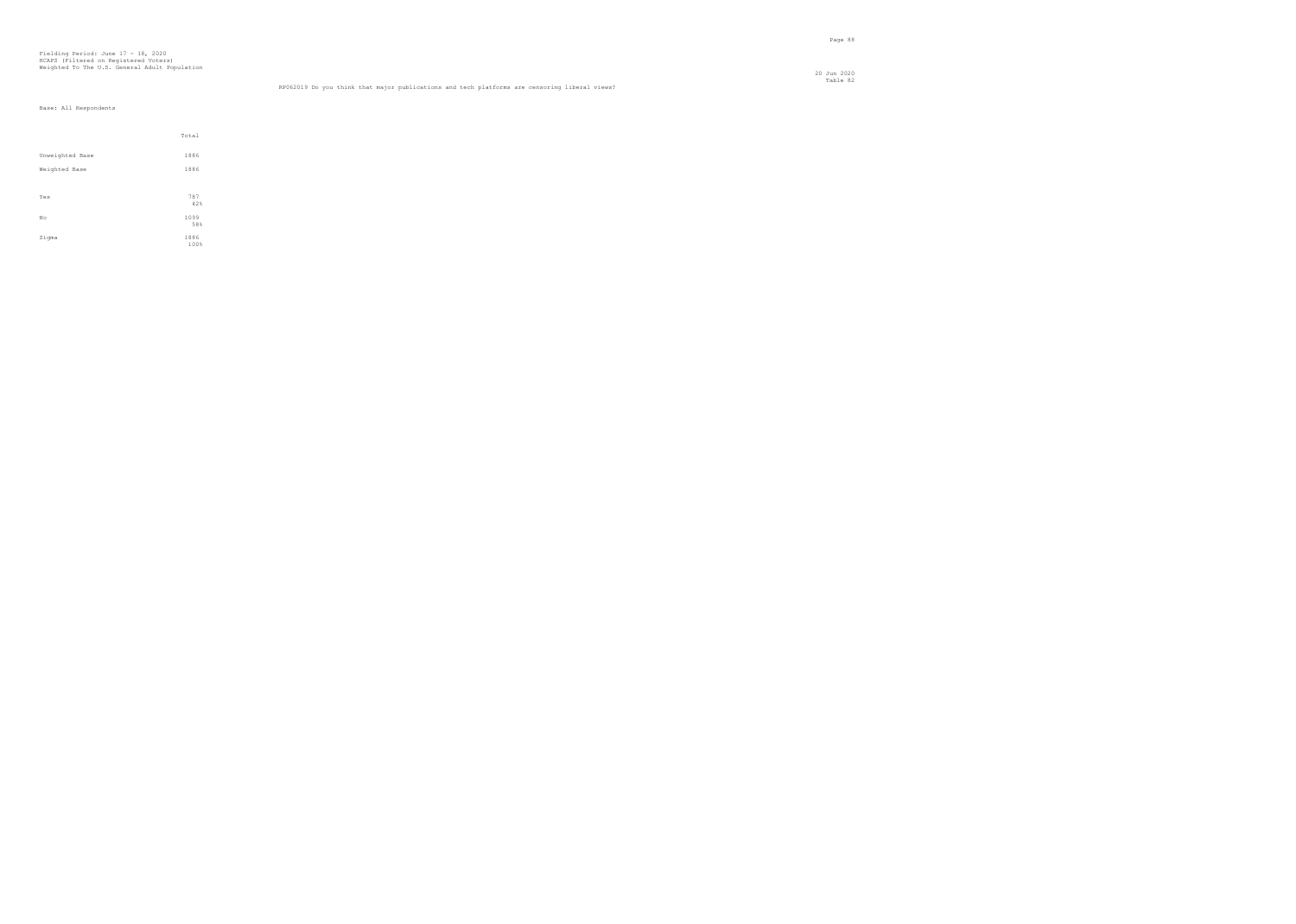Fielding Period: June 17 - 18, 2020
HCAPS (Filtered on Registered Voters)
Weighted To The U.S. General Adult Population

20 Jun 2020
Table 82

RP062019 Do you think that major publications and tech platforms are censoring liberal views?

Base: All Respondents

| | Total |
|---|---|
| Unweighted Base | 1886 |
| Weighted Base | 1886 |
| Yes | 787<br>42% |
| No | 1099<br>58% |
| Sigma | 1886<br>100% |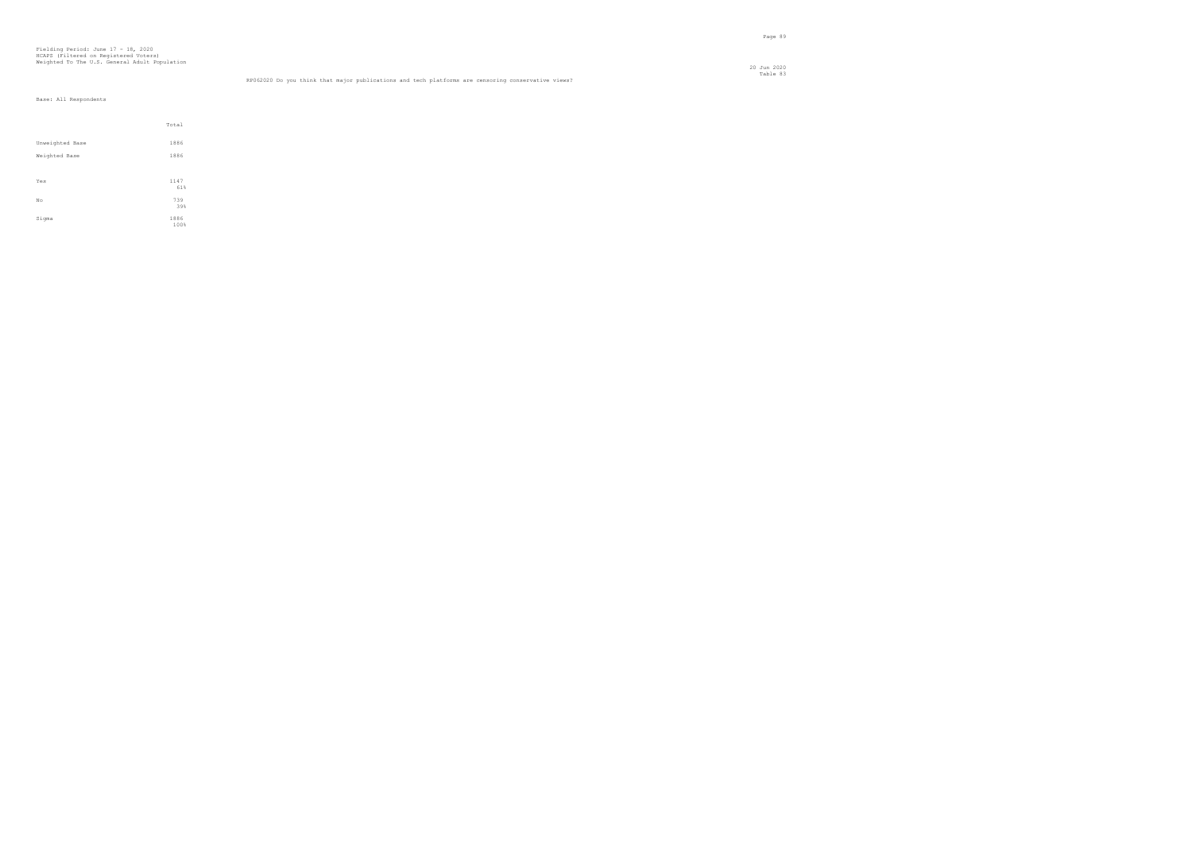Fielding Period: June 17 - 18, 2020
HCAPS (Filtered on Registered Voters)
Weighted To The U.S. General Adult Population

RP062020 Do you think that major publications and tech platforms are censoring conservative views?

Base: All Respondents

| | Total |
|---|---|
| Unweighted Base | 1886 |
| Weighted Base | 1886 |
| Yes | 1147 |
| | 61% |
| No | 739 |
| | 39% |
| Sigma | 1886 |
| | 100% |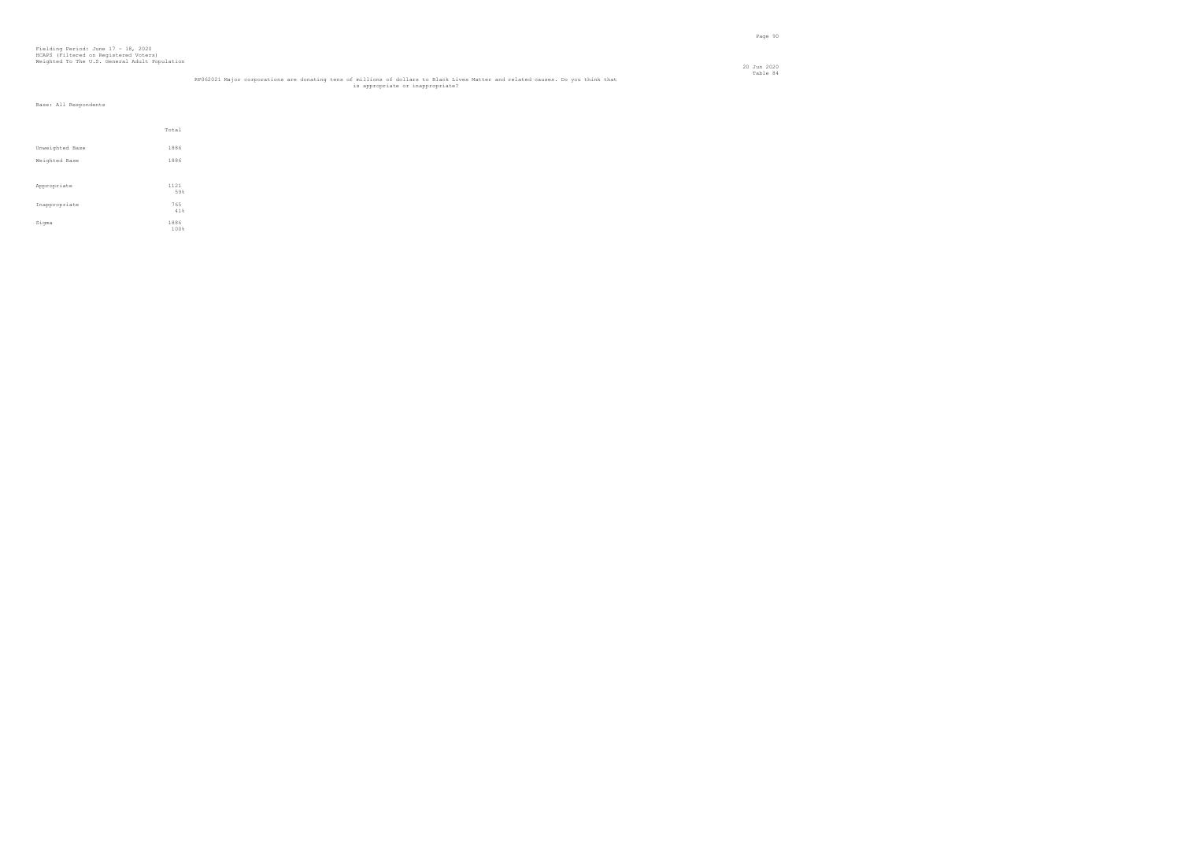Fielding Period: June 17 - 18, 2020
HCAPS (Filtered on Registered Voters)
Weighted To The U.S. General Adult Population

20 Jun 2020
Table 84

RF062021 Major corporations are donating tens of millions of dollars to Black Lives Matter and related causes. Do you think that is appropriate or inappropriate?

Base: All Respondents

| | Total |
|---|---|
| Unweighted Base | 1886 |
| Weighted Base | 1886 |
| Appropriate | 1121<br>59% |
| Inappropriate | 765<br>41% |
| Sigma | 1886<br>100% |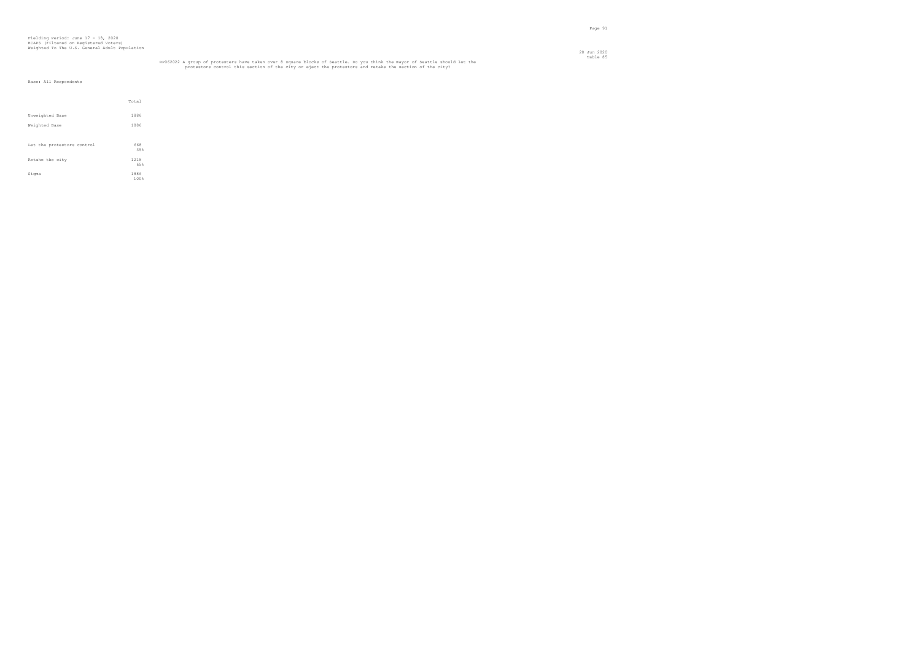Fielding Period: June 17 - 18, 2020
HCAPS (Filtered on Registered Voters)
Weighted To The U.S. General Adult Population

20 Jun 2020
Table 85

RP062022 A group of protesters have taken over 8 square blocks of Seattle. Do you think the mayor of Seattle should let the protestors control this section of the city or eject the protestors and retake the section of the city?

Base: All Respondents

| | Total |
|---|---|
| Unweighted Base | 1886 |
| Weighted Base | 1886 |
| Let the protestors control | 668<br>35% |
| Retake the city | 1218<br>65% |
| Sigma | 1886<br>100% |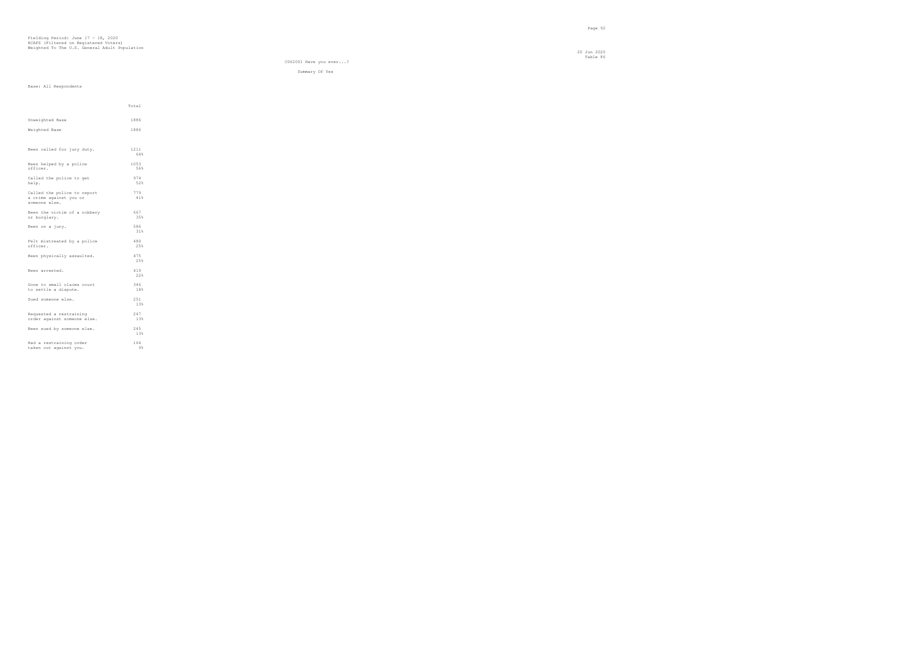Fielding Period: June 17 - 18, 2020
HCAPS (Filtered on Registered Voters)
Weighted To The U.S. General Adult Population

20 Jun 2020
Table 86

C062001 Have you ever...?

Summary Of Yes

Base: All Respondents

| | Total |
|---|---|
| Unweighted Base | 1886 |
| Weighted Base | 1886 |
| Been called for jury duty. | 1211<br>64% |
| Been helped by a police officer. | 1053<br>56% |
| Called the police to get help. | 974<br>52% |
| Called the police to report a crime against you or someone else. | 779<br>41% |
| Been the victim of a robbery or burglary. | 667<br>35% |
| Been on a jury. | 586<br>31% |
| Felt mistreated by a police officer. | 480<br>25% |
| Been physically assaulted. | 475<br>25% |
| Been arrested. | 419<br>22% |
| Gone to small claims court to settle a dispute. | 346<br>18% |
| Sued someone else. | 251<br>13% |
| Requested a restraining order against someone else. | 247<br>13% |
| Been sued by someone else. | 245<br>13% |
| Had a restraining order taken out against you. | 164<br>9% |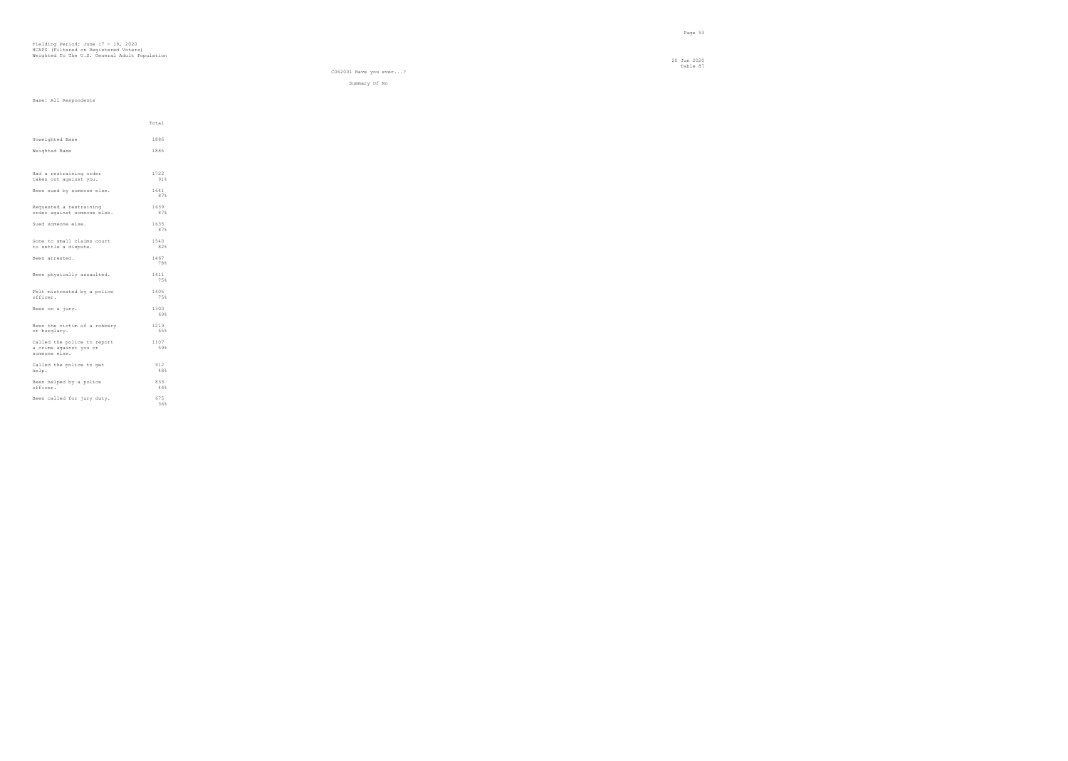Fielding Period: June 17 - 18, 2020
HCAPS (Filtered on Registered Voters)
Weighted To The U.S. General Adult Population

20 Jun 2020
Table 87

C062001 Have you ever...?

Summary Of No

Base: All Respondents

| | Total |
|---|---|
| Unweighted Base | 1886 |
| Weighted Base | 1886 |
| Had a restraining order taken out against you. | 1722<br>91% |
| Been sued by someone else. | 1641<br>87% |
| Requested a restraining order against someone else. | 1639<br>87% |
| Sued someone else. | 1635<br>87% |
| Gone to small claims court to settle a dispute. | 1540<br>82% |
| Been arrested. | 1467<br>78% |
| Been physically assaulted. | 1411<br>75% |
| Felt mistreated by a police officer. | 1406<br>75% |
| Been on a jury. | 1300<br>69% |
| Been the victim of a robbery or burglary. | 1219<br>65% |
| Called the police to report a crime against you or someone else. | 1107<br>59% |
| Called the police to get help. | 912<br>48% |
| Been helped by a police officer. | 833<br>44% |
| Been called for jury duty. | 675<br>36% |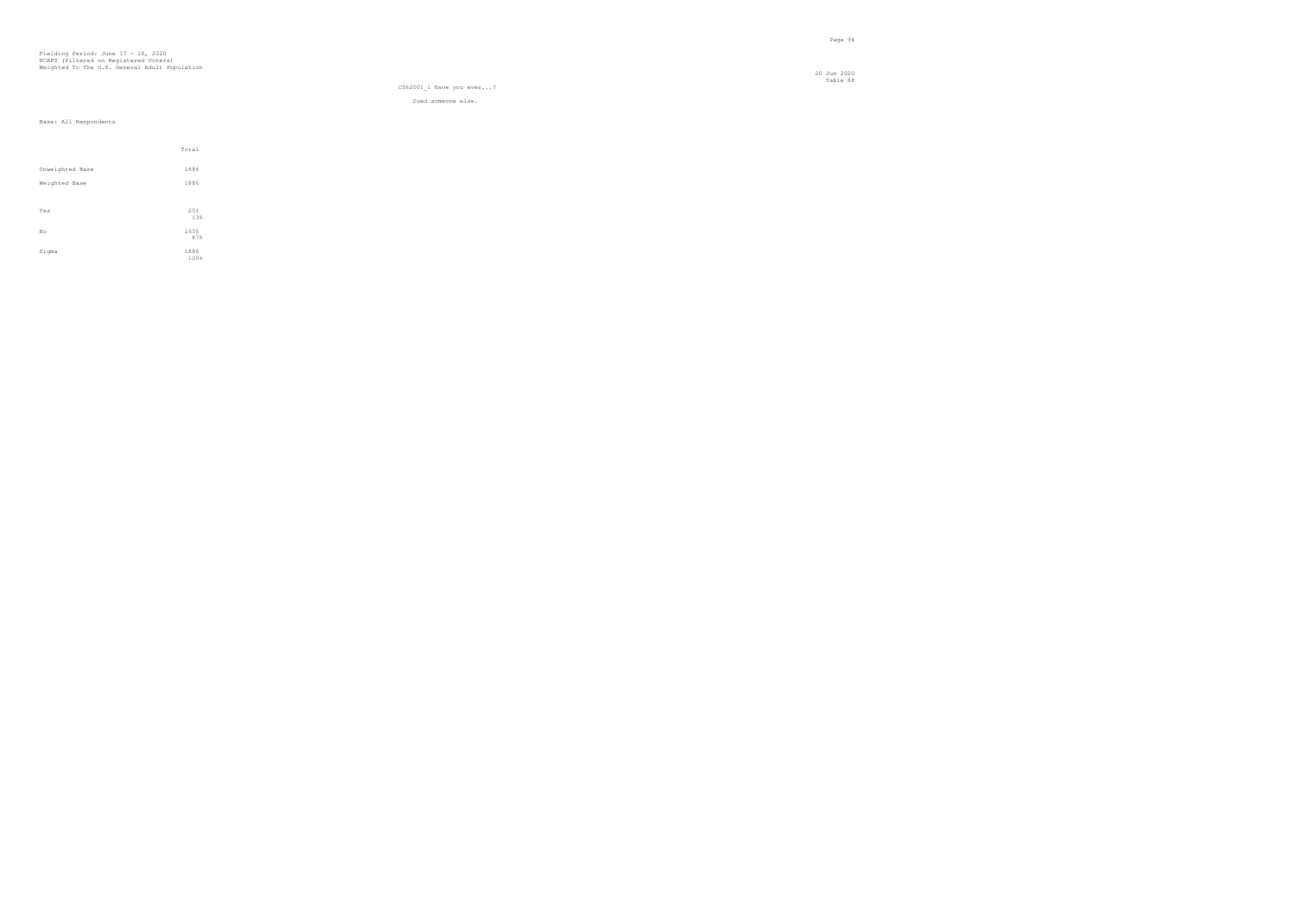Fielding Period: June 17 - 18, 2020
HCAPS (Filtered on Registered Voters)
Weighted To The U.S. General Adult Population

Table 88

C062001_1 Have you ever...?

Sued someone else.

Base: All Respondents

| | Total |
|---|---|
| Unweighted Base | 1886 |
| Weighted Base | 1886 |
| Yes | 251<br>13% |
| No | 1635<br>87% |
| Sigma | 1886<br>100% |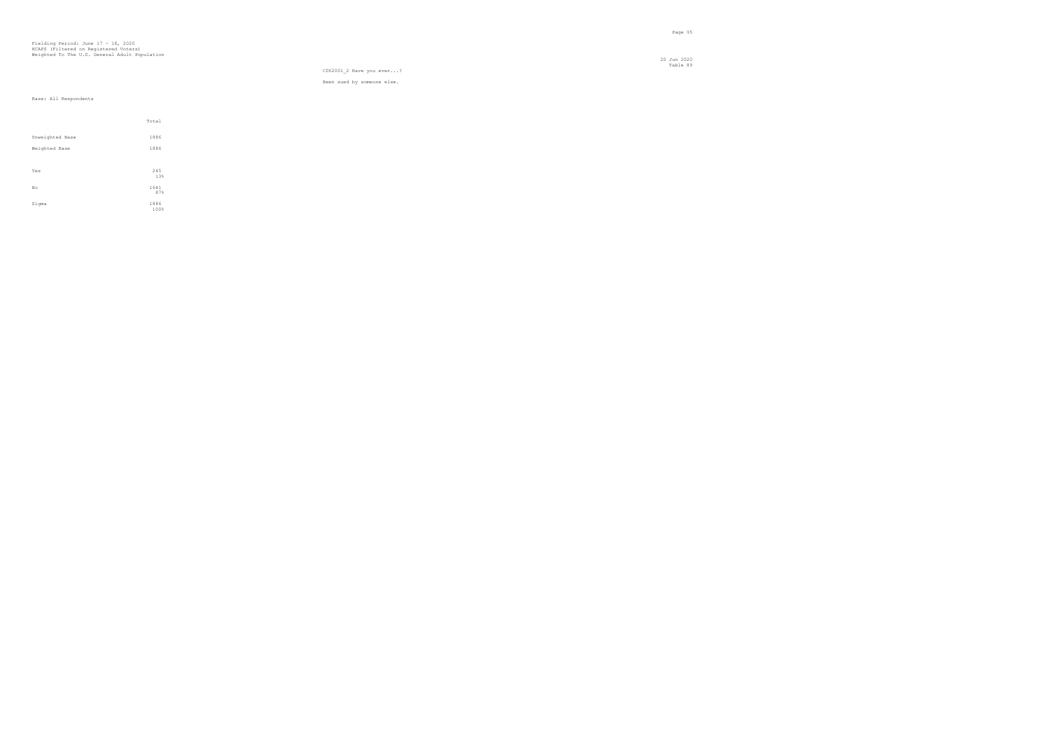Fielding Period: June 17 - 18, 2020
HCAPS (Filtered on Registered Voters)
Weighted To The U.S. General Adult Population

20 Jun 2020
Table 89

C062001_2 Have you ever...?

Been sued by someone else.

Base: All Respondents

| | Total |
|---|---|
| Unweighted Base | 1886 |
| Weighted Base | 1886 |
| Yes | 245 |
| | 13% |
| No | 1641 |
| | 87% |
| Sigma | 1886 |
| | 100% |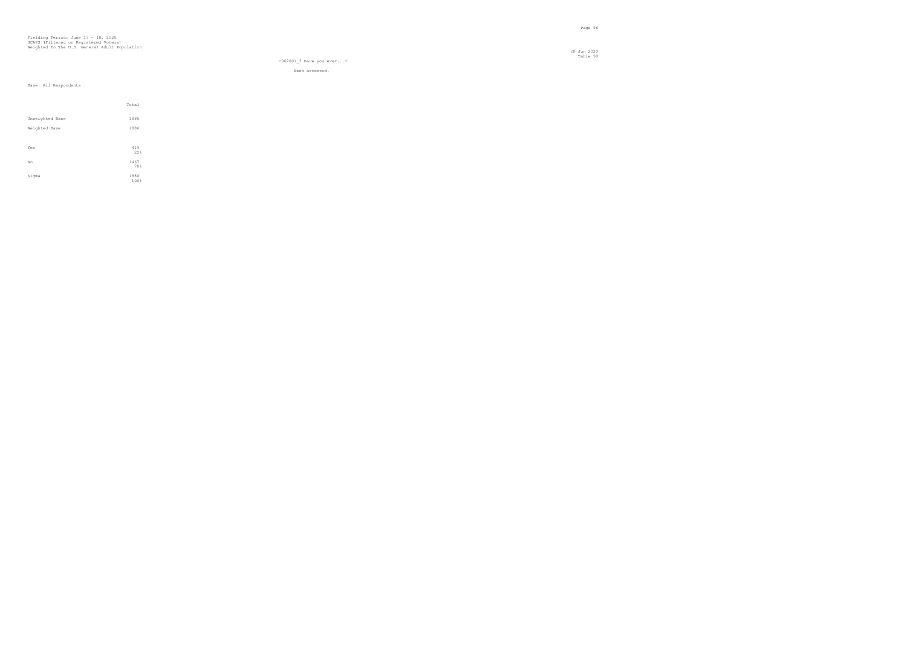Fielding Period: June 17 - 18, 2020
HCAPS (Filtered on Registered Voters)
Weighted To The U.S. General Adult Population

20 Jun 2020
Table 90

C062001_3 Have you ever...?

Been arrested.

Base: All Respondents

| | Total |
|---|---|
| Unweighted Base | 1886 |
| Weighted Base | 1886 |
| Yes | 419<br>22% |
| No | 1467<br>78% |
| Sigma | 1886<br>100% |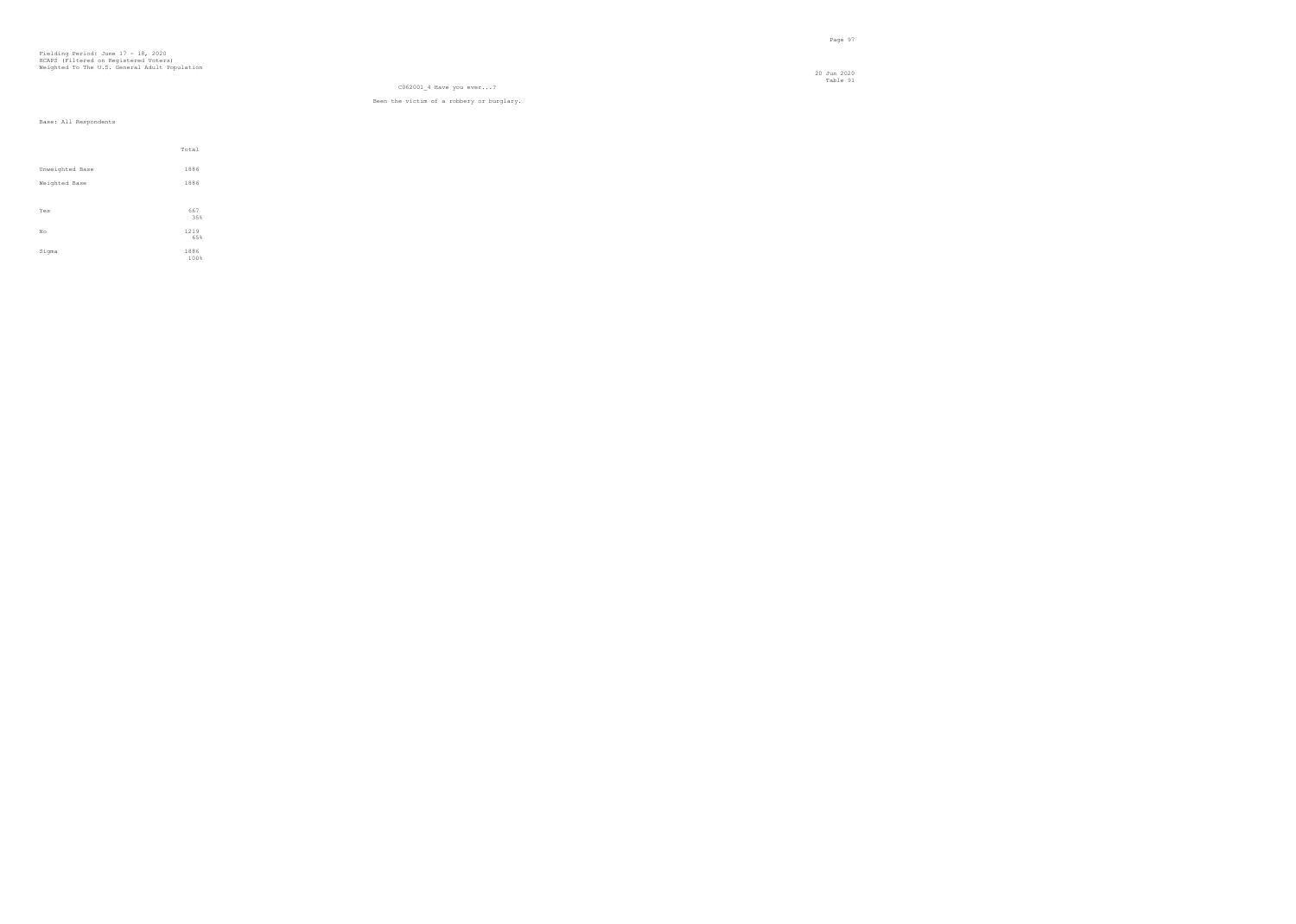Fielding Period: June 17 - 18, 2020
HCAPS (Filtered on Registered Voters)
Weighted To The U.S. General Adult Population

20 Jun 2020
Table 91

C062001_4 Have you ever...?

Been the victim of a robbery or burglary.

Base: All Respondents

| | Total |
|---|---|
| Unweighted Base | 1886 |
| Weighted Base | 1886 |
| Yes | 667<br>35% |
| No | 1219<br>65% |
| Sigma | 1886<br>100% |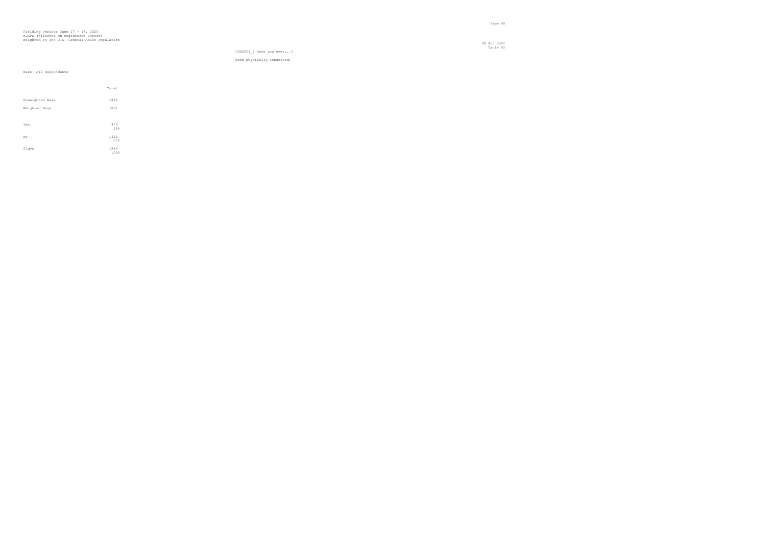Fielding Period: June 17 - 18, 2020
HCAPS (Filtered on Registered Voters)
Weighted To The U.S. General Adult Population

C062001_5 Have you ever...?

Been physically assaulted.

Base: All Respondents

| | Total |
|---|---|
| Unweighted Base | 1886 |
| Weighted Base | 1886 |
| Yes | 475 |
| | 25% |
| No | 1411 |
| | 75% |
| Sigma | 1886 |
| | 100% |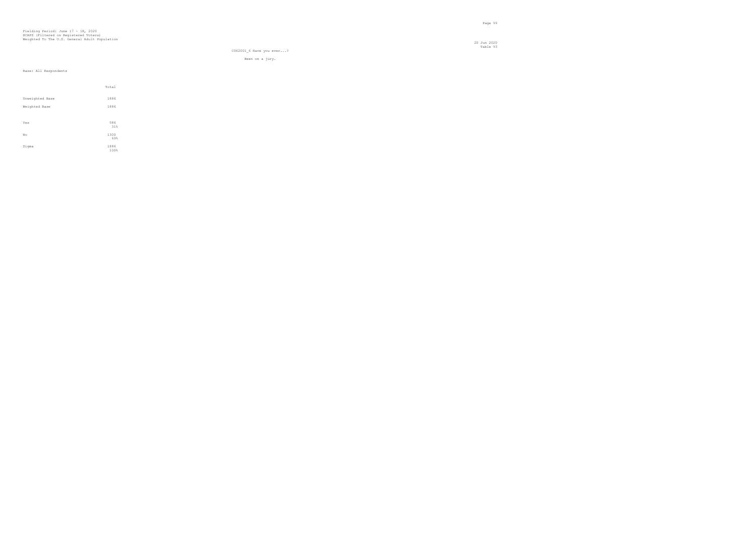Fielding Period: June 17 - 18, 2020
HCAPS (Filtered on Registered Voters)
Weighted To The U.S. General Adult Population

20 Jun 2020
Table 93

C062001_6 Have you ever...?

Been on a jury.

Base: All Respondents

| | Total |
|---|---|
| Unweighted Base | 1886 |
| Weighted Base | 1886 |
| Yes | 586<br>31% |
| No | 1300<br>69% |
| Sigma | 1886<br>100% |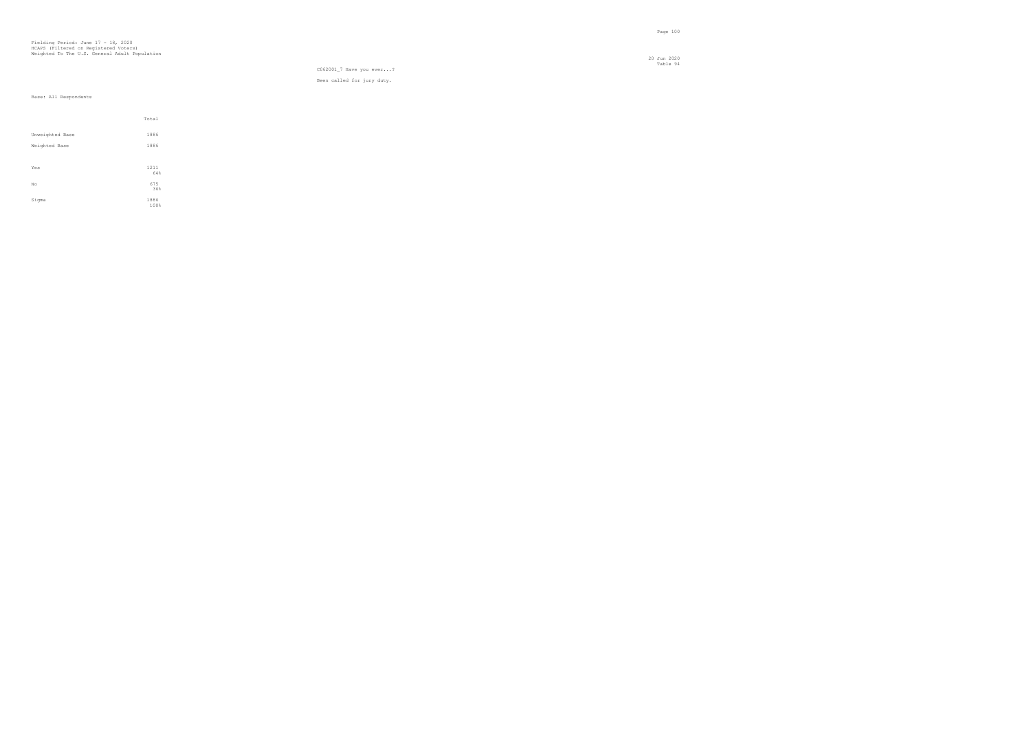Fielding Period: June 17 - 18, 2020
HCAPS (Filtered on Registered Voters)
Weighted To The U.S. General Adult Population

20 Jun 2020
Table 94

C062001_7 Have you ever...?

Been called for jury duty.

Base: All Respondents

| | Total |
|---|---|
| Unweighted Base | 1886 |
| Weighted Base | 1886 |
| Yes | 1211<br>64% |
| No | 675<br>36% |
| Sigma | 1886<br>100% |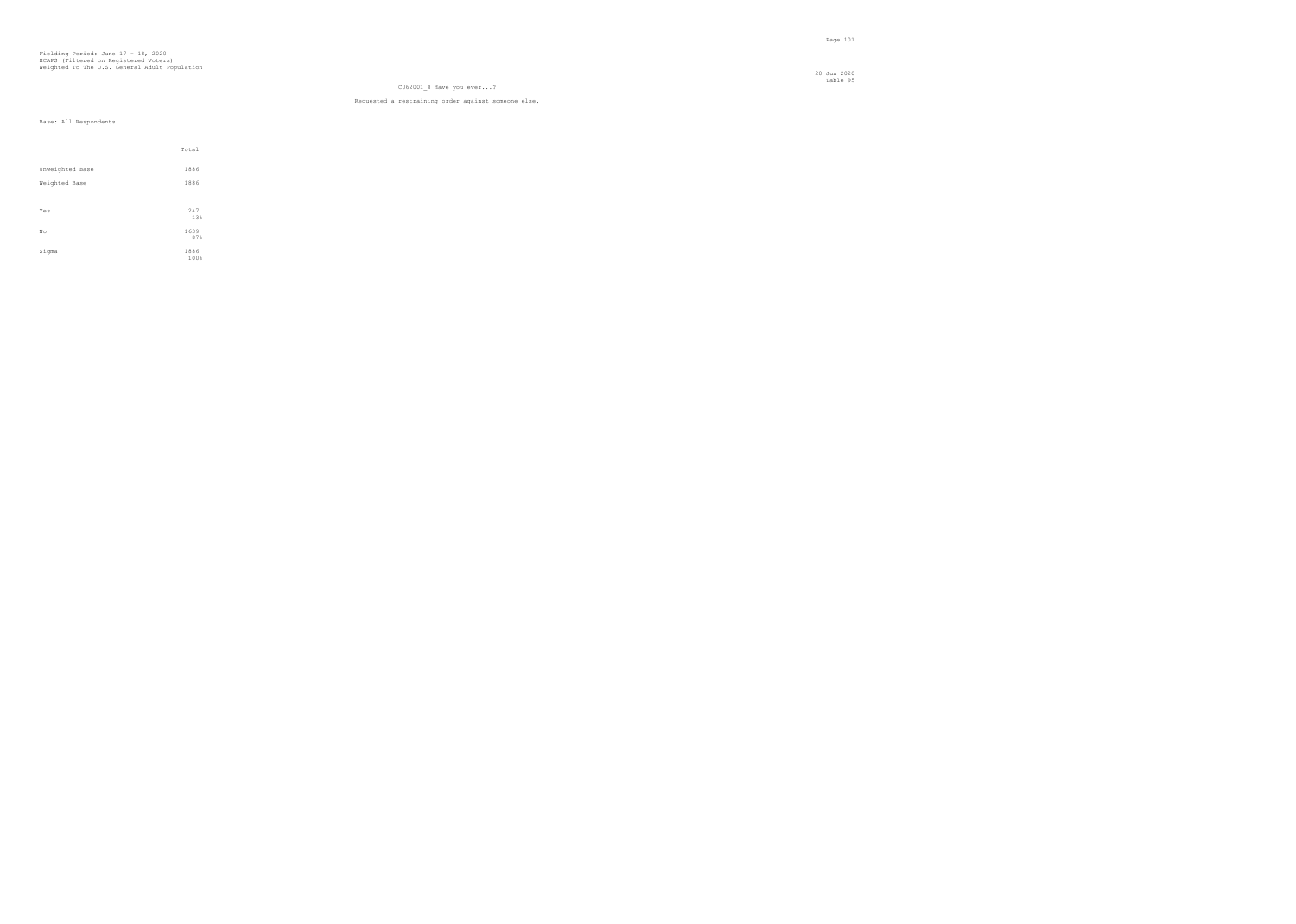Fielding Period: June 17 - 18, 2020
HCAPS (Filtered on Registered Voters)
Weighted To The U.S. General Adult Population

20 Jun 2020
Table 95

C062001_8 Have you ever...?

Requested a restraining order against someone else.

Base: All Respondents

| | Total |
|---|---|
| Unweighted Base | 1886 |
| Weighted Base | 1886 |
| Yes | 247<br>13% |
| No | 1639<br>87% |
| Sigma | 1886<br>100% |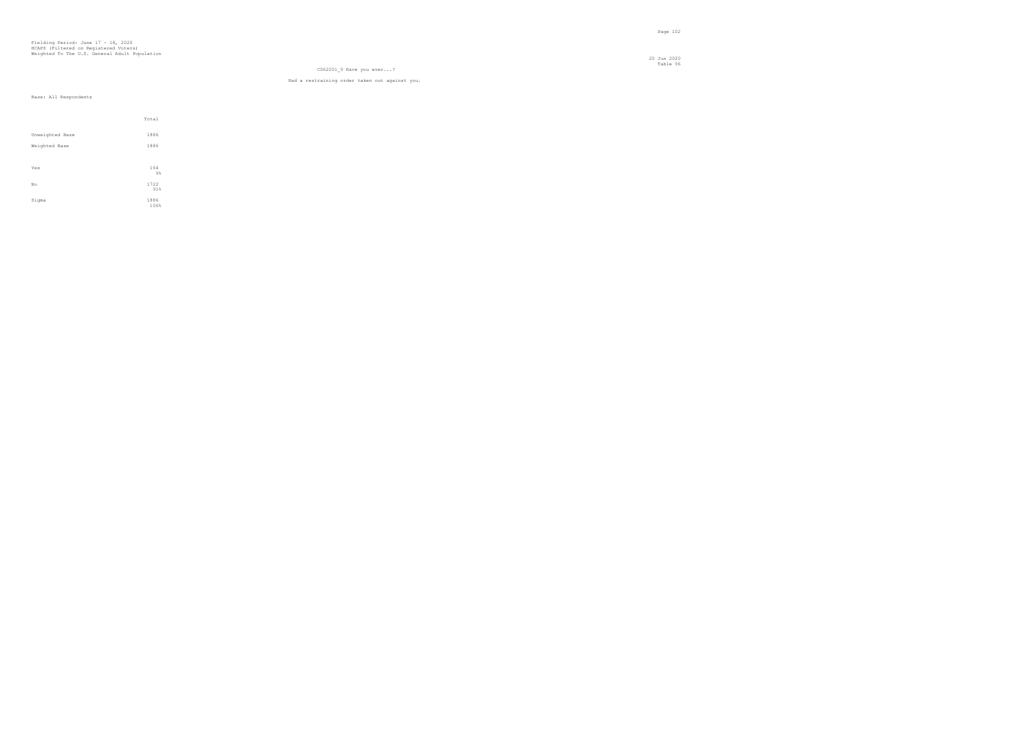Fielding Period: June 17 - 18, 2020
HCAPS (Filtered on Registered Voters)
Weighted To The U.S. General Adult Population

20 Jun 2020
Table 96

C062001_9 Have you ever...?

Had a restraining order taken out against you.

Base: All Respondents

| | Total |
|---|---|
| Unweighted Base | 1886 |
| Weighted Base | 1886 |
| Yes | 164<br>9% |
| No | 1722<br>91% |
| Sigma | 1886<br>100% |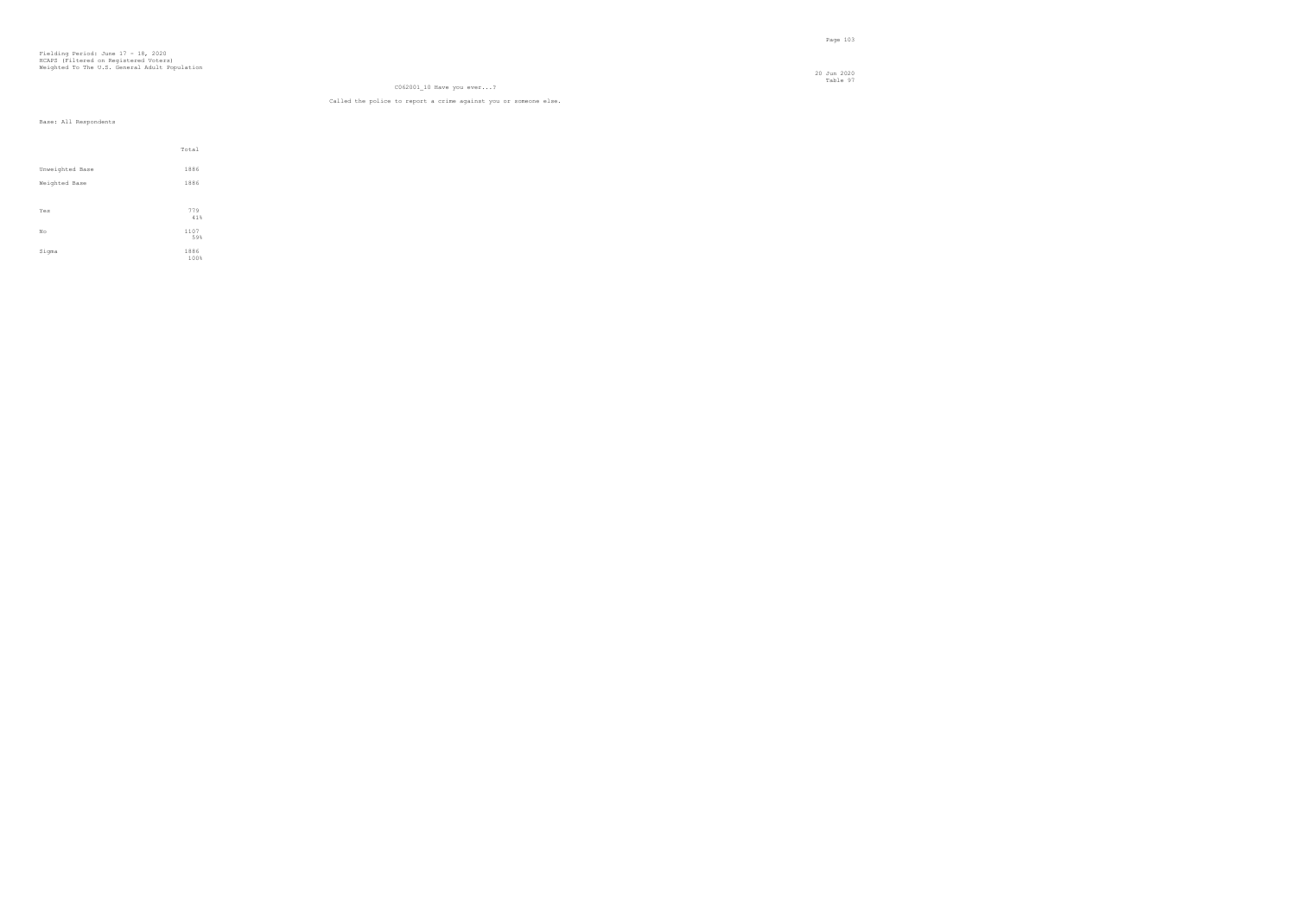Fielding Period: June 17 - 18, 2020
HCAPS (Filtered on Registered Voters)
Weighted To The U.S. General Adult Population

20 Jun 2020
Table 97

C062001_10 Have you ever...?

Called the police to report a crime against you or someone else.

Base: All Respondents

| | Total |
|---|---|
| Unweighted Base | 1886 |
| Weighted Base | 1886 |
| Yes | 779<br>41% |
| No | 1107<br>59% |
| Sigma | 1886<br>100% |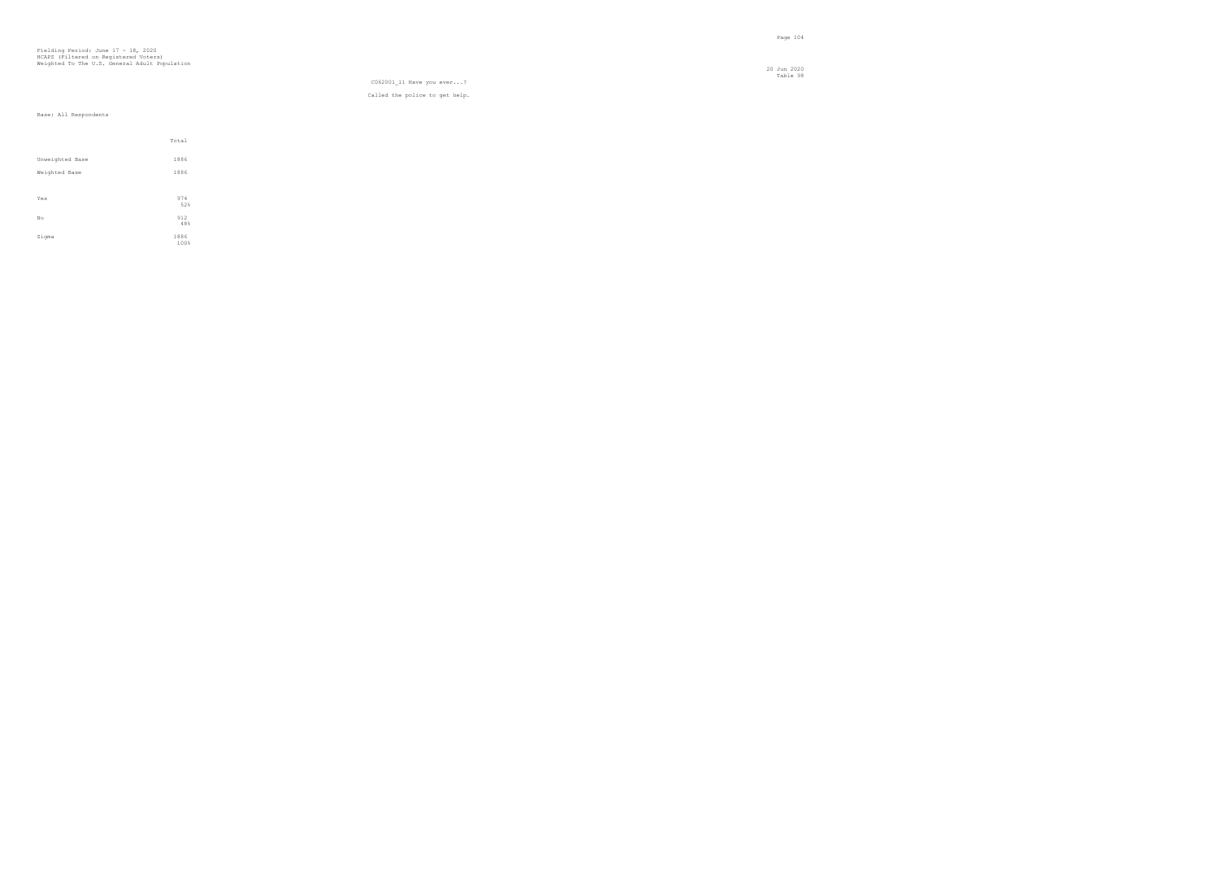Fielding Period: June 17 - 18, 2020
HCAPS (Filtered on Registered Voters)
Weighted To The U.S. General Adult Population

20 Jun 2020
Table 98

C062001_11 Have you ever...?

Called the police to get help.

Base: All Respondents

| | Total |
|---|---|
| Unweighted Base | 1886 |
| Weighted Base | 1886 |
| Yes | 974<br>52% |
| No | 912<br>48% |
| Sigma | 1886<br>100% |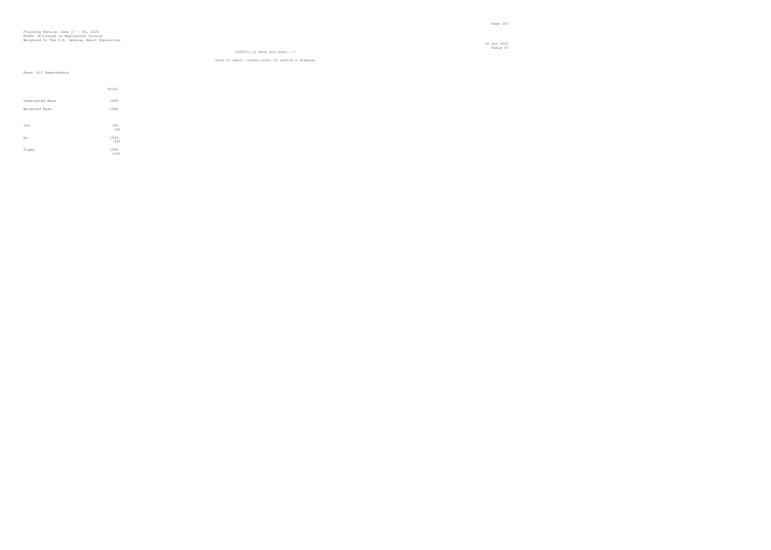Fielding Period: June 17 - 18, 2020
HCAPS (Filtered on Registered Voters)
Weighted To The U.S. General Adult Population

20 Jun 2020
Table 99

C062001_12 Have you ever...?

Gone to small claims court to settle a dispute.

Base: All Respondents

| | Total |
|---|---|
| Unweighted Base | 1886 |
| Weighted Base | 1886 |
| Yes | 346<br>18% |
| No | 1540<br>82% |
| Sigma | 1886<br>100% |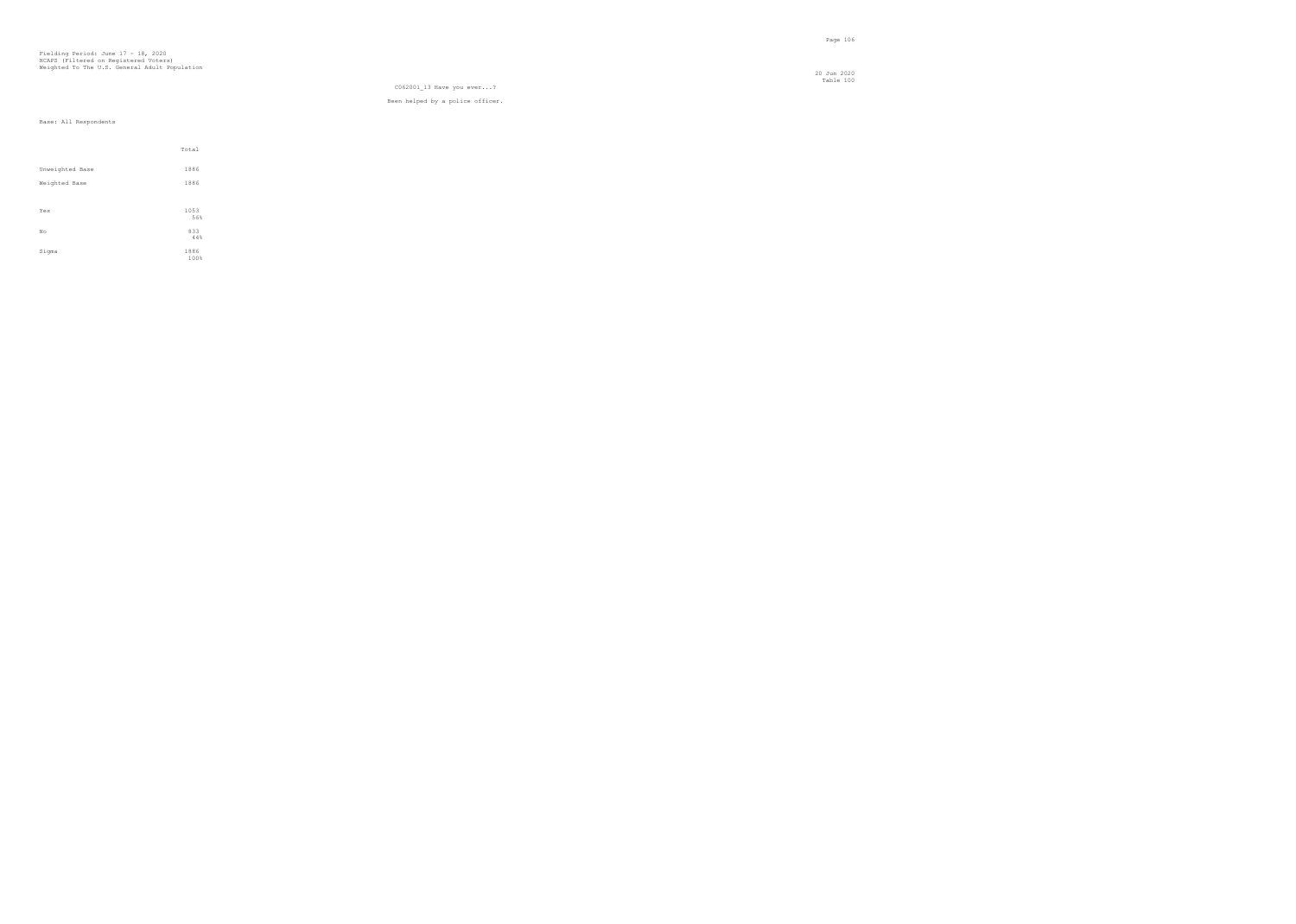Fielding Period: June 17 - 18, 2020
HCAPS (Filtered on Registered Voters)
Weighted To The U.S. General Adult Population

20 Jun 2020
Table 100

C062001_13 Have you ever...?

Been helped by a police officer.

Base: All Respondents

| | Total |
|---|---|
| Unweighted Base | 1886 |
| Weighted Base | 1886 |
| Yes | 1053<br>56% |
| No | 833<br>44% |
| Sigma | 1886<br>100% |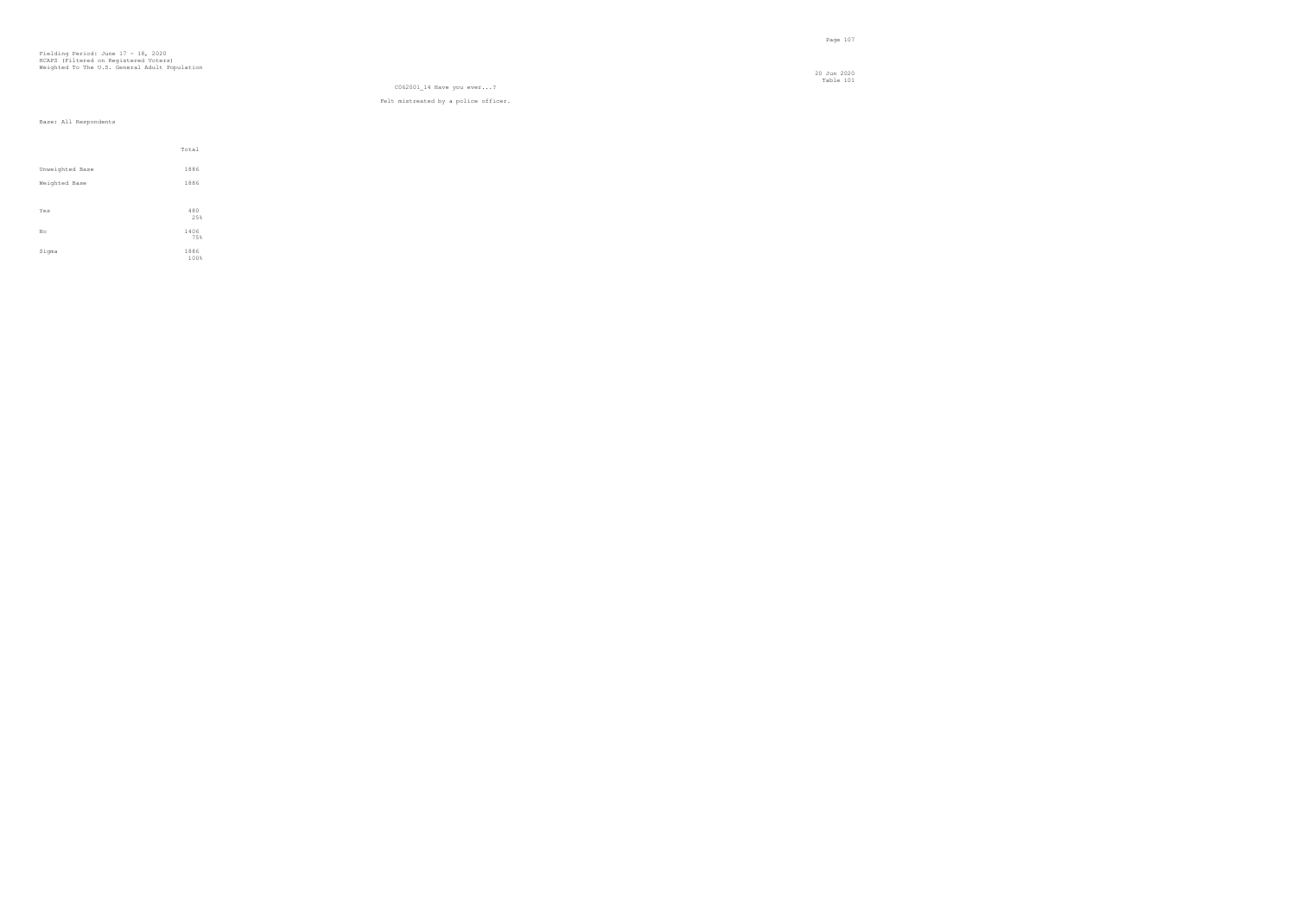Fielding Period: June 17 - 18, 2020
HCAPS (Filtered on Registered Voters)
Weighted To The U.S. General Adult Population

20 Jun 2020
Table 101

C062001_14 Have you ever...?

Felt mistreated by a police officer.

Base: All Respondents

| | Total |
|---|---|
| Unweighted Base | 1886 |
| Weighted Base | 1886 |
| Yes | 480<br>25% |
| No | 1406<br>75% |
| Sigma | 1886<br>100% |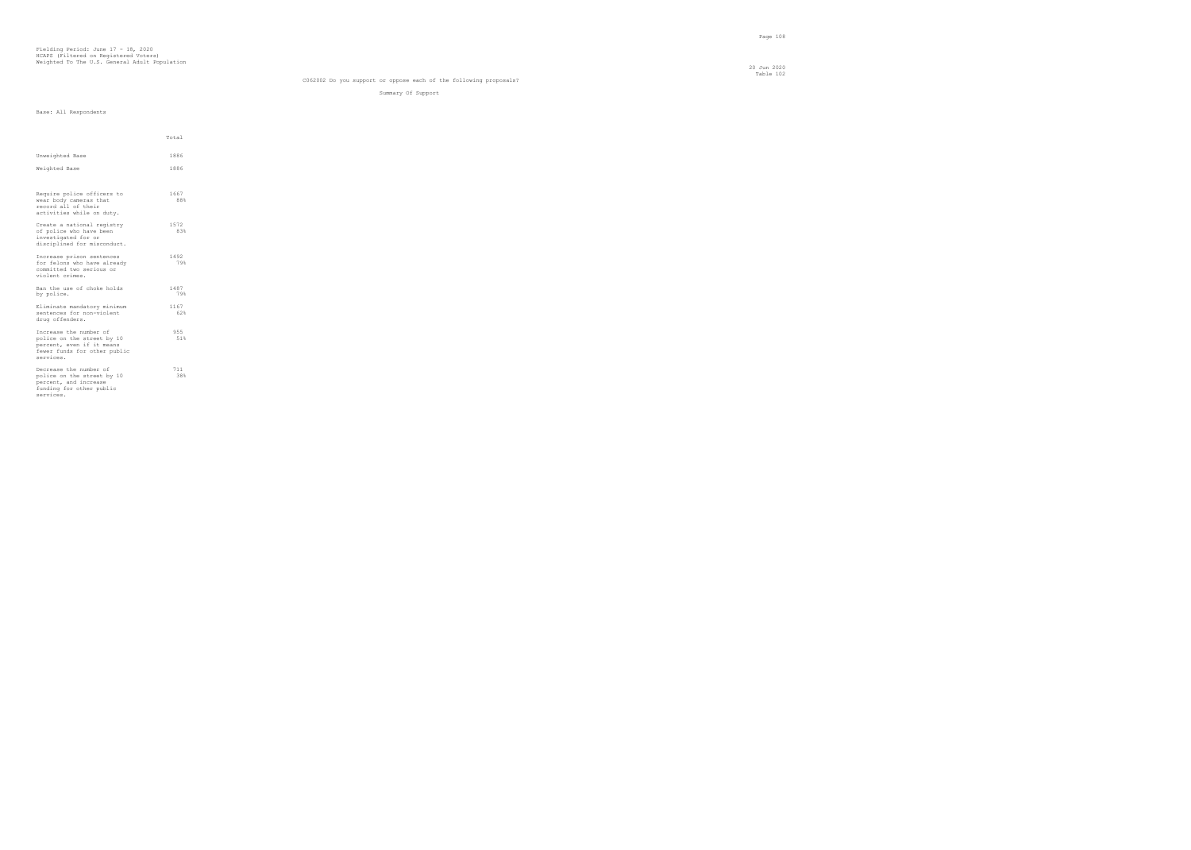Fielding Period: June 17 - 18, 2020
HCAPS (Filtered on Registered Voters)
Weighted To The U.S. General Adult Population

20 Jun 2020
Table 102

CO62002 Do you support or oppose each of the following proposals?

Summary Of Support

Base: All Respondents

| | Total |
|---|---|
| Unweighted Base | 1886 |
| Weighted Base | 1886 |
| Require police officers to wear body cameras that record all of their activities while on duty. | 1667<br>88% |
| Create a national registry of police who have been investigated for or disciplined for misconduct. | 1572<br>83% |
| Increase prison sentences for felons who have already committed two serious or violent crimes. | 1492<br>79% |
| Ban the use of choke holds by police. | 1487<br>79% |
| Eliminate mandatory minimum sentences for non-violent drug offenders. | 1167<br>62% |
| Increase the number of police on the street by 10 percent, even if it means fewer funds for other public services. | 955<br>51% |
| Decrease the number of police on the street by 10 percent, and increase funding for other public services. | 711<br>38% |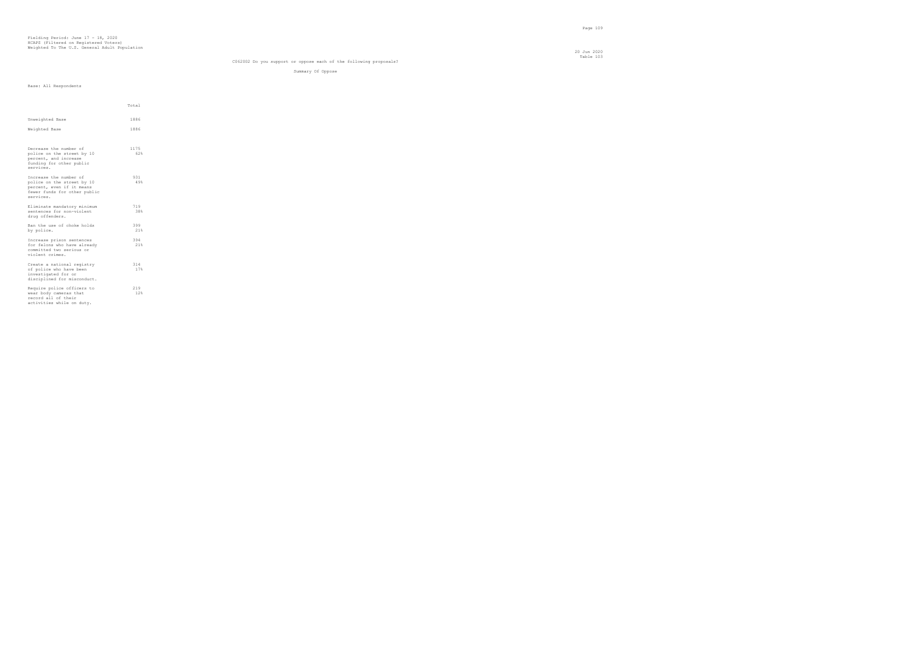Fielding Period: June 17 - 18, 2020
HCAPS (Filtered on Registered Voters)
Weighted To The U.S. General Adult Population

20 Jun 2020
Table 103

C062002 Do you support or oppose each of the following proposals?

Summary Of Oppose

Base: All Respondents

| | Total |
|---|---|
| Unweighted Base | 1886 |
| Weighted Base | 1886 |
| Decrease the number of police on the street by 10 percent, and increase funding for other public services. | 1175<br>62% |
| Increase the number of police on the street by 10 percent, even if it means fewer funds for other public services. | 931<br>49% |
| Eliminate mandatory minimum sentences for non-violent drug offenders. | 719<br>38% |
| Ban the use of choke holds by police. | 399<br>21% |
| Increase prison sentences for felons who have already committed two serious or violent crimes. | 394<br>21% |
| Create a national registry of police who have been investigated for or disciplined for misconduct. | 314<br>17% |
| Require police officers to wear body cameras that record all of their activities while on duty. | 219<br>12% |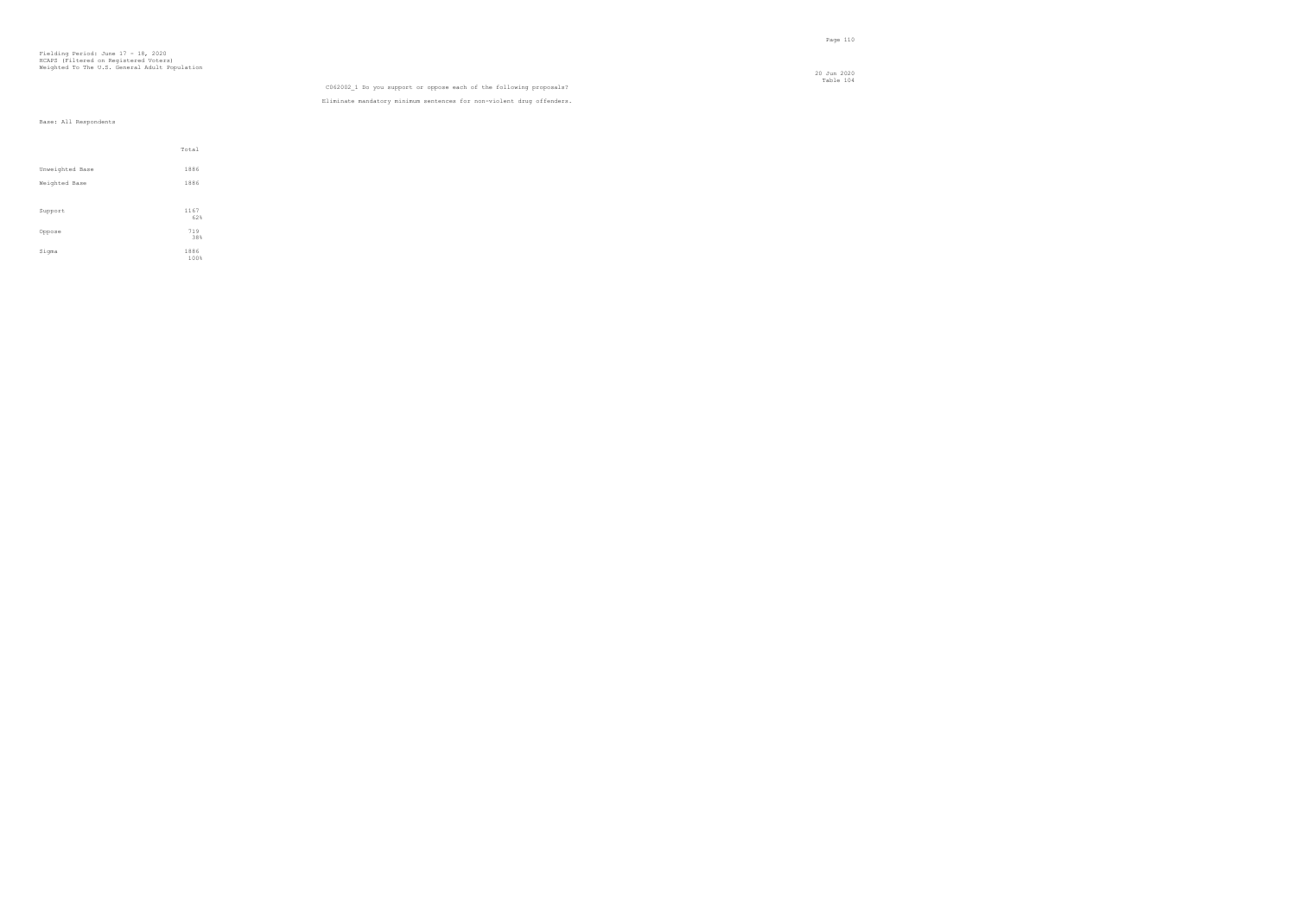Fielding Period: June 17 - 18, 2020
HCAPS (Filtered on Registered Voters)
Weighted To The U.S. General Adult Population

20 Jun 2020
Table 104

C062002_1 Do you support or oppose each of the following proposals?

Eliminate mandatory minimum sentences for non-violent drug offenders.

Base: All Respondents

| | Total |
|---|---|
| Unweighted Base | 1886 |
| Weighted Base | 1886 |
| Support | 1167<br>62% |
| Oppose | 719<br>38% |
| Sigma | 1886<br>100% |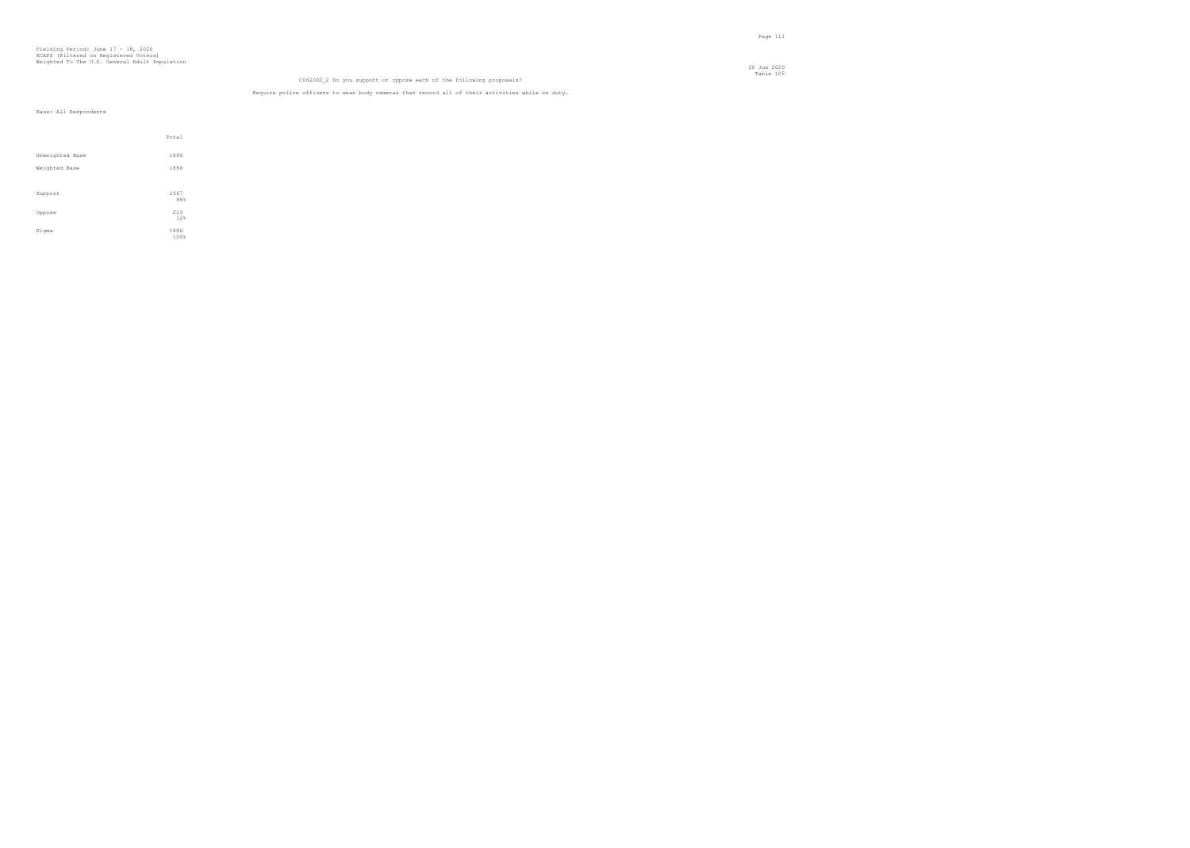Fielding Period: June 17 - 18, 2020
HCAPS (Filtered on Registered Voters)
Weighted To The U.S. General Adult Population

20 Jun 2020
Table 105

C062002_2 Do you support or oppose each of the following proposals?

Require police officers to wear body cameras that record all of their activities while on duty.

Base: All Respondents

| | Total |
|---|---|
| Unweighted Base | 1886 |
| Weighted Base | 1886 |
| Support | 1667<br>88% |
| Oppose | 219<br>12% |
| Sigma | 1886<br>100% |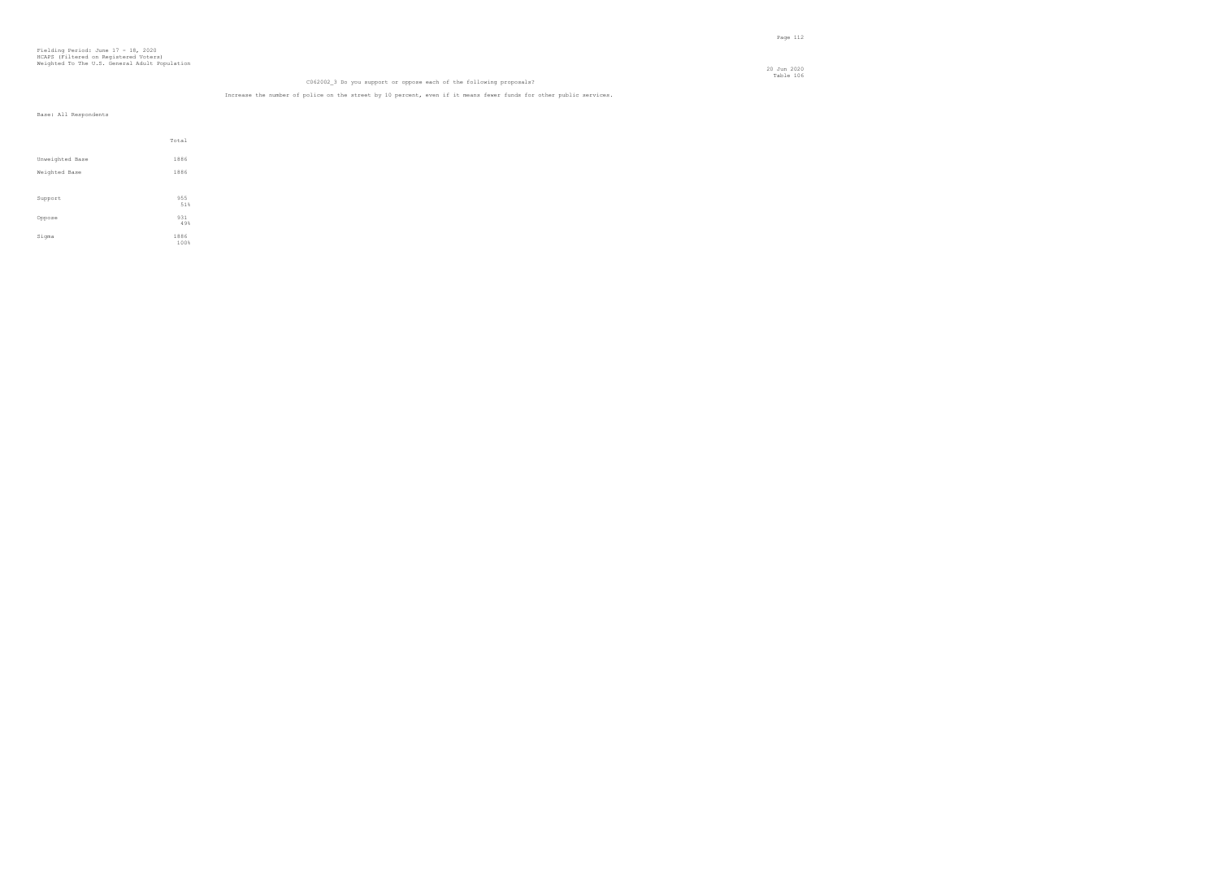Fielding Period: June 17 - 18, 2020
HCAPS (Filtered on Registered Voters)
Weighted To The U.S. General Adult Population

20 Jun 2020
Table 106

C062002_3 Do you support or oppose each of the following proposals?

Increase the number of police on the street by 10 percent, even if it means fewer funds for other public services.

Base: All Respondents

| | Total |
|---|---|
| Unweighted Base | 1886 |
| Weighted Base | 1886 |
| Support | 955<br>51% |
| Oppose | 931<br>49% |
| Sigma | 1886<br>100% |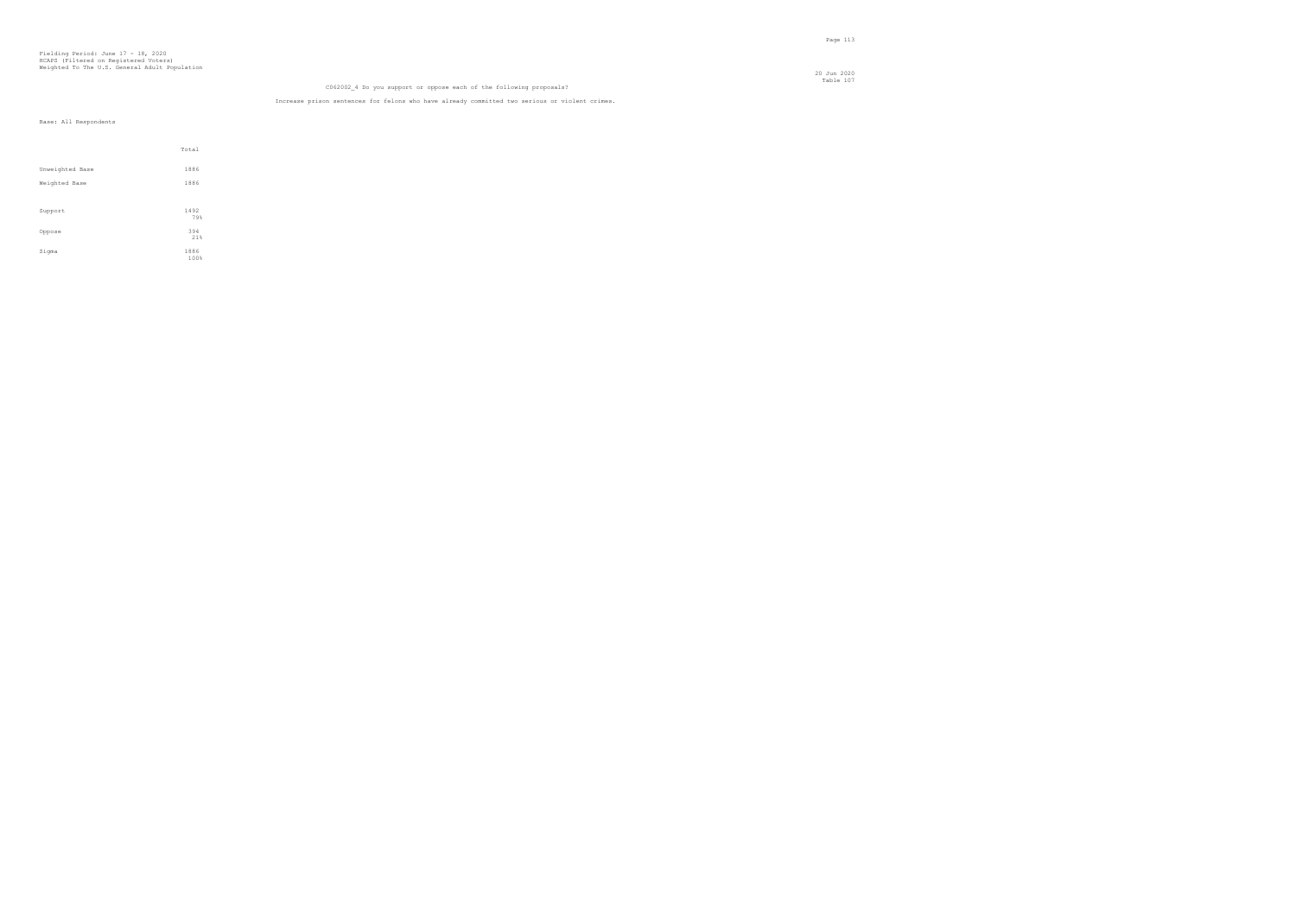Fielding Period: June 17 - 18, 2020
HCAPS (Filtered on Registered Voters)
Weighted To The U.S. General Adult Population

20 Jun 2020
Table 107

C062002_4 Do you support or oppose each of the following proposals?

Increase prison sentences for felons who have already committed two serious or violent crimes.

Base: All Respondents

| | Total |
|---|---|
| Unweighted Base | 1886 |
| Weighted Base | 1886 |
| Support | 1492<br>79% |
| Oppose | 394<br>21% |
| Sigma | 1886<br>100% |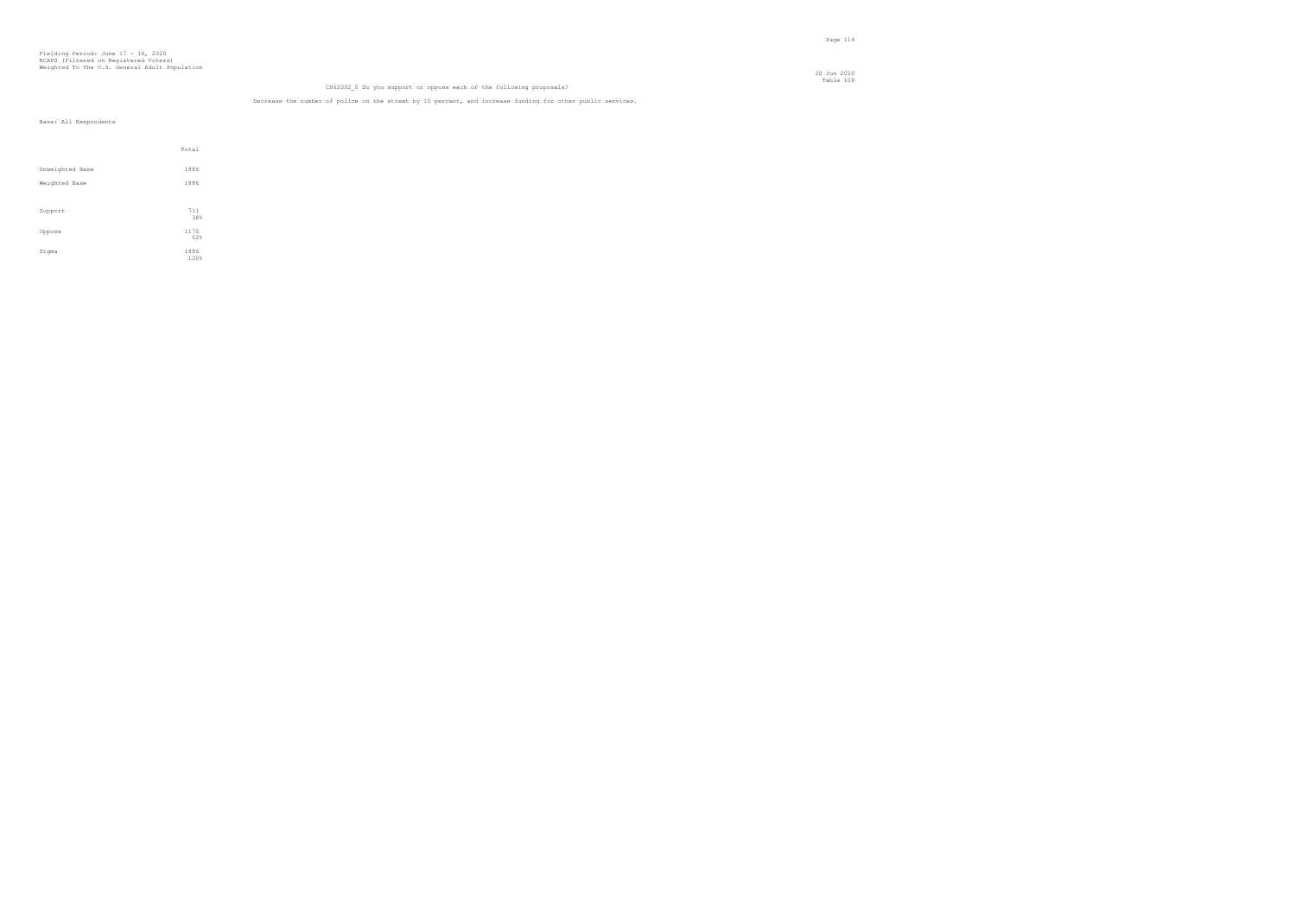Fielding Period: June 17 - 18, 2020
HCAPS (Filtered on Registered Voters)
Weighted To The U.S. General Adult Population

20 Jun 2020
Table 108

C062002_5 Do you support or oppose each of the following proposals?

Decrease the number of police on the street by 10 percent, and increase funding for other public services.

Base: All Respondents

| | Total |
|---|---|
| Unweighted Base | 1886 |
| Weighted Base | 1886 |
| Support | 711 |
| | 38% |
| Oppose | 1175 |
| | 62% |
| Sigma | 1886 |
| | 100% |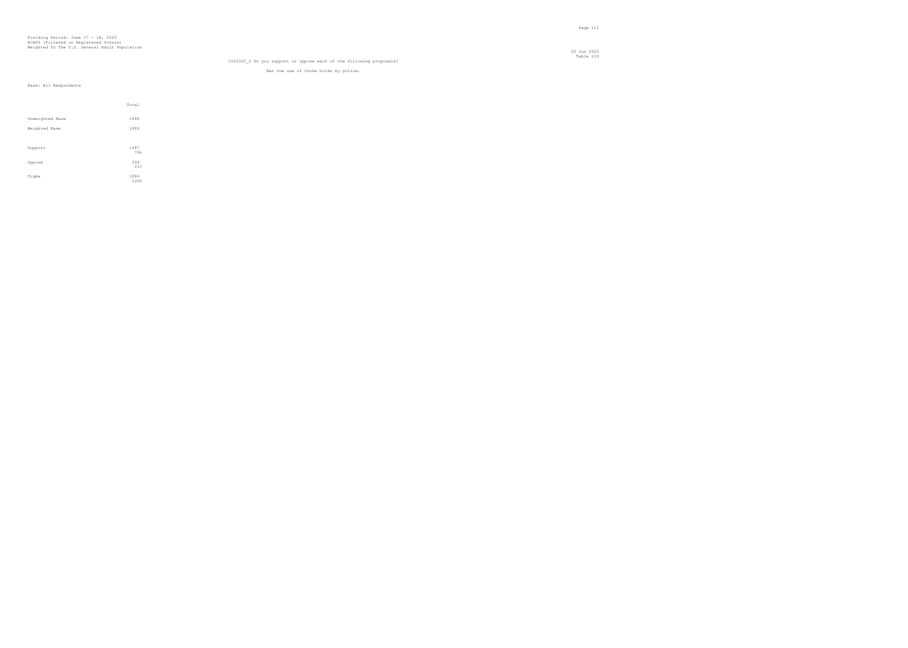Fielding Period: June 17 - 18, 2020
HCAPS (Filtered on Registered Voters)
Weighted To The U.S. General Adult Population

20 Jun 2020
Table 109

C062002_6 Do you support or oppose each of the following proposals?

Ban the use of choke holds by police.

Base: All Respondents

| | Total |
|---|---|
| Unweighted Base | 1886 |
| Weighted Base | 1886 |
| Support | 1487<br>79% |
| Oppose | 399<br>21% |
| Sigma | 1886<br>100% |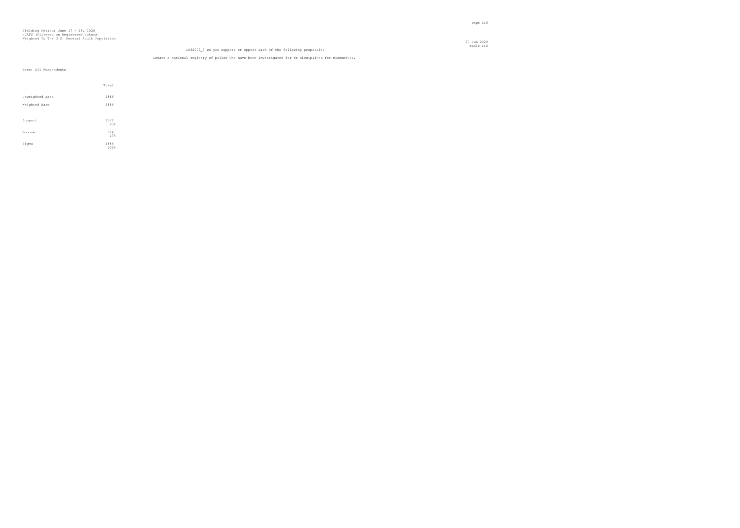Fielding Period: June 17 - 18, 2020
HCAPS (Filtered on Registered Voters)
Weighted To The U.S. General Adult Population

20 Jun 2020
Table 110

C062002_7 Do you support or oppose each of the following proposals?

Create a national registry of police who have been investigated for or disciplined for misconduct.

Base: All Respondents

| | Total |
|---|---|
| Unweighted Base | 1886 |
| Weighted Base | 1886 |
| Support | 1572<br>83% |
| Oppose | 314<br>17% |
| Sigma | 1886<br>100% |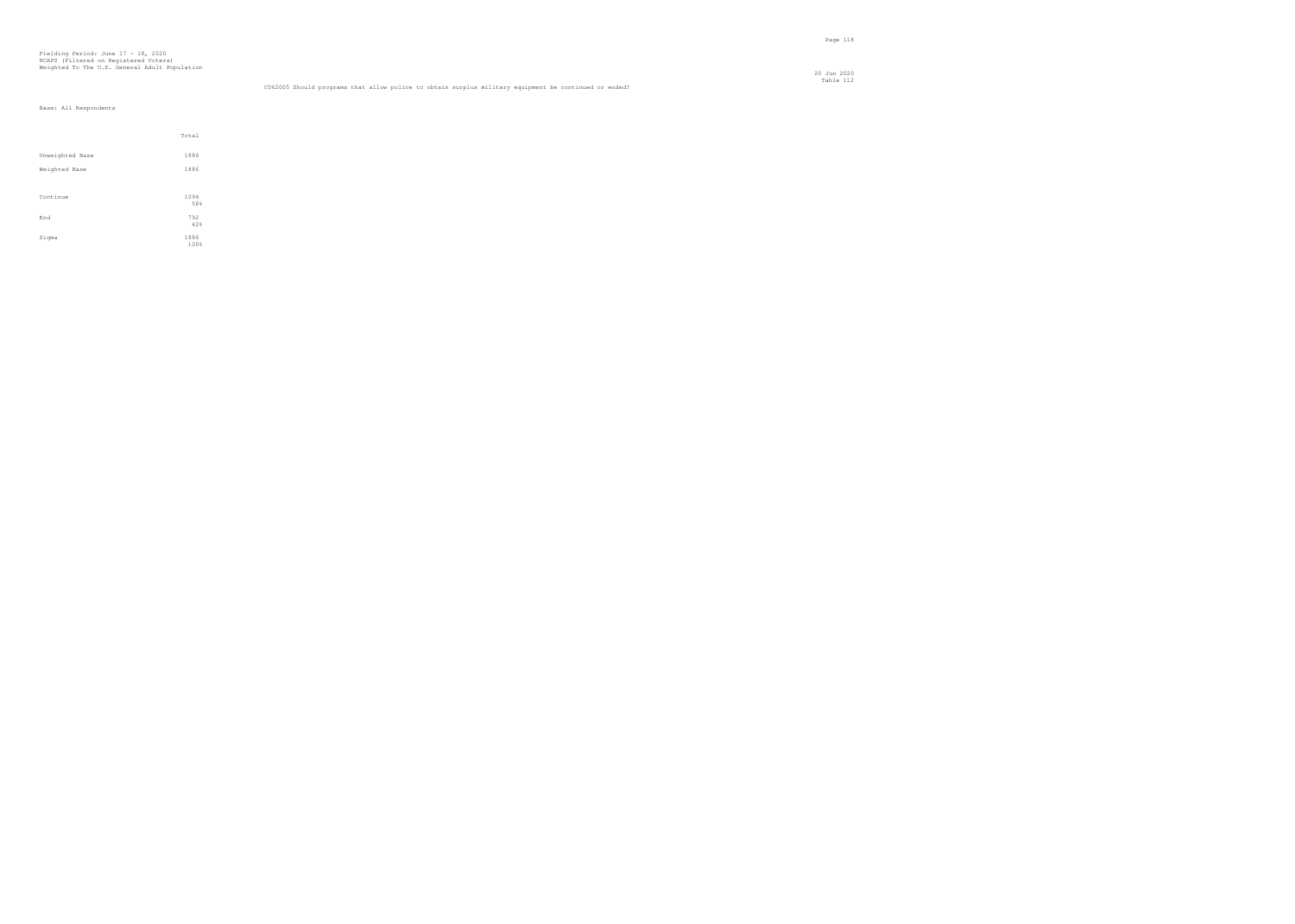Fielding Period: June 17 - 18, 2020
HCAPS (Filtered on Registered Voters)
Weighted To The U.S. General Adult Population

20 Jun 2020
Table 112

C062005 Should programs that allow police to obtain surplus military equipment be continued or ended?

Base: All Respondents

| | Total |
|---|---|
| Unweighted Base | 1886 |
| Weighted Base | 1886 |
| Continue | 1094<br>58% |
| End | 792<br>42% |
| Sigma | 1886<br>100% |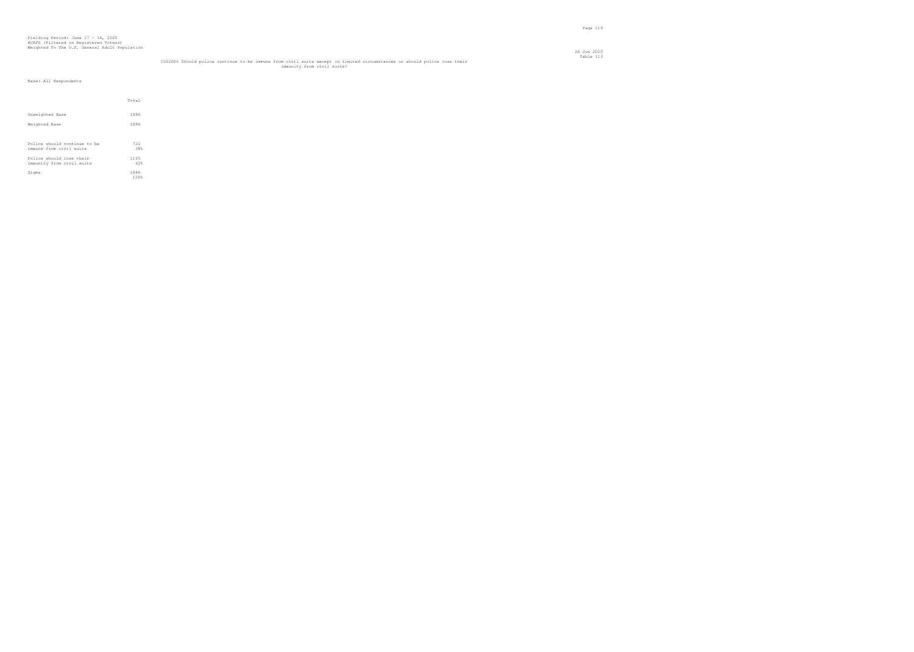Fielding Period: June 17 - 18, 2020
HCAPS (Filtered on Registered Voters)
Weighted To The U.S. General Adult Population

20 Jun 2020
Table 113

C062006 Should police continue to be immune from civil suits except in limited circumstances or should police lose their immunity from civil suits?

Base: All Respondents

| | Total |
|---|---|
| Unweighted Base | 1886 |
| Weighted Base | 1886 |
| Police should continue to be immune from civil suits | 721<br>38% |
| Police should lose their immunity from civil suits | 1165<br>62% |
| Sigma | 1886<br>100% |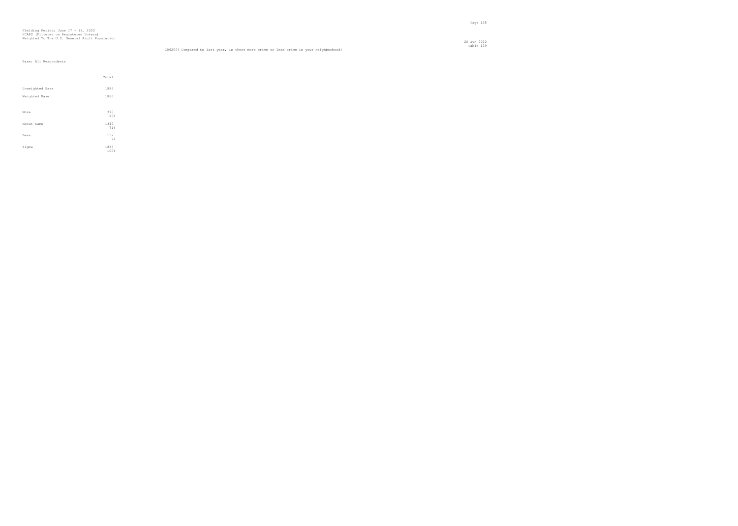Fielding Period: June 17 - 18, 2020
HCAPS (Filtered on Registered Voters)
Weighted To The U.S. General Adult Population

20 Jun 2020
Table 129

C062004 Compared to last year, is there more crime or less crime in your neighborhood?

Base: All Respondents

| | Total |
|---|---|
| Unweighted Base | 1886 |
| Weighted Base | 1886 |
| More | 370 |
| | 20% |
| About Same | 1347 |
| | 71% |
| Less | 169 |
| | 9% |
| Sigma | 1886 |
| | 100% |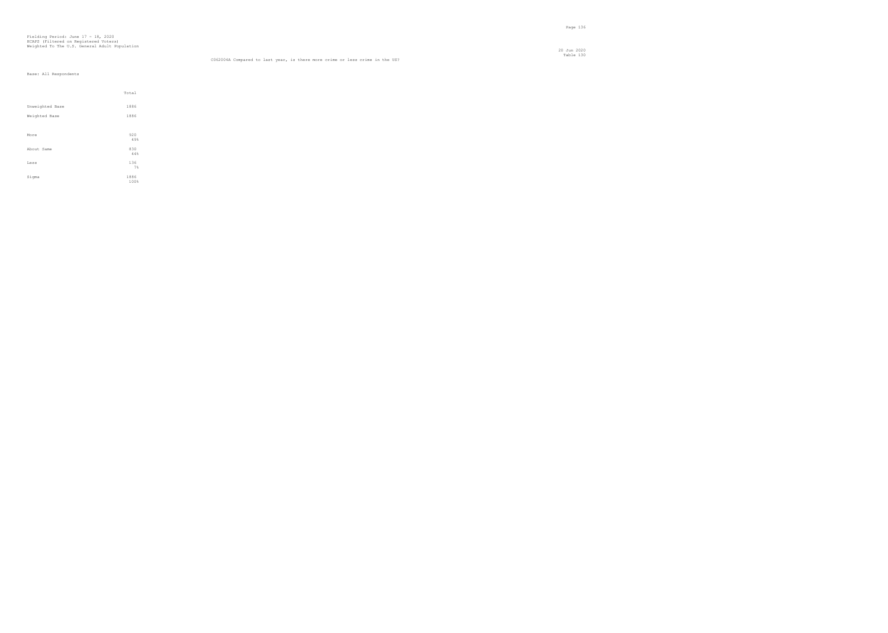Fielding Period: June 17 - 18, 2020
HCAPS (Filtered on Registered Voters)
Weighted To The U.S. General Adult Population

20 Jun 2020
Table 130

C062004A Compared to last year, is there more crime or less crime in the US?

Base: All Respondents

| | Total |
|---|---|
| Unweighted Base | 1886 |
| Weighted Base | 1886 |
| More | 920<br>49% |
| About Same | 830<br>44% |
| Less | 136<br>7% |
| Sigma | 1886<br>100% |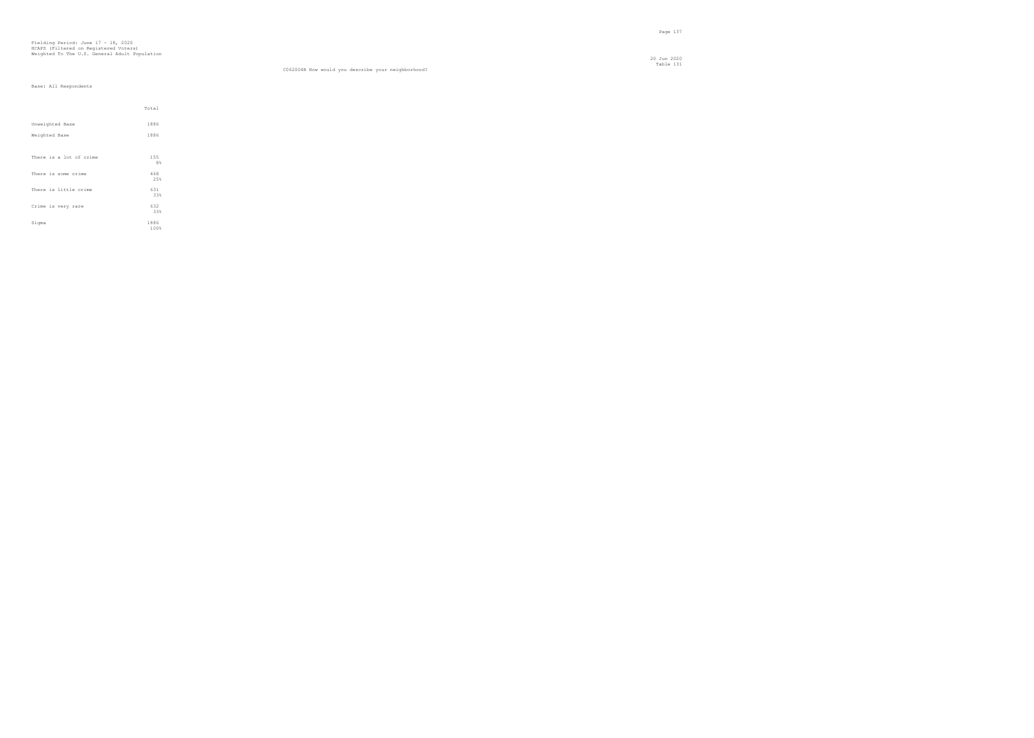Fielding Period: June 17 - 18, 2020
HCAPS (Filtered on Registered Voters)
Weighted To The U.S. General Adult Population

20 Jun 2020
Table 131

C062004B How would you describe your neighborhood?

Base: All Respondents

| | Total |
|---|---|
| Unweighted Base | 1886 |
| Weighted Base | 1886 |
| There is a lot of crime | 155<br>8% |
| There is some crime | 468<br>25% |
| There is little crime | 631<br>33% |
| Crime is very rare | 632<br>33% |
| Sigma | 1886<br>100% |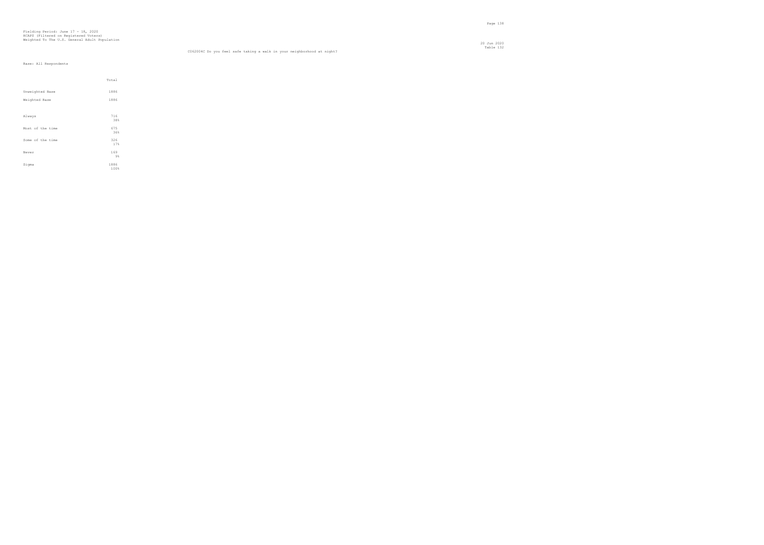Fielding Period: June 17 - 18, 2020
HCAPS (Filtered on Registered Voters)
Weighted To The U.S. General Adult Population

20 Jun 2020
Table 132

C062004C Do you feel safe taking a walk in your neighborhood at night?

Base: All Respondents

| | Total |
|---|---|
| Unweighted Base | 1886 |
| Weighted Base | 1886 |
| Always | 716<br>38% |
| Most of the time | 675<br>36% |
| Some of the time | 326<br>17% |
| Never | 169<br>9% |
| Sigma | 1886<br>100% |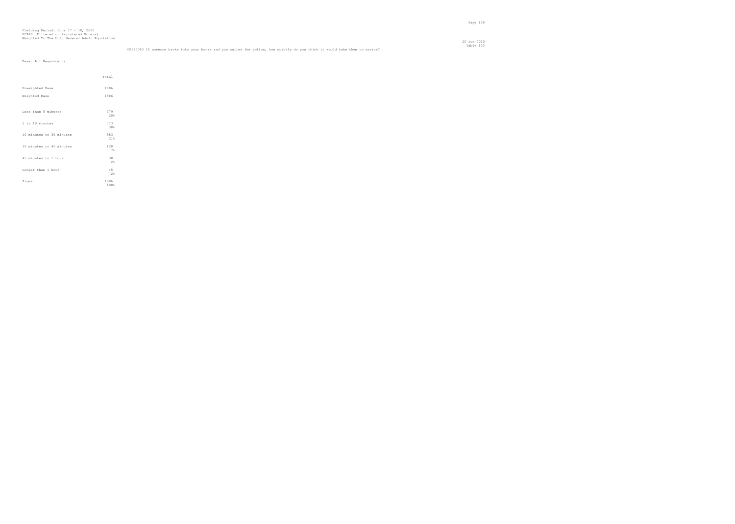Fielding Period: June 17 - 18, 2020
HCAPS (Filtered on Registered Voters)
Weighted To The U.S. General Adult Population

Table 133

C062004D If someone broke into your house and you called the police, how quickly do you think it would take them to arrive?

Base: All Respondents

| | Total |
|---|---|
| Unweighted Base | 1886 |
| Weighted Base | 1886 |
| Less than 5 minutes | 379<br>20% |
| 5 to 10 minutes | 713<br>38% |
| 10 minutes to 30 minutes | 583<br>31% |
| 30 minutes to 45 minutes | 128<br>7% |
| 45 minutes to 1 hour | 38<br>2% |
| Longer than 1 hour | 45<br>2% |
| Sigma | 1886<br>100% |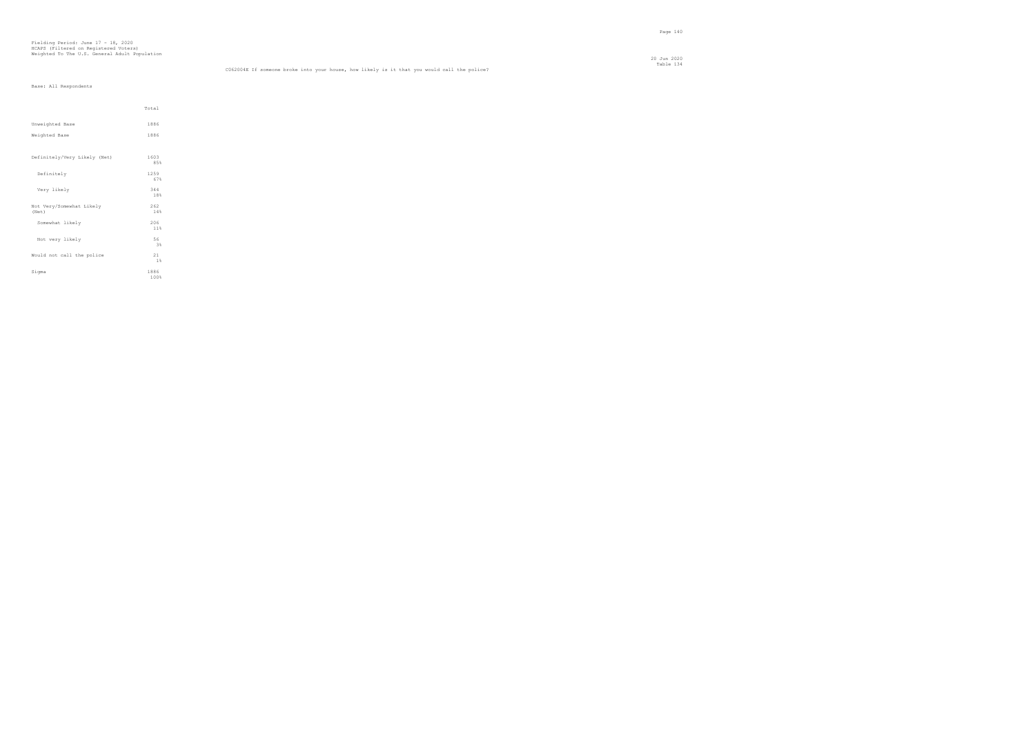Fielding Period: June 17 - 18, 2020
HCAPS (Filtered on Registered Voters)
Weighted To The U.S. General Adult Population

20 Jun 2020
Table 134

C062004E If someone broke into your house, how likely is it that you would call the police?

Base: All Respondents

| | Total |
|---|---|
| Unweighted Base | 1886 |
| Weighted Base | 1886 |
| Definitely/Very Likely (Net) | 1603<br>85% |
| Definitely | 1259<br>67% |
| Very likely | 344<br>18% |
| Not Very/Somewhat Likely (Net) | 262<br>14% |
| Somewhat likely | 206<br>11% |
| Not very likely | 56<br>3% |
| Would not call the police | 21<br>1% |
| Sigma | 1886<br>100% |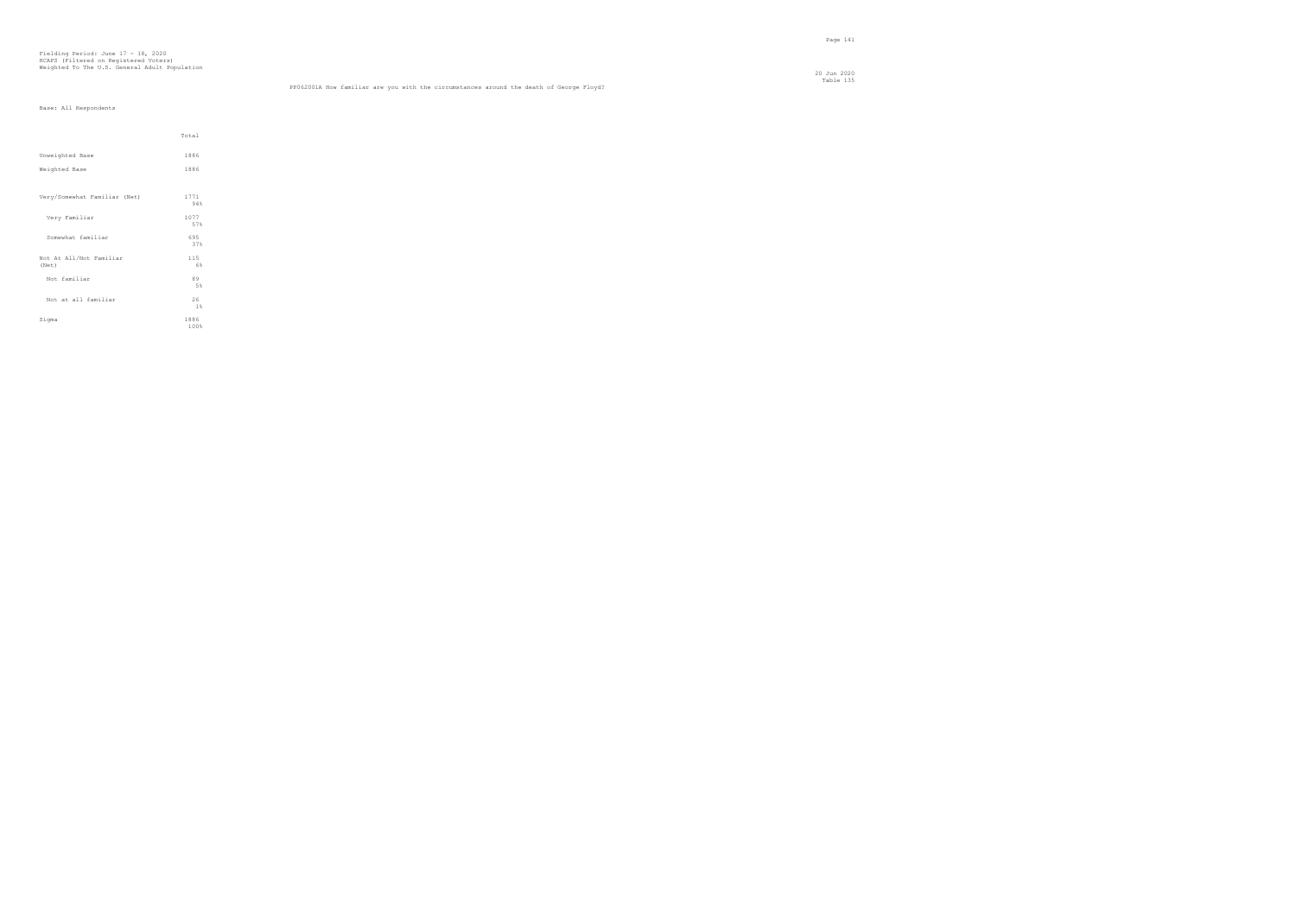Fielding Period: June 17 - 18, 2020
HCAPS (Filtered on Registered Voters)
Weighted To The U.S. General Adult Population

20 Jun 2020
Table 135

PP062001A How familiar are you with the circumstances around the death of George Floyd?

Base: All Respondents

| | Total |
|---|---|
| Unweighted Base | 1886 |
| Weighted Base | 1886 |
| Very/Somewhat Familiar (Net) | 1771<br>94% |
| Very Familiar | 1077<br>57% |
| Somewhat familiar | 695<br>37% |
| Not At All/Not Familiar (Net) | 115<br>6% |
| Not familiar | 89<br>5% |
| Not at all familiar | 26<br>1% |
| Sigma | 1886<br>100% |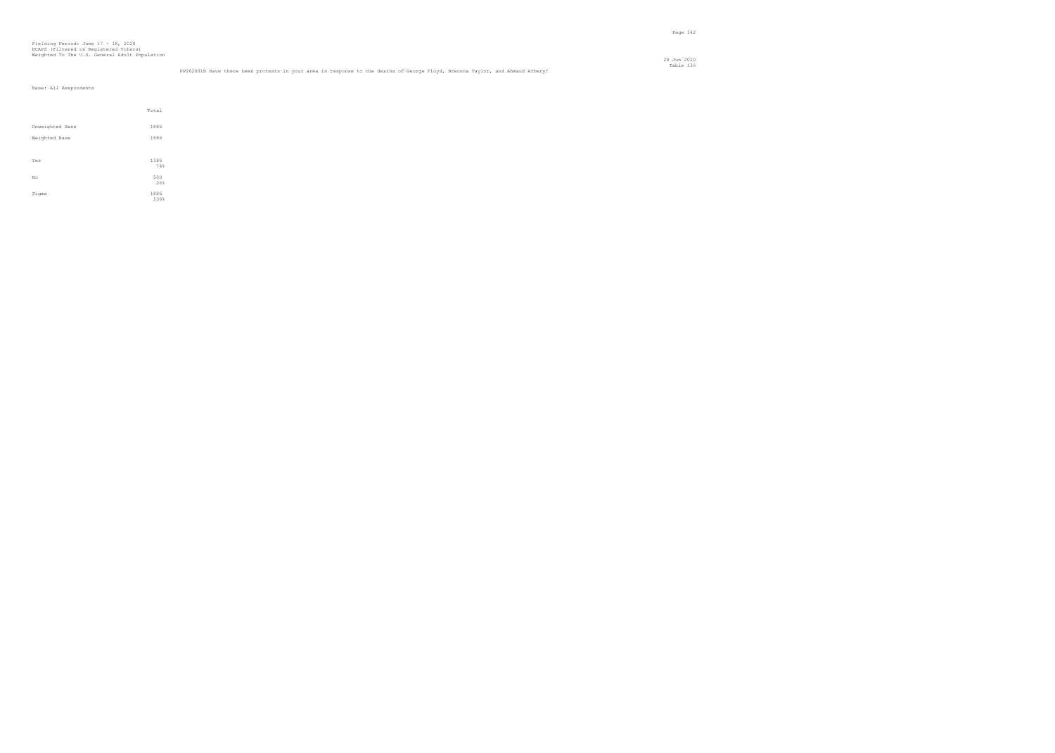Fielding Period: June 17 - 18, 2020
HCAPS (Filtered on Registered Voters)
Weighted To The U.S. General Adult Population

20 Jun 2020
Table 136

PP062001B Have there been protests in your area in response to the deaths of George Floyd, Breonna Taylor, and Ahmaud Arbery?

Base: All Respondents

| | Total |
|---|---|
| Unweighted Base | 1886 |
| Weighted Base | 1886 |
| Yes | 1386<br>74% |
| No | 500<br>26% |
| Sigma | 1886<br>100% |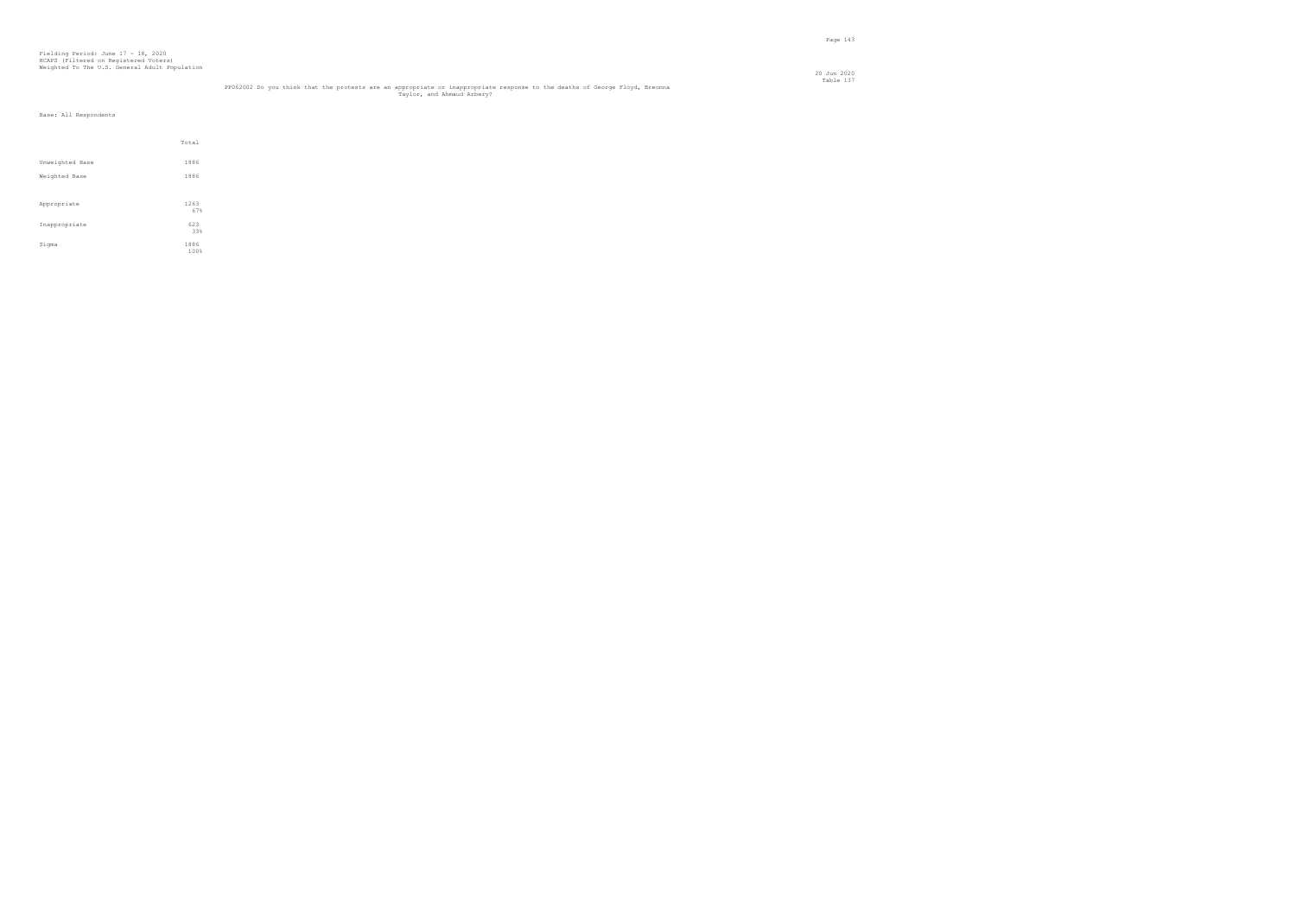Fielding Period: June 17 - 18, 2020
HCAPS (Filtered on Registered Voters)
Weighted To The U.S. General Adult Population

20 Jun 2020
Table 137

PP062002 Do you think that the protests are an appropriate or inappropriate response to the deaths of George Floyd, Breonna Taylor, and Ahmaud Arbery?

Base: All Respondents

| | Total |
|---|---|
| Unweighted Base | 1886 |
| Weighted Base | 1886 |
| Appropriate | 1263<br>67% |
| Inappropriate | 623<br>33% |
| Sigma | 1886<br>100% |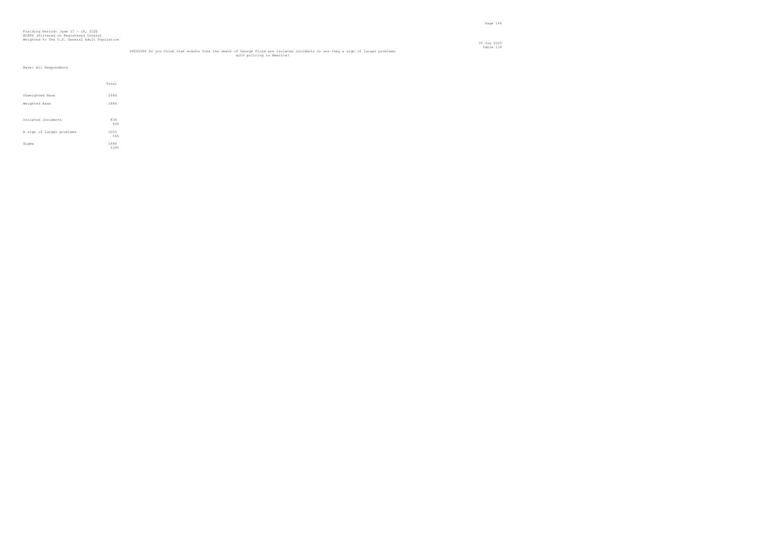Fielding Period: June 17 - 18, 2020
HCAPS (Filtered on Registered Voters)
Weighted To The U.S. General Adult Population

20 Jun 2020
Table 138

PP062004 Do you think that events like the death of George Floyd are isolated incidents or are they a sign of larger problems with policing in America?

Base: All Respondents

| | Total |
|---|---|
| Unweighted Base | 1886 |
| Weighted Base | 1886 |
| Isolated incidents | 836<br>44% |
| A sign of larger problems | 1050<br>56% |
| Sigma | 1886<br>100% |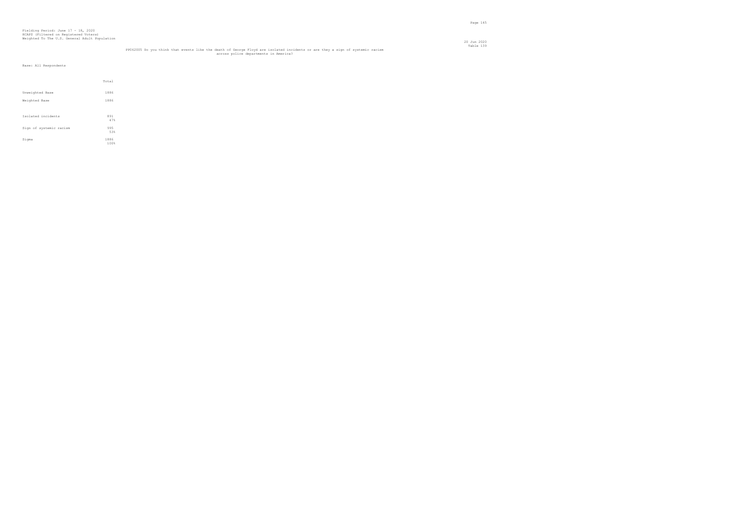Fielding Period: June 17 - 18, 2020
HCAPS (Filtered on Registered Voters)
Weighted To The U.S. General Adult Population

Table 139

PP062005 Do you think that events like the death of George Floyd are isolated incidents or are they a sign of systemic racism across police departments in America?

Base: All Respondents

| | Total |
|---|---|
| Unweighted Base | 1886 |
| Weighted Base | 1886 |
| Isolated incidents | 891<br>47% |
| Sign of systemic racism | 995<br>53% |
| Sigma | 1886<br>100% |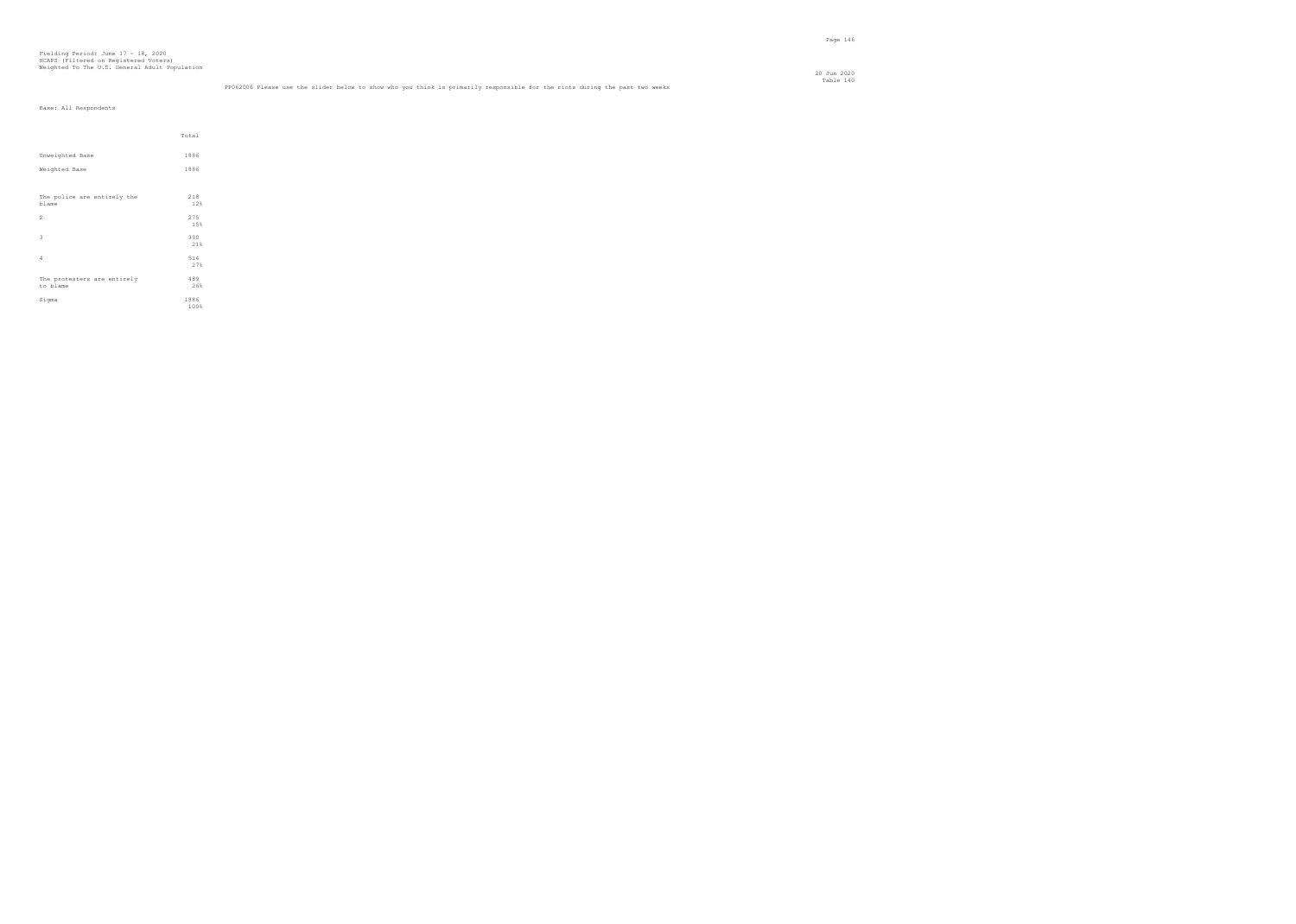Fielding Period: June 17 - 18, 2020
HCAPS (Filtered on Registered Voters)
Weighted To The U.S. General Adult Population

20 Jun 2020
Table 140

PP062006 Please use the slider below to show who you think is primarily responsible for the riots during the past two weeks

Base: All Respondents

| | Total |
|---|---|
| Unweighted Base | 1886 |
| Weighted Base | 1886 |
| The police are entirely the blame | 218<br>12% |
| 2 | 275<br>15% |
| 3 | 390<br>21% |
| 4 | 514<br>27% |
| The protesters are entirely to blame | 489<br>26% |
| Sigma | 1886<br>100% |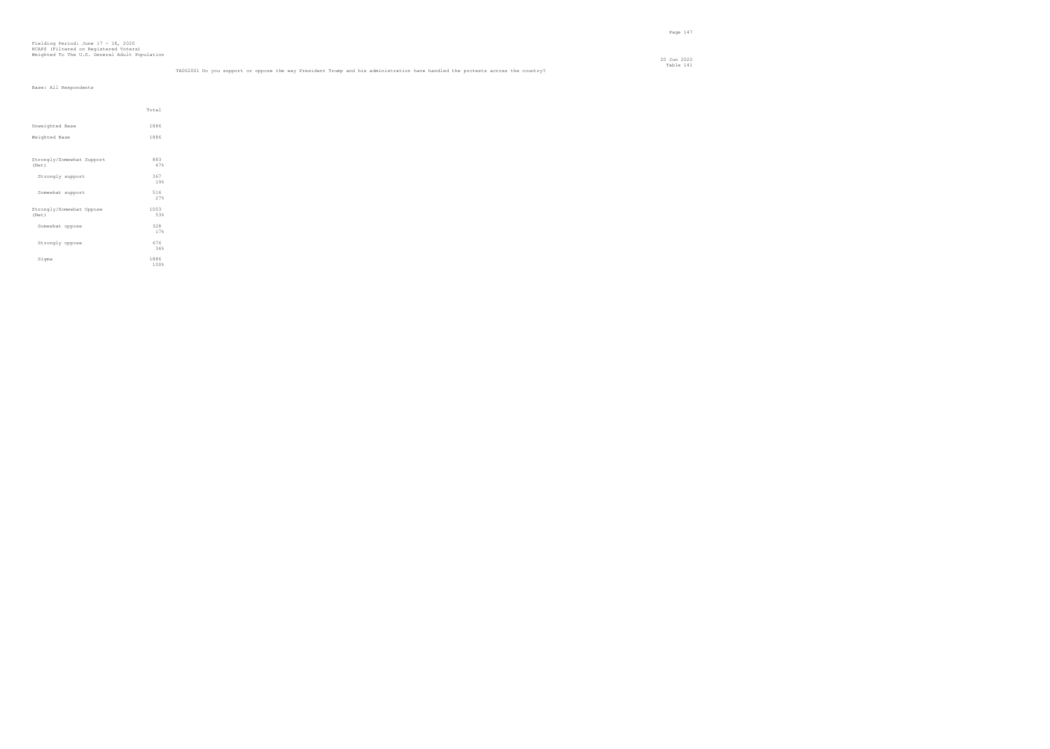Fielding Period: June 17 - 18, 2020
HCAPS (Filtered on Registered Voters)
Weighted To The U.S. General Adult Population

20 Jun 2020
Table 141

TA062001 Do you support or oppose the way President Trump and his administration have handled the protests across the country?

Base: All Respondents

| | Total |
|---|---|
| Unweighted Base | 1886 |
| Weighted Base | 1886 |
| Strongly/Somewhat Support (Net) | 883<br>47% |
| Strongly support | 367<br>19% |
| Somewhat support | 516<br>27% |
| Strongly/Somewhat Oppose (Net) | 1003<br>53% |
| Somewhat oppose | 328<br>17% |
| Strongly oppose | 676<br>36% |
| Sigma | 1886<br>100% |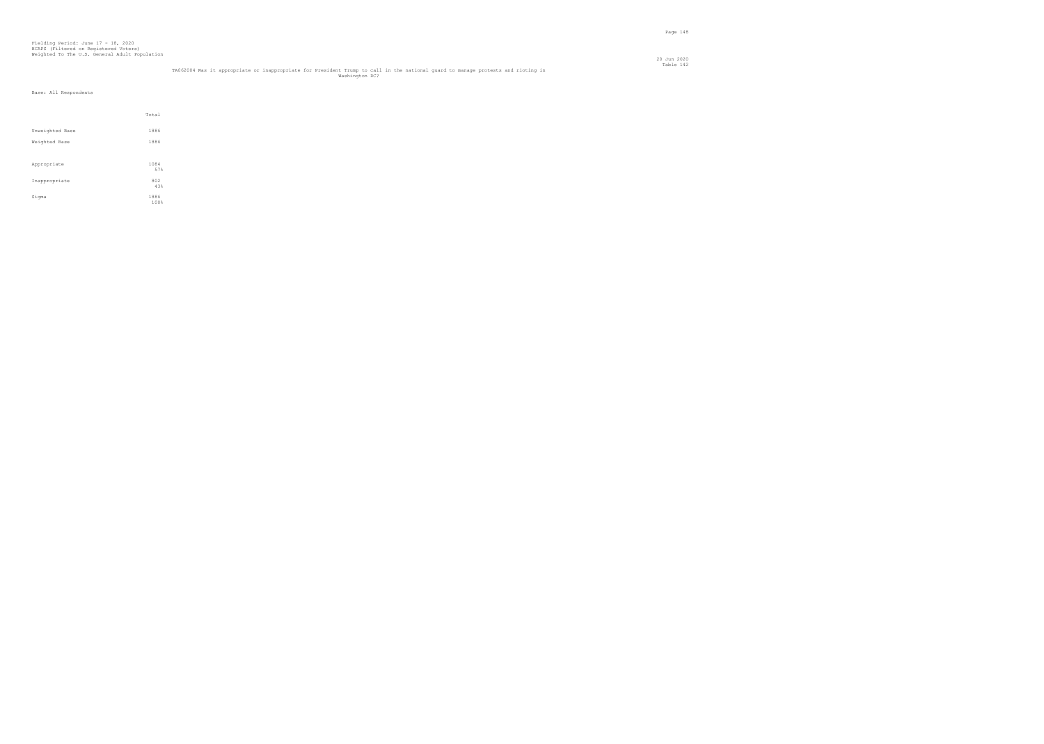Fielding Period: June 17 - 18, 2020
HCAPS (Filtered on Registered Voters)
Weighted To The U.S. General Adult Population

20 Jun 2020
Table 142

TA062004 Was it appropriate or inappropriate for President Trump to call in the national guard to manage protests and rioting in Washington DC?

Base: All Respondents

| | Total |
|---|---|
| Unweighted Base | 1886 |
| Weighted Base | 1886 |
| Appropriate | 1084<br>57% |
| Inappropriate | 802<br>43% |
| Sigma | 1886<br>100% |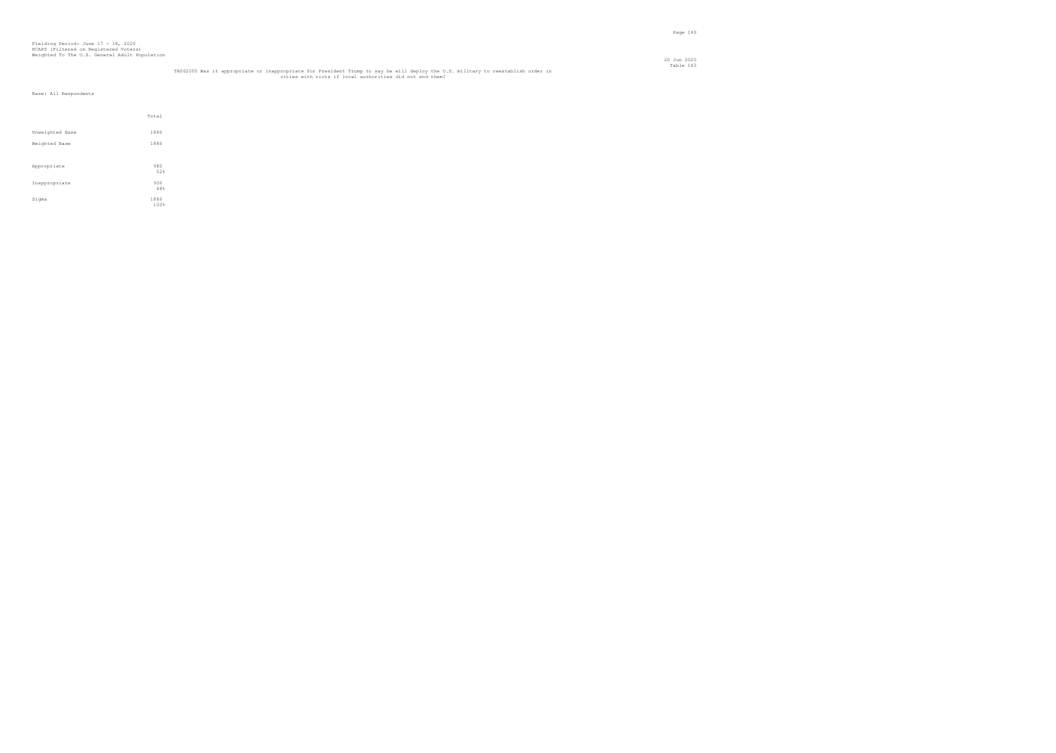Fielding Period: June 17 - 18, 2020
HCAPS (Filtered on Registered Voters)
Weighted To The U.S. General Adult Population

20 Jun 2020
Table 143

TA062005 Was it appropriate or inappropriate for President Trump to say he will deploy the U.S. military to reestablish order in cities with riots if local authorities did not end them?

Base: All Respondents

| | Total |
|---|---|
| Unweighted Base | 1886 |
| Weighted Base | 1886 |
| Appropriate | 980<br>52% |
| Inappropriate | 906<br>48% |
| Sigma | 1886<br>100% |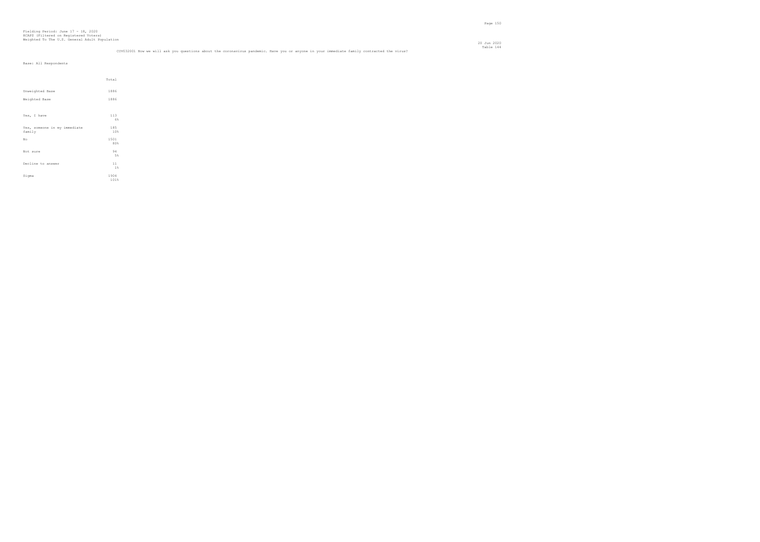Fielding Period: June 17 - 18, 2020
HCAPS (Filtered on Registered Voters)
Weighted To The U.S. General Adult Population

20 Jun 2020
Table 144

COV032001 Now we will ask you questions about the coronavirus pandemic. Have you or anyone in your immediate family contracted the virus?

Base: All Respondents

| | Total |
|---|---|
| Unweighted Base | 1886 |
| Weighted Base | 1886 |
| Yes, I have | 113<br>6% |
| Yes, someone in my immediate family | 185<br>10% |
| No | 1501<br>80% |
| Not sure | 94<br>5% |
| Decline to answer | 11<br>1% |
| Sigma | 1904<br>101% |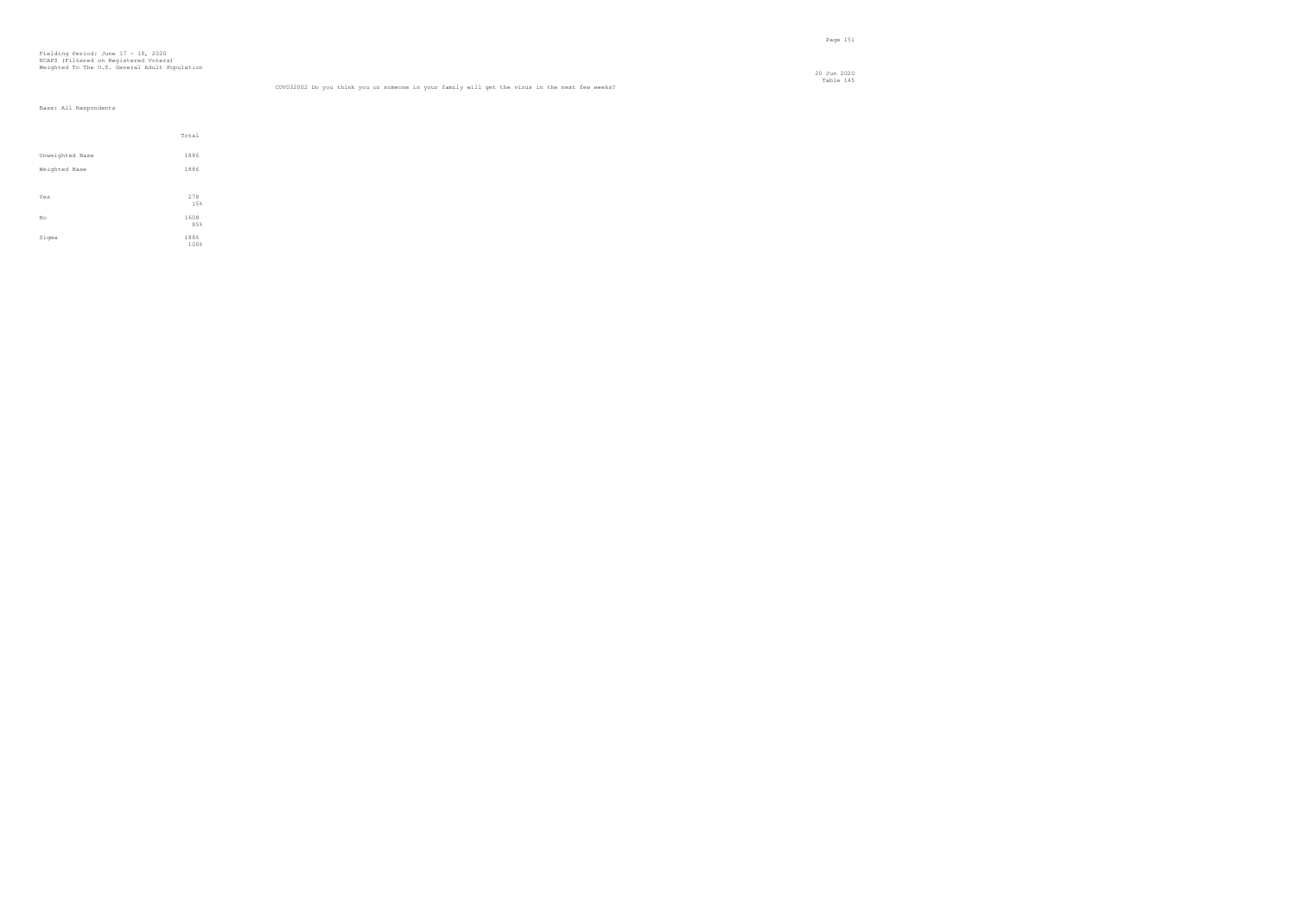Fielding Period: June 17 - 18, 2020
HCAPS (Filtered on Registered Voters)
Weighted To The U.S. General Adult Population

20 Jun 2020
Table 145

COV032002 Do you think you or someone in your family will get the virus in the next few weeks?

Base: All Respondents

| | Total |
|---|---|
| Unweighted Base | 1886 |
| Weighted Base | 1886 |
| Yes | 278 |
| | 15% |
| No | 1608 |
| | 85% |
| Sigma | 1886 |
| | 100% |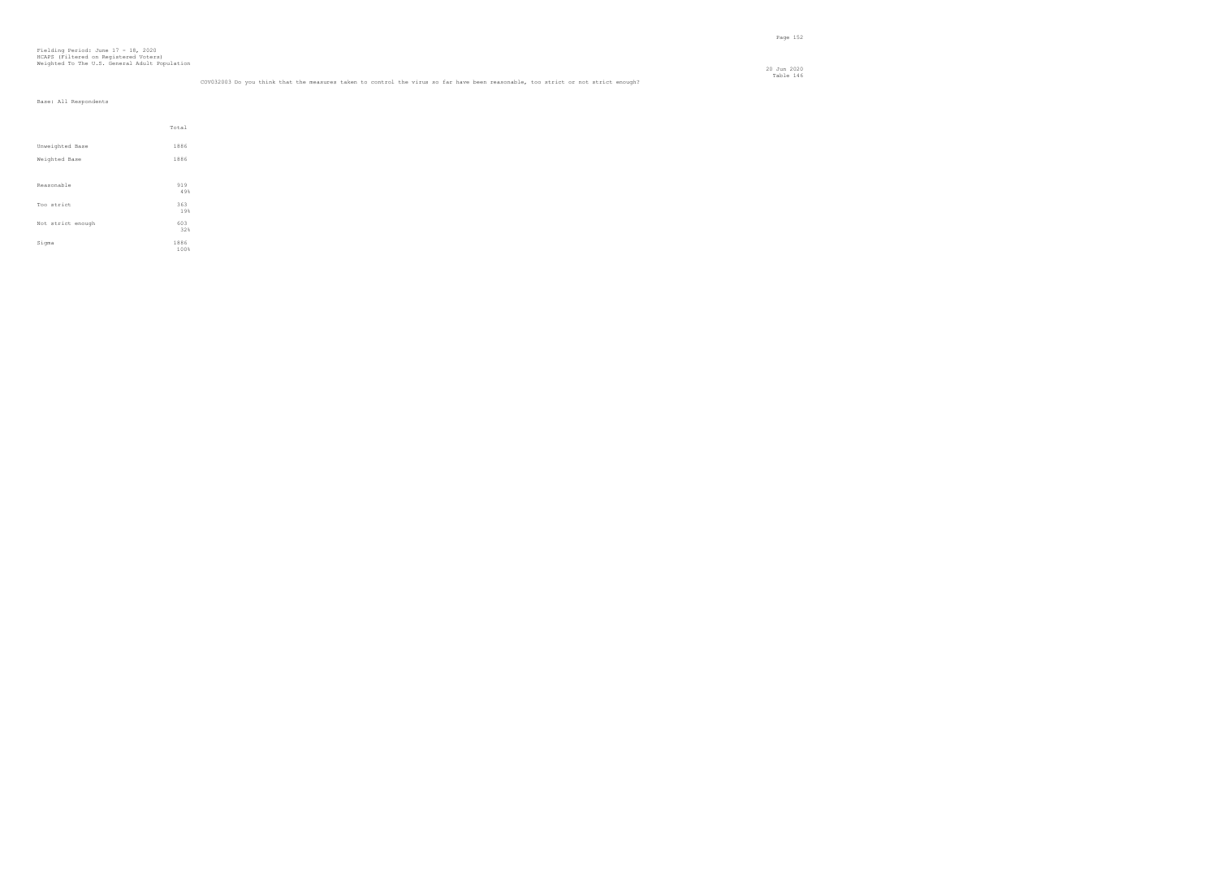Fielding Period: June 17 - 18, 2020
HCAPS (Filtered on Registered Voters)
Weighted To The U.S. General Adult Population

20 Jun 2020
Table 146

COV032003 Do you think that the measures taken to control the virus so far have been reasonable, too strict or not strict enough?

Base: All Respondents

| | Total |
|---|---|
| Unweighted Base | 1886 |
| Weighted Base | 1886 |
| Reasonable | 919<br>49% |
| Too strict | 363<br>19% |
| Not strict enough | 603<br>32% |
| Sigma | 1886<br>100% |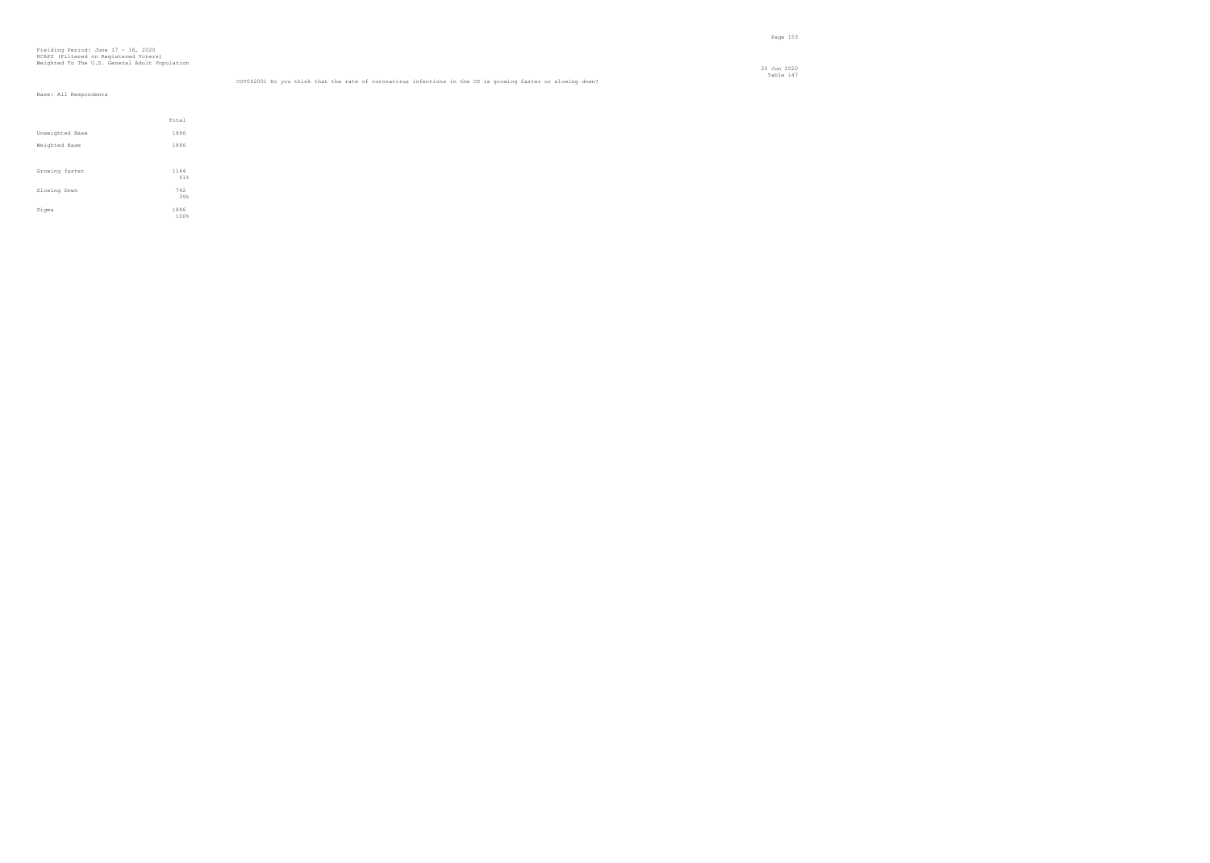Fielding Period: June 17 - 18, 2020
HCAPS (Filtered on Registered Voters)
Weighted To The U.S. General Adult Population

20 Jun 2020
Table 147

COV042001 Do you think that the rate of coronavirus infections in the US is growing faster or slowing down?

Base: All Respondents

| | Total |
|---|---|
| Unweighted Base | 1886 |
| Weighted Base | 1886 |
| Growing faster | 1144<br>61% |
| Slowing Down | 742<br>39% |
| Sigma | 1886<br>100% |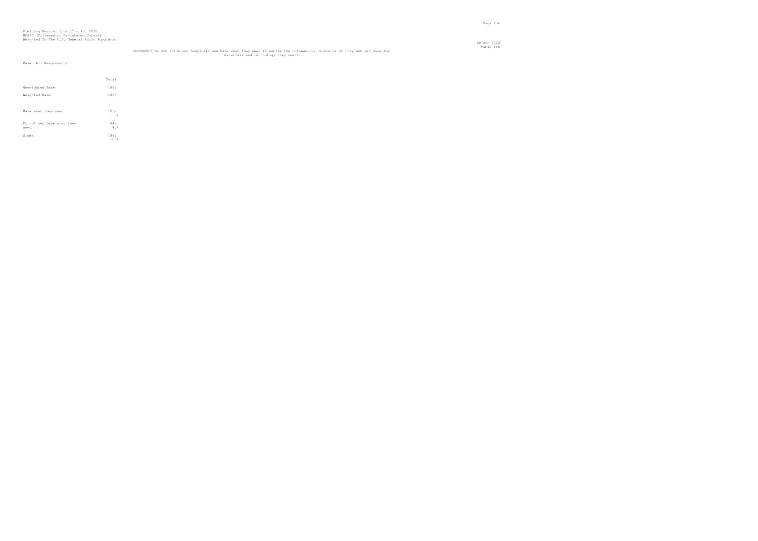Fielding Period: June 17 - 18, 2020
HCAPS (Filtered on Registered Voters)
Weighted To The U.S. General Adult Population

20 Jun 2020
Table 148

COV042003 Do you think our hospitals now have what they need to battle the coronavirus crisis or do they not yet have the materials and technology they need?

Base: All Respondents

| | Total |
|---|---|
| Unweighted Base | 1886 |
| Weighted Base | 1886 |
| Have what they need | 1037<br>55% |
| Do not yet have what they need | 849<br>45% |
| Sigma | 1886<br>100% |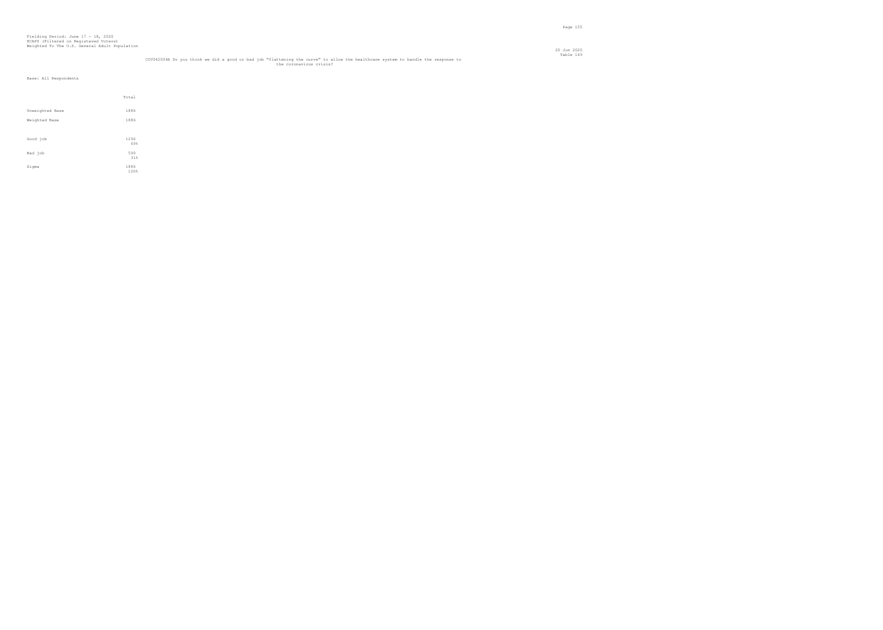Fielding Period: June 17 - 18, 2020
HCAPS (Filtered on Registered Voters)
Weighted To The U.S. General Adult Population

20 Jun 2020
Table 149

COV042004A Do you think we did a good or bad job "flattening the curve" to allow the healthcare system to handle the response to the coronavirus crisis?

Base: All Respondents

| | Total |
|---|---|
| Unweighted Base | 1886 |
| Weighted Base | 1886 |
| Good job | 1296<br>69% |
| Bad job | 590<br>31% |
| Sigma | 1886<br>100% |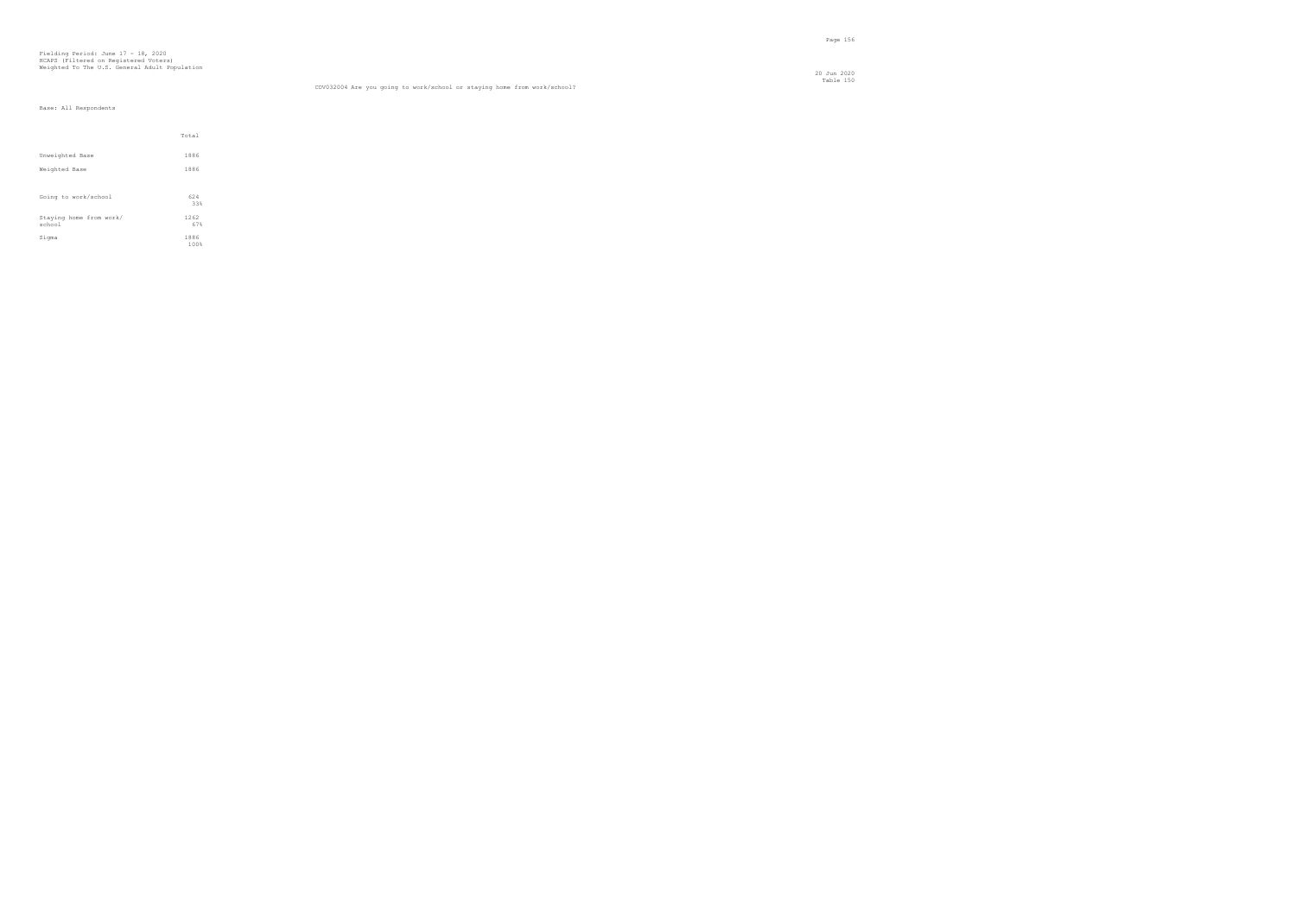Fielding Period: June 17 - 18, 2020
HCAPS (Filtered on Registered Voters)
Weighted To The U.S. General Adult Population

20 Jun 2020
Table 150

CDV032004 Are you going to work/school or staying home from work/school?

Base: All Respondents

| | Total |
|---|---|
| Unweighted Base | 1886 |
| Weighted Base | 1886 |
| Going to work/school | 624<br>33% |
| Staying home from work/ school | 1262<br>67% |
| Sigma | 1886<br>100% |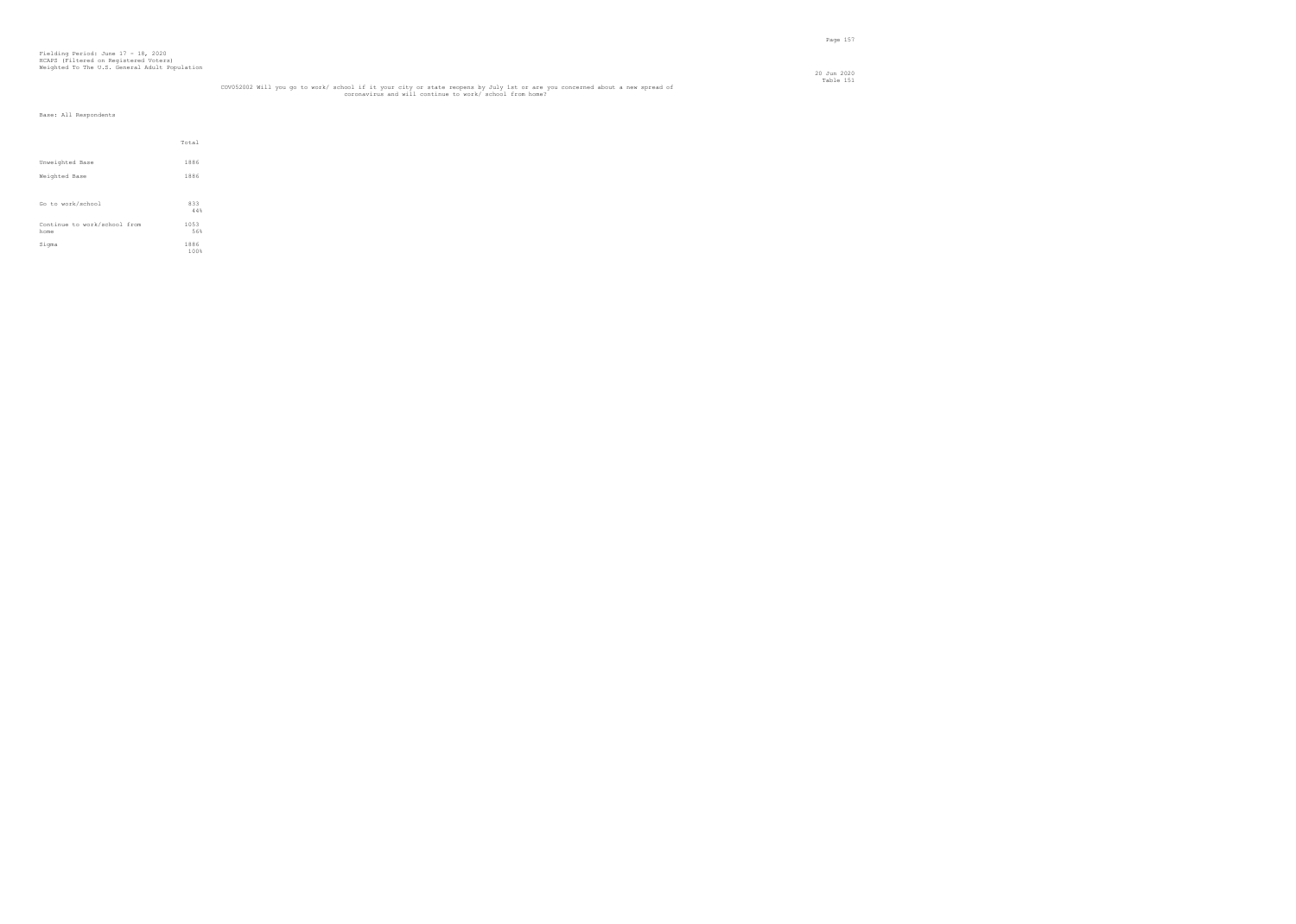Fielding Period: June 17 - 18, 2020
HCAPS (Filtered on Registered Voters)
Weighted To The U.S. General Adult Population

20 Jun 2020
Table 151

COV052002 Will you go to work/ school if it your city or state reopens by July 1st or are you concerned about a new spread of coronavirus and will continue to work/ school from home?

Base: All Respondents

| | Total |
|---|---|
| Unweighted Base | 1886 |
| Weighted Base | 1886 |
| Go to work/school | 833<br>44% |
| Continue to work/school from home | 1053<br>56% |
| Sigma | 1886<br>100% |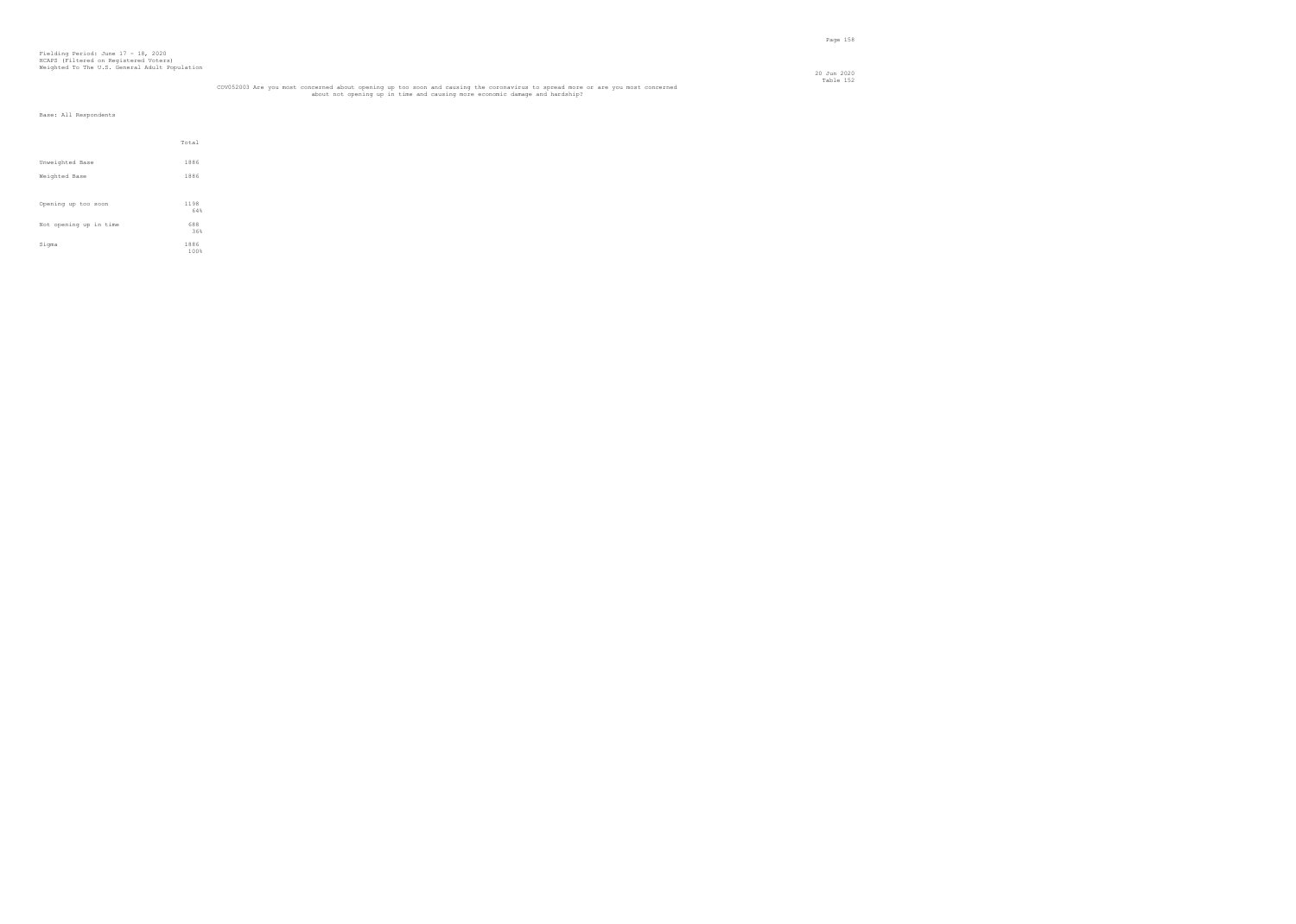Fielding Period: June 17 - 18, 2020
HCAPS (Filtered on Registered Voters)
Weighted To The U.S. General Adult Population

Table 152

COV052003 Are you most concerned about opening up too soon and causing the coronavirus to spread more or are you most concerned about not opening up in time and causing more economic damage and hardship?

Base: All Respondents

| | Total |
|---|---|
| Unweighted Base | 1886 |
| Weighted Base | 1886 |
| Opening up too soon | 1198<br>64% |
| Not opening up in time | 688<br>36% |
| Sigma | 1886<br>100% |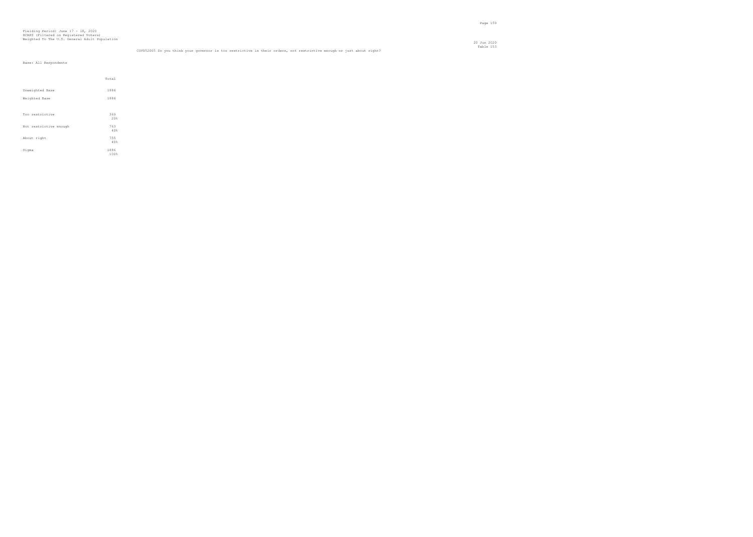Fielding Period: June 17 - 18, 2020
HCAPS (Filtered on Registered Voters)
Weighted To The U.S. General Adult Population

20 Jun 2020
Table 153

COVS2005 Do you think your governor is too restrictive in their orders, not restrictive enough or just about right?

Base: All Respondents

| | Total |
|---|---|
| Unweighted Base | 1886 |
| Weighted Base | 1886 |
| Too restrictive | 369<br>20% |
| Not restrictive enough | 763<br>40% |
| About right | 755<br>40% |
| Sigma | 1886<br>100% |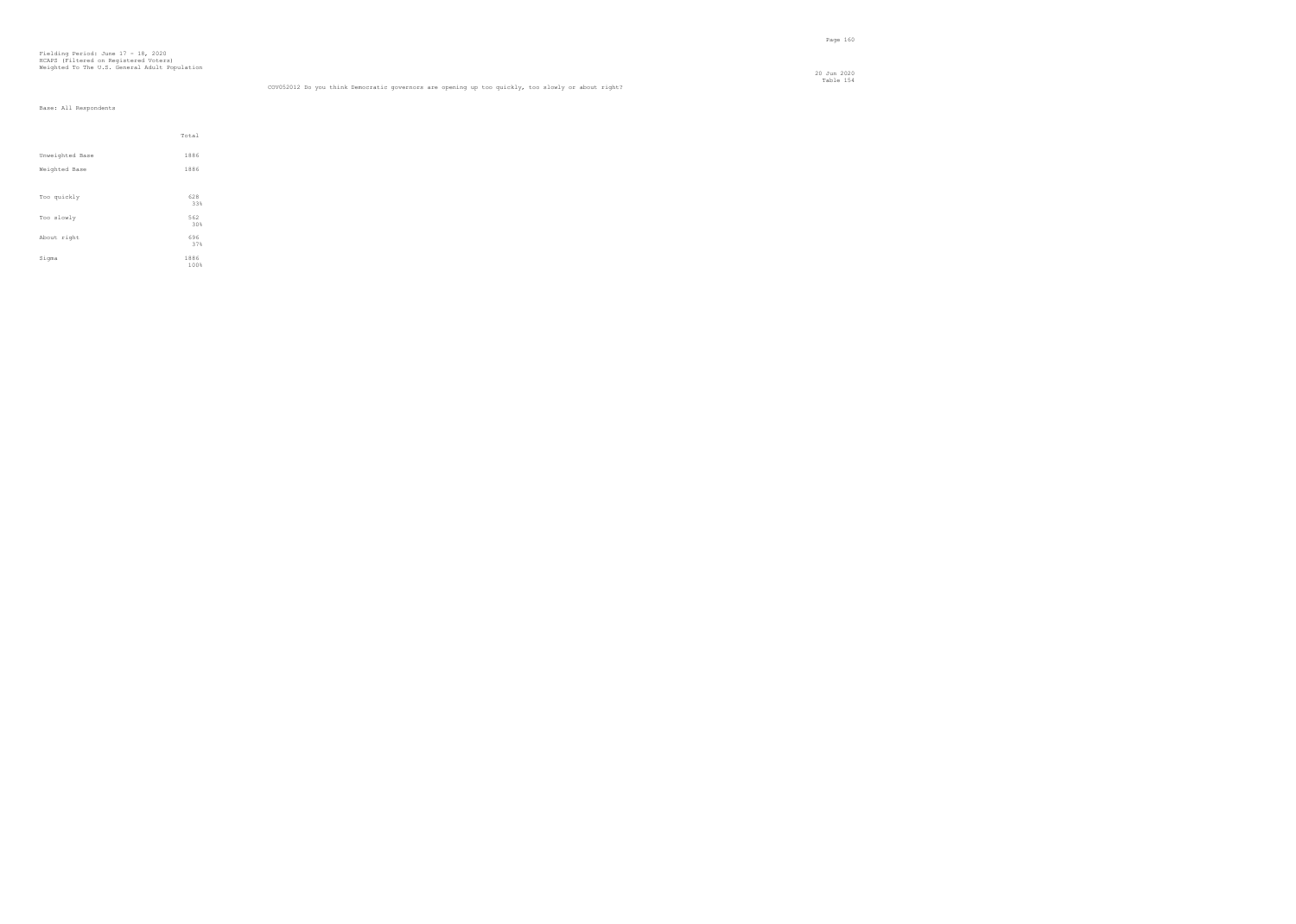Fielding Period: June 17 - 18, 2020
HCAPS (Filtered on Registered Voters)
Weighted To The U.S. General Adult Population

20 Jun 2020
Table 154

COV052012 Do you think Democratic governors are opening up too quickly, too slowly or about right?

Base: All Respondents

| | Total |
|---|---|
| Unweighted Base | 1886 |
| Weighted Base | 1886 |
| Too quickly | 628<br>33% |
| Too slowly | 562<br>30% |
| About right | 696<br>37% |
| Sigma | 1886<br>100% |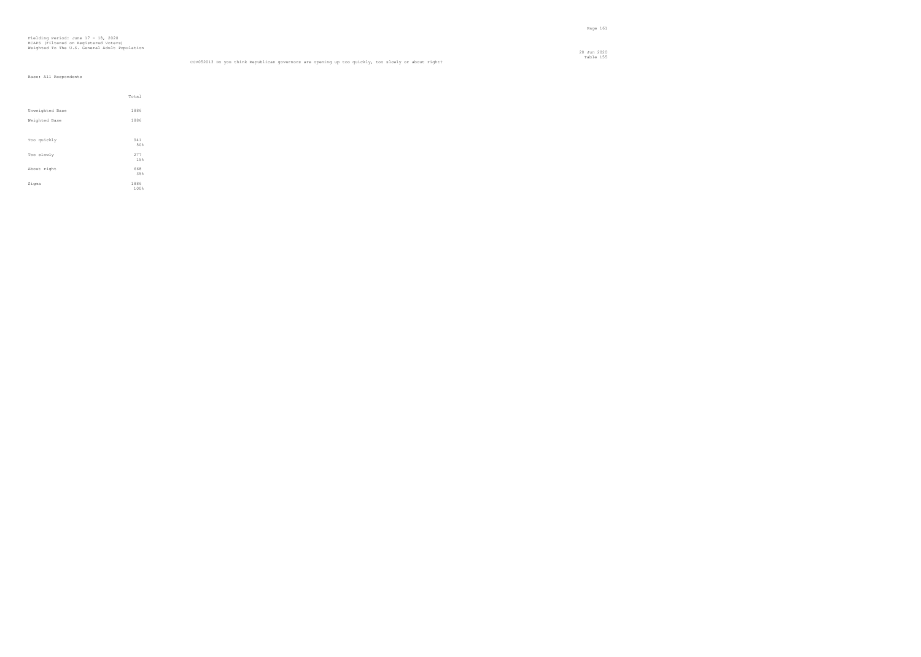Fielding Period: June 17 - 18, 2020
HCAPS (Filtered on Registered Voters)
Weighted To The U.S. General Adult Population

20 Jun 2020
Table 155

COV052013 Do you think Republican governors are opening up too quickly, too slowly or about right?

Base: All Respondents

| | Total |
|---|---|
| Unweighted Base | 1886 |
| Weighted Base | 1886 |
| Too quickly | 941<br>50% |
| Too slowly | 277<br>15% |
| About right | 668<br>35% |
| Sigma | 1886<br>100% |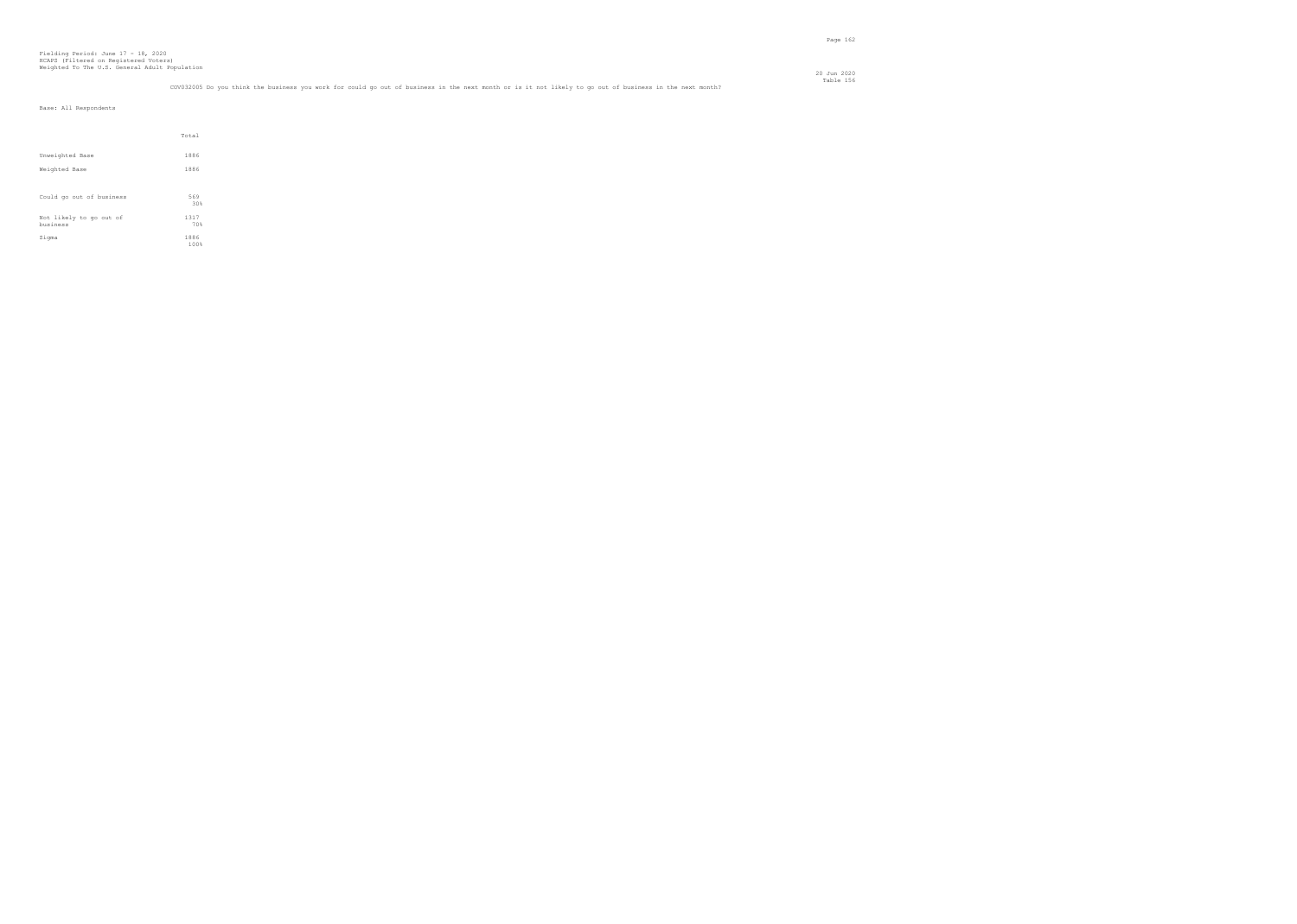Fielding Period: June 17 - 18, 2020
HCAPS (Filtered on Registered Voters)
Weighted To The U.S. General Adult Population

20 Jun 2020
Table 156

COV032005 Do you think the business you work for could go out of business in the next month or is it not likely to go out of business in the next month?

Base: All Respondents

| | Total |
|---|---|
| Unweighted Base | 1886 |
| Weighted Base | 1886 |
| Could go out of business | 569<br>30% |
| Not likely to go out of business | 1317<br>70% |
| Sigma | 1886<br>100% |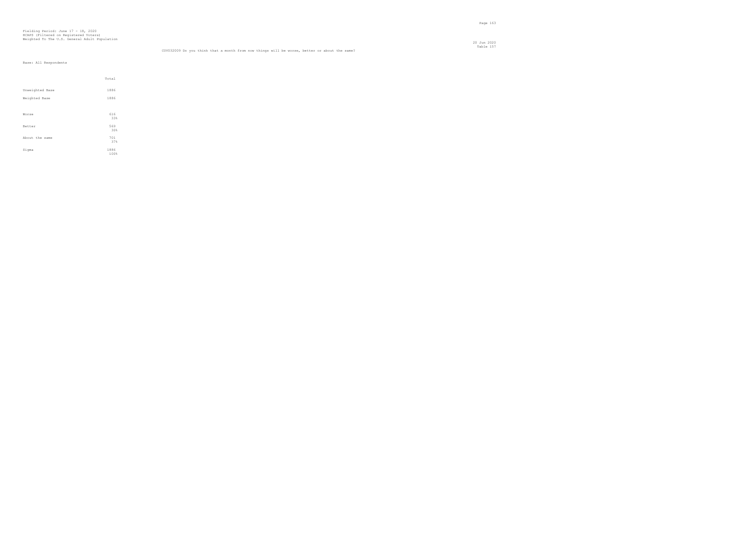Fielding Period: June 17 - 18, 2020
HCAPS (Filtered on Registered Voters)
Weighted To The U.S. General Adult Population

20 Jun 2020
Table 157

COV032009 Do you think that a month from now things will be worse, better or about the same?

Base: All Respondents

| | Total |
|---|---|
| Unweighted Base | 1886 |
| Weighted Base | 1886 |
| Worse | 616<br>33% |
| Better | 569<br>30% |
| About the same | 701<br>37% |
| Sigma | 1886<br>100% |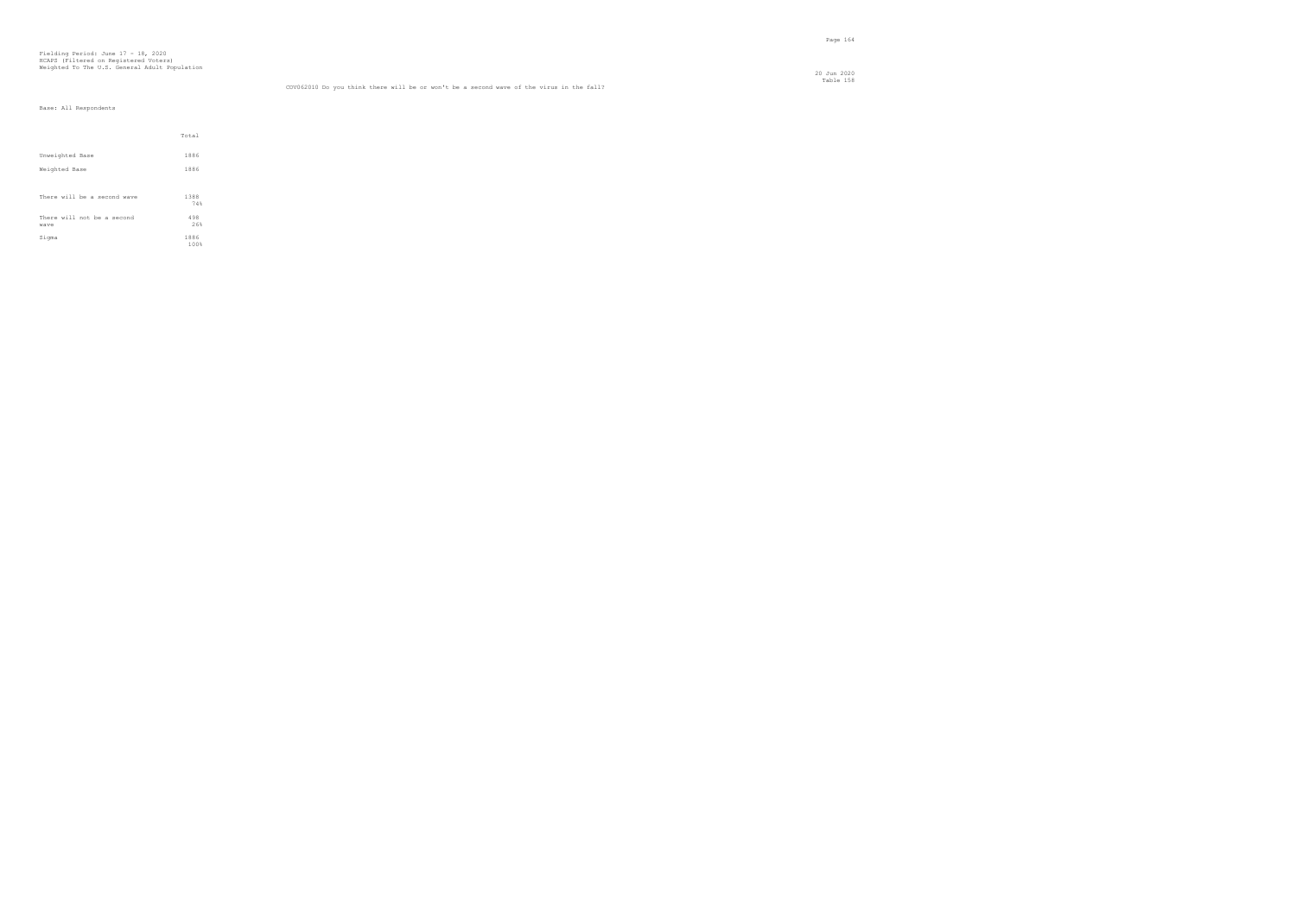Fielding Period: June 17 - 18, 2020
HCAPS (Filtered on Registered Voters)
Weighted To The U.S. General Adult Population

20 Jun 2020
Table 158

COV062010 Do you think there will be or won't be a second wave of the virus in the fall?

Base: All Respondents

| | Total |
|---|---|
| Unweighted Base | 1886 |
| Weighted Base | 1886 |
| There will be a second wave | 1388<br>74% |
| There will not be a second wave | 498<br>26% |
| Sigma | 1886<br>100% |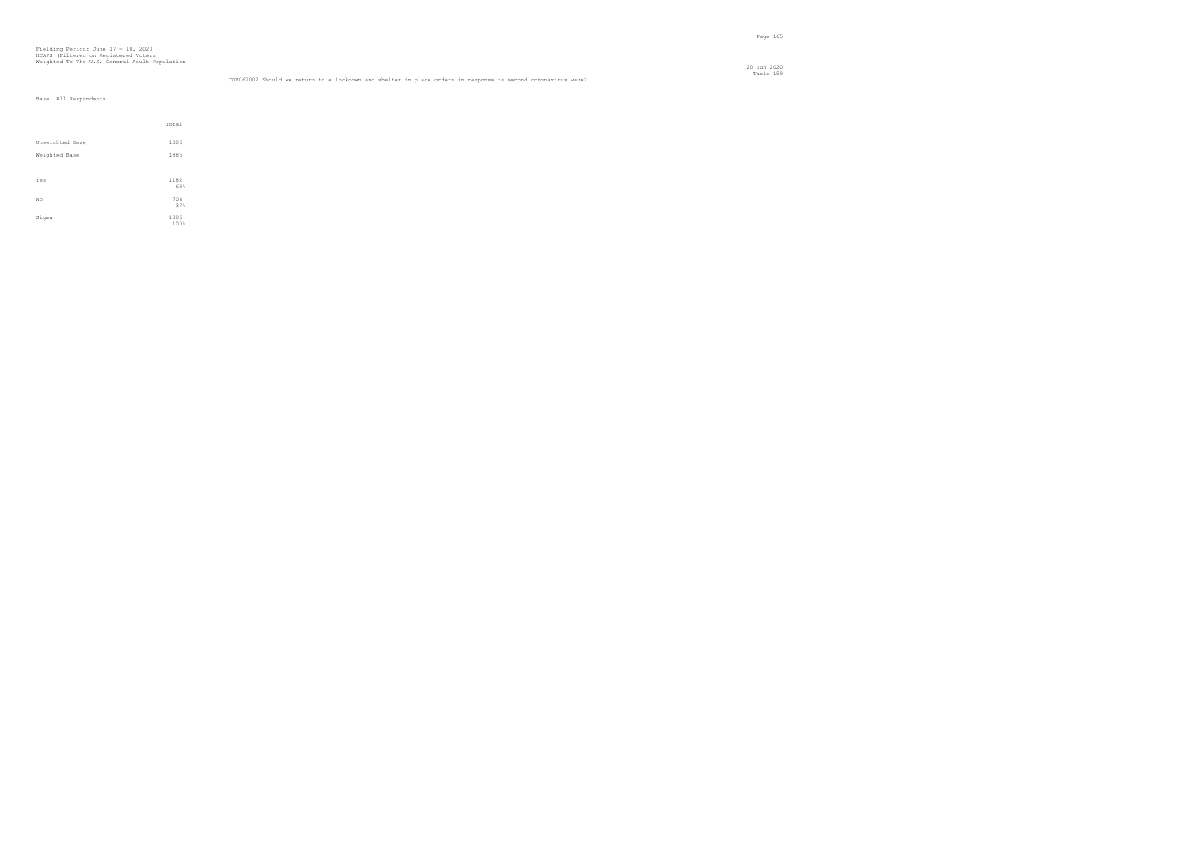Fielding Period: June 17 - 18, 2020
HCAPS (Filtered on Registered Voters)
Weighted To The U.S. General Adult Population

20 Jun 2020
Table 159

COV062002 Should we return to a lockdown and shelter in place orders in response to second coronavirus wave?

Base: All Respondents

| | Total |
|---|---|
| Unweighted Base | 1886 |
| Weighted Base | 1886 |
| Yes | 1182<br>63% |
| No | 704<br>37% |
| Sigma | 1886<br>100% |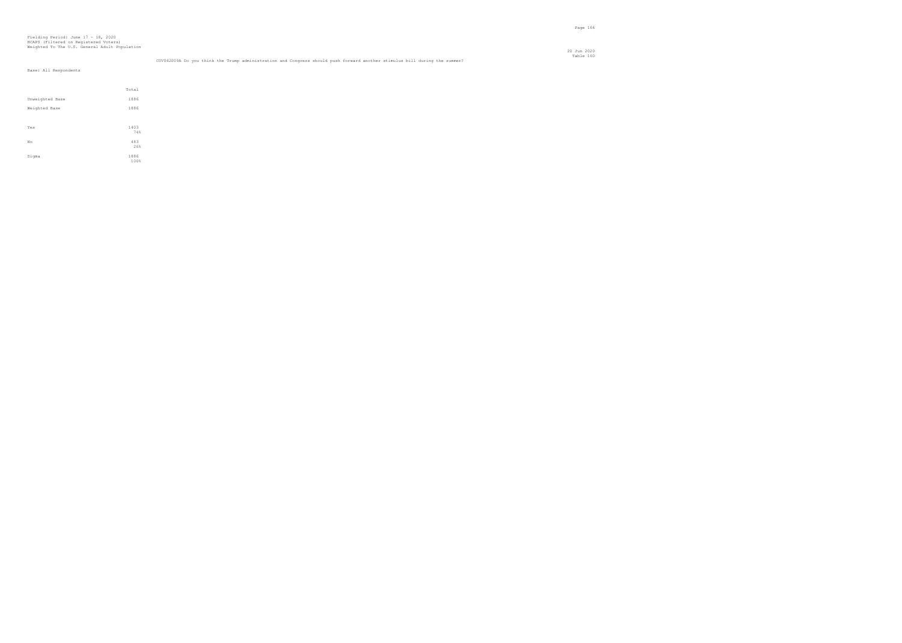Fielding Period: June 17 - 18, 2020
HCAPS (Filtered on Registered Voters)
Weighted To The U.S. General Adult Population

20 Jun 2020
Table 160

COV042009A Do you think the Trump administration and Congress should push forward another stimulus bill during the summer?

Base: All Respondents

| | Total |
|---|---|
| Unweighted Base | 1886 |
| Weighted Base | 1886 |
| Yes | 1403<br>74% |
| No | 483<br>26% |
| Sigma | 1886<br>100% |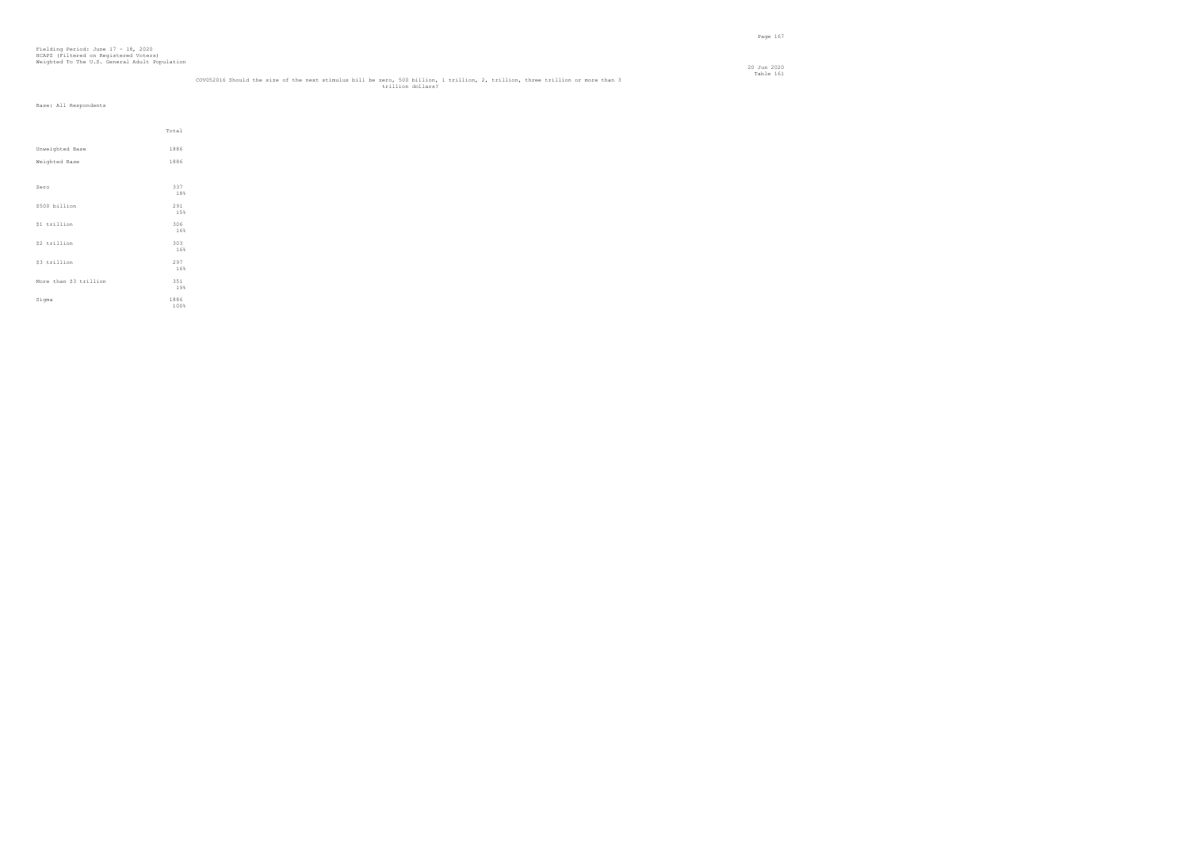Fielding Period: June 17 - 18, 2020
HCAPS (Filtered on Registered Voters)
Weighted To The U.S. General Adult Population

20 Jun 2020
Table 161

COVQ52016 Should the size of the next stimulus bill be zero, 500 billion, 1 trillion, 2, trillion, three trillion or more than 3 trillion dollars?

Base: All Respondents

| | Total |
|---|---|
| Unweighted Base | 1886 |
| Weighted Base | 1886 |
| Zero | 337<br>18% |
| $500 billion | 291<br>15% |
| $1 trillion | 306<br>16% |
| $2 trillion | 303<br>16% |
| $3 trillion | 297<br>16% |
| More than $3 trillion | 351<br>19% |
| Sigma | 1886<br>100% |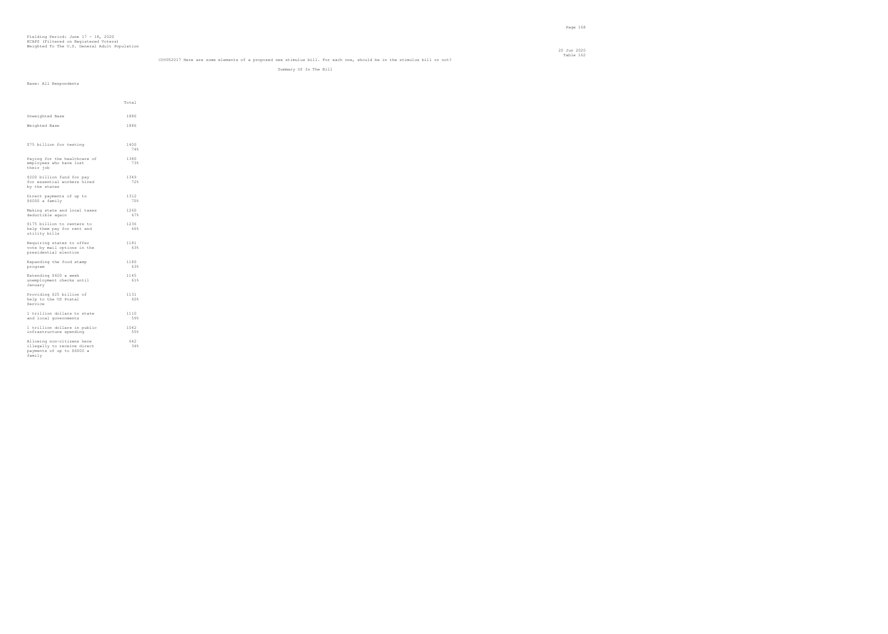Fielding Period: June 17 - 18, 2020
HCAPS (Filtered on Registered Voters)
Weighted To The U.S. General Adult Population

20 Jun 2020
Table 162

COV052017 Here are some elements of a proposed new stimulus bill. For each one, should be in the stimulus bill or not?

Summary Of In The Bill

Base: All Respondents

| | Total |
|---|---|
| Unweighted Base | 1886 |
| Weighted Base | 1886 |
| $75 billion for testing | 1400 |
| | 74% |
| Paying for the healthcare of employees who have lost their job | 1380 |
| | 73% |
| $200 billion fund for pay for essential workers hired by the states | 1349 |
| | 72% |
| Direct payments of up to $6000 a family | 1312 |
| | 70% |
| Making state and local taxes deductible again | 1260 |
| | 67% |
| $175 billion to renters to help them pay for rent and utility bills | 1236 |
| | 66% |
| Requiring states to offer vote by mail options in the presidential election | 1181 |
| | 63% |
| Expanding the food stamp program | 1180 |
| | 63% |
| Extending $600 a week unemployment checks until January | 1145 |
| | 61% |
| Providing $25 billion of help to the US Postal Service | 1131 |
| | 60% |
| 1 trillion dollars to state and local governments | 1110 |
| | 59% |
| 1 trillion dollars in public infrastructure spending | 1042 |
| | 55% |
| Allowing non-citizens here illegally to receive direct payments of up to $6000 a family | 642 |
| | 34% |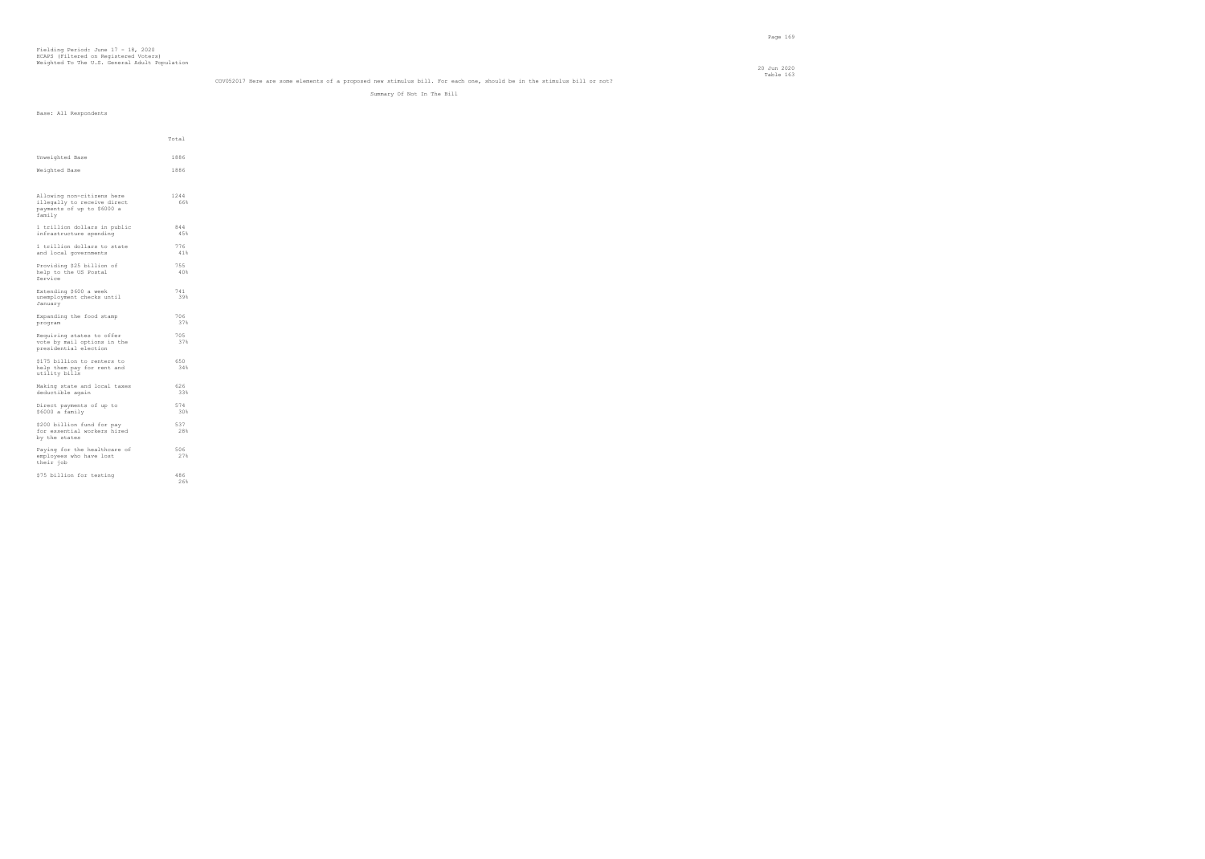Fielding Period: June 17 - 18, 2020
HCAPS (Filtered on Registered Voters)
Weighted To The U.S. General Adult Population

20 Jun 2020
Table 163

COV052017 Here are some elements of a proposed new stimulus bill. For each one, should be in the stimulus bill or not?

Summary Of Not In The Bill

Base: All Respondents

| | Total |
|---|---|
| Unweighted Base | 1886 |
| Weighted Base | 1886 |
| Allowing non-citizens here illegally to receive direct payments of up to $6000 a family | 1244<br>66% |
| 1 trillion dollars in public infrastructure spending | 844<br>45% |
| 1 trillion dollars to state and local governments | 776<br>41% |
| Providing $25 billion of help to the US Postal Service | 755<br>40% |
| Extending $600 a week unemployment checks until January | 741<br>39% |
| Expanding the food stamp program | 706<br>37% |
| Requiring states to offer vote by mail options in the presidential election | 705<br>37% |
| $175 billion to renters to help them pay for rent and utility bills | 650<br>34% |
| Making state and local taxes deductible again | 626<br>33% |
| Direct payments of up to $6000 a family | 574<br>30% |
| $200 billion fund for pay for essential workers hired by the states | 537<br>28% |
| Paying for the healthcare of employees who have lost their job | 506<br>27% |
| $75 billion for testing | 486<br>26% |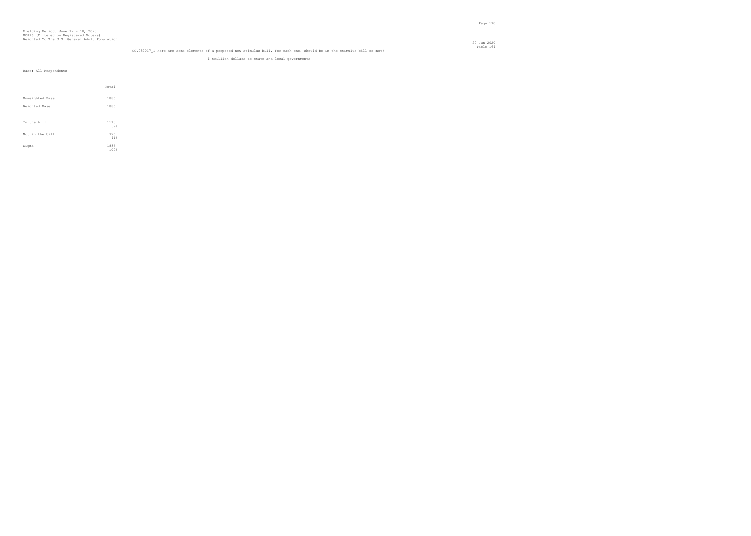Fielding Period: June 17 - 18, 2020
HCAPS (Filtered on Registered Voters)
Weighted To The U.S. General Adult Population

20 Jun 2020
Table 164

COV052017_1 Here are some elements of a proposed new stimulus bill. For each one, should be in the stimulus bill or not?

1 trillion dollars to state and local governments

Base: All Respondents

| | Total |
|---|---|
| Unweighted Base | 1886 |
| Weighted Base | 1886 |
| In the bill | 1110<br>59% |
| Not in the bill | 776<br>41% |
| Sigma | 1886<br>100% |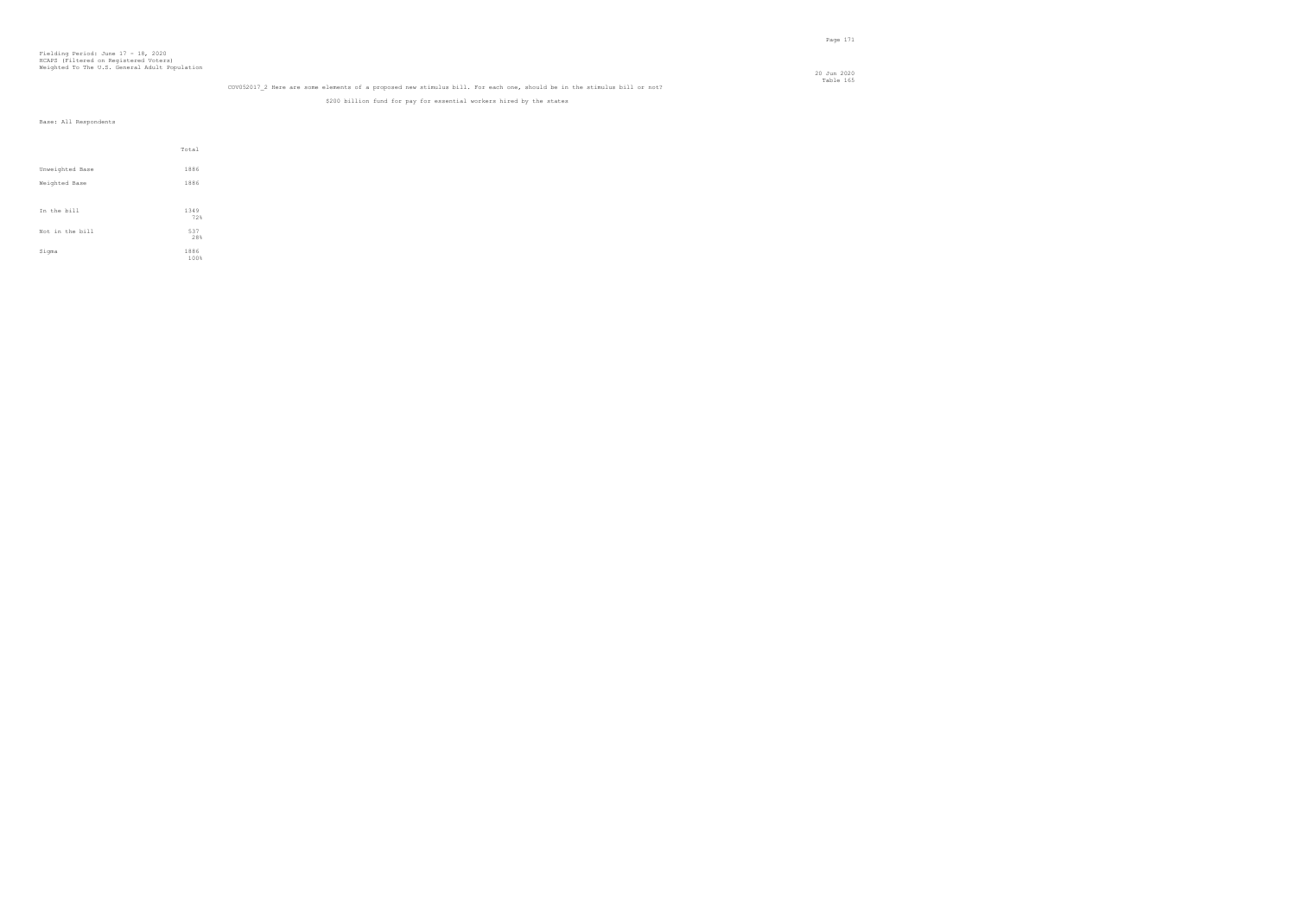Fielding Period: June 17 - 18, 2020
HCAPS (Filtered on Registered Voters)
Weighted To The U.S. General Adult Population

20 Jun 2020
Table 165

COV052017_2 Here are some elements of a proposed new stimulus bill. For each one, should be in the stimulus bill or not?

$200 billion fund for pay for essential workers hired by the states

Base: All Respondents

| | Total |
|---|---|
| Unweighted Base | 1886 |
| Weighted Base | 1886 |
| In the bill | 1349<br>72% |
| Not in the bill | 537<br>28% |
| Sigma | 1886<br>100% |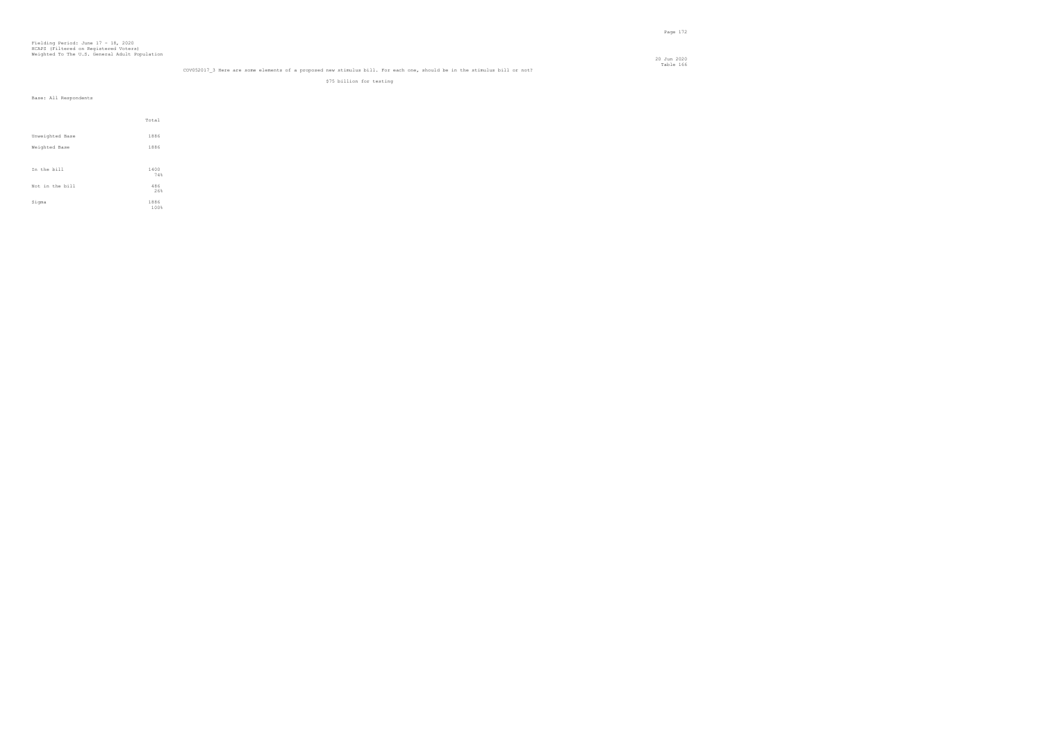Fielding Period: June 17 - 18, 2020
HCAPS (Filtered on Registered Voters)
Weighted To The U.S. General Adult Population

20 Jun 2020
Table 166

COVSS2017_3 Here are some elements of a proposed new stimulus bill. For each one, should be in the stimulus bill or not?

$75 billion for testing

Base: All Respondents

| | Total |
|---|---|
| Unweighted Base | 1886 |
| Weighted Base | 1886 |
| In the bill | 1400<br>74% |
| Not in the bill | 486<br>26% |
| Sigma | 1886<br>100% |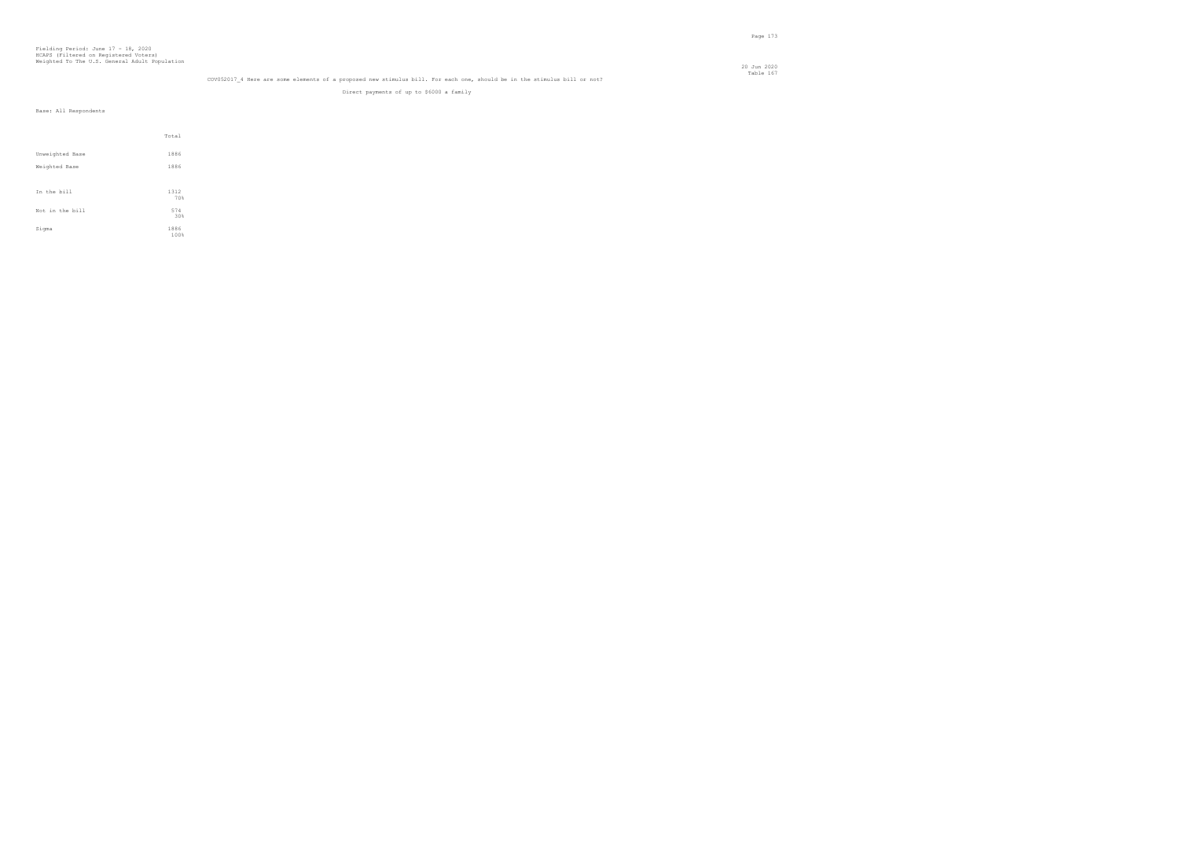Fielding Period: June 17 - 18, 2020
HCAPS (Filtered on Registered Voters)
Weighted To The U.S. General Adult Population

20 Jun 2020
Table 167

COVUS2017_4 Here are some elements of a proposed new stimulus bill. For each one, should be in the stimulus bill or not?

Direct payments of up to $6000 a family

Base: All Respondents

| | Total |
|---|---|
| Unweighted Base | 1886 |
| Weighted Base | 1886 |
| In the bill | 1312<br>70% |
| Not in the bill | 574<br>30% |
| Sigma | 1886<br>100% |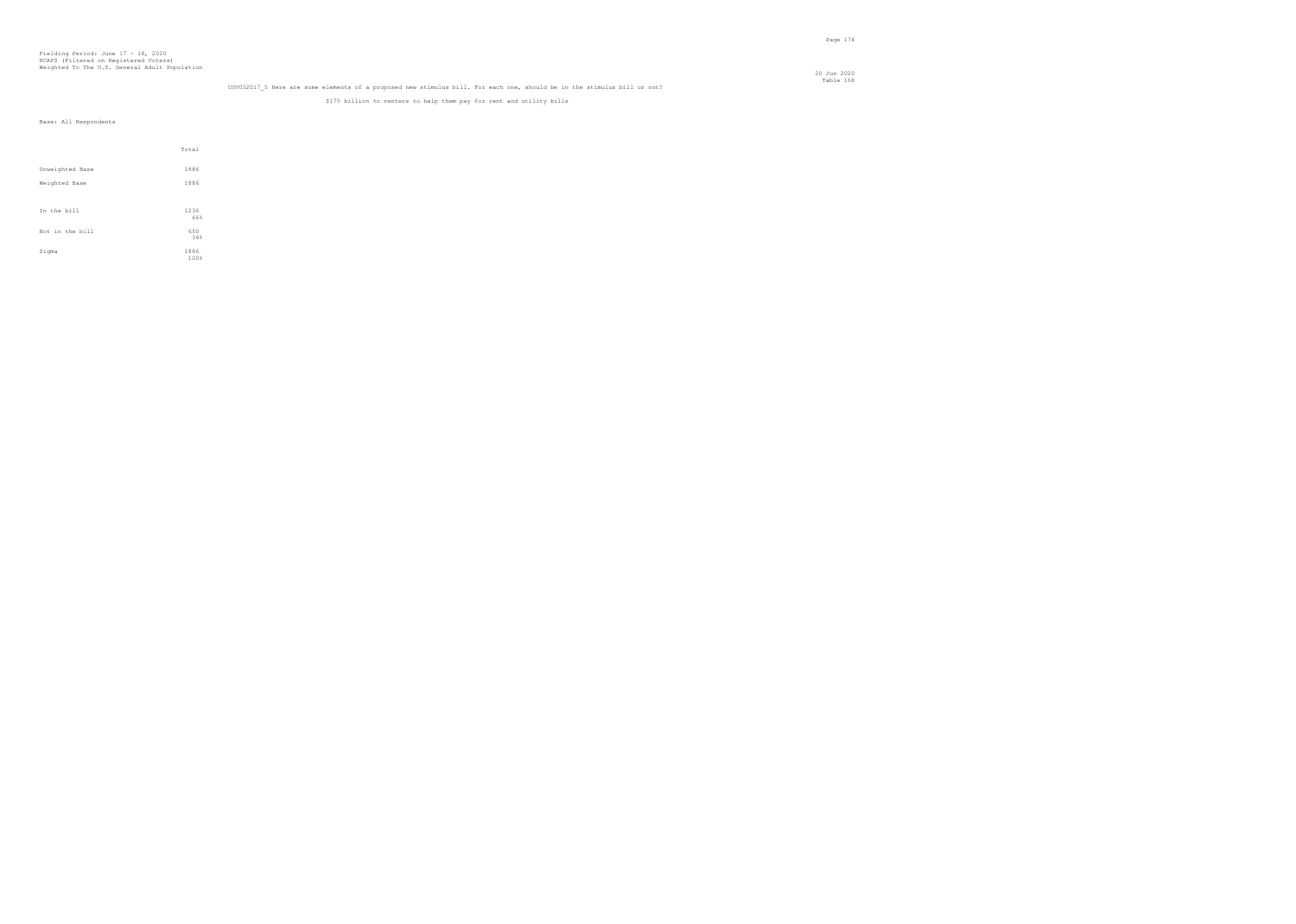Fielding Period: June 17 - 18, 2020
HCAPS (Filtered on Registered Voters)
Weighted To The U.S. General Adult Population

20 Jun 2020
Table 168

COVS52017_5 Here are some elements of a proposed new stimulus bill. For each one, should be in the stimulus bill or not?

$175 billion to renters to help them pay for rent and utility bills

Base: All Respondents

| | Total |
|---|---|
| Unweighted Base | 1886 |
| Weighted Base | 1886 |
| In the bill | 1236<br>66% |
| Not in the bill | 650<br>34% |
| Sigma | 1886<br>100% |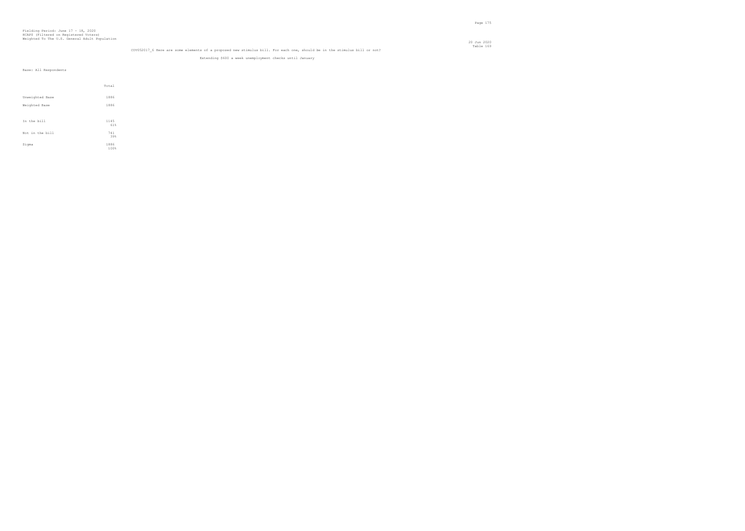Fielding Period: June 17 - 18, 2020
HCAPS (Filtered on Registered Voters)
Weighted To The U.S. General Adult Population

20 Jun 2020
Table 169

COV052017_6 Here are some elements of a proposed new stimulus bill. For each one, should be in the stimulus bill or not?

Extending $600 a week unemployment checks until January

Base: All Respondents

| | Total |
|---|---|
| Unweighted Base | 1886 |
| Weighted Base | 1886 |
| In the bill | 1145<br>61% |
| Not in the bill | 741<br>39% |
| Sigma | 1886<br>100% |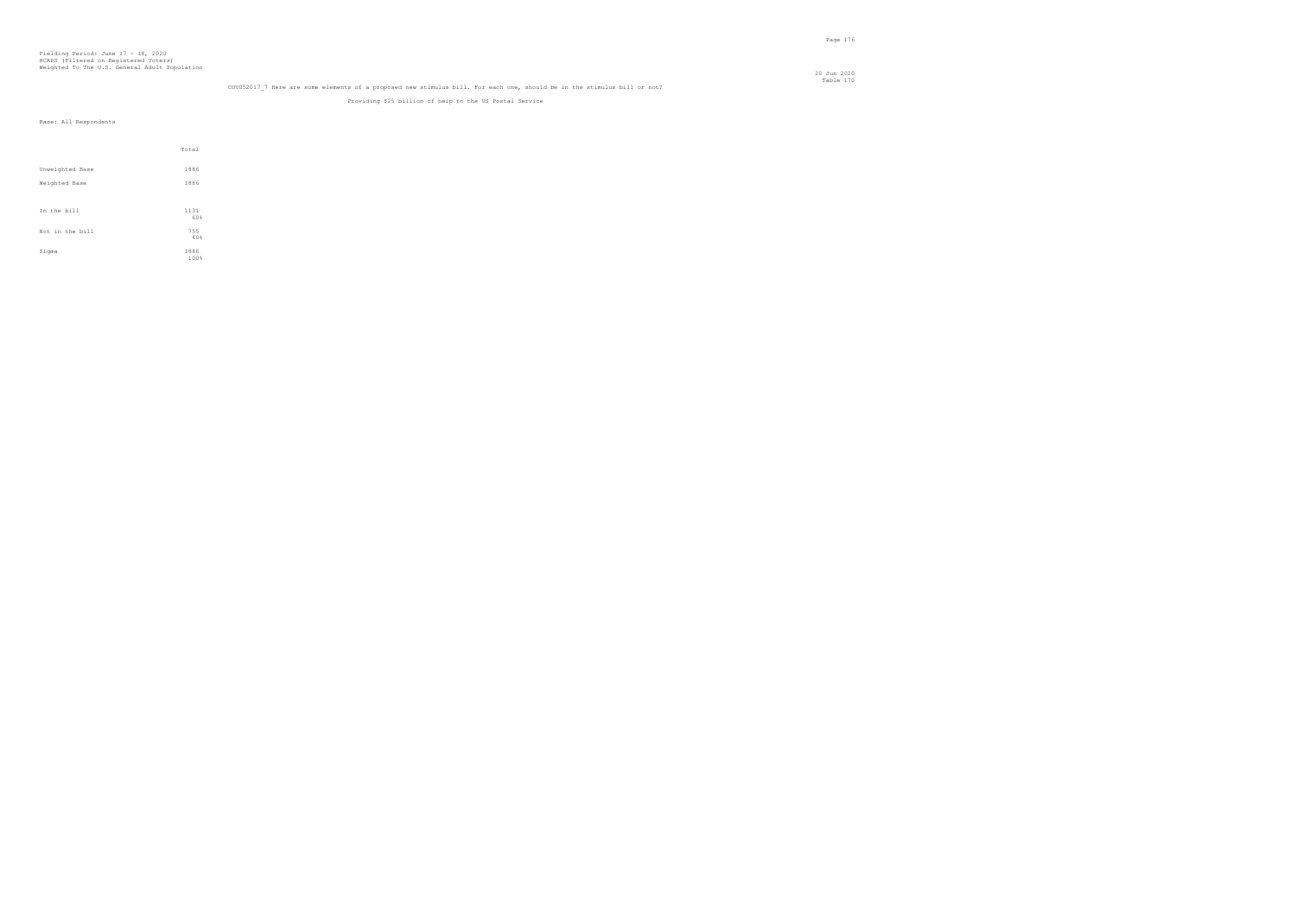Fielding Period: June 17 - 18, 2020
HCAPS (Filtered on Registered Voters)
Weighted To The U.S. General Adult Population

20 Jun 2020
Table 170

COVS52017_7 Here are some elements of a proposed new stimulus bill. For each one, should be in the stimulus bill or not?

Providing $25 billion of help to the US Postal Service

Base: All Respondents

| | Total |
|---|---|
| Unweighted Base | 1886 |
| Weighted Base | 1886 |
| In the bill | 1131<br>60% |
| Not in the bill | 755<br>40% |
| Sigma | 1886<br>100% |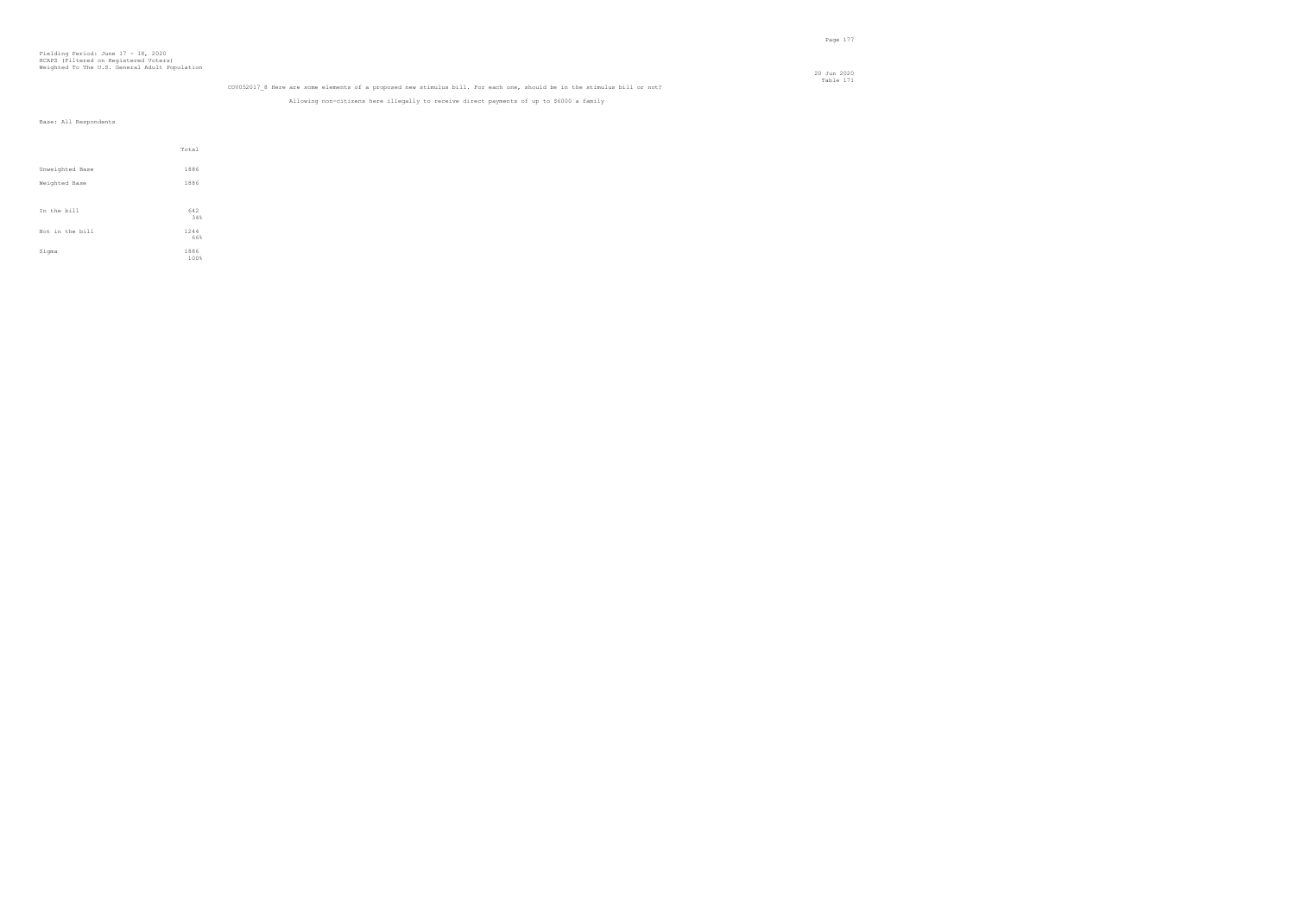Fielding Period: June 17 - 18, 2020
HCAPS (Filtered on Registered Voters)
Weighted To The U.S. General Adult Population

20 Jun 2020
Table 171

COV052017_8 Here are some elements of a proposed new stimulus bill. For each one, should be in the stimulus bill or not?

Allowing non-citizens here illegally to receive direct payments of up to $6000 a family

Base: All Respondents

| | Total |
|---|---|
| Unweighted Base | 1886 |
| Weighted Base | 1886 |
| In the bill | 642<br>34% |
| Not in the bill | 1244<br>66% |
| Sigma | 1886<br>100% |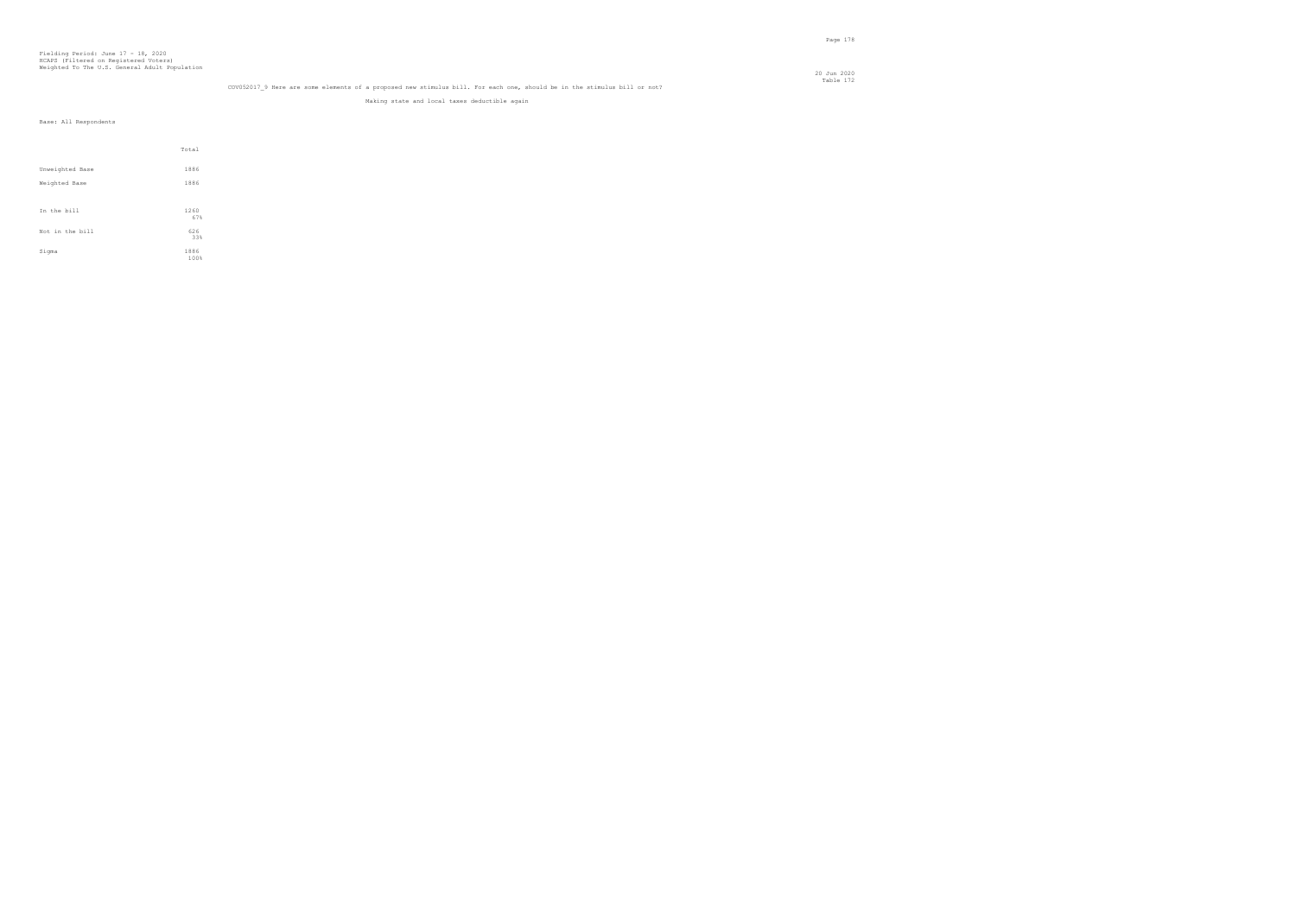Fielding Period: June 17 - 18, 2020
HCAPS (Filtered on Registered Voters)
Weighted To The U.S. General Adult Population

20 Jun 2020
Table 172

COV052017_9 Here are some elements of a proposed new stimulus bill. For each one, should be in the stimulus bill or not?

Making state and local taxes deductible again

Base: All Respondents

| | Total |
|---|---|
| Unweighted Base | 1886 |
| Weighted Base | 1886 |
| In the bill | 1260<br>67% |
| Not in the bill | 626<br>33% |
| Sigma | 1886<br>100% |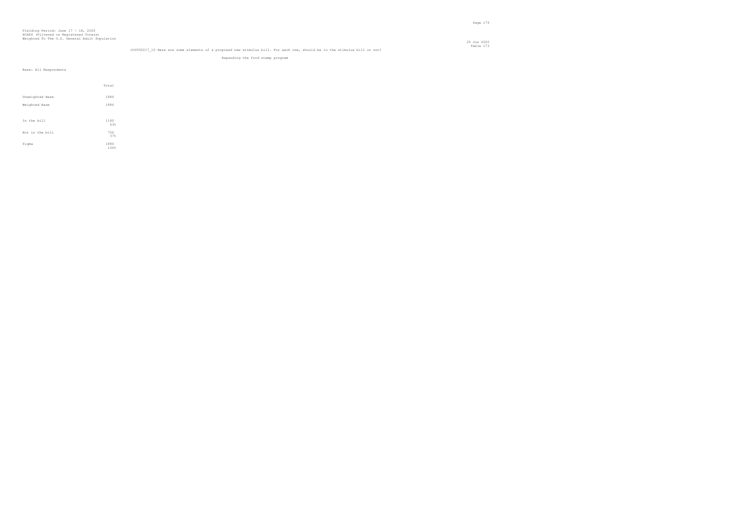Fielding Period: June 17 - 18, 2020
HCAPS (Filtered on Registered Voters)
Weighted To The U.S. General Adult Population

20 Jun 2020
Table 173

COV052017_10 Here are some elements of a proposed new stimulus bill. For each one, should be in the stimulus bill or not?

Expanding the food stamp program

Base: All Respondents

| | Total |
|---|---|
| Unweighted Base | 1886 |
| Weighted Base | 1886 |
| In the bill | 1180<br>63% |
| Not in the bill | 706<br>37% |
| Sigma | 1886<br>100% |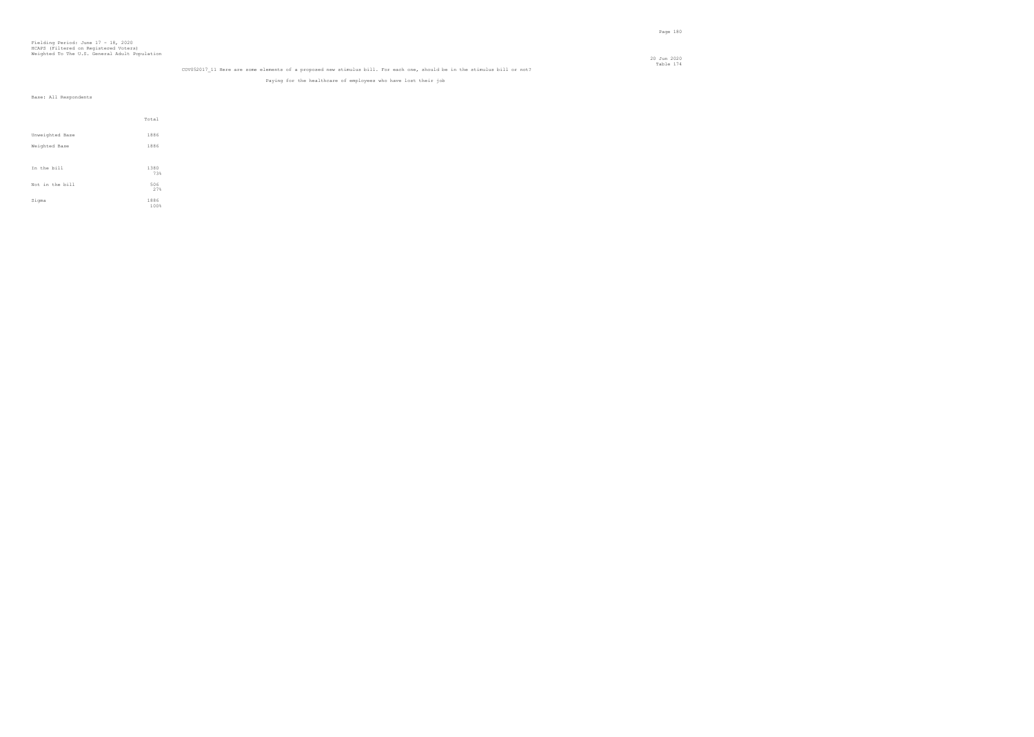Fielding Period: June 17 - 18, 2020
HCAPS (Filtered on Registered Voters)
Weighted To The U.S. General Adult Population

20 Jun 2020
Table 174

COVS2017_11 Here are some elements of a proposed new stimulus bill. For each one, should be in the stimulus bill or not?

Paying for the healthcare of employees who have lost their job

Base: All Respondents

| | Total |
|---|---|
| Unweighted Base | 1886 |
| Weighted Base | 1886 |
| In the bill | 1380<br>73% |
| Not in the bill | 506<br>27% |
| Sigma | 1886<br>100% |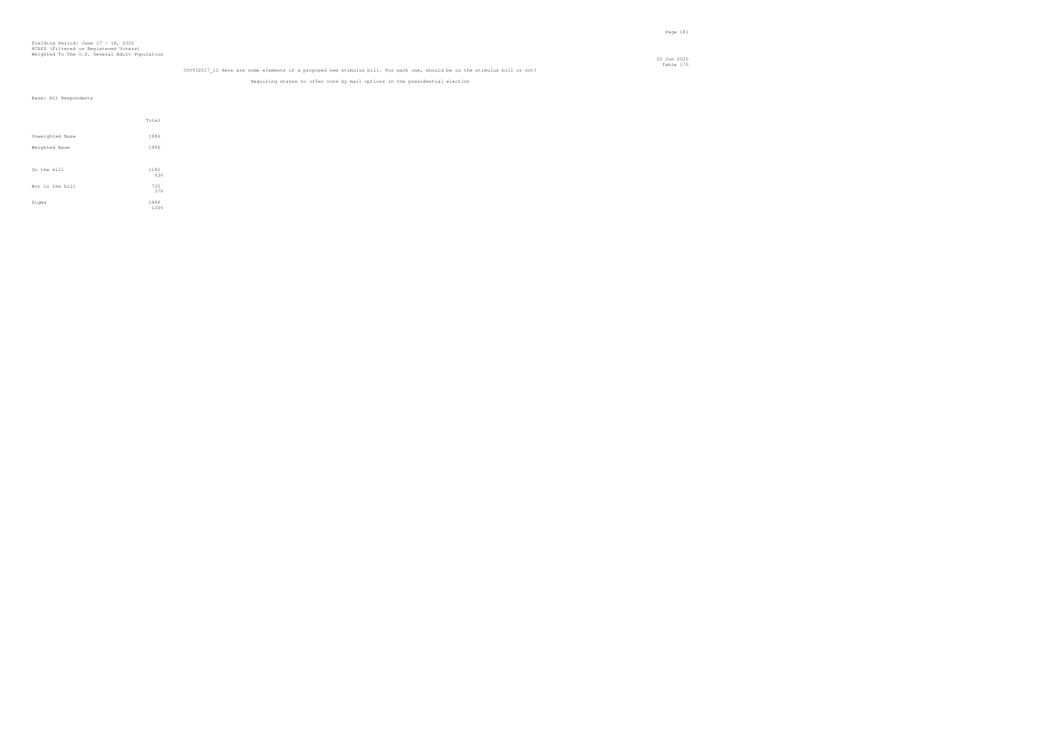Fielding Period: June 17 - 18, 2020
HCAPS (Filtered on Registered Voters)
Weighted To The U.S. General Adult Population

20 Jun 2020
Table 175

COVS2017_12 Here are some elements of a proposed new stimulus bill. For each one, should be in the stimulus bill or not?

Requiring states to offer vote by mail options in the presidential election

Base: All Respondents

| | Total |
|---|---|
| Unweighted Base | 1886 |
| Weighted Base | 1886 |
| In the bill | 1181<br>63% |
| Not in the bill | 705<br>37% |
| Sigma | 1886<br>100% |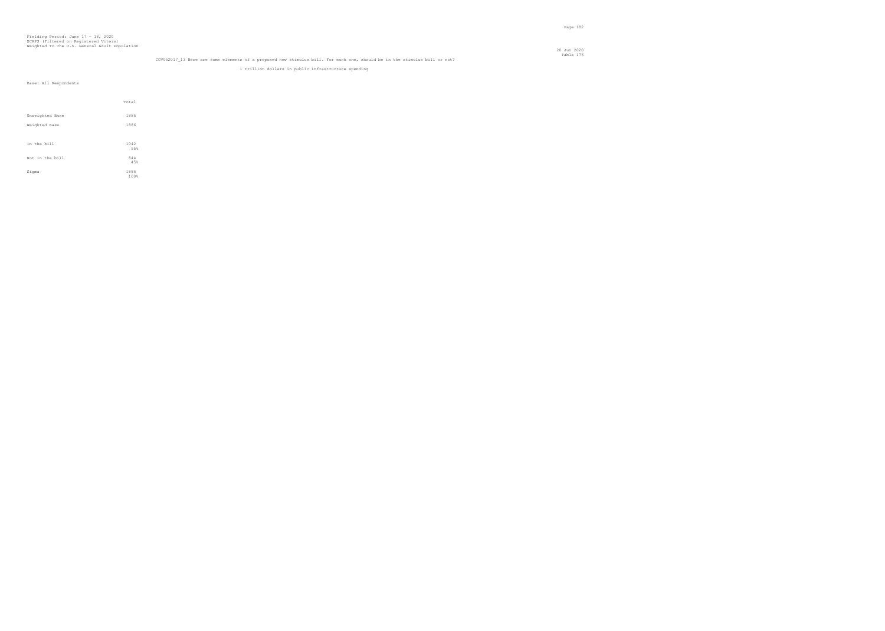Fielding Period: June 17 - 18, 2020
HCAPS (Filtered on Registered Voters)
Weighted To The U.S. General Adult Population

20 Jun 2020
Table 176

COV052017_13 Here are some elements of a proposed new stimulus bill. For each one, should be in the stimulus bill or not?

1 trillion dollars in public infrastructure spending

Base: All Respondents

| | Total |
|---|---|
| Unweighted Base | 1886 |
| Weighted Base | 1886 |
| In the bill | 1042<br>55% |
| Not in the bill | 844<br>45% |
| Sigma | 1886<br>100% |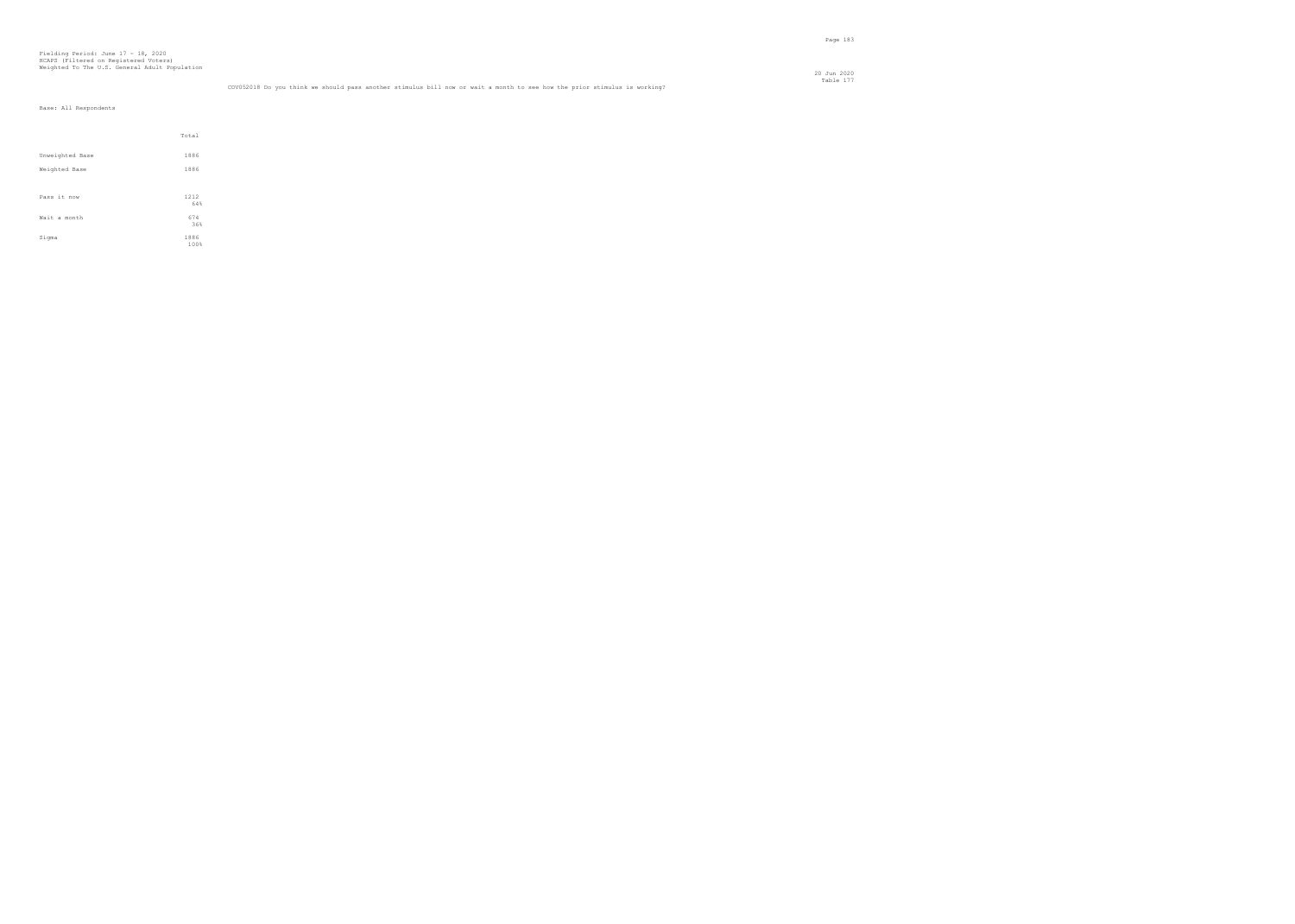Fielding Period: June 17 - 18, 2020
HCAPS (Filtered on Registered Voters)
Weighted To The U.S. General Adult Population

20 Jun 2020
Table 177

COV052018 Do you think we should pass another stimulus bill now or wait a month to see how the prior stimulus is working?

Base: All Respondents

| | Total |
|---|---|
| Unweighted Base | 1886 |
| Weighted Base | 1886 |
| Pass it now | 1212<br>64% |
| Wait a month | 674<br>36% |
| Sigma | 1886<br>100% |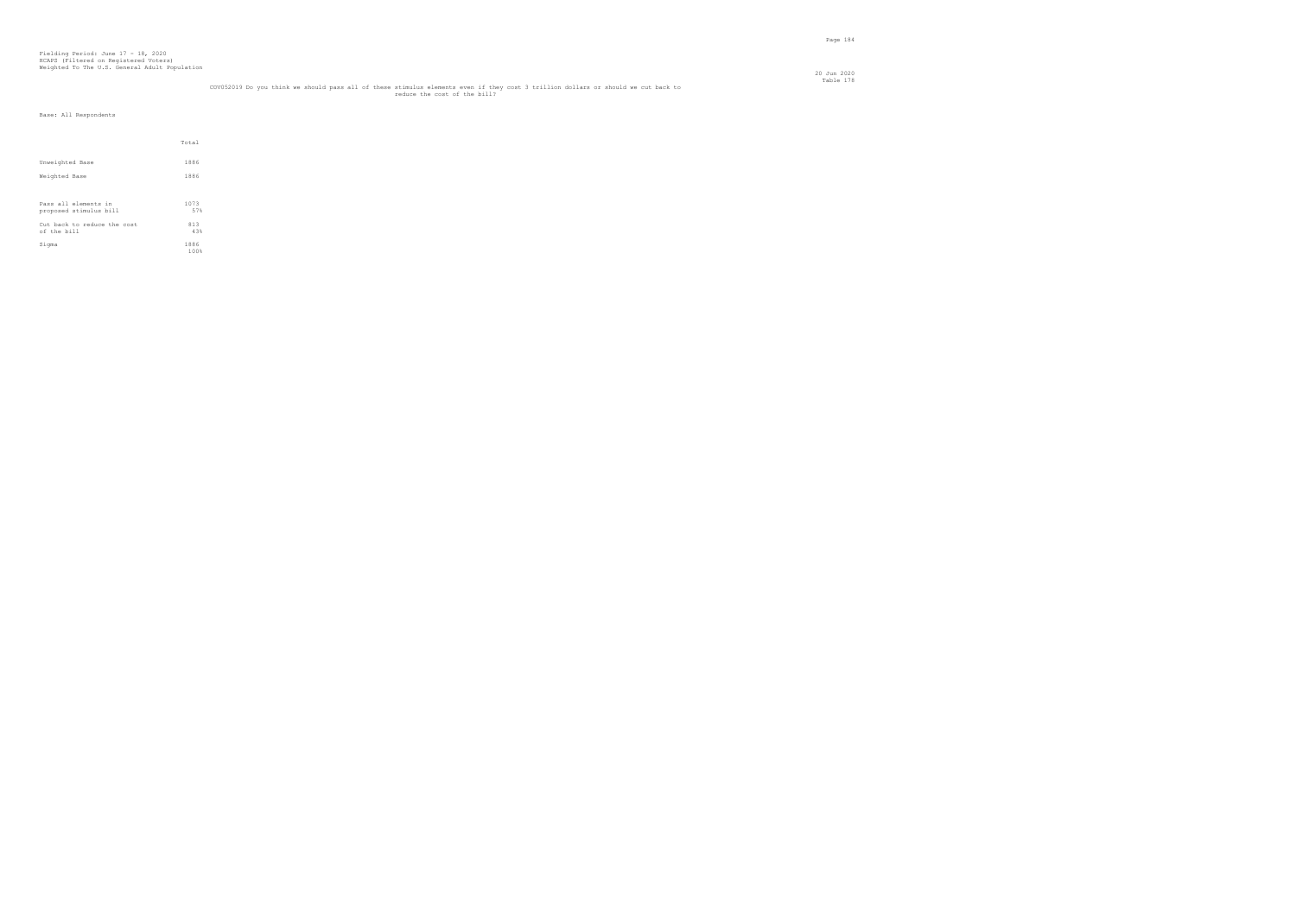Fielding Period: June 17 - 18, 2020
HCAPS (Filtered on Registered Voters)
Weighted To The U.S. General Adult Population

20 Jun 2020
Table 178

COV052019 Do you think we should pass all of these stimulus elements even if they cost 3 trillion dollars or should we cut back to reduce the cost of the bill?

Base: All Respondents

| | Total |
|---|---|
| Unweighted Base | 1886 |
| Weighted Base | 1886 |
| Pass all elements in proposed stimulus bill | 1073<br>57% |
| Cut back to reduce the cost of the bill | 813<br>43% |
| Sigma | 1886<br>100% |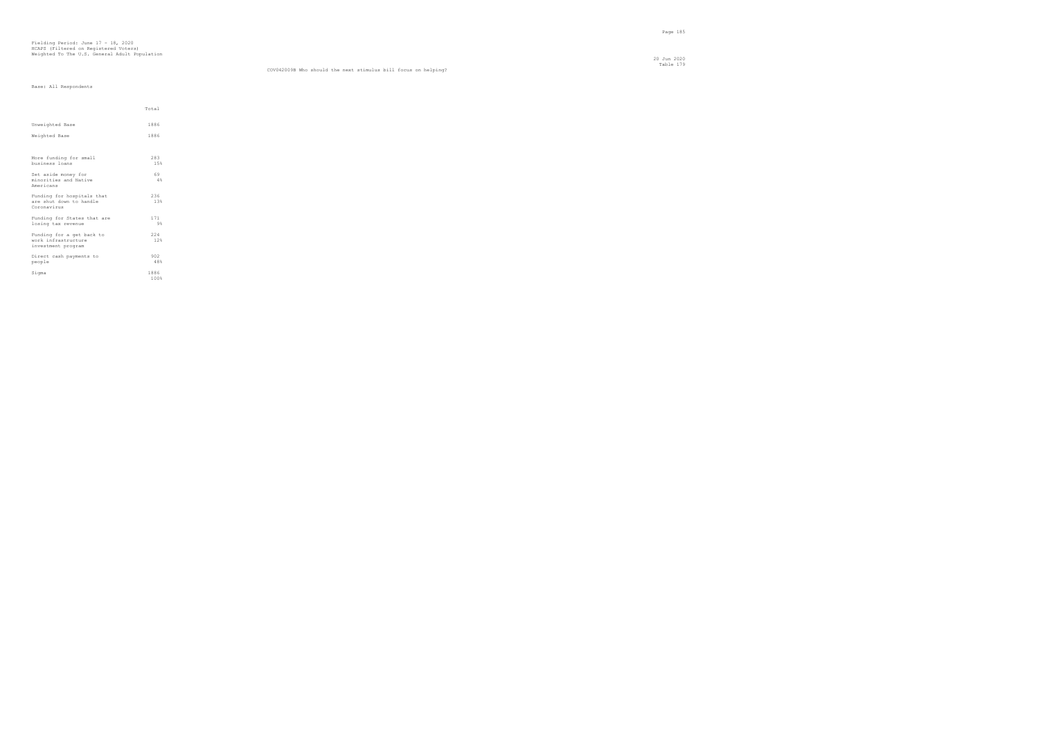Fielding Period: June 17 - 18, 2020
HCAPS (Filtered on Registered Voters)
Weighted To The U.S. General Adult Population

20 Jun 2020
Table 179

COV042009B Who should the next stimulus bill focus on helping?

Base: All Respondents

| | Total |
|---|---|
| Unweighted Base | 1886 |
| Weighted Base | 1886 |
| More funding for small business loans | 283<br>15% |
| Set aside money for minorities and Native Americans | 69<br>4% |
| Funding for hospitals that are shut down to handle Coronavirus | 236<br>13% |
| Funding for States that are losing tax revenue | 171<br>9% |
| Funding for a get back to work infrastructure investment program | 224<br>12% |
| Direct cash payments to people | 902<br>48% |
| Sigma | 1886<br>100% |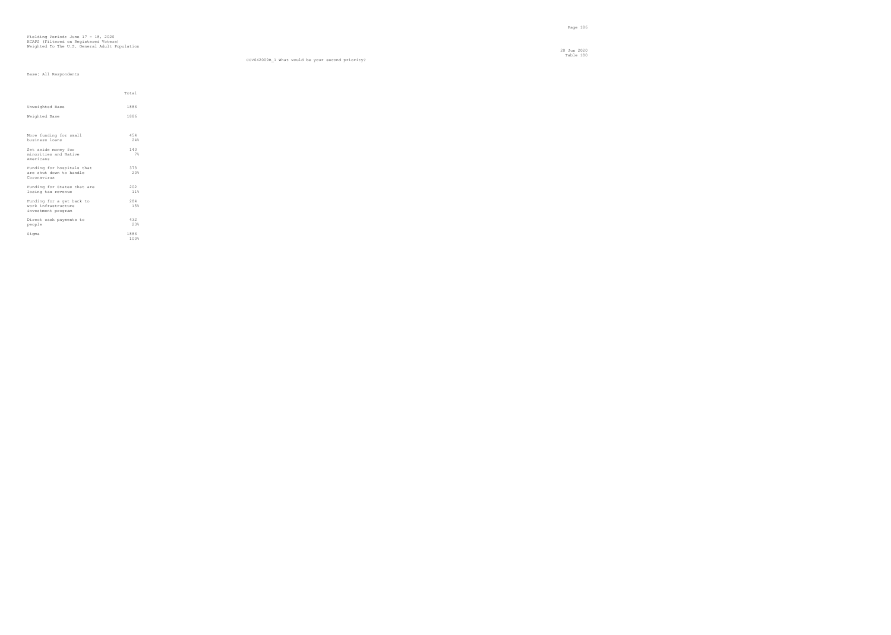Fielding Period: June 17 - 18, 2020
HCAPS (Filtered on Registered Voters)
Weighted To The U.S. General Adult Population

20 Jun 2020
Table 180

COV042009B_1 What would be your second priority?

Base: All Respondents

| | Total |
|---|---|
| Unweighted Base | 1886 |
| Weighted Base | 1886 |
| More funding for small business loans | 454<br>24% |
| Set aside money for minorities and Native Americans | 140<br>7% |
| Funding for hospitals that are shut down to handle Coronavirus | 373<br>20% |
| Funding for States that are losing tax revenue | 202<br>11% |
| Funding for a get back to work infrastructure investment program | 284<br>15% |
| Direct cash payments to people | 432<br>23% |
| Sigma | 1886<br>100% |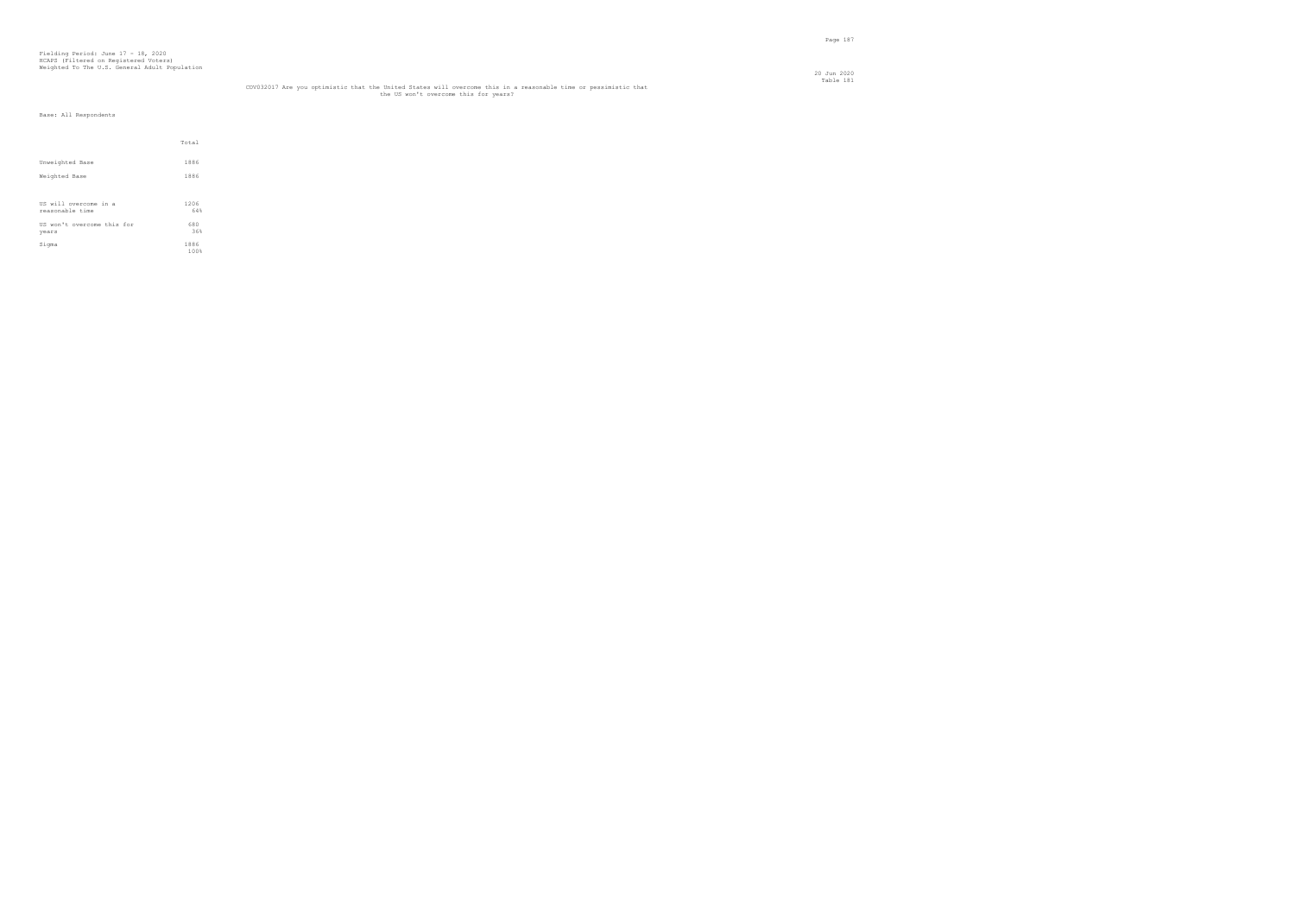Fielding Period: June 17 - 18, 2020
HCAPS (Filtered on Registered Voters)
Weighted To The U.S. General Adult Population

20 Jun 2020
Table 181

COV032017 Are you optimistic that the United States will overcome this in a reasonable time or pessimistic that the US won't overcome this for years?

Base: All Respondents

| | Total |
|---|---|
| Unweighted Base | 1886 |
| Weighted Base | 1886 |
| US will overcome in a reasonable time | 1206<br>64% |
| US won't overcome this for years | 680<br>36% |
| Sigma | 1886<br>100% |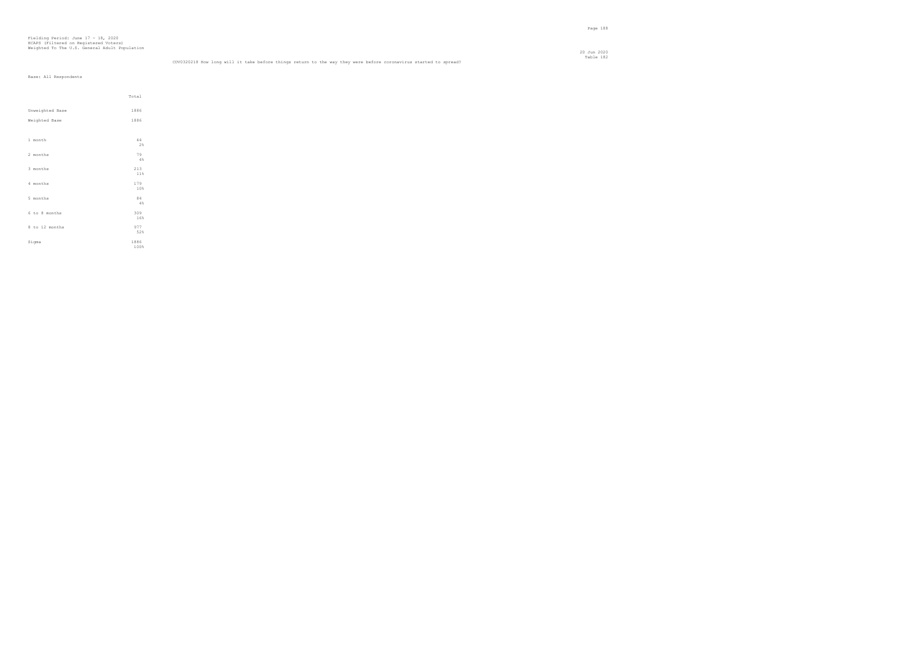Fielding Period: June 17 - 18, 2020
HCAPS (Filtered on Registered Voters)
Weighted To The U.S. General Adult Population

20 Jun 2020
Table 182

COV0320218 How long will it take before things return to the way they were before coronavirus started to spread?

Base: All Respondents

| | Total |
|---|---|
| Unweighted Base | 1886 |
| Weighted Base | 1886 |
| 1 month | 44<br>2% |
| 2 months | 79<br>4% |
| 3 months | 213<br>11% |
| 4 months | 179<br>10% |
| 5 months | 84<br>4% |
| 6 to 8 months | 309<br>16% |
| 8 to 12 months | 977<br>52% |
| Sigma | 1886<br>100% |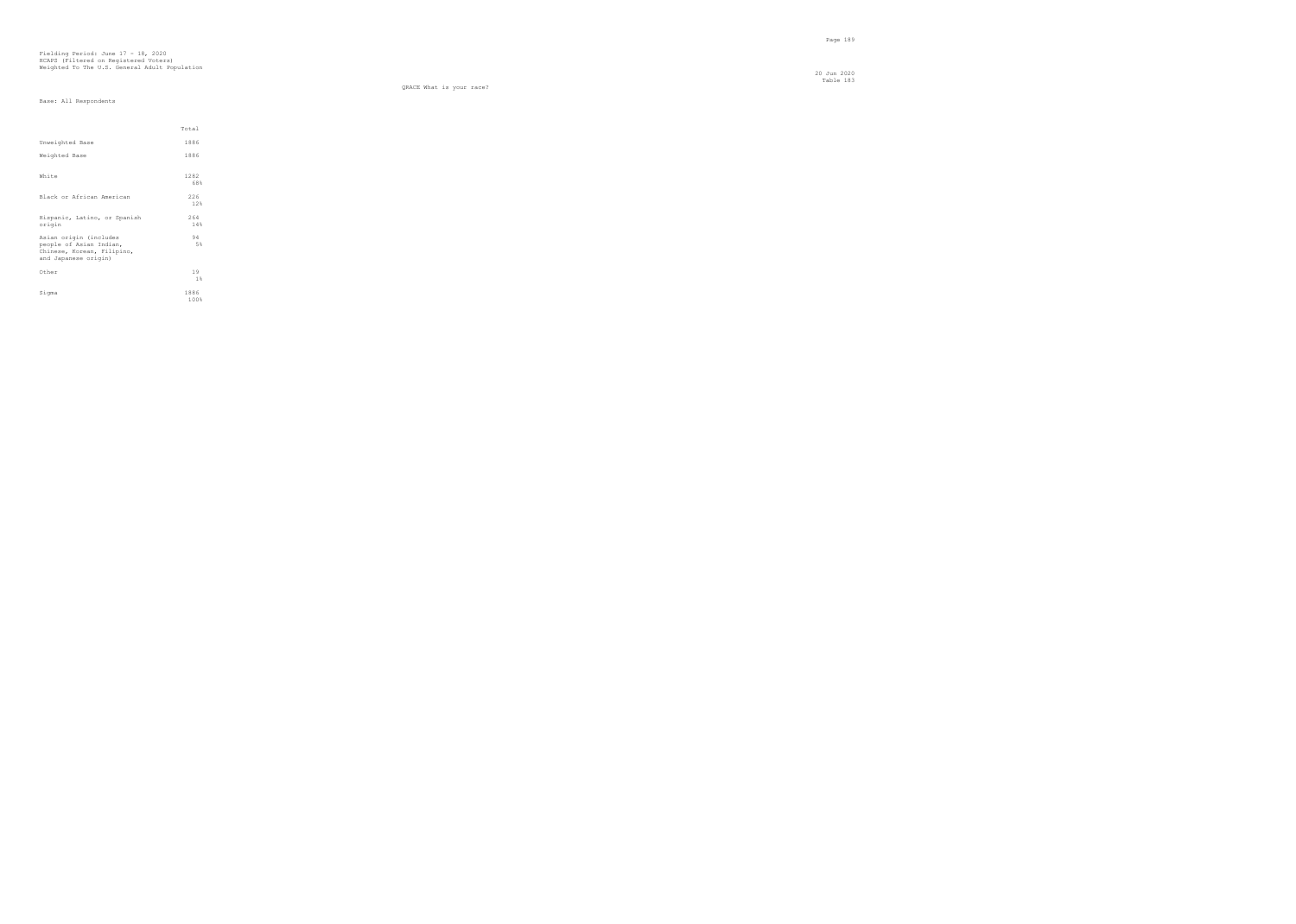Fielding Period: June 17 - 18, 2020
HCAPS (Filtered on Registered Voters)
Weighted To The U.S. General Adult Population

20 Jun 2020
Table 183

QRACE What is your race?

Base: All Respondents

| | Total |
|---|---|
| Unweighted Base | 1886 |
| Weighted Base | 1886 |
| White | 1282<br>68% |
| Black or African American | 226<br>12% |
| Hispanic, Latino, or Spanish origin | 264<br>14% |
| Asian origin (includes people of Asian Indian, Chinese, Korean, Filipino, and Japanese origin) | 94<br>5% |
| Other | 19<br>1% |
| Sigma | 1886<br>100% |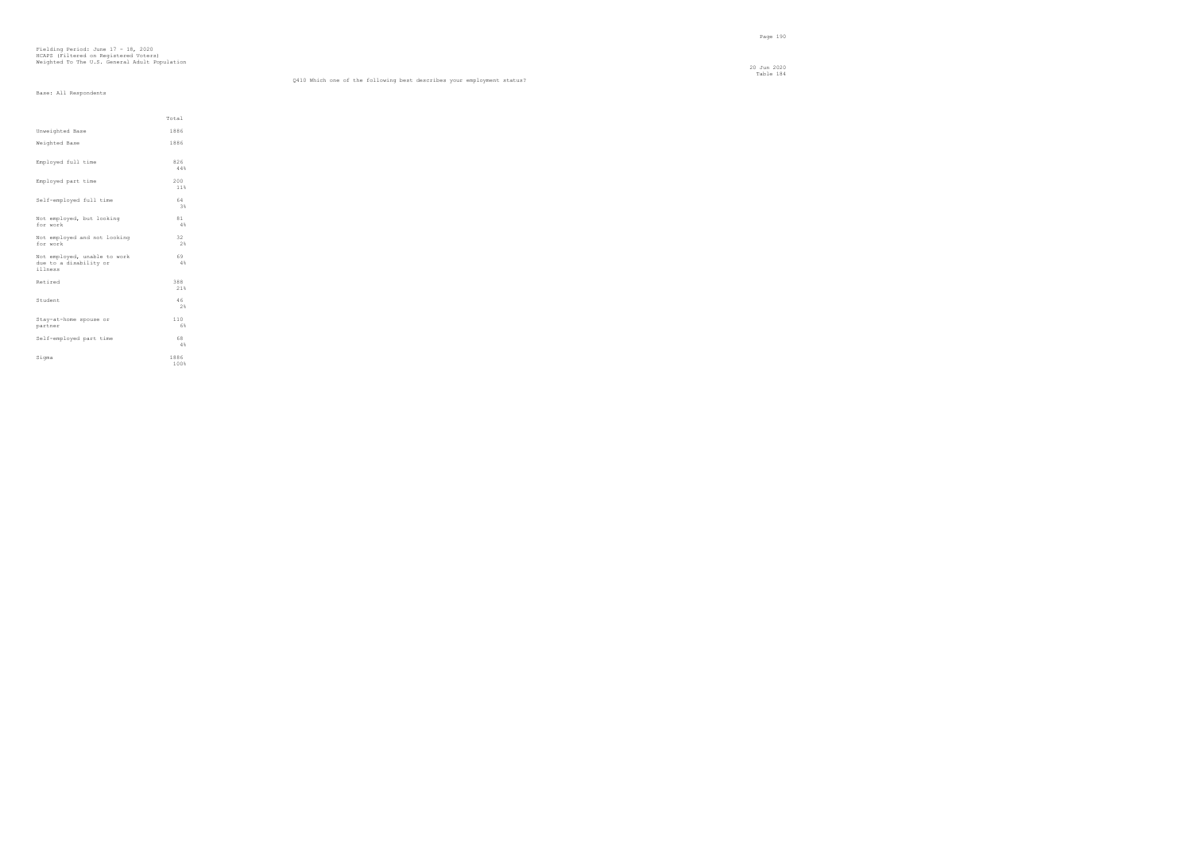Fielding Period: June 17 - 18, 2020
HCAPS (Filtered on Registered Voters)
Weighted To The U.S. General Adult Population

20 Jun 2020
Table 184

Q410 Which one of the following best describes your employment status?

Base: All Respondents

| | Total |
|---|---|
| Unweighted Base | 1886 |
| Weighted Base | 1886 |
| Employed full time | 826<br>44% |
| Employed part time | 200<br>11% |
| Self-employed full time | 64<br>3% |
| Not employed, but looking for work | 81<br>4% |
| Not employed and not looking for work | 32<br>2% |
| Not employed, unable to work due to a disability or illness | 69<br>4% |
| Retired | 388<br>21% |
| Student | 46<br>2% |
| Stay-at-home spouse or partner | 110<br>6% |
| Self-employed part time | 68<br>4% |
| Sigma | 1886<br>100% |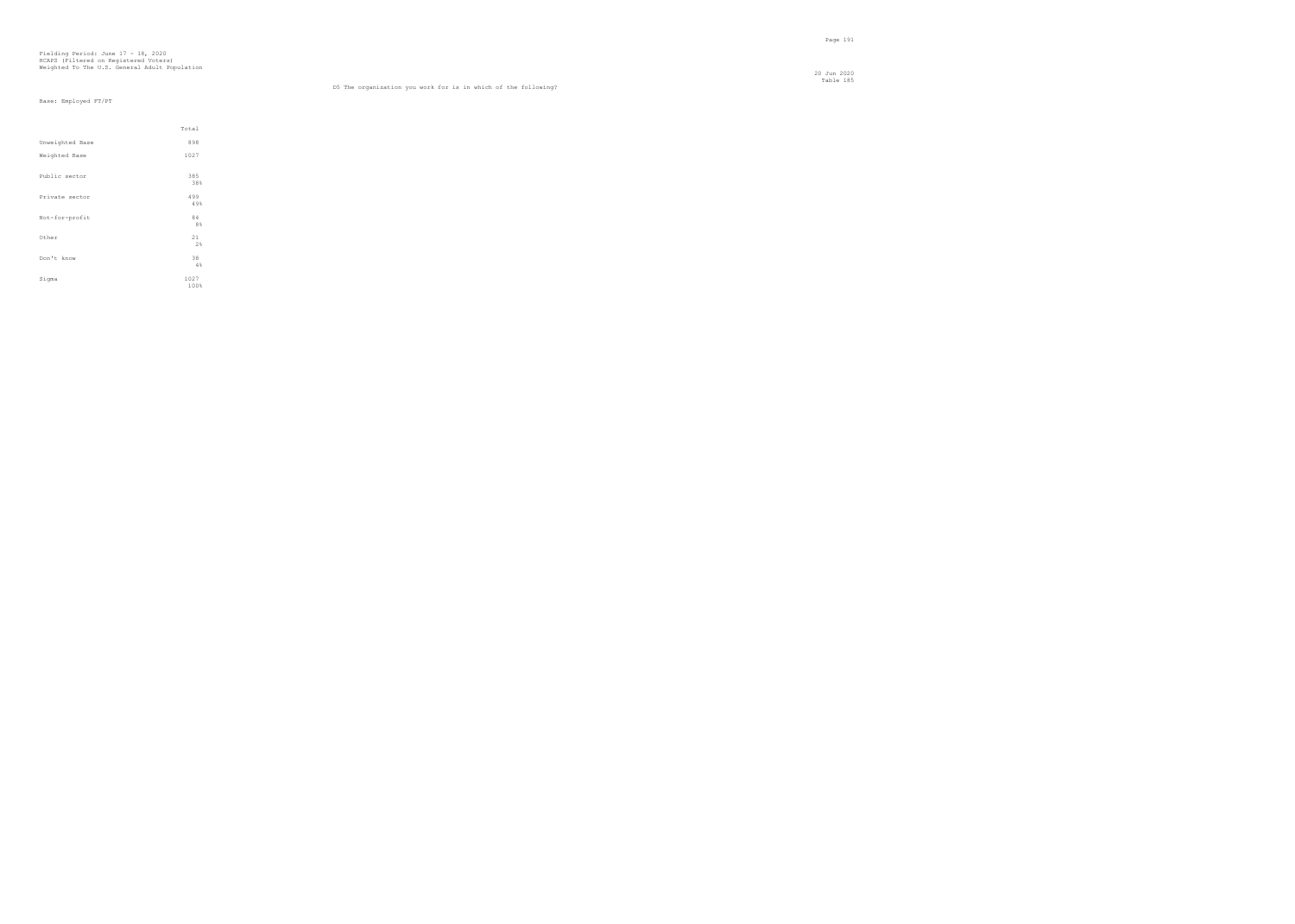Fielding Period: June 17 - 18, 2020
HCAPS (Filtered on Registered Voters)
Weighted To The U.S. General Adult Population

20 Jun 2020
Table 185

D5 The organization you work for is in which of the following?

Base: Employed FT/PT

| | Total |
|---|---|
| Unweighted Base | 898 |
| Weighted Base | 1027 |
| Public sector | 385<br>38% |
| Private sector | 499<br>49% |
| Not-for-profit | 84<br>8% |
| Other | 21<br>2% |
| Don't know | 38<br>4% |
| Sigma | 1027<br>100% |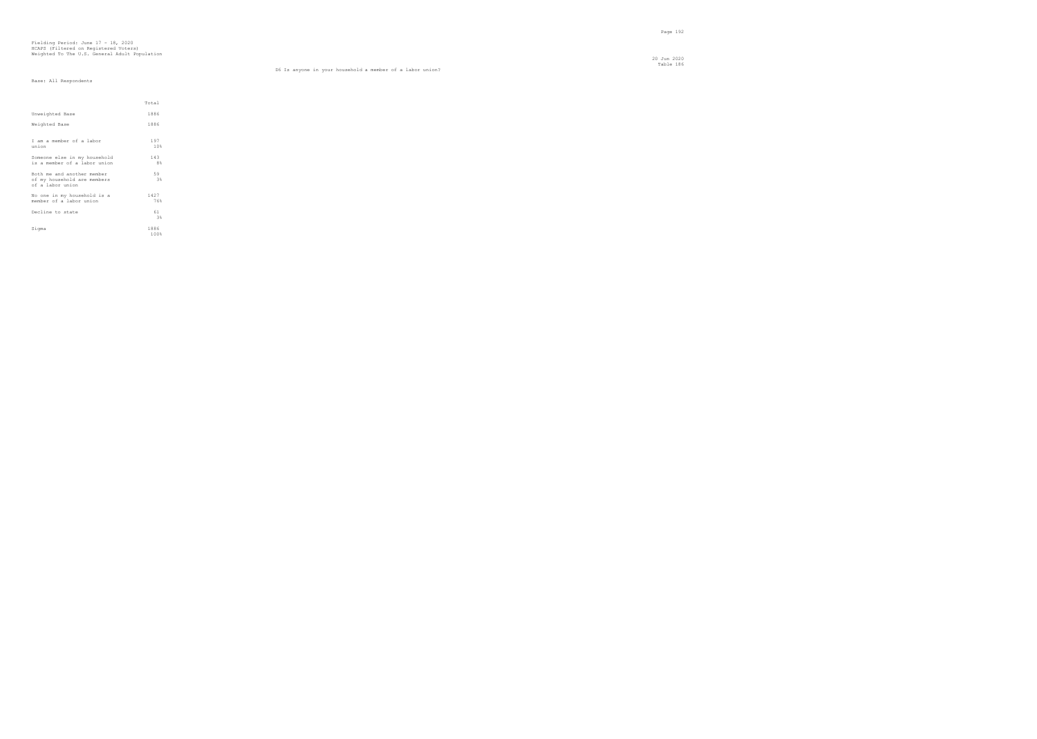Fielding Period: June 17 - 18, 2020
HCAPS (Filtered on Registered Voters)
Weighted To The U.S. General Adult Population

20 Jun 2020
Table 186

D6 Is anyone in your household a member of a labor union?

Base: All Respondents

| | Total |
|---|---|
| Unweighted Base | 1886 |
| Weighted Base | 1886 |
| I am a member of a labor union | 197<br>10% |
| Someone else in my household is a member of a labor union | 143<br>8% |
| Both me and another member of my household are members of a labor union | 59<br>3% |
| No one in my household is a member of a labor union | 1427<br>76% |
| Decline to state | 61<br>3% |
| Sigma | 1886<br>100% |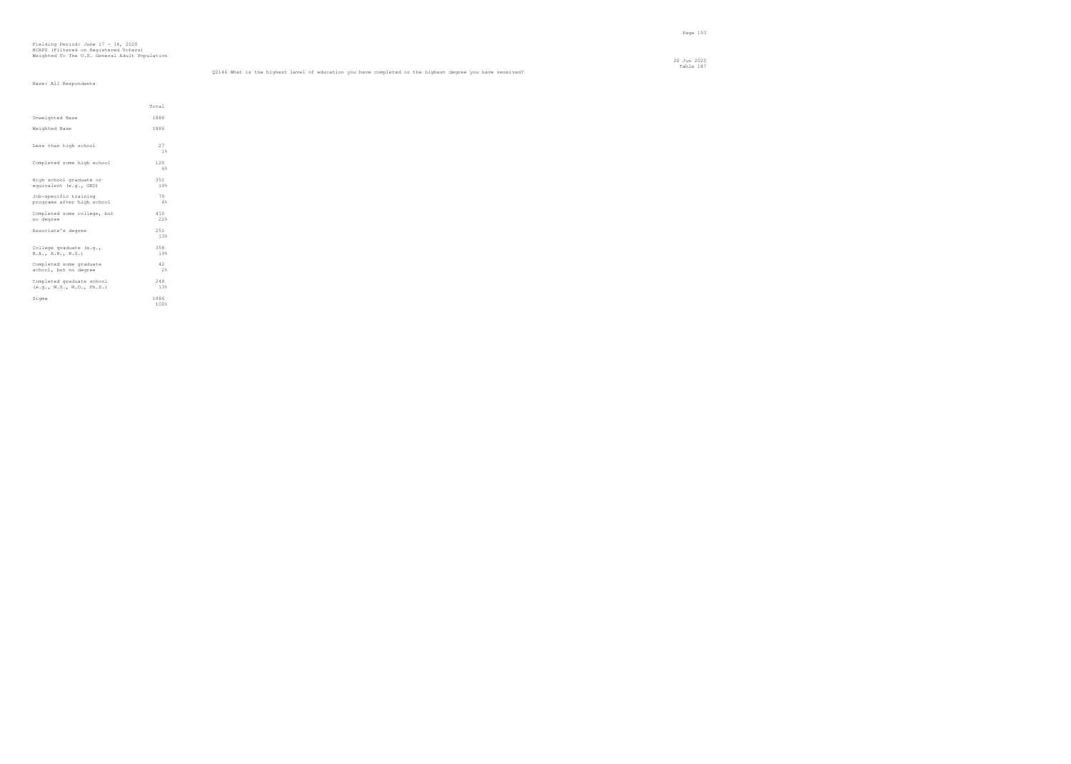Fielding Period: June 17 - 18, 2020
HCAPS (Filtered on Registered Voters)
Weighted To The U.S. General Adult Population

20 Jun 2020
Table 187

Q2146 What is the highest level of education you have completed or the highest degree you have received?

Base: All Respondents

| | Total |
|---|---|
| Unweighted Base | 1886 |
| Weighted Base | 1886 |
| Less than high school | 27<br>1% |
| Completed some high school | 120<br>6% |
| High school graduate or equivalent (e.g., GED) | 351<br>19% |
| Job-specific training programs after high school | 79<br>4% |
| Completed some college, but no degree | 410<br>22% |
| Associate's degree | 251<br>13% |
| College graduate (e.g., B.A., A.B., B.S.) | 358<br>19% |
| Completed some graduate school, but no degree | 42<br>2% |
| Completed graduate school (e.g., M.S., M.D., Ph.D.) | 248<br>13% |
| Sigma | 1886<br>100% |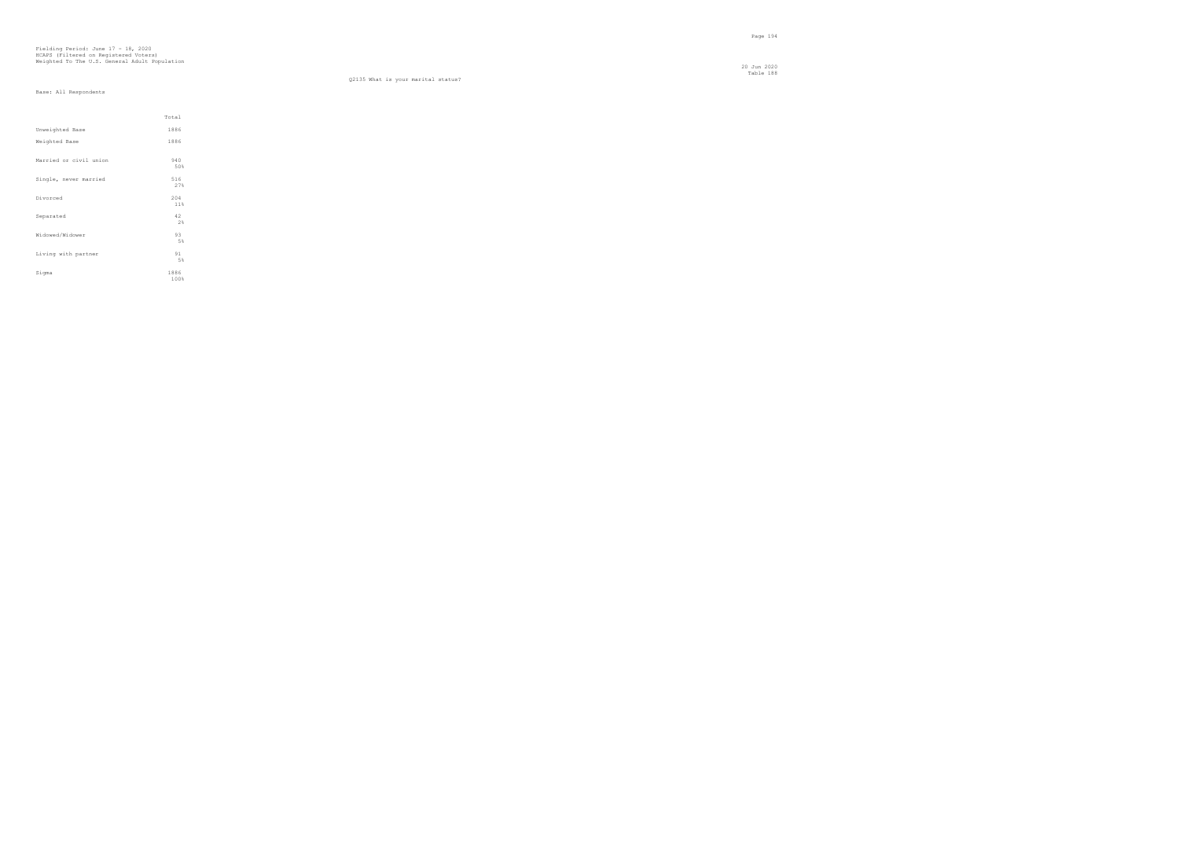Fielding Period: June 17 - 18, 2020
HCAPS (Filtered on Registered Voters)
Weighted To The U.S. General Adult Population

20 Jun 2020
Table 188

Q2135 What is your marital status?

Base: All Respondents

| | Total |
|---|---|
| Unweighted Base | 1886 |
| Weighted Base | 1886 |
| Married or civil union | 940 |
| | 50% |
| Single, never married | 516 |
| | 27% |
| Divorced | 204 |
| | 11% |
| Separated | 42 |
| | 2% |
| Widowed/Widower | 93 |
| | 5% |
| Living with partner | 91 |
| | 5% |
| Sigma | 1886 |
| | 100% |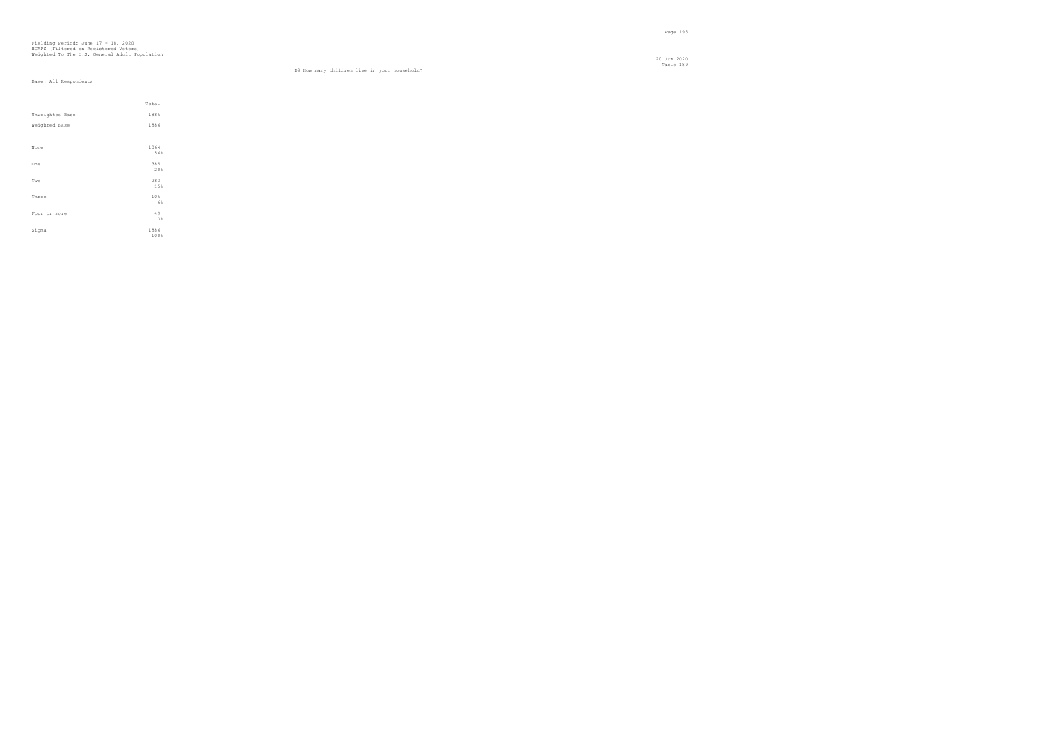Fielding Period: June 17 - 18, 2020
HCAPS (Filtered on Registered Voters)
Weighted To The U.S. General Adult Population

20 Jun 2020
Table 189

D9 How many children live in your household?

Base: All Respondents

| | Total |
|---|---|
| Unweighted Base | 1886 |
| Weighted Base | 1886 |
| None | 1064<br>56% |
| One | 385<br>20% |
| Two | 283<br>15% |
| Three | 106<br>6% |
| Four or more | 49<br>3% |
| Sigma | 1886<br>100% |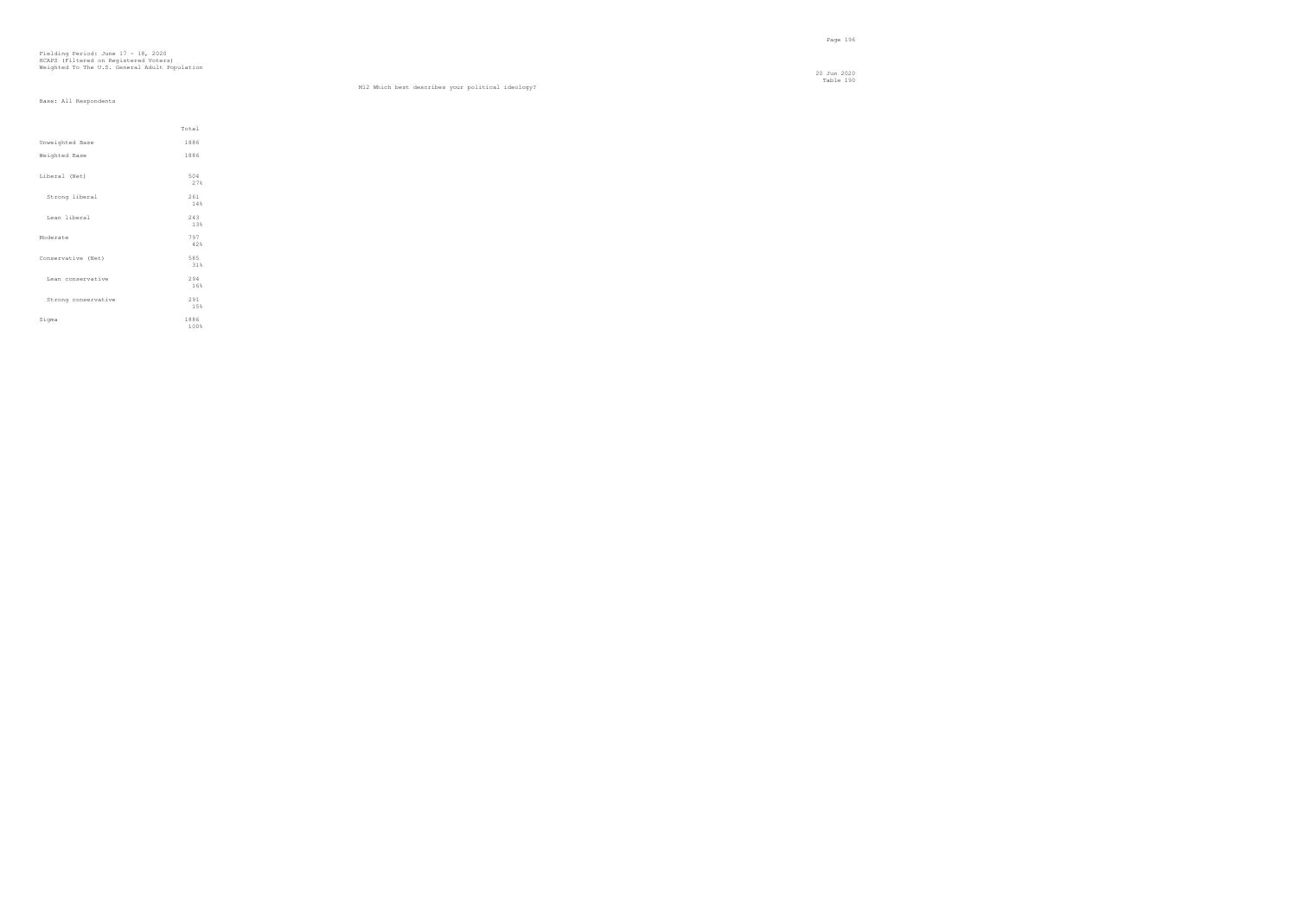Fielding Period: June 17 - 18, 2020
HCAPS (Filtered on Registered Voters)
Weighted To The U.S. General Adult Population

M12 Which best describes your political ideology?

Base: All Respondents

| | Total |
|---|---|
| Unweighted Base | 1886 |
| Weighted Base | 1886 |
| Liberal (Net) | 504 <br> 27% |
| Strong liberal | 261 <br> 14% |
| Lean liberal | 243 <br> 13% |
| Moderate | 797 <br> 42% |
| Conservative (Net) | 585 <br> 31% |
| Lean conservative | 294 <br> 16% |
| Strong conservative | 291 <br> 15% |
| Sigma | 1886 <br> 100% |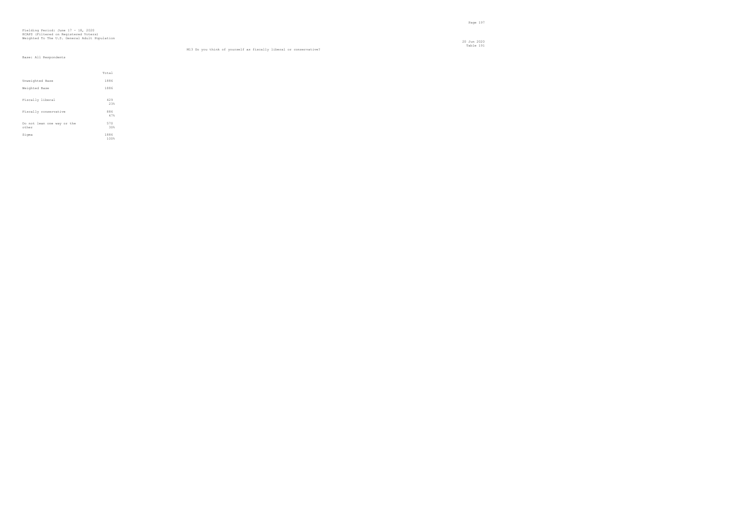Fielding Period: June 17 - 18, 2020
HCAPS (Filtered on Registered Voters)
Weighted To The U.S. General Adult Population

20 Jun 2020
Table 191

M13 Do you think of yourself as fiscally liberal or conservative?

Base: All Respondents

| | Total |
|---|---|
| Unweighted Base | 1886 |
| Weighted Base | 1886 |
| Fiscally liberal | 429 |
| | 23% |
| Fiscally conservative | 886 |
| | 47% |
| Do not lean one way or the other | 570 |
| | 30% |
| Sigma | 1886 |
| | 100% |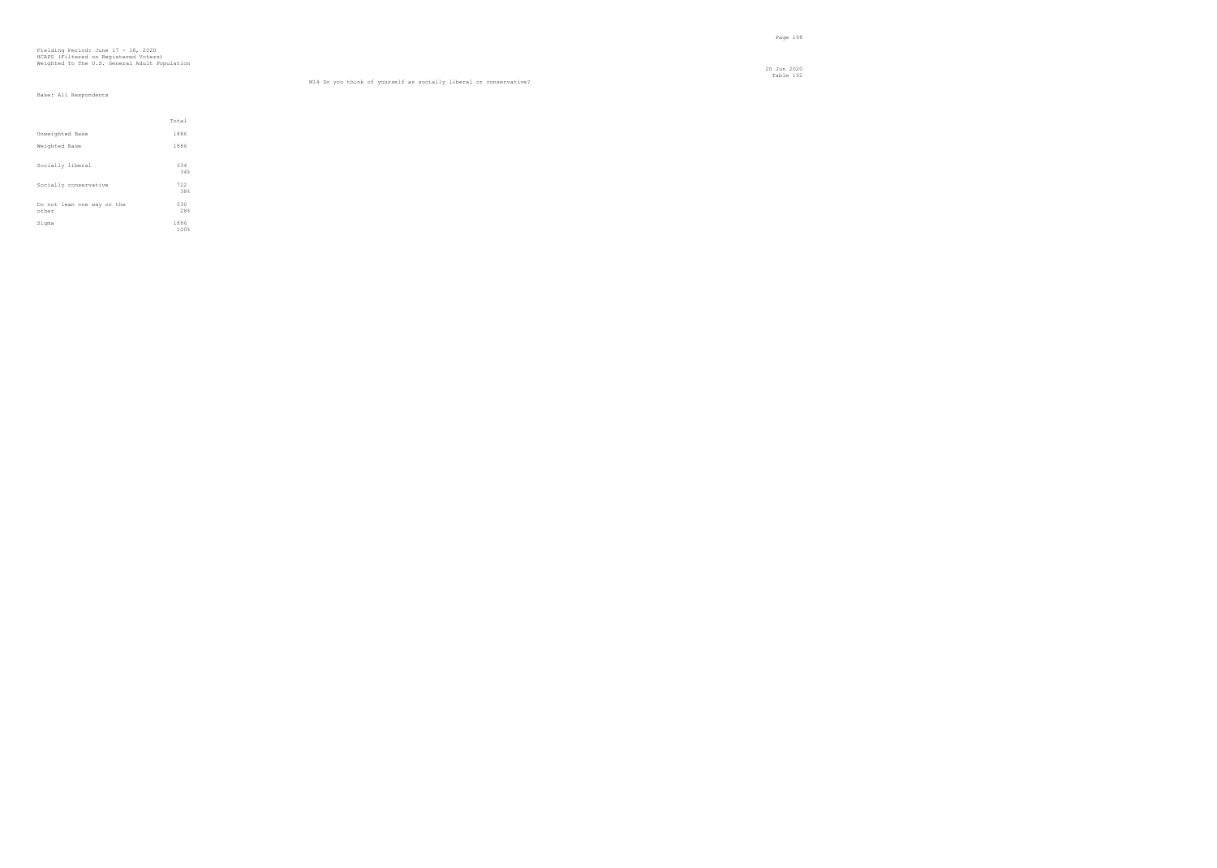Fielding Period: June 17 - 18, 2020
HCAPS (Filtered on Registered Voters)
Weighted To The U.S. General Adult Population

20 Jun 2020
Table 192

M14 Do you think of yourself as socially liberal or conservative?

Base: All Respondents

| | Total |
|---|---|
| Unweighted Base | 1886 |
| Weighted Base | 1886 |
| Socially liberal | 634<br>34% |
| Socially conservative | 722<br>38% |
| Do not lean one way or the other | 530<br>28% |
| Sigma | 1886<br>100% |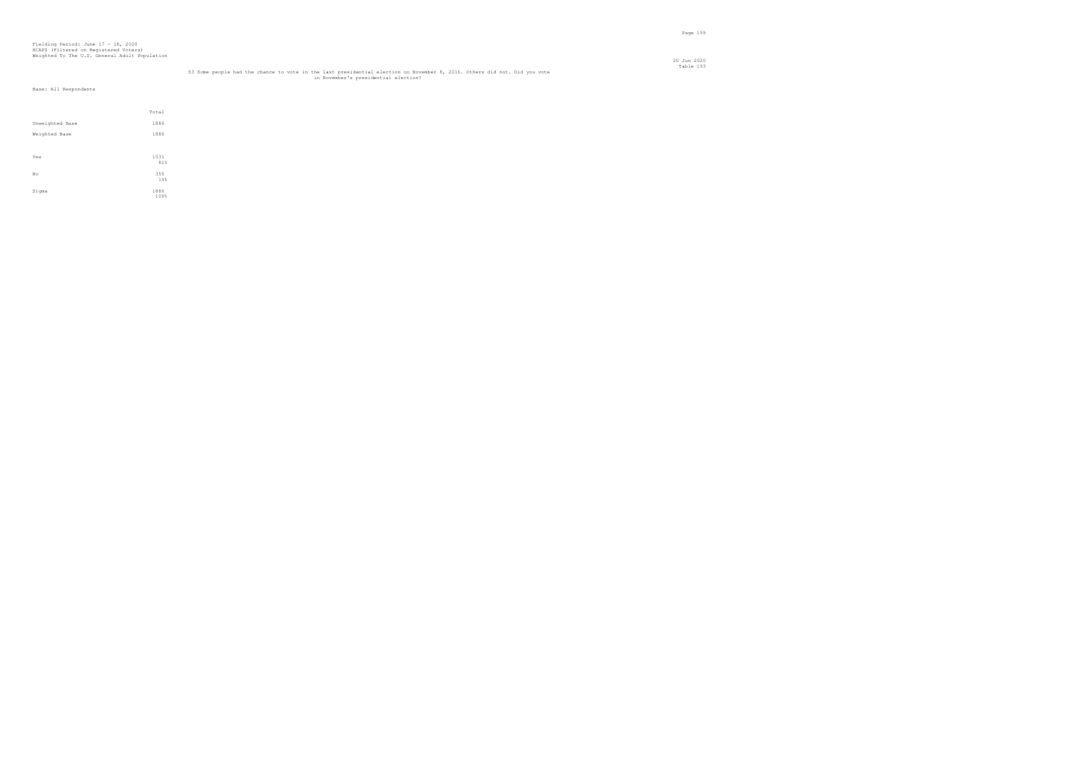Fielding Period: June 17 - 18, 2020
HCAPS (Filtered on Registered Voters)
Weighted To The U.S. General Adult Population

20 Jun 2020
Table 193

S3 Some people had the chance to vote in the last presidential election on November 8, 2016. Others did not. Did you vote in November's presidential election?

Base: All Respondents

| | Total |
|---|---|
| Unweighted Base | 1886 |
| Weighted Base | 1886 |
| Yes | 1531<br>81% |
| No | 355<br>19% |
| Sigma | 1886<br>100% |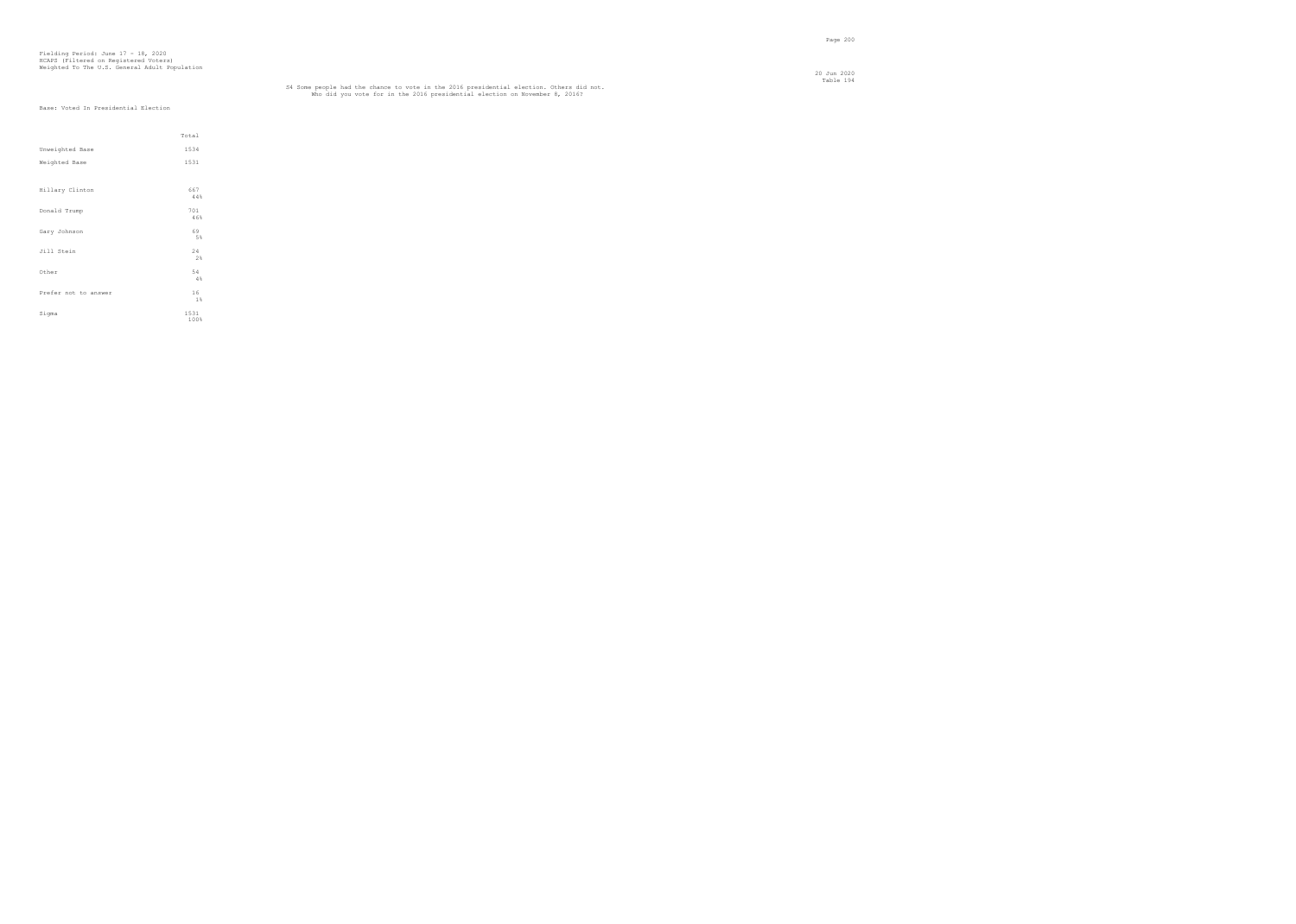Fielding Period: June 17 - 18, 2020
HCAPS (Filtered on Registered Voters)
Weighted To The U.S. General Adult Population

20 Jun 2020
Table 184

S4 Some people had the chance to vote in the 2016 presidential election. Others did not.
Who did you vote for in the 2016 presidential election on November 8, 2016?

Base: Voted In Presidential Election

| | Total |
|---|---|
| Unweighted Base | 1534 |
| Weighted Base | 1531 |
| Hillary Clinton | 667 |
| | 44% |
| Donald Trump | 701 |
| | 46% |
| Gary Johnson | 69 |
| | 5% |
| Jill Stein | 24 |
| | 2% |
| Other | 54 |
| | 4% |
| Prefer not to answer | 16 |
| | 1% |
| Sigma | 1531 |
| | 100% |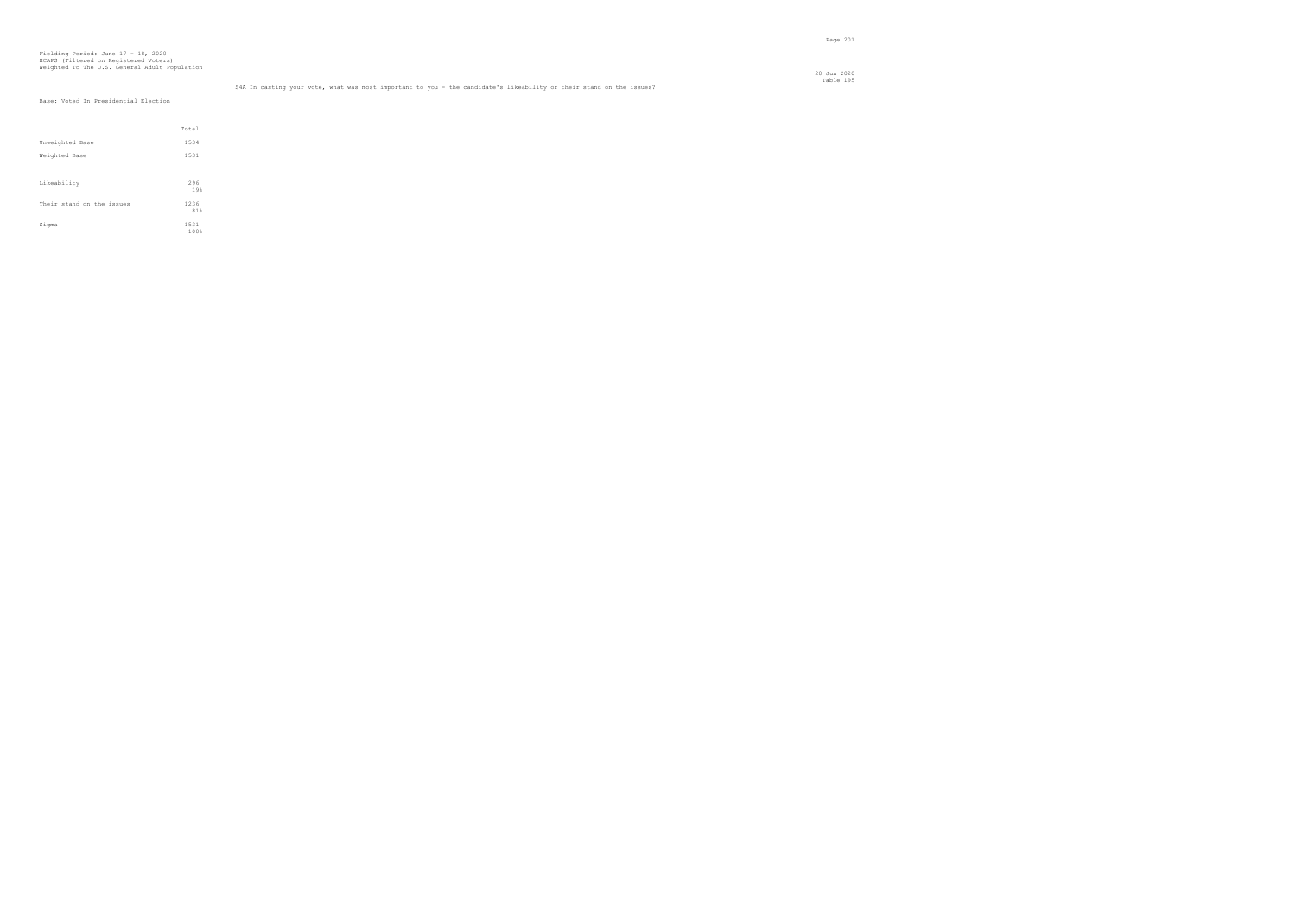Fielding Period: June 17 - 18, 2020
HCAPS (Filtered on Registered Voters)
Weighted To The U.S. General Adult Population

20 Jun 2020
Table 195

S4A In casting your vote, what was most important to you - the candidate's likeability or their stand on the issues?

Base: Voted In Presidential Election

| | Total |
|---|---|
| Unweighted Base | 1534 |
| Weighted Base | 1531 |
| Likeability | 296<br>19% |
| Their stand on the issues | 1236<br>81% |
| Sigma | 1531<br>100% |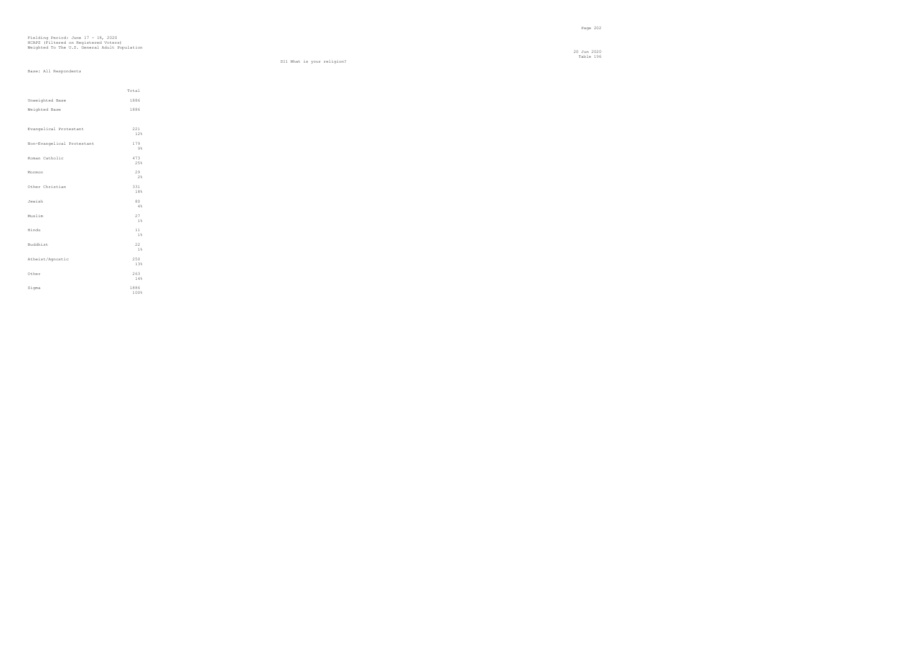Fielding Period: June 17 - 18, 2020
HCAPS (Filtered on Registered Voters)
Weighted To The U.S. General Adult Population

20 Jun 2020
Table 196

D11 What is your religion?

Base: All Respondents

| | Total |
|---|---|
| Unweighted Base | 1886 |
| Weighted Base | 1886 |
| Evangelical Protestant | 221<br>12% |
| Non-Evangelical Protestant | 179<br>9% |
| Roman Catholic | 473<br>25% |
| Mormon | 29<br>2% |
| Other Christian | 331<br>18% |
| Jewish | 80<br>4% |
| Muslim | 27<br>1% |
| Hindu | 11<br>1% |
| Buddhist | 22<br>1% |
| Atheist/Agnostic | 250<br>13% |
| Other | 263<br>14% |
| Sigma | 1886<br>100% |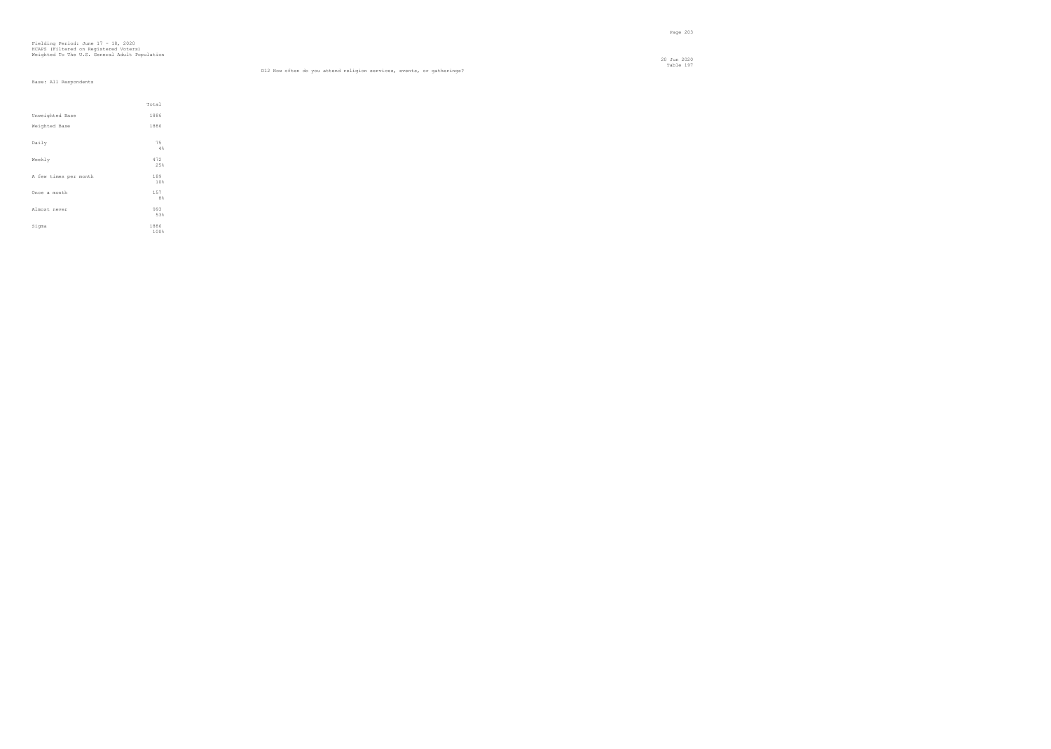Fielding Period: June 17 - 18, 2020
HCAPS (Filtered on Registered Voters)
Weighted To The U.S. General Adult Population

20 Jun 2020
Table 197

D12 How often do you attend religion services, events, or gatherings?

Base: All Respondents

| | Total |
|---|---|
| Unweighted Base | 1886 |
| Weighted Base | 1886 |
| Daily | 75 |
| | 4% |
| Weekly | 472 |
| | 25% |
| A few times per month | 189 |
| | 10% |
| Once a month | 157 |
| | 8% |
| Almost never | 993 |
| | 53% |
| Sigma | 1886 |
| | 100% |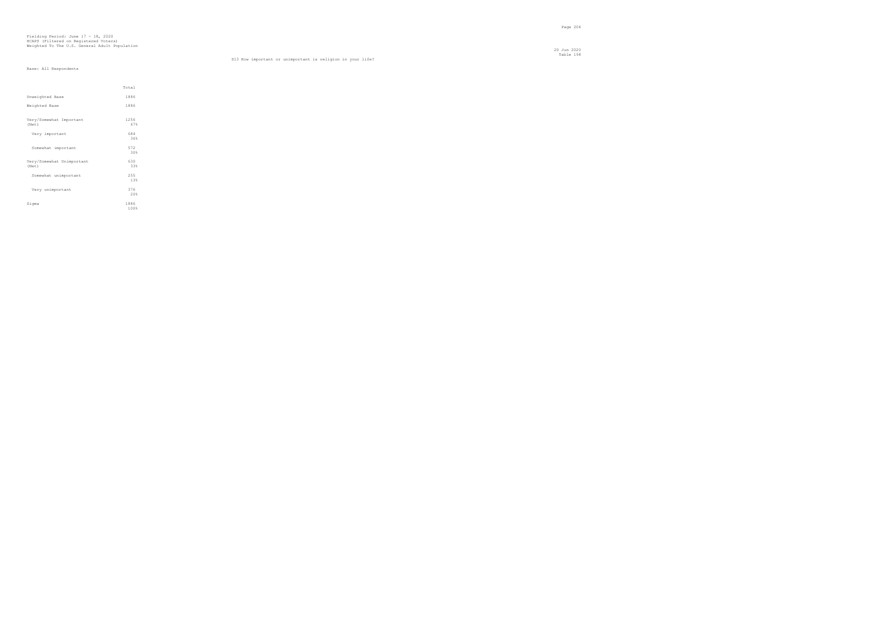Fielding Period: June 17 - 18, 2020
HCAPS (Filtered on Registered Voters)
Weighted To The U.S. General Adult Population

20 Jun 2020
Table 198

D13 How important or unimportant is religion in your life?

Base: All Respondents

| | Total |
|---|---|
| Unweighted Base | 1886 |
| Weighted Base | 1886 |
| Very/Somewhat Important (Net) | 1256<br>67% |
| Very important | 684<br>36% |
| Somewhat important | 572<br>30% |
| Very/Somewhat Unimportant (Net) | 630<br>33% |
| Somewhat unimportant | 255<br>13% |
| Very unimportant | 376<br>20% |
| Sigma | 1886<br>100% |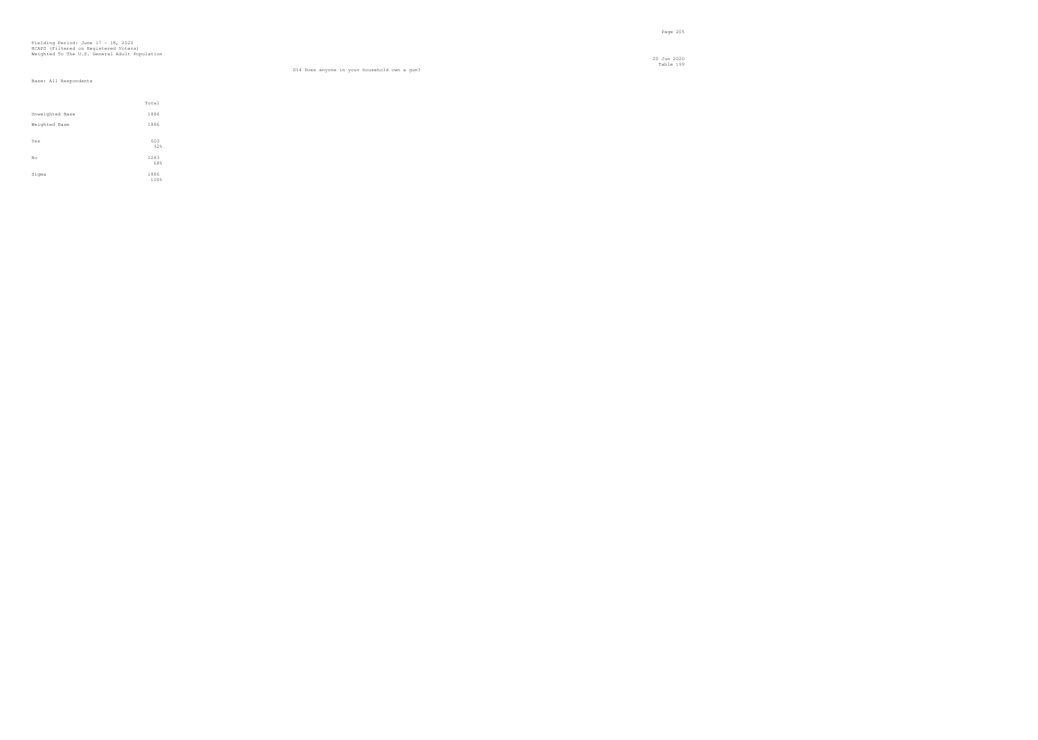Fielding Period: June 17 - 18, 2020
HCAPS (Filtered on Registered Voters)
Weighted To The U.S. General Adult Population

20 Jun 2020
Table 199

D14 Does anyone in your household own a gun?

Base: All Respondents

| | Total |
|---|---|
| Unweighted Base | 1886 |
| Weighted Base | 1886 |
| Yes | 603<br>32% |
| No | 1283<br>68% |
| Sigma | 1886<br>100% |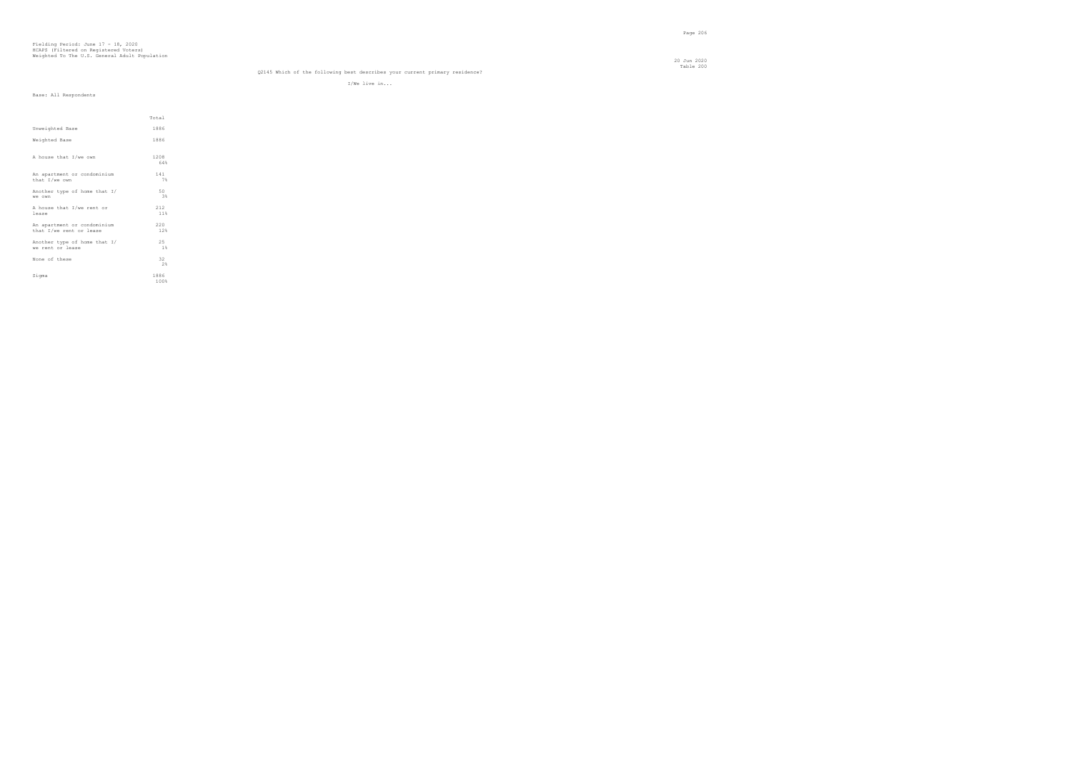Fielding Period: June 17 - 18, 2020
HCAPS (Filtered on Registered Voters)
Weighted To The U.S. General Adult Population

20 Jun 2020
Table 200

Q2145 Which of the following best describes your current primary residence?

I/We live in...

Base: All Respondents

| | Total |
|---|---|
| Unweighted Base | 1886 |
| Weighted Base | 1886 |
| A house that I/we own | 1208<br>64% |
| An apartment or condominium that I/we own | 141<br>7% |
| Another type of home that I/we own | 50<br>3% |
| A house that I/we rent or lease | 212<br>11% |
| An apartment or condominium that I/we rent or lease | 220<br>12% |
| Another type of home that I/we rent or lease | 25<br>1% |
| None of these | 32<br>2% |
| Sigma | 1886<br>100% |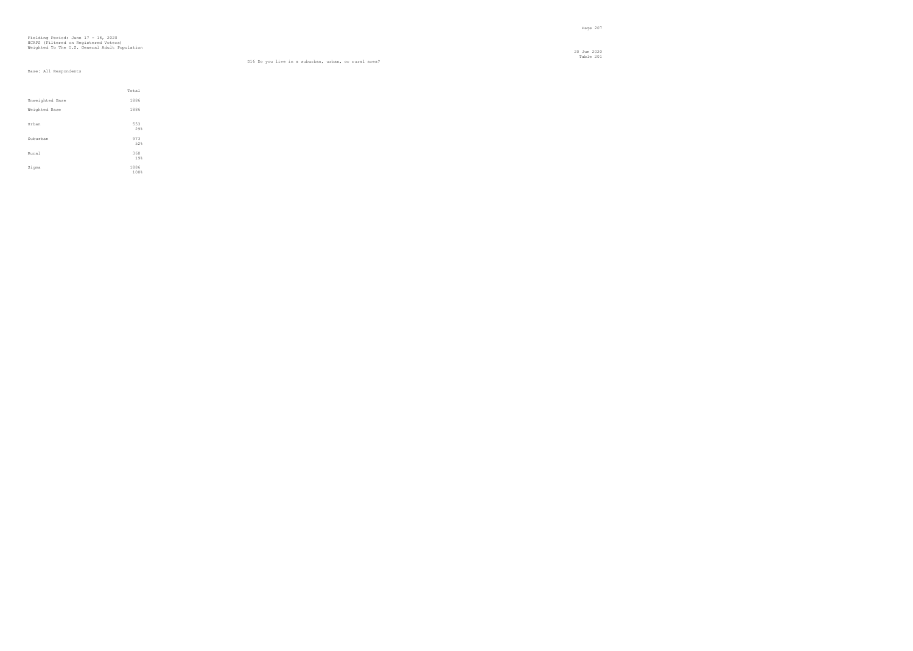Fielding Period: June 17 - 18, 2020
HCAPS (Filtered on Registered Voters)
Weighted To The U.S. General Adult Population

20 Jun 2020
Table 201

D16 Do you live in a suburban, urban, or rural area?

Base: All Respondents

| | Total |
|---|---|
| Unweighted Base | 1886 |
| Weighted Base | 1886 |
| Urban | 553<br>29% |
| Suburban | 973<br>52% |
| Rural | 360<br>19% |
| Sigma | 1886<br>100% |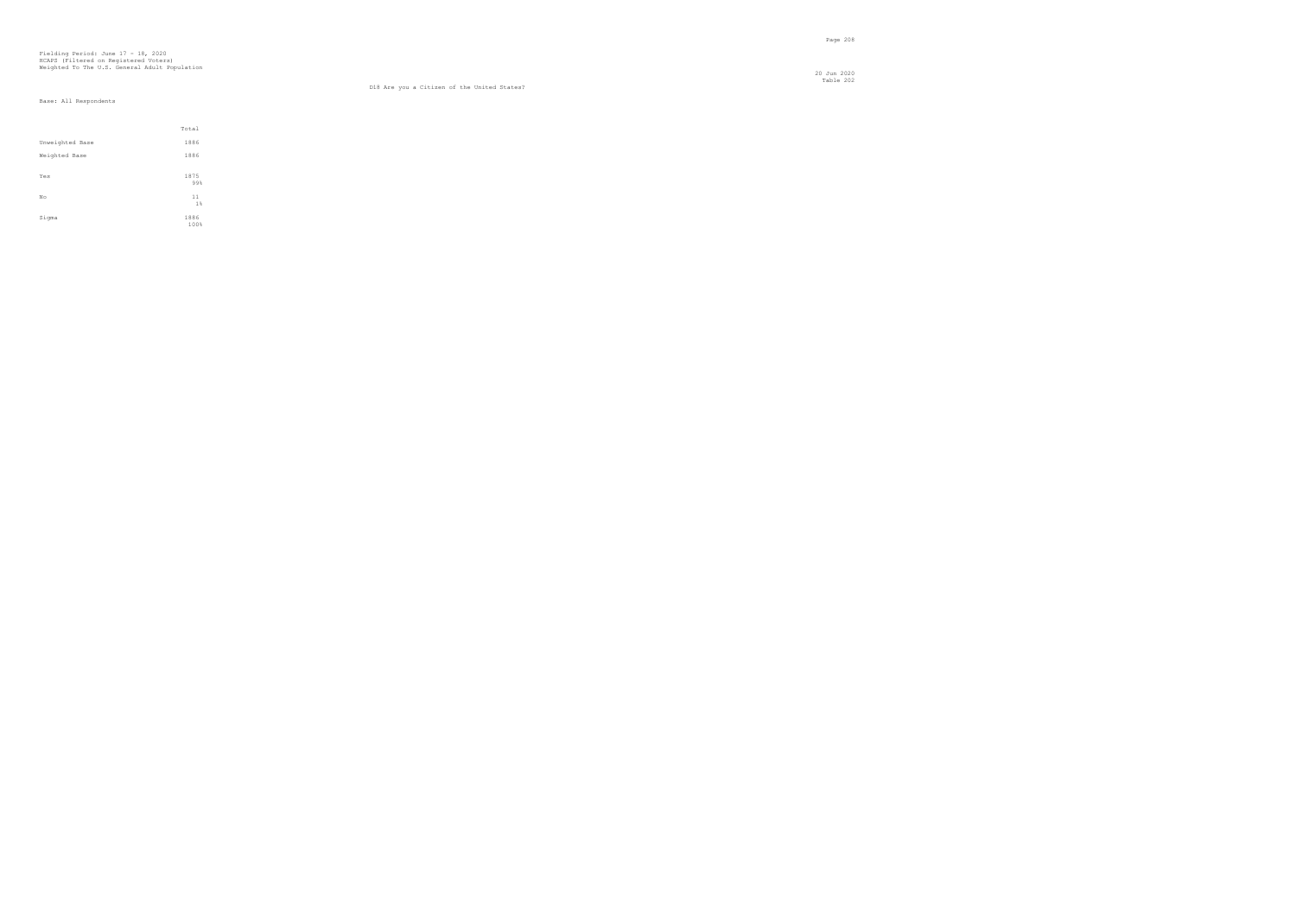Fielding Period: June 17 - 18, 2020
HCAPS (Filtered on Registered Voters)
Weighted To The U.S. General Adult Population

20 Jun 2020
Table 202

D18 Are you a Citizen of the United States?

Base: All Respondents

| | Total |
|---|---|
| Unweighted Base | 1886 |
| Weighted Base | 1886 |
| Yes | 1875 |
| | 99% |
| No | 11 |
| | 1% |
| Sigma | 1886 |
| | 100% |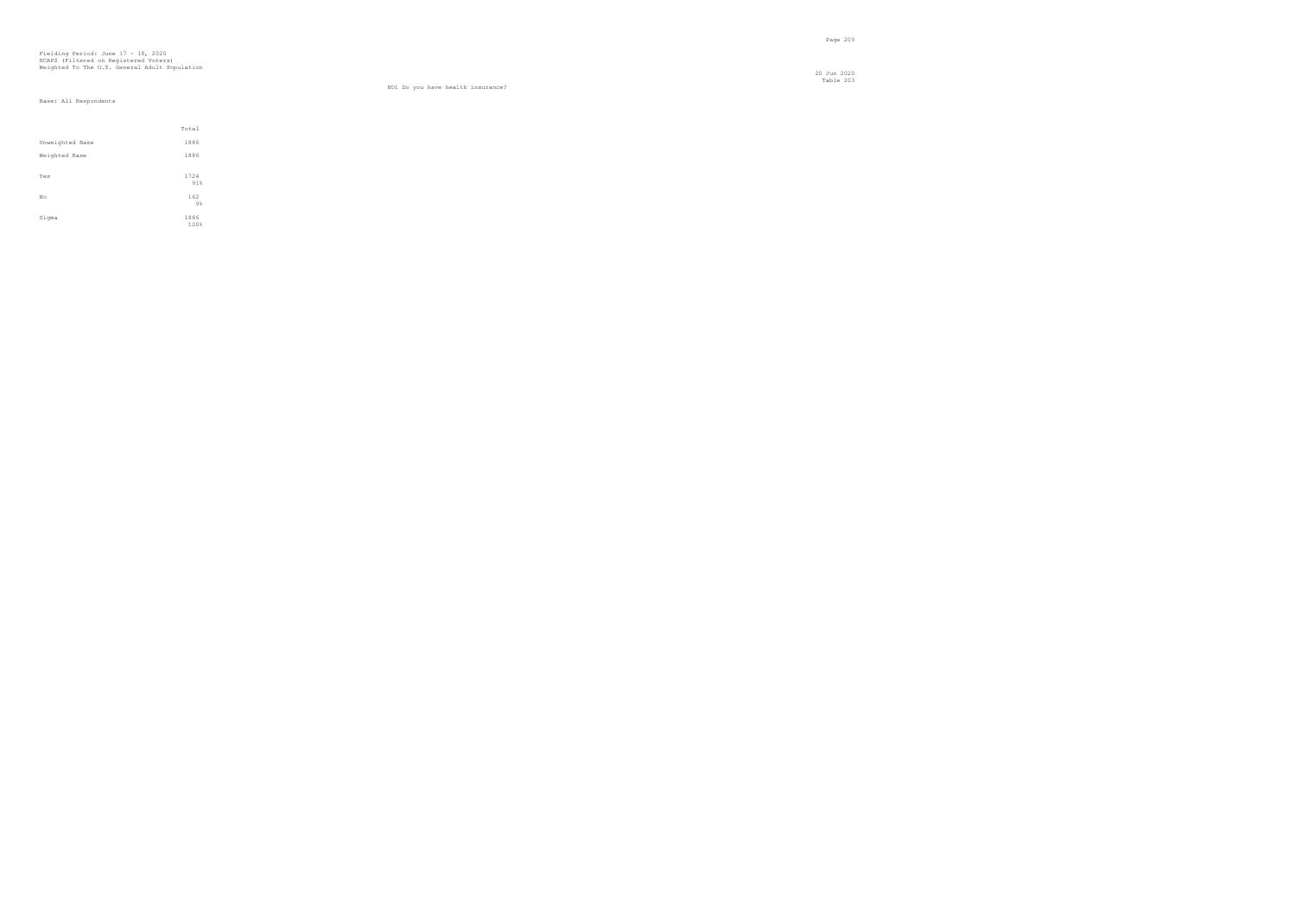Fielding Period: June 17 - 18, 2020
HCAPS (Filtered on Registered Voters)
Weighted To The U.S. General Adult Population

20 Jun 2020
Table 203

HO1 Do you have health insurance?

Base: All Respondents

| | Total |
|---|---|
| Unweighted Base | 1886 |
| Weighted Base | 1886 |
| Yes | 1724 |
| | 91% |
| No | 162 |
| | 9% |
| Sigma | 1886 |
| | 100% |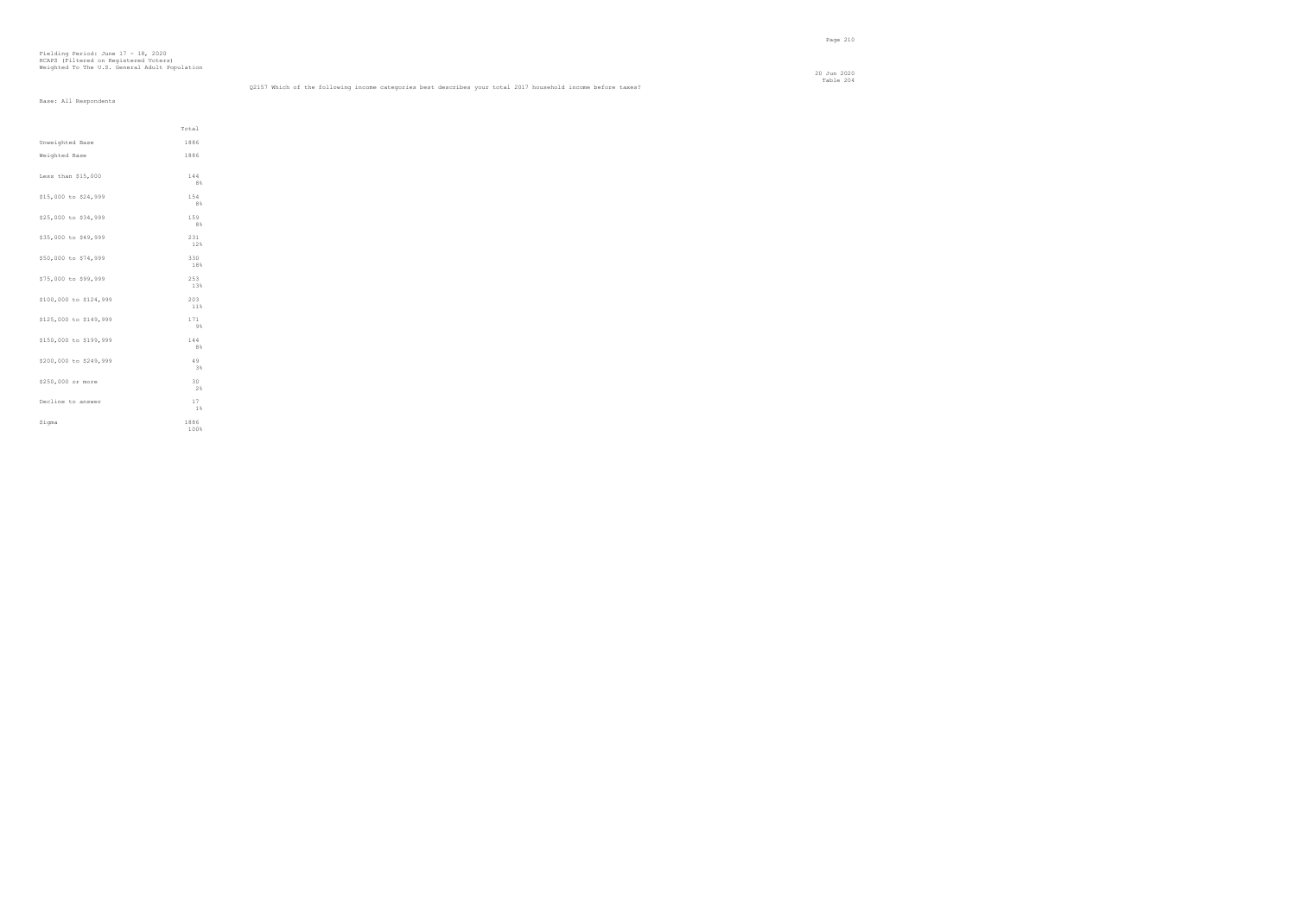Fielding Period: June 17 - 18, 2020
HCAPS (Filtered on Registered Voters)
Weighted To The U.S. General Adult Population

20 Jun 2020
Table 204

Q2157 Which of the following income categories best describes your total 2017 household income before taxes?

Base: All Respondents

| | Total |
|---|---|
| Unweighted Base | 1886 |
| Weighted Base | 1886 |
| Less than $15,000 | 144<br>8% |
| $15,000 to $24,999 | 154<br>8% |
| $25,000 to $34,999 | 159<br>8% |
| $35,000 to $49,999 | 231<br>12% |
| $50,000 to $74,999 | 330<br>18% |
| $75,000 to $99,999 | 253<br>13% |
| $100,000 to $124,999 | 203<br>11% |
| $125,000 to $149,999 | 171<br>9% |
| $150,000 to $199,999 | 144<br>8% |
| $200,000 to $249,999 | 49<br>3% |
| $250,000 or more | 30<br>2% |
| Decline to answer | 17<br>1% |
| Sigma | 1886<br>100% |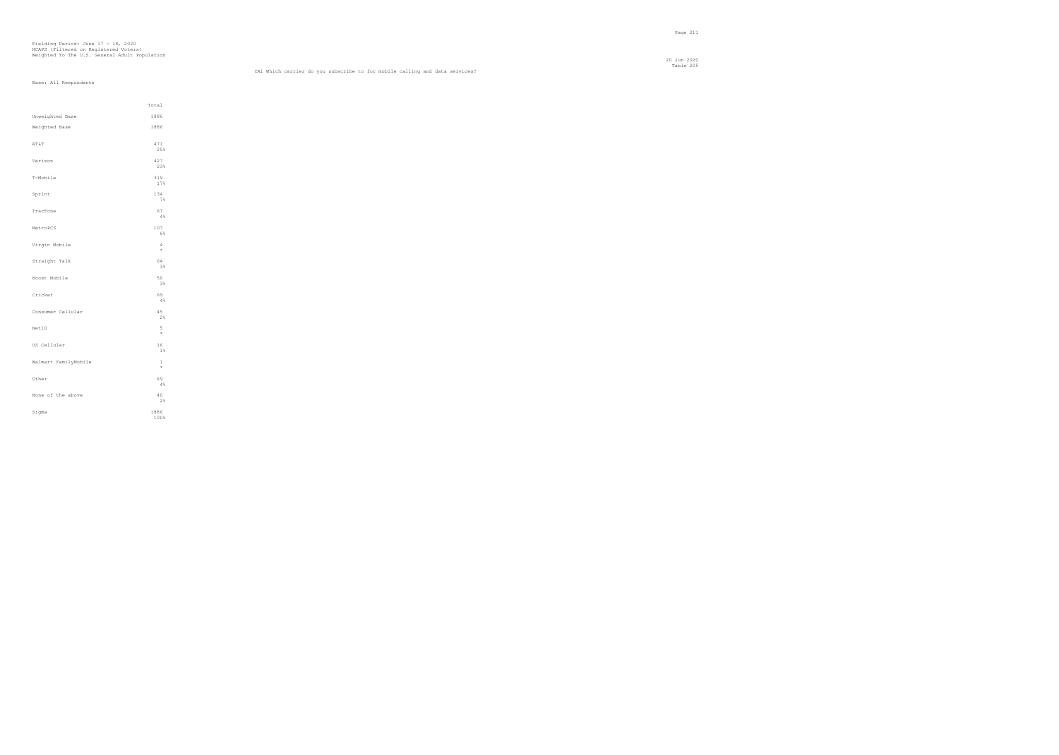Fielding Period: June 17 - 18, 2020
HCAPS (Filtered on Registered Voters)
Weighted To The U.S. General Adult Population

Table 205

CA1 Which carrier do you subscribe to for mobile calling and data services?

Base: All Respondents

| | Total |
|---|---|
| Unweighted Base | 1886 |
| Weighted Base | 1886 |
| AT&T | 471<br>25% |
| Verizon | 427<br>23% |
| T-Mobile | 319<br>17% |
| Sprint | 134<br>7% |
| TracFone | 67<br>4% |
| MetroPCS | 107<br>6% |
| Virgin Mobile | 4<br>* |
| Straight Talk | 64<br>3% |
| Boost Mobile | 50<br>3% |
| Cricket | 69<br>4% |
| Consumer Cellular | 45<br>2% |
| Net10 | 5<br>* |
| US Cellular | 16<br>1% |
| Walmart FamilyMobile | 1<br>* |
| Other | 69<br>4% |
| None of the above | 40<br>2% |
| Sigma | 1886<br>100% |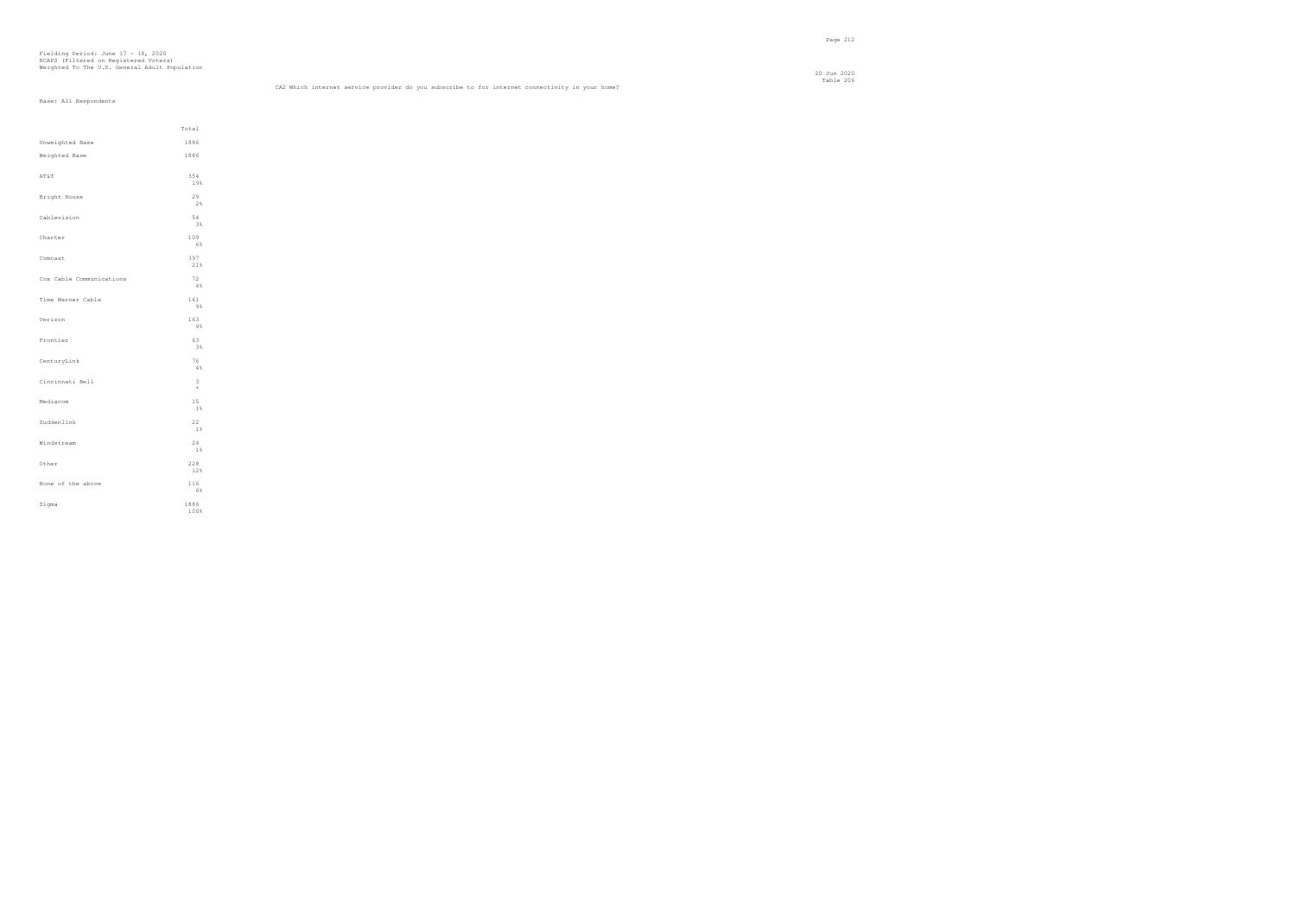Fielding Period: June 17 - 18, 2020
HCAPS (Filtered on Registered Voters)
Weighted To The U.S. General Adult Population

20 Jun 2020
Table 206

CA2 Which internet service provider do you subscribe to for internet connectivity in your home?

Base: All Respondents

| | Total |
|---|---|
| Unweighted Base | 1886 |
| Weighted Base | 1886 |
| AT&T | 354<br>19% |
| Bright House | 29<br>2% |
| Cablevision | 54<br>3% |
| Charter | 109<br>6% |
| Comcast | 397<br>21% |
| Cox Cable Communications | 72<br>4% |
| Time Warner Cable | 161<br>9% |
| Verizon | 163<br>9% |
| Frontier | 63<br>3% |
| CenturyLink | 76<br>4% |
| Cincinnati Bell | 3<br>* |
| Mediacom | 15<br>1% |
| Suddenlink | 22<br>1% |
| Windstream | 24<br>1% |
| Other | 228<br>12% |
| None of the above | 116<br>6% |
| Sigma | 1886<br>100% |